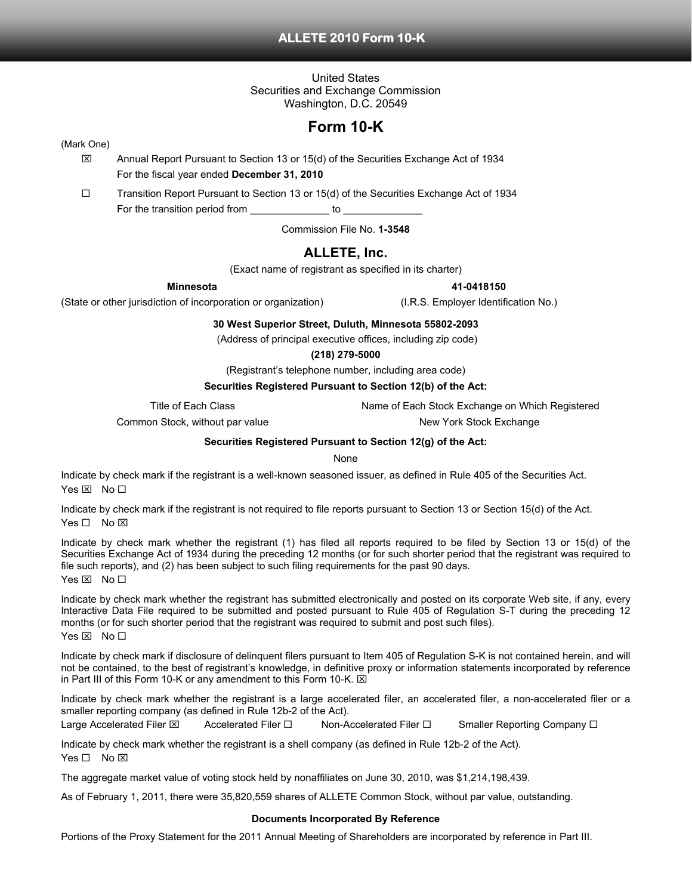United States
Securities and Exchange Commission
Washington, D.C. 20549

# Form 10-K

(Mark One)

☒ Annual Report Pursuant to Section 13 or 15(d) of the Securities Exchange Act of 1934
For the fiscal year ended **December 31, 2010**

☐ Transition Report Pursuant to Section 13 or 15(d) of the Securities Exchange Act of 1934
For the transition period from ______________ to ______________

Commission File No. **1-3548**

## ALLETE, Inc.

(Exact name of registrant as specified in its charter)

| **Minnesota** | **41-0418150** |
|---|---|
| (State or other jurisdiction of incorporation or organization) | (I.R.S. Employer Identification No.) |

**30 West Superior Street, Duluth, Minnesota 55802-2093**

(Address of principal executive offices, including zip code)

**(218) 279-5000**

(Registrant's telephone number, including area code)

**Securities Registered Pursuant to Section 12(b) of the Act:**

| Title of Each Class | Name of Each Stock Exchange on Which Registered |
|---|---|
| Common Stock, without par value | New York Stock Exchange |

**Securities Registered Pursuant to Section 12(g) of the Act:**

None

Indicate by check mark if the registrant is a well-known seasoned issuer, as defined in Rule 405 of the Securities Act.
Yes ☒ No ☐

Indicate by check mark if the registrant is not required to file reports pursuant to Section 13 or Section 15(d) of the Act.
Yes ☐ No ☒

Indicate by check mark whether the registrant (1) has filed all reports required to be filed by Section 13 or 15(d) of the Securities Exchange Act of 1934 during the preceding 12 months (or for such shorter period that the registrant was required to file such reports), and (2) has been subject to such filing requirements for the past 90 days.
Yes ☒ No ☐

Indicate by check mark whether the registrant has submitted electronically and posted on its corporate Web site, if any, every Interactive Data File required to be submitted and posted pursuant to Rule 405 of Regulation S-T during the preceding 12 months (or for such shorter period that the registrant was required to submit and post such files).
Yes ☒ No ☐

Indicate by check mark if disclosure of delinquent filers pursuant to Item 405 of Regulation S-K is not contained herein, and will not be contained, to the best of registrant's knowledge, in definitive proxy or information statements incorporated by reference in Part III of this Form 10-K or any amendment to this Form 10-K. ☒

Indicate by check mark whether the registrant is a large accelerated filer, an accelerated filer, a non-accelerated filer or a smaller reporting company (as defined in Rule 12b-2 of the Act).
Large Accelerated Filer ☒ Accelerated Filer ☐ Non-Accelerated Filer ☐ Smaller Reporting Company ☐

Indicate by check mark whether the registrant is a shell company (as defined in Rule 12b-2 of the Act).
Yes ☐ No ☒

The aggregate market value of voting stock held by nonaffiliates on June 30, 2010, was $1,214,198,439.

As of February 1, 2011, there were 35,820,559 shares of ALLETE Common Stock, without par value, outstanding.

**Documents Incorporated By Reference**

Portions of the Proxy Statement for the 2011 Annual Meeting of Shareholders are incorporated by reference in Part III.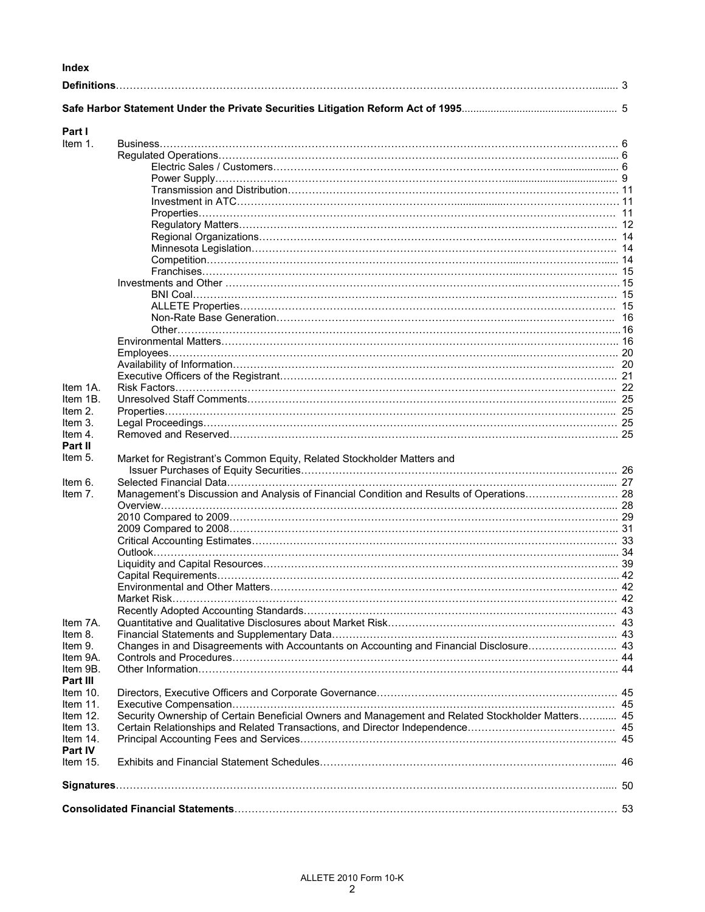**Index**

| | | |
|---|---|---|
| **Definitions** | | 3 |
| **Safe Harbor Statement Under the Private Securities Litigation Reform Act of 1995** | | 5 |
| **Part I** | | |
| Item 1. | Business | 6 |
| | Regulated Operations | 6 |
| | Electric Sales / Customers | 6 |
| | Power Supply | 9 |
| | Transmission and Distribution | 11 |
| | Investment in ATC | 11 |
| | Properties | 11 |
| | Regulatory Matters | 12 |
| | Regional Organizations | 14 |
| | Minnesota Legislation | 14 |
| | Competition | 14 |
| | Franchises | 15 |
| | Investments and Other | 15 |
| | BNI Coal | 15 |
| | ALLETE Properties | 15 |
| | Non-Rate Base Generation | 16 |
| | Other | 16 |
| | Environmental Matters | 16 |
| | Employees | 20 |
| | Availability of Information | 20 |
| | Executive Officers of the Registrant | 21 |
| Item 1A. | Risk Factors | 22 |
| Item 1B. | Unresolved Staff Comments | 25 |
| Item 2. | Properties | 25 |
| Item 3. | Legal Proceedings | 25 |
| Item 4. | Removed and Reserved | 25 |
| **Part II** | | |
| Item 5. | Market for Registrant's Common Equity, Related Stockholder Matters and Issuer Purchases of Equity Securities | 26 |
| Item 6. | Selected Financial Data | 27 |
| Item 7. | Management's Discussion and Analysis of Financial Condition and Results of Operations | 28 |
| | Overview | 28 |
| | 2010 Compared to 2009 | 29 |
| | 2009 Compared to 2008 | 31 |
| | Critical Accounting Estimates | 33 |
| | Outlook | 34 |
| | Liquidity and Capital Resources | 39 |
| | Capital Requirements | 42 |
| | Environmental and Other Matters | 42 |
| | Market Risk | 42 |
| | Recently Adopted Accounting Standards | 43 |
| Item 7A. | Quantitative and Qualitative Disclosures about Market Risk | 43 |
| Item 8. | Financial Statements and Supplementary Data | 43 |
| Item 9. | Changes in and Disagreements with Accountants on Accounting and Financial Disclosure | 43 |
| Item 9A. | Controls and Procedures | 44 |
| Item 9B. | Other Information | 44 |
| **Part III** | | |
| Item 10. | Directors, Executive Officers and Corporate Governance | 45 |
| Item 11. | Executive Compensation | 45 |
| Item 12. | Security Ownership of Certain Beneficial Owners and Management and Related Stockholder Matters | 45 |
| Item 13. | Certain Relationships and Related Transactions, and Director Independence | 45 |
| Item 14. | Principal Accounting Fees and Services | 45 |
| **Part IV** | | |
| Item 15. | Exhibits and Financial Statement Schedules | 46 |
| **Signatures** | | 50 |
| **Consolidated Financial Statements** | | 53 |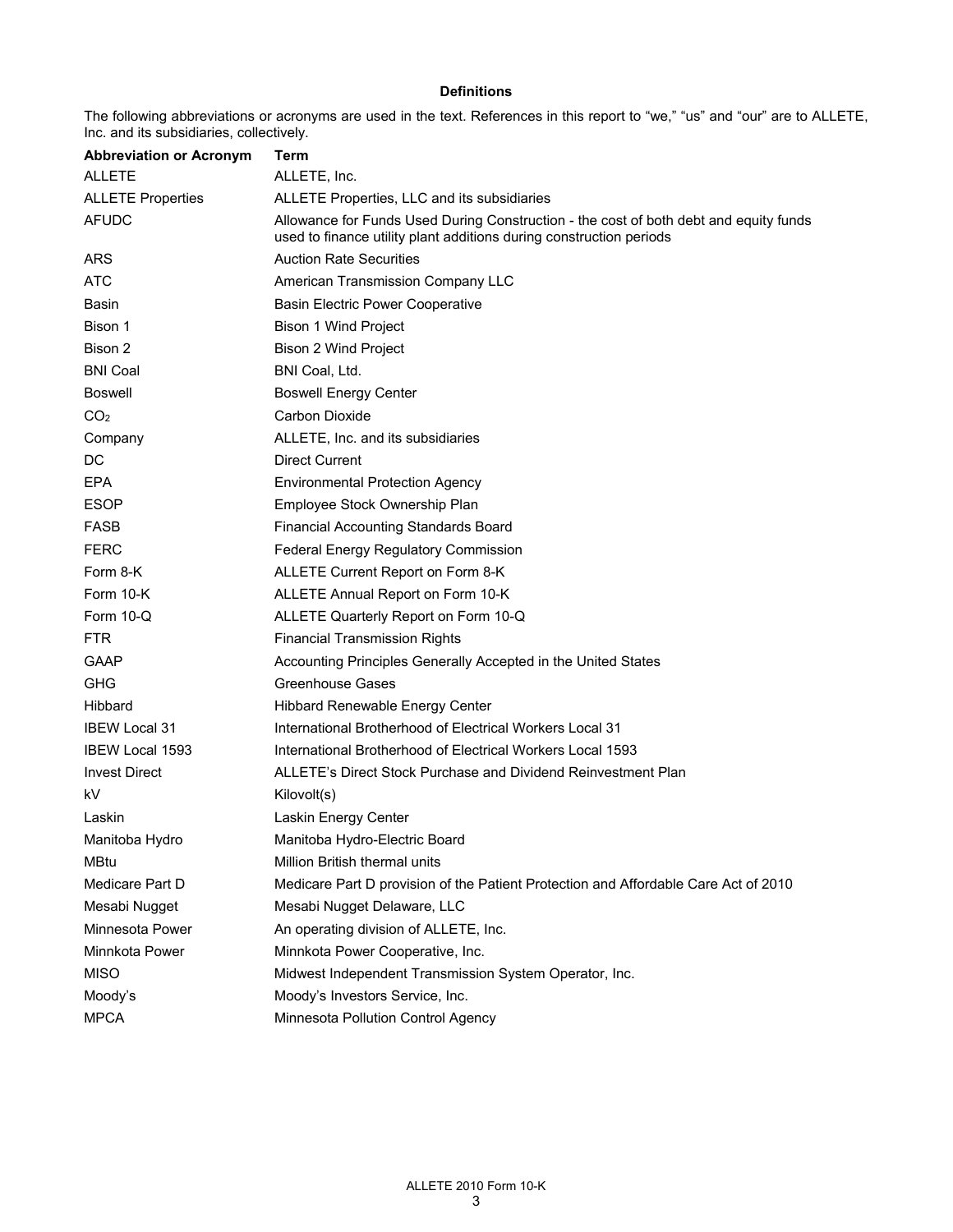**Definitions**

The following abbreviations or acronyms are used in the text. References in this report to "we," "us" and "our" are to ALLETE, Inc. and its subsidiaries, collectively.

| Abbreviation or Acronym | Term |
|---|---|
| ALLETE | ALLETE, Inc. |
| ALLETE Properties | ALLETE Properties, LLC and its subsidiaries |
| AFUDC | Allowance for Funds Used During Construction - the cost of both debt and equity funds used to finance utility plant additions during construction periods |
| ARS | Auction Rate Securities |
| ATC | American Transmission Company LLC |
| Basin | Basin Electric Power Cooperative |
| Bison 1 | Bison 1 Wind Project |
| Bison 2 | Bison 2 Wind Project |
| BNI Coal | BNI Coal, Ltd. |
| Boswell | Boswell Energy Center |
| $CO_2$ | Carbon Dioxide |
| Company | ALLETE, Inc. and its subsidiaries |
| DC | Direct Current |
| EPA | Environmental Protection Agency |
| ESOP | Employee Stock Ownership Plan |
| FASB | Financial Accounting Standards Board |
| FERC | Federal Energy Regulatory Commission |
| Form 8-K | ALLETE Current Report on Form 8-K |
| Form 10-K | ALLETE Annual Report on Form 10-K |
| Form 10-Q | ALLETE Quarterly Report on Form 10-Q |
| FTR | Financial Transmission Rights |
| GAAP | Accounting Principles Generally Accepted in the United States |
| GHG | Greenhouse Gases |
| Hibbard | Hibbard Renewable Energy Center |
| IBEW Local 31 | International Brotherhood of Electrical Workers Local 31 |
| IBEW Local 1593 | International Brotherhood of Electrical Workers Local 1593 |
| Invest Direct | ALLETE's Direct Stock Purchase and Dividend Reinvestment Plan |
| kV | Kilovolt(s) |
| Laskin | Laskin Energy Center |
| Manitoba Hydro | Manitoba Hydro-Electric Board |
| MBtu | Million British thermal units |
| Medicare Part D | Medicare Part D provision of the Patient Protection and Affordable Care Act of 2010 |
| Mesabi Nugget | Mesabi Nugget Delaware, LLC |
| Minnesota Power | An operating division of ALLETE, Inc. |
| Minnkota Power | Minnkota Power Cooperative, Inc. |
| MISO | Midwest Independent Transmission System Operator, Inc. |
| Moody's | Moody's Investors Service, Inc. |
| MPCA | Minnesota Pollution Control Agency |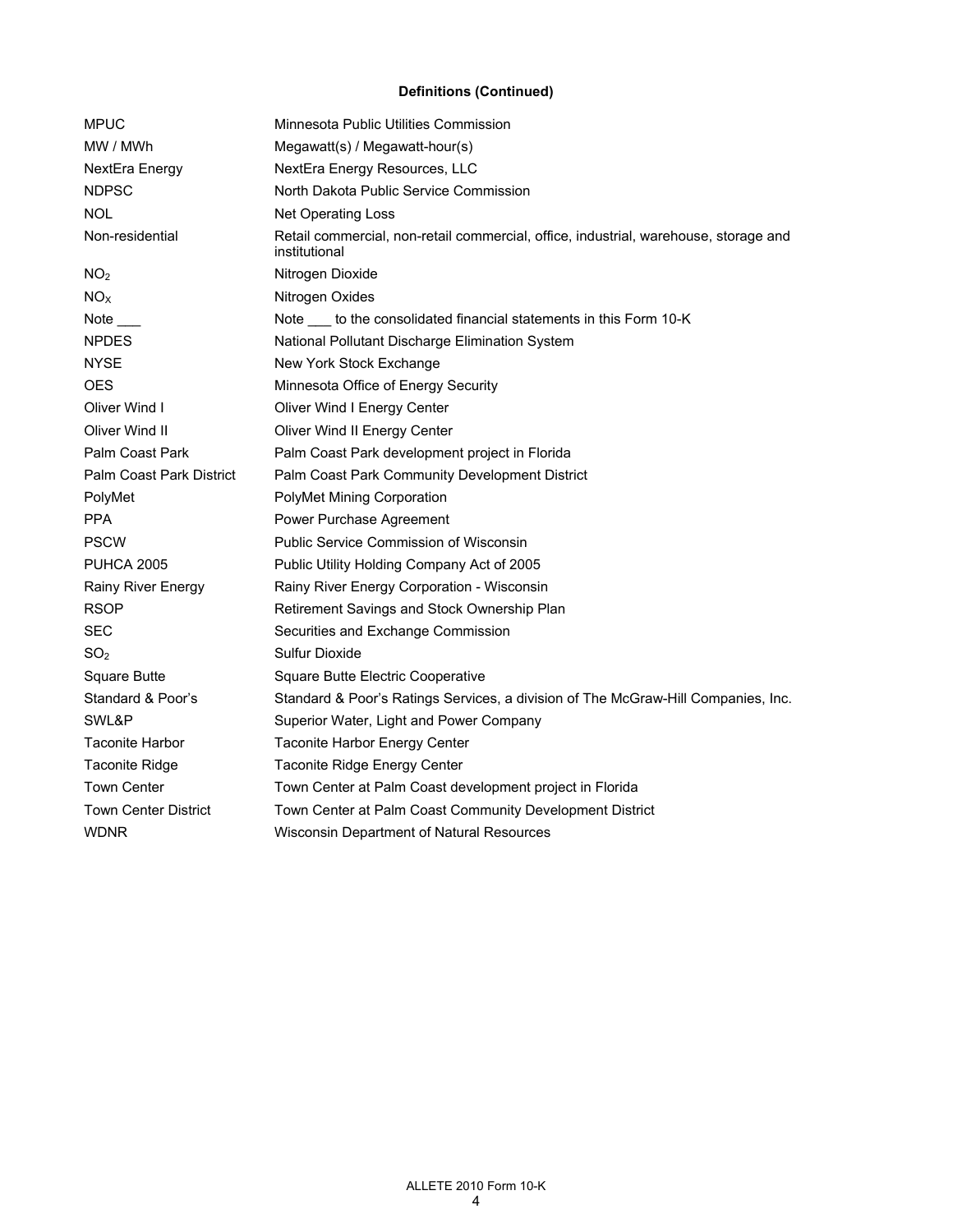**Definitions (Continued)**

| | |
|---|---|
| MPUC | Minnesota Public Utilities Commission |
| MW / MWh | Megawatt(s) / Megawatt-hour(s) |
| NextEra Energy | NextEra Energy Resources, LLC |
| NDPSC | North Dakota Public Service Commission |
| NOL | Net Operating Loss |
| Non-residential | Retail commercial, non-retail commercial, office, industrial, warehouse, storage and institutional |
| $NO_2$ | Nitrogen Dioxide |
| $NO_X$ | Nitrogen Oxides |
| Note ___ | Note ___ to the consolidated financial statements in this Form 10-K |
| NPDES | National Pollutant Discharge Elimination System |
| NYSE | New York Stock Exchange |
| OES | Minnesota Office of Energy Security |
| Oliver Wind I | Oliver Wind I Energy Center |
| Oliver Wind II | Oliver Wind II Energy Center |
| Palm Coast Park | Palm Coast Park development project in Florida |
| Palm Coast Park District | Palm Coast Park Community Development District |
| PolyMet | PolyMet Mining Corporation |
| PPA | Power Purchase Agreement |
| PSCW | Public Service Commission of Wisconsin |
| PUHCA 2005 | Public Utility Holding Company Act of 2005 |
| Rainy River Energy | Rainy River Energy Corporation - Wisconsin |
| RSOP | Retirement Savings and Stock Ownership Plan |
| SEC | Securities and Exchange Commission |
| $SO_2$ | Sulfur Dioxide |
| Square Butte | Square Butte Electric Cooperative |
| Standard & Poor's | Standard & Poor's Ratings Services, a division of The McGraw-Hill Companies, Inc. |
| SWL&P | Superior Water, Light and Power Company |
| Taconite Harbor | Taconite Harbor Energy Center |
| Taconite Ridge | Taconite Ridge Energy Center |
| Town Center | Town Center at Palm Coast development project in Florida |
| Town Center District | Town Center at Palm Coast Community Development District |
| WDNR | Wisconsin Department of Natural Resources |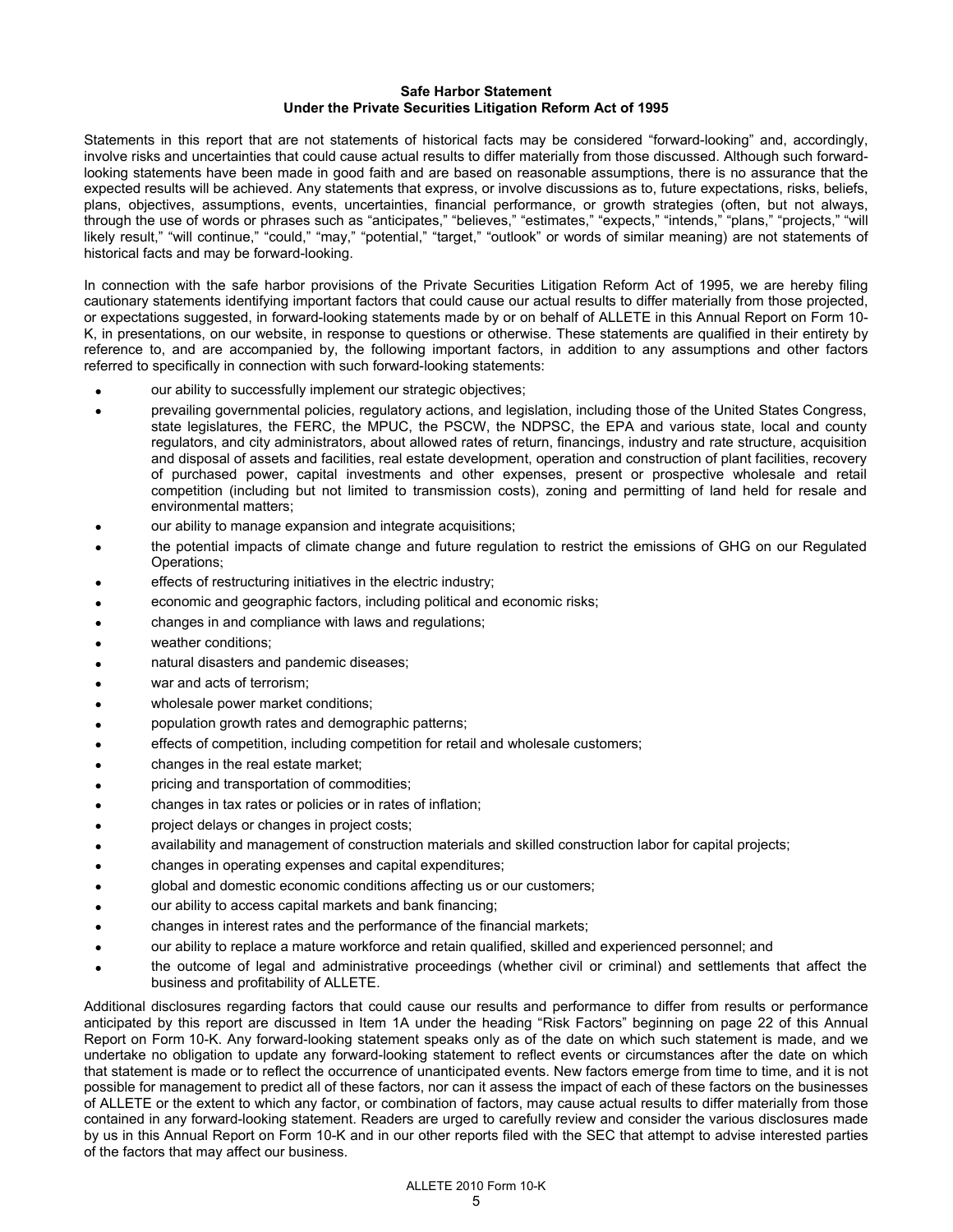**Safe Harbor Statement**
**Under the Private Securities Litigation Reform Act of 1995**

Statements in this report that are not statements of historical facts may be considered "forward-looking" and, accordingly, involve risks and uncertainties that could cause actual results to differ materially from those discussed. Although such forward-looking statements have been made in good faith and are based on reasonable assumptions, there is no assurance that the expected results will be achieved. Any statements that express, or involve discussions as to, future expectations, risks, beliefs, plans, objectives, assumptions, events, uncertainties, financial performance, or growth strategies (often, but not always, through the use of words or phrases such as "anticipates," "believes," "estimates," "expects," "intends," "plans," "projects," "will likely result," "will continue," "could," "may," "potential," "target," "outlook" or words of similar meaning) are not statements of historical facts and may be forward-looking.

In connection with the safe harbor provisions of the Private Securities Litigation Reform Act of 1995, we are hereby filing cautionary statements identifying important factors that could cause our actual results to differ materially from those projected, or expectations suggested, in forward-looking statements made by or on behalf of ALLETE in this Annual Report on Form 10-K, in presentations, on our website, in response to questions or otherwise. These statements are qualified in their entirety by reference to, and are accompanied by, the following important factors, in addition to any assumptions and other factors referred to specifically in connection with such forward-looking statements:

- our ability to successfully implement our strategic objectives;
- prevailing governmental policies, regulatory actions, and legislation, including those of the United States Congress, state legislatures, the FERC, the MPUC, the PSCW, the NDPSC, the EPA and various state, local and county regulators, and city administrators, about allowed rates of return, financings, industry and rate structure, acquisition and disposal of assets and facilities, real estate development, operation and construction of plant facilities, recovery of purchased power, capital investments and other expenses, present or prospective wholesale and retail competition (including but not limited to transmission costs), zoning and permitting of land held for resale and environmental matters;
- our ability to manage expansion and integrate acquisitions;
- the potential impacts of climate change and future regulation to restrict the emissions of GHG on our Regulated Operations;
- effects of restructuring initiatives in the electric industry;
- economic and geographic factors, including political and economic risks;
- changes in and compliance with laws and regulations;
- weather conditions;
- natural disasters and pandemic diseases;
- war and acts of terrorism;
- wholesale power market conditions;
- population growth rates and demographic patterns;
- effects of competition, including competition for retail and wholesale customers;
- changes in the real estate market;
- pricing and transportation of commodities;
- changes in tax rates or policies or in rates of inflation;
- project delays or changes in project costs;
- availability and management of construction materials and skilled construction labor for capital projects;
- changes in operating expenses and capital expenditures;
- global and domestic economic conditions affecting us or our customers;
- our ability to access capital markets and bank financing;
- changes in interest rates and the performance of the financial markets;
- our ability to replace a mature workforce and retain qualified, skilled and experienced personnel; and
- the outcome of legal and administrative proceedings (whether civil or criminal) and settlements that affect the business and profitability of ALLETE.

Additional disclosures regarding factors that could cause our results and performance to differ from results or performance anticipated by this report are discussed in Item 1A under the heading "Risk Factors" beginning on page 22 of this Annual Report on Form 10-K. Any forward-looking statement speaks only as of the date on which such statement is made, and we undertake no obligation to update any forward-looking statement to reflect events or circumstances after the date on which that statement is made or to reflect the occurrence of unanticipated events. New factors emerge from time to time, and it is not possible for management to predict all of these factors, nor can it assess the impact of each of these factors on the businesses of ALLETE or the extent to which any factor, or combination of factors, may cause actual results to differ materially from those contained in any forward-looking statement. Readers are urged to carefully review and consider the various disclosures made by us in this Annual Report on Form 10-K and in our other reports filed with the SEC that attempt to advise interested parties of the factors that may affect our business.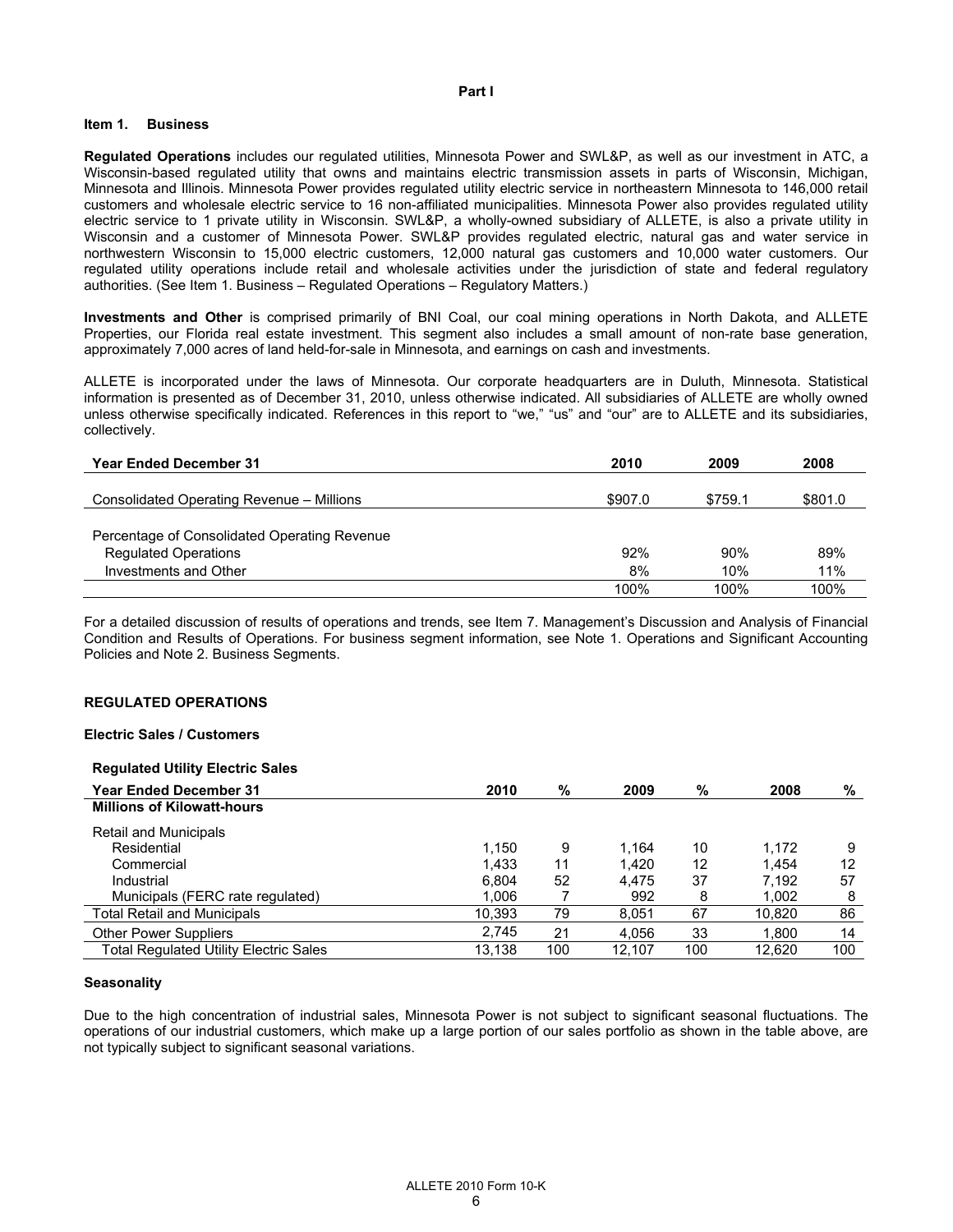# Part I

## Item 1. Business

**Regulated Operations** includes our regulated utilities, Minnesota Power and SWL&P, as well as our investment in ATC, a Wisconsin-based regulated utility that owns and maintains electric transmission assets in parts of Wisconsin, Michigan, Minnesota and Illinois. Minnesota Power provides regulated utility electric service in northeastern Minnesota to 146,000 retail customers and wholesale electric service to 16 non-affiliated municipalities. Minnesota Power also provides regulated utility electric service to 1 private utility in Wisconsin. SWL&P, a wholly-owned subsidiary of ALLETE, is also a private utility in Wisconsin and a customer of Minnesota Power. SWL&P provides regulated electric, natural gas and water service in northwestern Wisconsin to 15,000 electric customers, 12,000 natural gas customers and 10,000 water customers. Our regulated utility operations include retail and wholesale activities under the jurisdiction of state and federal regulatory authorities. (See Item 1. Business – Regulated Operations – Regulatory Matters.)

**Investments and Other** is comprised primarily of BNI Coal, our coal mining operations in North Dakota, and ALLETE Properties, our Florida real estate investment. This segment also includes a small amount of non-rate base generation, approximately 7,000 acres of land held-for-sale in Minnesota, and earnings on cash and investments.

ALLETE is incorporated under the laws of Minnesota. Our corporate headquarters are in Duluth, Minnesota. Statistical information is presented as of December 31, 2010, unless otherwise indicated. All subsidiaries of ALLETE are wholly owned unless otherwise specifically indicated. References in this report to "we," "us" and "our" are to ALLETE and its subsidiaries, collectively.

| Year Ended December 31 | 2010 | 2009 | 2008 |
|---|---|---|---|
| Consolidated Operating Revenue – Millions | $907.0 | $759.1 | $801.0 |
| Percentage of Consolidated Operating Revenue | | | |
| Regulated Operations | 92% | 90% | 89% |
| Investments and Other | 8% | 10% | 11% |
| | 100% | 100% | 100% |

For a detailed discussion of results of operations and trends, see Item 7. Management's Discussion and Analysis of Financial Condition and Results of Operations. For business segment information, see Note 1. Operations and Significant Accounting Policies and Note 2. Business Segments.

## REGULATED OPERATIONS

### Electric Sales / Customers

**Regulated Utility Electric Sales**

| Year Ended December 31 | 2010 | % | 2009 | % | 2008 | % |
|---|---|---|---|---|---|---|
| **Millions of Kilowatt-hours** | | | | | | |
| Retail and Municipals | | | | | | |
| Residential | 1,150 | 9 | 1,164 | 10 | 1,172 | 9 |
| Commercial | 1,433 | 11 | 1,420 | 12 | 1,454 | 12 |
| Industrial | 6,804 | 52 | 4,475 | 37 | 7,192 | 57 |
| Municipals (FERC rate regulated) | 1,006 | 7 | 992 | 8 | 1,002 | 8 |
| Total Retail and Municipals | 10,393 | 79 | 8,051 | 67 | 10,820 | 86 |
| Other Power Suppliers | 2,745 | 21 | 4,056 | 33 | 1,800 | 14 |
| Total Regulated Utility Electric Sales | 13,138 | 100 | 12,107 | 100 | 12,620 | 100 |

### Seasonality

Due to the high concentration of industrial sales, Minnesota Power is not subject to significant seasonal fluctuations. The operations of our industrial customers, which make up a large portion of our sales portfolio as shown in the table above, are not typically subject to significant seasonal variations.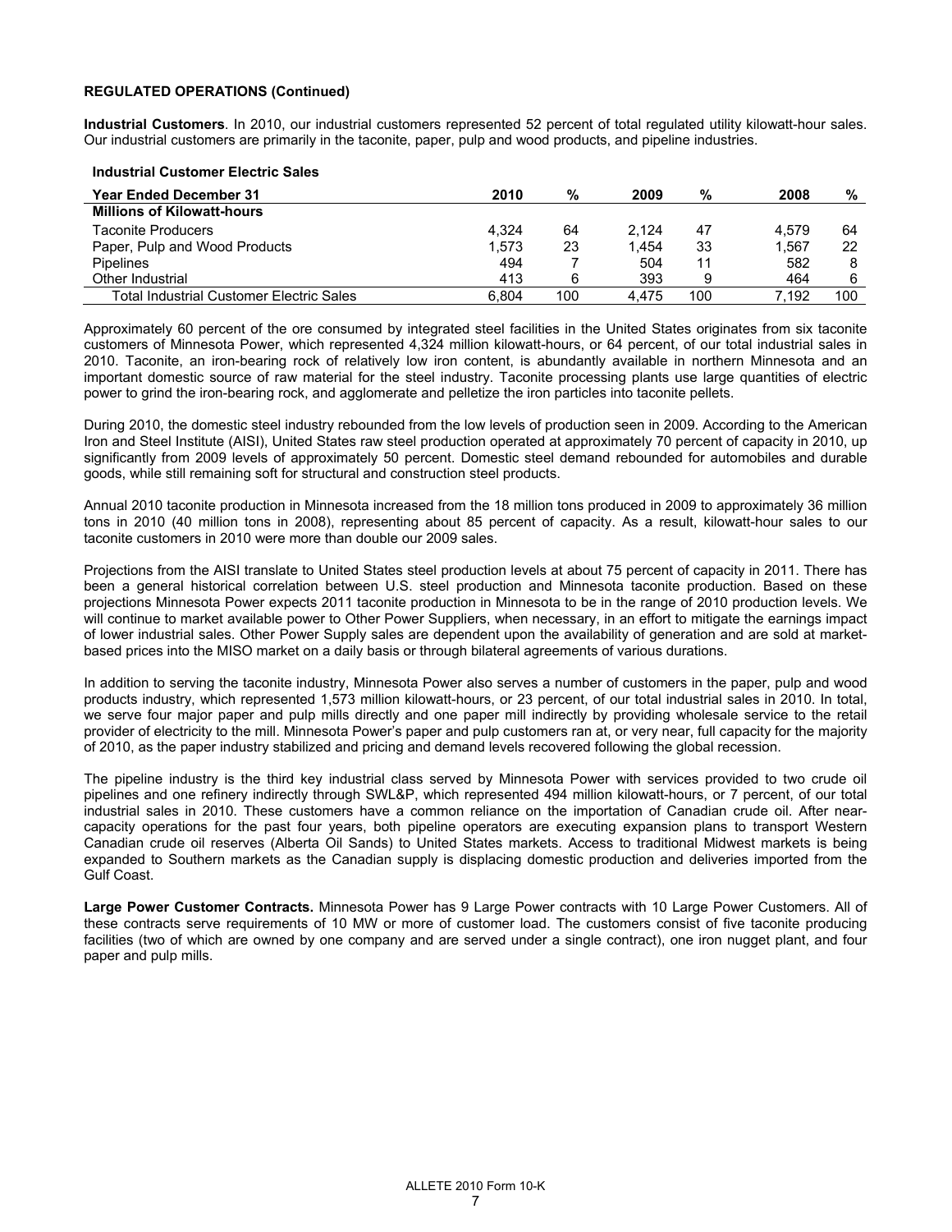**REGULATED OPERATIONS (Continued)**

**Industrial Customers**. In 2010, our industrial customers represented 52 percent of total regulated utility kilowatt-hour sales. Our industrial customers are primarily in the taconite, paper, pulp and wood products, and pipeline industries.

**Industrial Customer Electric Sales**

| Year Ended December 31 | 2010 | % | 2009 | % | 2008 | % |
|---|---|---|---|---|---|---|
| **Millions of Kilowatt-hours** | | | | | | |
| Taconite Producers | 4,324 | 64 | 2,124 | 47 | 4,579 | 64 |
| Paper, Pulp and Wood Products | 1,573 | 23 | 1,454 | 33 | 1,567 | 22 |
| Pipelines | 494 | 7 | 504 | 11 | 582 | 8 |
| Other Industrial | 413 | 6 | 393 | 9 | 464 | 6 |
| Total Industrial Customer Electric Sales | 6,804 | 100 | 4,475 | 100 | 7,192 | 100 |

Approximately 60 percent of the ore consumed by integrated steel facilities in the United States originates from six taconite customers of Minnesota Power, which represented 4,324 million kilowatt-hours, or 64 percent, of our total industrial sales in 2010. Taconite, an iron-bearing rock of relatively low iron content, is abundantly available in northern Minnesota and an important domestic source of raw material for the steel industry. Taconite processing plants use large quantities of electric power to grind the iron-bearing rock, and agglomerate and pelletize the iron particles into taconite pellets.

During 2010, the domestic steel industry rebounded from the low levels of production seen in 2009. According to the American Iron and Steel Institute (AISI), United States raw steel production operated at approximately 70 percent of capacity in 2010, up significantly from 2009 levels of approximately 50 percent. Domestic steel demand rebounded for automobiles and durable goods, while still remaining soft for structural and construction steel products.

Annual 2010 taconite production in Minnesota increased from the 18 million tons produced in 2009 to approximately 36 million tons in 2010 (40 million tons in 2008), representing about 85 percent of capacity. As a result, kilowatt-hour sales to our taconite customers in 2010 were more than double our 2009 sales.

Projections from the AISI translate to United States steel production levels at about 75 percent of capacity in 2011. There has been a general historical correlation between U.S. steel production and Minnesota taconite production. Based on these projections Minnesota Power expects 2011 taconite production in Minnesota to be in the range of 2010 production levels. We will continue to market available power to Other Power Suppliers, when necessary, in an effort to mitigate the earnings impact of lower industrial sales. Other Power Supply sales are dependent upon the availability of generation and are sold at market-based prices into the MISO market on a daily basis or through bilateral agreements of various durations.

In addition to serving the taconite industry, Minnesota Power also serves a number of customers in the paper, pulp and wood products industry, which represented 1,573 million kilowatt-hours, or 23 percent, of our total industrial sales in 2010. In total, we serve four major paper and pulp mills directly and one paper mill indirectly by providing wholesale service to the retail provider of electricity to the mill. Minnesota Power's paper and pulp customers ran at, or very near, full capacity for the majority of 2010, as the paper industry stabilized and pricing and demand levels recovered following the global recession.

The pipeline industry is the third key industrial class served by Minnesota Power with services provided to two crude oil pipelines and one refinery indirectly through SWL&P, which represented 494 million kilowatt-hours, or 7 percent, of our total industrial sales in 2010. These customers have a common reliance on the importation of Canadian crude oil. After near-capacity operations for the past four years, both pipeline operators are executing expansion plans to transport Western Canadian crude oil reserves (Alberta Oil Sands) to United States markets. Access to traditional Midwest markets is being expanded to Southern markets as the Canadian supply is displacing domestic production and deliveries imported from the Gulf Coast.

**Large Power Customer Contracts.** Minnesota Power has 9 Large Power contracts with 10 Large Power Customers. All of these contracts serve requirements of 10 MW or more of customer load. The customers consist of five taconite producing facilities (two of which are owned by one company and are served under a single contract), one iron nugget plant, and four paper and pulp mills.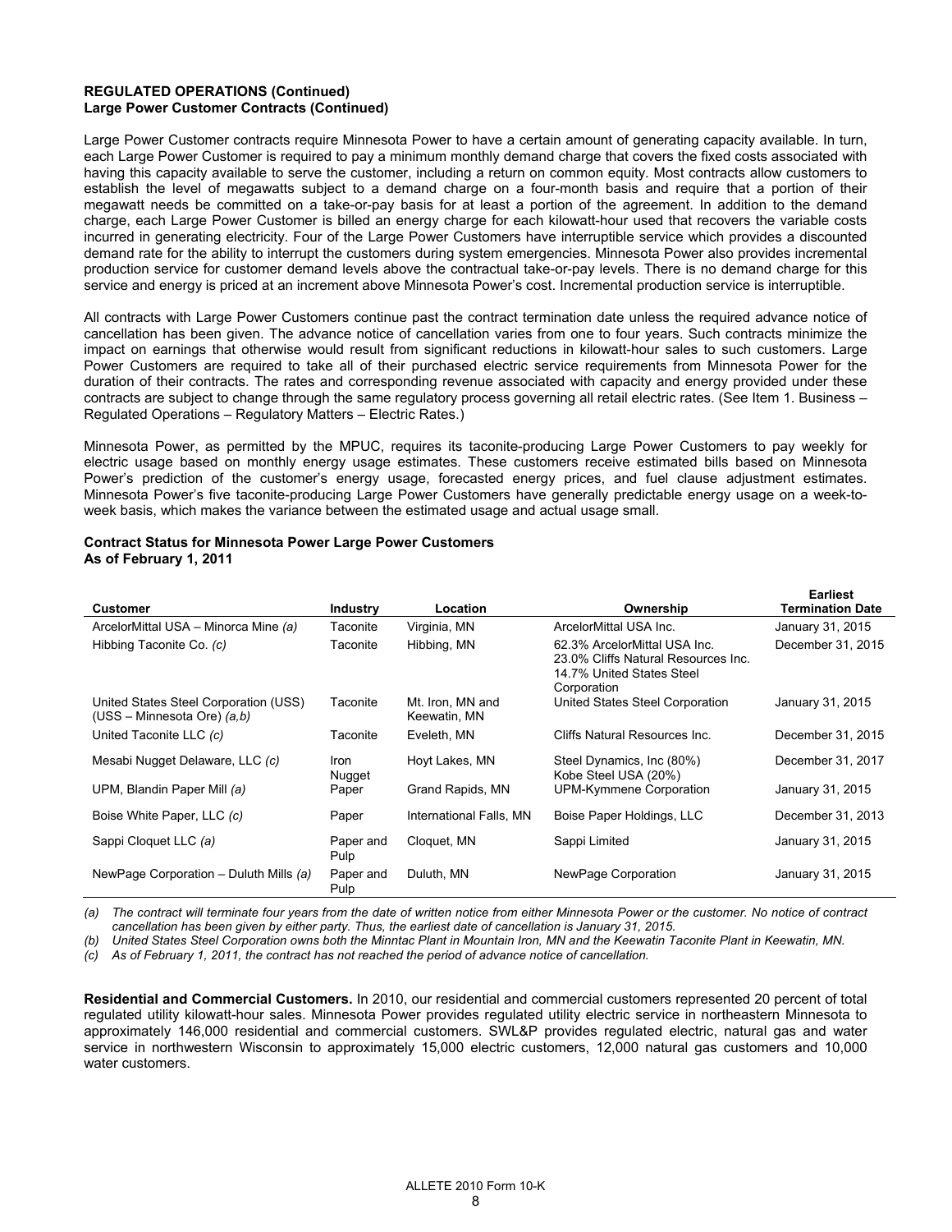**REGULATED OPERATIONS (Continued)**
**Large Power Customer Contracts (Continued)**

Large Power Customer contracts require Minnesota Power to have a certain amount of generating capacity available. In turn, each Large Power Customer is required to pay a minimum monthly demand charge that covers the fixed costs associated with having this capacity available to serve the customer, including a return on common equity. Most contracts allow customers to establish the level of megawatts subject to a demand charge on a four-month basis and require that a portion of their megawatt needs be committed on a take-or-pay basis for at least a portion of the agreement. In addition to the demand charge, each Large Power Customer is billed an energy charge for each kilowatt-hour used that recovers the variable costs incurred in generating electricity. Four of the Large Power Customers have interruptible service which provides a discounted demand rate for the ability to interrupt the customers during system emergencies. Minnesota Power also provides incremental production service for customer demand levels above the contractual take-or-pay levels. There is no demand charge for this service and energy is priced at an increment above Minnesota Power's cost. Incremental production service is interruptible.

All contracts with Large Power Customers continue past the contract termination date unless the required advance notice of cancellation has been given. The advance notice of cancellation varies from one to four years. Such contracts minimize the impact on earnings that otherwise would result from significant reductions in kilowatt-hour sales to such customers. Large Power Customers are required to take all of their purchased electric service requirements from Minnesota Power for the duration of their contracts. The rates and corresponding revenue associated with capacity and energy provided under these contracts are subject to change through the same regulatory process governing all retail electric rates. (See Item 1. Business – Regulated Operations – Regulatory Matters – Electric Rates.)

Minnesota Power, as permitted by the MPUC, requires its taconite-producing Large Power Customers to pay weekly for electric usage based on monthly energy usage estimates. These customers receive estimated bills based on Minnesota Power's prediction of the customer's energy usage, forecasted energy prices, and fuel clause adjustment estimates. Minnesota Power's five taconite-producing Large Power Customers have generally predictable energy usage on a week-to-week basis, which makes the variance between the estimated usage and actual usage small.

**Contract Status for Minnesota Power Large Power Customers**
**As of February 1, 2011**

| Customer | Industry | Location | Ownership | Earliest Termination Date |
|---|---|---|---|---|
| ArcelorMittal USA – Minorca Mine *(a)* | Taconite | Virginia, MN | ArcelorMittal USA Inc. | January 31, 2015 |
| Hibbing Taconite Co. *(c)* | Taconite | Hibbing, MN | 62.3% ArcelorMittal USA Inc. 23.0% Cliffs Natural Resources Inc. 14.7% United States Steel Corporation | December 31, 2015 |
| United States Steel Corporation (USS) (USS – Minnesota Ore) *(a,b)* | Taconite | Mt. Iron, MN and Keewatin, MN | United States Steel Corporation | January 31, 2015 |
| United Taconite LLC *(c)* | Taconite | Eveleth, MN | Cliffs Natural Resources Inc. | December 31, 2015 |
| Mesabi Nugget Delaware, LLC *(c)* | Iron Nugget | Hoyt Lakes, MN | Steel Dynamics, Inc (80%) Kobe Steel USA (20%) | December 31, 2017 |
| UPM, Blandin Paper Mill *(a)* | Paper | Grand Rapids, MN | UPM-Kymmene Corporation | January 31, 2015 |
| Boise White Paper, LLC *(c)* | Paper | International Falls, MN | Boise Paper Holdings, LLC | December 31, 2013 |
| Sappi Cloquet LLC *(a)* | Paper and Pulp | Cloquet, MN | Sappi Limited | January 31, 2015 |
| NewPage Corporation – Duluth Mills *(a)* | Paper and Pulp | Duluth, MN | NewPage Corporation | January 31, 2015 |

*(a) The contract will terminate four years from the date of written notice from either Minnesota Power or the customer. No notice of contract cancellation has been given by either party. Thus, the earliest date of cancellation is January 31, 2015.*

*(b) United States Steel Corporation owns both the Minntac Plant in Mountain Iron, MN and the Keewatin Taconite Plant in Keewatin, MN.*

*(c) As of February 1, 2011, the contract has not reached the period of advance notice of cancellation.*

**Residential and Commercial Customers.** In 2010, our residential and commercial customers represented 20 percent of total regulated utility kilowatt-hour sales. Minnesota Power provides regulated utility electric service in northeastern Minnesota to approximately 146,000 residential and commercial customers. SWL&P provides regulated electric, natural gas and water service in northwestern Wisconsin to approximately 15,000 electric customers, 12,000 natural gas customers and 10,000 water customers.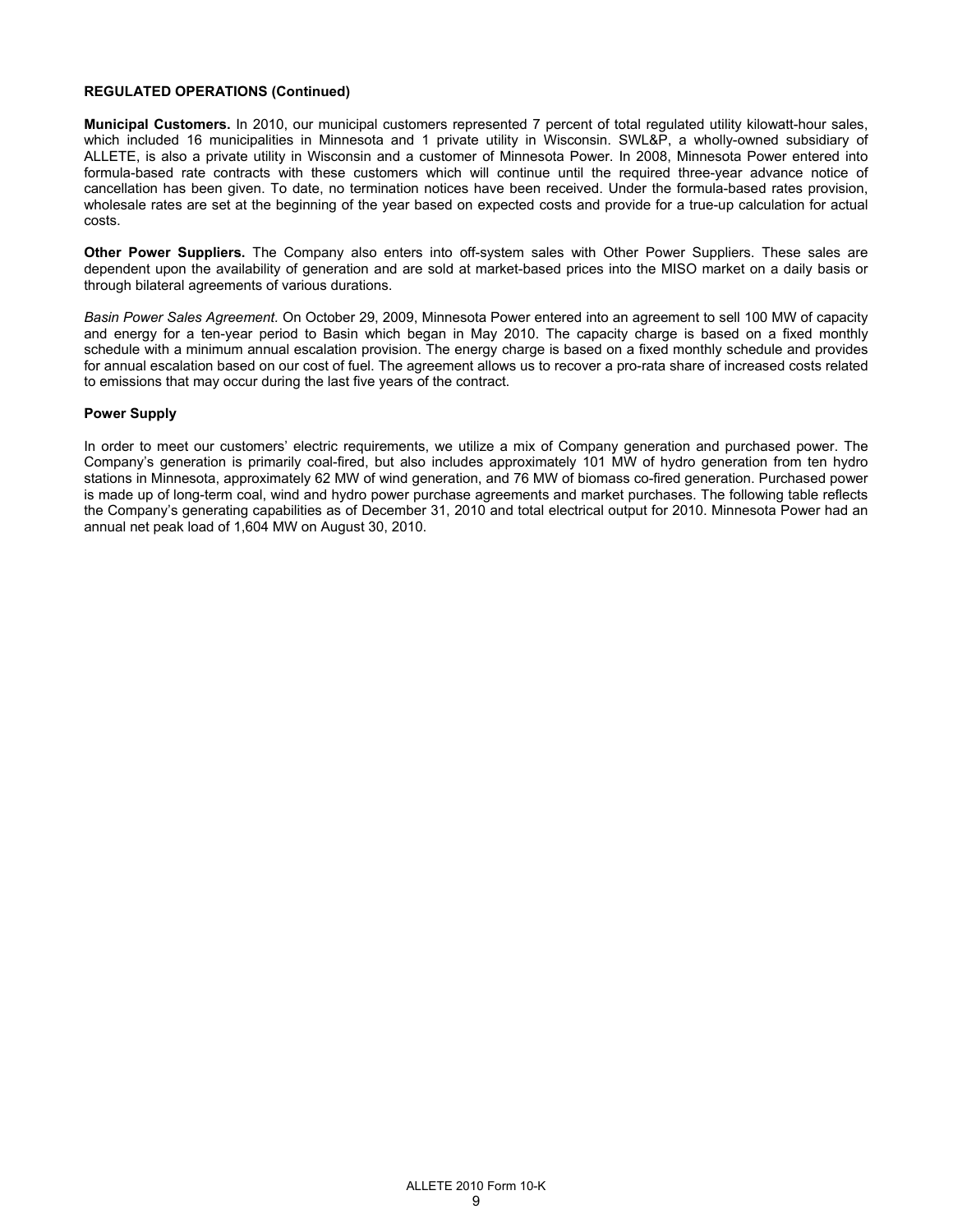**REGULATED OPERATIONS (Continued)**

**Municipal Customers.** In 2010, our municipal customers represented 7 percent of total regulated utility kilowatt-hour sales, which included 16 municipalities in Minnesota and 1 private utility in Wisconsin. SWL&P, a wholly-owned subsidiary of ALLETE, is also a private utility in Wisconsin and a customer of Minnesota Power. In 2008, Minnesota Power entered into formula-based rate contracts with these customers which will continue until the required three-year advance notice of cancellation has been given. To date, no termination notices have been received. Under the formula-based rates provision, wholesale rates are set at the beginning of the year based on expected costs and provide for a true-up calculation for actual costs.

**Other Power Suppliers.** The Company also enters into off-system sales with Other Power Suppliers. These sales are dependent upon the availability of generation and are sold at market-based prices into the MISO market on a daily basis or through bilateral agreements of various durations.

*Basin Power Sales Agreement.* On October 29, 2009, Minnesota Power entered into an agreement to sell 100 MW of capacity and energy for a ten-year period to Basin which began in May 2010. The capacity charge is based on a fixed monthly schedule with a minimum annual escalation provision. The energy charge is based on a fixed monthly schedule and provides for annual escalation based on our cost of fuel. The agreement allows us to recover a pro-rata share of increased costs related to emissions that may occur during the last five years of the contract.

**Power Supply**

In order to meet our customers' electric requirements, we utilize a mix of Company generation and purchased power. The Company's generation is primarily coal-fired, but also includes approximately 101 MW of hydro generation from ten hydro stations in Minnesota, approximately 62 MW of wind generation, and 76 MW of biomass co-fired generation. Purchased power is made up of long-term coal, wind and hydro power purchase agreements and market purchases. The following table reflects the Company's generating capabilities as of December 31, 2010 and total electrical output for 2010. Minnesota Power had an annual net peak load of 1,604 MW on August 30, 2010.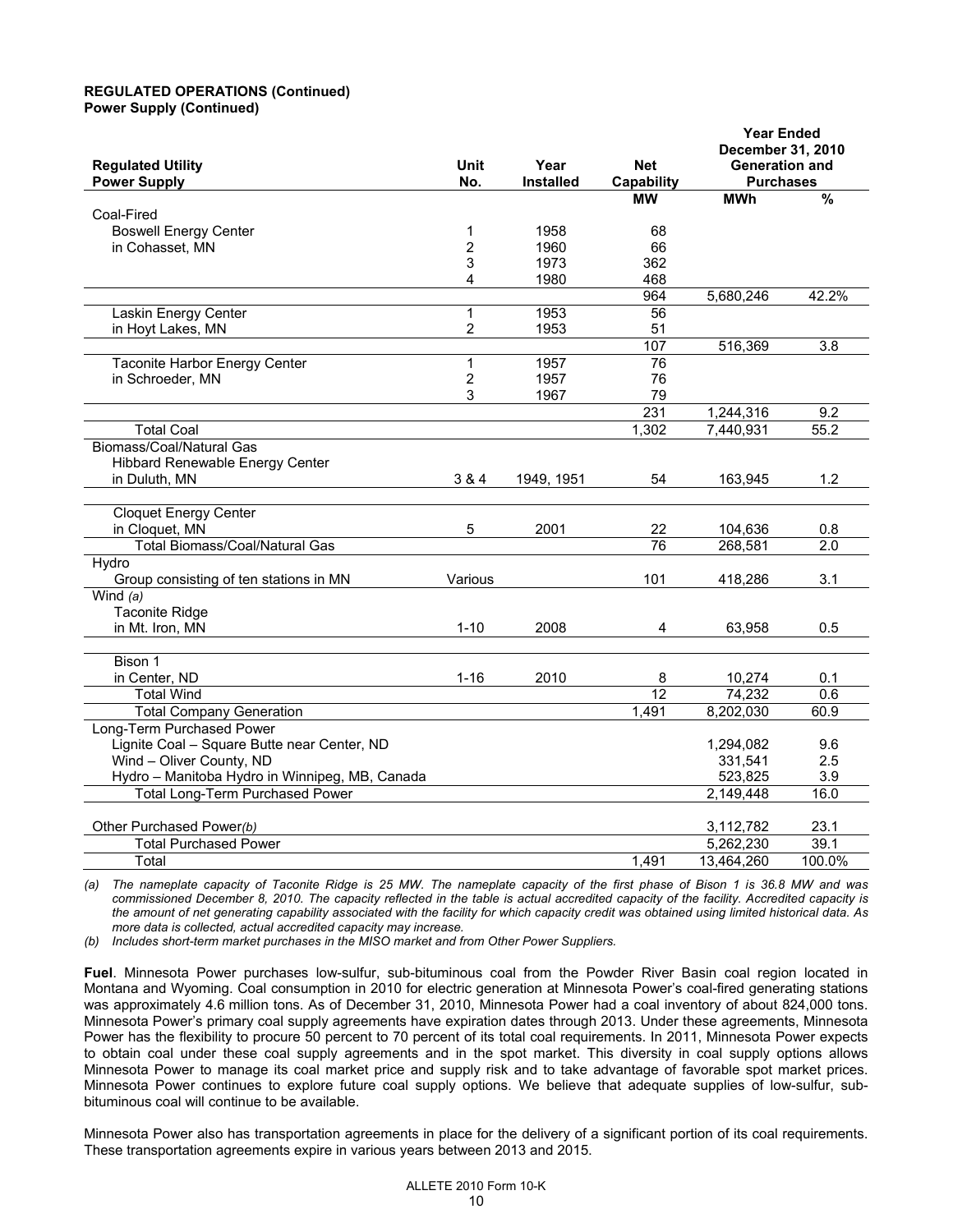**REGULATED OPERATIONS (Continued)**
**Power Supply (Continued)**

| Regulated Utility Power Supply | Unit No. | Year Installed | Net Capability | Year Ended December 31, 2010 Generation and Purchases | |
|---|---|---|---|---|---|
| | | | MW | MWh | % |
| Coal-Fired | | | | | |
| Boswell Energy Center | 1 | 1958 | 68 | | |
| in Cohasset, MN | 2 | 1960 | 66 | | |
| | 3 | 1973 | 362 | | |
| | 4 | 1980 | 468 | | |
| | | | 964 | 5,680,246 | 42.2% |
| Laskin Energy Center | 1 | 1953 | 56 | | |
| in Hoyt Lakes, MN | 2 | 1953 | 51 | | |
| | | | 107 | 516,369 | 3.8 |
| Taconite Harbor Energy Center | 1 | 1957 | 76 | | |
| in Schroeder, MN | 2 | 1957 | 76 | | |
| | 3 | 1967 | 79 | | |
| | | | 231 | 1,244,316 | 9.2 |
| Total Coal | | | 1,302 | 7,440,931 | 55.2 |
| Biomass/Coal/Natural Gas | | | | | |
| Hibbard Renewable Energy Center in Duluth, MN | 3 & 4 | 1949, 1951 | 54 | 163,945 | 1.2 |
| Cloquet Energy Center in Cloquet, MN | 5 | 2001 | 22 | 104,636 | 0.8 |
| Total Biomass/Coal/Natural Gas | | | 76 | 268,581 | 2.0 |
| Hydro | | | | | |
| Group consisting of ten stations in MN | Various | | 101 | 418,286 | 3.1 |
| Wind *(a)* | | | | | |
| Taconite Ridge in Mt. Iron, MN | 1-10 | 2008 | 4 | 63,958 | 0.5 |
| Bison 1 in Center, ND | 1-16 | 2010 | 8 | 10,274 | 0.1 |
| Total Wind | | | 12 | 74,232 | 0.6 |
| Total Company Generation | | | 1,491 | 8,202,030 | 60.9 |
| Long-Term Purchased Power | | | | | |
| Lignite Coal – Square Butte near Center, ND | | | | 1,294,082 | 9.6 |
| Wind – Oliver County, ND | | | | 331,541 | 2.5 |
| Hydro – Manitoba Hydro in Winnipeg, MB, Canada | | | | 523,825 | 3.9 |
| Total Long-Term Purchased Power | | | | 2,149,448 | 16.0 |
| Other Purchased Power *(b)* | | | | 3,112,782 | 23.1 |
| Total Purchased Power | | | | 5,262,230 | 39.1 |
| Total | | | 1,491 | 13,464,260 | 100.0% |

*(a) The nameplate capacity of Taconite Ridge is 25 MW. The nameplate capacity of the first phase of Bison 1 is 36.8 MW and was commissioned December 8, 2010. The capacity reflected in the table is actual accredited capacity of the facility. Accredited capacity is the amount of net generating capability associated with the facility for which capacity credit was obtained using limited historical data. As more data is collected, actual accredited capacity may increase.*

*(b) Includes short-term market purchases in the MISO market and from Other Power Suppliers.*

**Fuel**. Minnesota Power purchases low-sulfur, sub-bituminous coal from the Powder River Basin coal region located in Montana and Wyoming. Coal consumption in 2010 for electric generation at Minnesota Power's coal-fired generating stations was approximately 4.6 million tons. As of December 31, 2010, Minnesota Power had a coal inventory of about 824,000 tons. Minnesota Power's primary coal supply agreements have expiration dates through 2013. Under these agreements, Minnesota Power has the flexibility to procure 50 percent to 70 percent of its total coal requirements. In 2011, Minnesota Power expects to obtain coal under these coal supply agreements and in the spot market. This diversity in coal supply options allows Minnesota Power to manage its coal market price and supply risk and to take advantage of favorable spot market prices. Minnesota Power continues to explore future coal supply options. We believe that adequate supplies of low-sulfur, sub-bituminous coal will continue to be available.

Minnesota Power also has transportation agreements in place for the delivery of a significant portion of its coal requirements. These transportation agreements expire in various years between 2013 and 2015.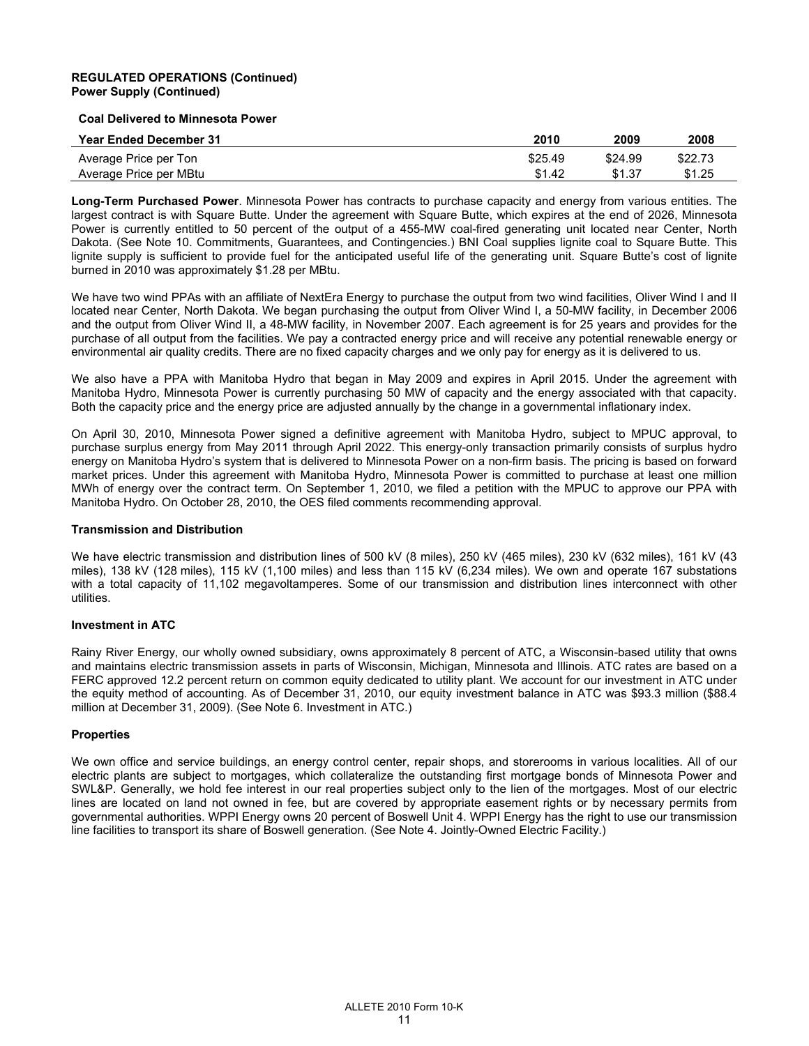**REGULATED OPERATIONS (Continued)**
**Power Supply (Continued)**

**Coal Delivered to Minnesota Power**

| Year Ended December 31 | 2010 | 2009 | 2008 |
|---|---|---|---|
| Average Price per Ton | $25.49 | $24.99 | $22.73 |
| Average Price per MBtu | $1.42 | $1.37 | $1.25 |

**Long-Term Purchased Power**. Minnesota Power has contracts to purchase capacity and energy from various entities. The largest contract is with Square Butte. Under the agreement with Square Butte, which expires at the end of 2026, Minnesota Power is currently entitled to 50 percent of the output of a 455-MW coal-fired generating unit located near Center, North Dakota. (See Note 10. Commitments, Guarantees, and Contingencies.) BNI Coal supplies lignite coal to Square Butte. This lignite supply is sufficient to provide fuel for the anticipated useful life of the generating unit. Square Butte's cost of lignite burned in 2010 was approximately $1.28 per MBtu.

We have two wind PPAs with an affiliate of NextEra Energy to purchase the output from two wind facilities, Oliver Wind I and II located near Center, North Dakota. We began purchasing the output from Oliver Wind I, a 50-MW facility, in December 2006 and the output from Oliver Wind II, a 48-MW facility, in November 2007. Each agreement is for 25 years and provides for the purchase of all output from the facilities. We pay a contracted energy price and will receive any potential renewable energy or environmental air quality credits. There are no fixed capacity charges and we only pay for energy as it is delivered to us.

We also have a PPA with Manitoba Hydro that began in May 2009 and expires in April 2015. Under the agreement with Manitoba Hydro, Minnesota Power is currently purchasing 50 MW of capacity and the energy associated with that capacity. Both the capacity price and the energy price are adjusted annually by the change in a governmental inflationary index.

On April 30, 2010, Minnesota Power signed a definitive agreement with Manitoba Hydro, subject to MPUC approval, to purchase surplus energy from May 2011 through April 2022. This energy-only transaction primarily consists of surplus hydro energy on Manitoba Hydro's system that is delivered to Minnesota Power on a non-firm basis. The pricing is based on forward market prices. Under this agreement with Manitoba Hydro, Minnesota Power is committed to purchase at least one million MWh of energy over the contract term. On September 1, 2010, we filed a petition with the MPUC to approve our PPA with Manitoba Hydro. On October 28, 2010, the OES filed comments recommending approval.

**Transmission and Distribution**

We have electric transmission and distribution lines of 500 kV (8 miles), 250 kV (465 miles), 230 kV (632 miles), 161 kV (43 miles), 138 kV (128 miles), 115 kV (1,100 miles) and less than 115 kV (6,234 miles). We own and operate 167 substations with a total capacity of 11,102 megavoltamperes. Some of our transmission and distribution lines interconnect with other utilities.

**Investment in ATC**

Rainy River Energy, our wholly owned subsidiary, owns approximately 8 percent of ATC, a Wisconsin-based utility that owns and maintains electric transmission assets in parts of Wisconsin, Michigan, Minnesota and Illinois. ATC rates are based on a FERC approved 12.2 percent return on common equity dedicated to utility plant. We account for our investment in ATC under the equity method of accounting. As of December 31, 2010, our equity investment balance in ATC was $93.3 million ($88.4 million at December 31, 2009). (See Note 6. Investment in ATC.)

**Properties**

We own office and service buildings, an energy control center, repair shops, and storerooms in various localities. All of our electric plants are subject to mortgages, which collateralize the outstanding first mortgage bonds of Minnesota Power and SWL&P. Generally, we hold fee interest in our real properties subject only to the lien of the mortgages. Most of our electric lines are located on land not owned in fee, but are covered by appropriate easement rights or by necessary permits from governmental authorities. WPPI Energy owns 20 percent of Boswell Unit 4. WPPI Energy has the right to use our transmission line facilities to transport its share of Boswell generation. (See Note 4. Jointly-Owned Electric Facility.)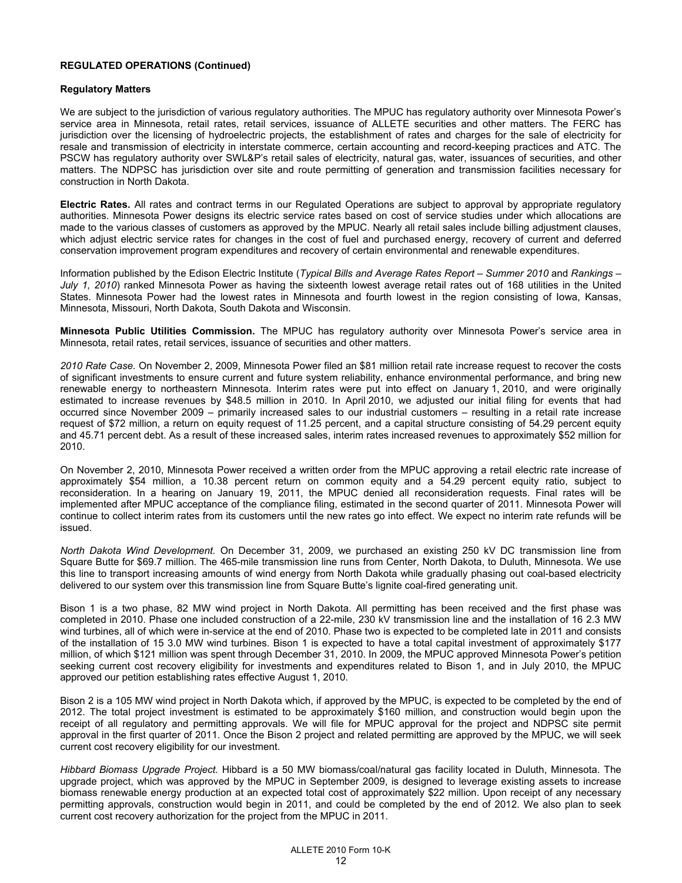**REGULATED OPERATIONS (Continued)**

**Regulatory Matters**

We are subject to the jurisdiction of various regulatory authorities. The MPUC has regulatory authority over Minnesota Power's service area in Minnesota, retail rates, retail services, issuance of ALLETE securities and other matters. The FERC has jurisdiction over the licensing of hydroelectric projects, the establishment of rates and charges for the sale of electricity for resale and transmission of electricity in interstate commerce, certain accounting and record-keeping practices and ATC. The PSCW has regulatory authority over SWL&P's retail sales of electricity, natural gas, water, issuances of securities, and other matters. The NDPSC has jurisdiction over site and route permitting of generation and transmission facilities necessary for construction in North Dakota.

**Electric Rates.** All rates and contract terms in our Regulated Operations are subject to approval by appropriate regulatory authorities. Minnesota Power designs its electric service rates based on cost of service studies under which allocations are made to the various classes of customers as approved by the MPUC. Nearly all retail sales include billing adjustment clauses, which adjust electric service rates for changes in the cost of fuel and purchased energy, recovery of current and deferred conservation improvement program expenditures and recovery of certain environmental and renewable expenditures.

Information published by the Edison Electric Institute (*Typical Bills and Average Rates Report – Summer 2010* and *Rankings – July 1, 2010*) ranked Minnesota Power as having the sixteenth lowest average retail rates out of 168 utilities in the United States. Minnesota Power had the lowest rates in Minnesota and fourth lowest in the region consisting of Iowa, Kansas, Minnesota, Missouri, North Dakota, South Dakota and Wisconsin.

**Minnesota Public Utilities Commission.** The MPUC has regulatory authority over Minnesota Power's service area in Minnesota, retail rates, retail services, issuance of securities and other matters.

*2010 Rate Case.* On November 2, 2009, Minnesota Power filed an $81 million retail rate increase request to recover the costs of significant investments to ensure current and future system reliability, enhance environmental performance, and bring new renewable energy to northeastern Minnesota. Interim rates were put into effect on January 1, 2010, and were originally estimated to increase revenues by $48.5 million in 2010. In April 2010, we adjusted our initial filing for events that had occurred since November 2009 – primarily increased sales to our industrial customers – resulting in a retail rate increase request of $72 million, a return on equity request of 11.25 percent, and a capital structure consisting of 54.29 percent equity and 45.71 percent debt. As a result of these increased sales, interim rates increased revenues to approximately $52 million for 2010.

On November 2, 2010, Minnesota Power received a written order from the MPUC approving a retail electric rate increase of approximately $54 million, a 10.38 percent return on common equity and a 54.29 percent equity ratio, subject to reconsideration. In a hearing on January 19, 2011, the MPUC denied all reconsideration requests. Final rates will be implemented after MPUC acceptance of the compliance filing, estimated in the second quarter of 2011. Minnesota Power will continue to collect interim rates from its customers until the new rates go into effect. We expect no interim rate refunds will be issued.

*North Dakota Wind Development.* On December 31, 2009, we purchased an existing 250 kV DC transmission line from Square Butte for $69.7 million. The 465-mile transmission line runs from Center, North Dakota, to Duluth, Minnesota. We use this line to transport increasing amounts of wind energy from North Dakota while gradually phasing out coal-based electricity delivered to our system over this transmission line from Square Butte's lignite coal-fired generating unit.

Bison 1 is a two phase, 82 MW wind project in North Dakota. All permitting has been received and the first phase was completed in 2010. Phase one included construction of a 22-mile, 230 kV transmission line and the installation of 16 2.3 MW wind turbines, all of which were in-service at the end of 2010. Phase two is expected to be completed late in 2011 and consists of the installation of 15 3.0 MW wind turbines. Bison 1 is expected to have a total capital investment of approximately $177 million, of which $121 million was spent through December 31, 2010. In 2009, the MPUC approved Minnesota Power's petition seeking current cost recovery eligibility for investments and expenditures related to Bison 1, and in July 2010, the MPUC approved our petition establishing rates effective August 1, 2010.

Bison 2 is a 105 MW wind project in North Dakota which, if approved by the MPUC, is expected to be completed by the end of 2012. The total project investment is estimated to be approximately $160 million, and construction would begin upon the receipt of all regulatory and permitting approvals. We will file for MPUC approval for the project and NDPSC site permit approval in the first quarter of 2011. Once the Bison 2 project and related permitting are approved by the MPUC, we will seek current cost recovery eligibility for our investment.

*Hibbard Biomass Upgrade Project.* Hibbard is a 50 MW biomass/coal/natural gas facility located in Duluth, Minnesota. The upgrade project, which was approved by the MPUC in September 2009, is designed to leverage existing assets to increase biomass renewable energy production at an expected total cost of approximately $22 million. Upon receipt of any necessary permitting approvals, construction would begin in 2011, and could be completed by the end of 2012. We also plan to seek current cost recovery authorization for the project from the MPUC in 2011.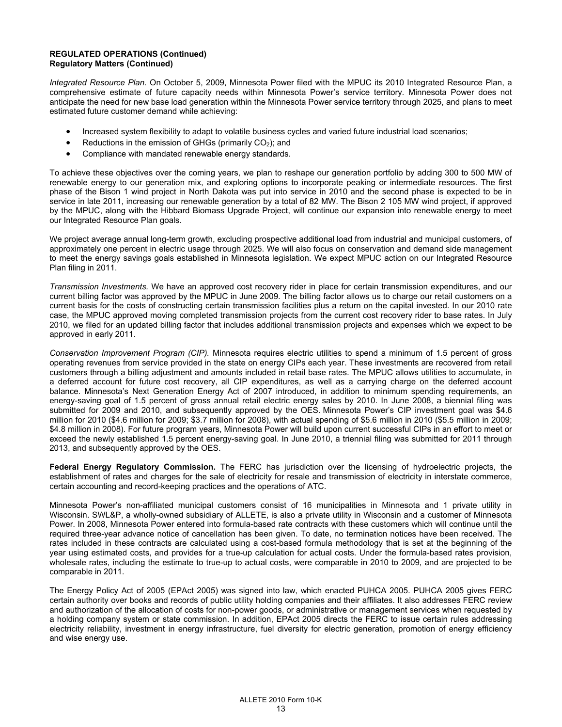**REGULATED OPERATIONS (Continued)**
**Regulatory Matters (Continued)**

*Integrated Resource Plan.* On October 5, 2009, Minnesota Power filed with the MPUC its 2010 Integrated Resource Plan, a comprehensive estimate of future capacity needs within Minnesota Power's service territory. Minnesota Power does not anticipate the need for new base load generation within the Minnesota Power service territory through 2025, and plans to meet estimated future customer demand while achieving:

- Increased system flexibility to adapt to volatile business cycles and varied future industrial load scenarios;
- Reductions in the emission of GHGs (primarily $CO_2$); and
- Compliance with mandated renewable energy standards.

To achieve these objectives over the coming years, we plan to reshape our generation portfolio by adding 300 to 500 MW of renewable energy to our generation mix, and exploring options to incorporate peaking or intermediate resources. The first phase of the Bison 1 wind project in North Dakota was put into service in 2010 and the second phase is expected to be in service in late 2011, increasing our renewable generation by a total of 82 MW. The Bison 2 105 MW wind project, if approved by the MPUC, along with the Hibbard Biomass Upgrade Project, will continue our expansion into renewable energy to meet our Integrated Resource Plan goals.

We project average annual long-term growth, excluding prospective additional load from industrial and municipal customers, of approximately one percent in electric usage through 2025. We will also focus on conservation and demand side management to meet the energy savings goals established in Minnesota legislation. We expect MPUC action on our Integrated Resource Plan filing in 2011.

*Transmission Investments.* We have an approved cost recovery rider in place for certain transmission expenditures, and our current billing factor was approved by the MPUC in June 2009. The billing factor allows us to charge our retail customers on a current basis for the costs of constructing certain transmission facilities plus a return on the capital invested. In our 2010 rate case, the MPUC approved moving completed transmission projects from the current cost recovery rider to base rates. In July 2010, we filed for an updated billing factor that includes additional transmission projects and expenses which we expect to be approved in early 2011.

*Conservation Improvement Program (CIP).* Minnesota requires electric utilities to spend a minimum of 1.5 percent of gross operating revenues from service provided in the state on energy CIPs each year. These investments are recovered from retail customers through a billing adjustment and amounts included in retail base rates. The MPUC allows utilities to accumulate, in a deferred account for future cost recovery, all CIP expenditures, as well as a carrying charge on the deferred account balance. Minnesota's Next Generation Energy Act of 2007 introduced, in addition to minimum spending requirements, an energy-saving goal of 1.5 percent of gross annual retail electric energy sales by 2010. In June 2008, a biennial filing was submitted for 2009 and 2010, and subsequently approved by the OES. Minnesota Power's CIP investment goal was $4.6 million for 2010 ($4.6 million for 2009; $3.7 million for 2008), with actual spending of $5.6 million in 2010 ($5.5 million in 2009; $4.8 million in 2008). For future program years, Minnesota Power will build upon current successful CIPs in an effort to meet or exceed the newly established 1.5 percent energy-saving goal. In June 2010, a triennial filing was submitted for 2011 through 2013, and subsequently approved by the OES.

**Federal Energy Regulatory Commission.** The FERC has jurisdiction over the licensing of hydroelectric projects, the establishment of rates and charges for the sale of electricity for resale and transmission of electricity in interstate commerce, certain accounting and record-keeping practices and the operations of ATC.

Minnesota Power's non-affiliated municipal customers consist of 16 municipalities in Minnesota and 1 private utility in Wisconsin. SWL&P, a wholly-owned subsidiary of ALLETE, is also a private utility in Wisconsin and a customer of Minnesota Power. In 2008, Minnesota Power entered into formula-based rate contracts with these customers which will continue until the required three-year advance notice of cancellation has been given. To date, no termination notices have been received. The rates included in these contracts are calculated using a cost-based formula methodology that is set at the beginning of the year using estimated costs, and provides for a true-up calculation for actual costs. Under the formula-based rates provision, wholesale rates, including the estimate to true-up to actual costs, were comparable in 2010 to 2009, and are projected to be comparable in 2011.

The Energy Policy Act of 2005 (EPAct 2005) was signed into law, which enacted PUHCA 2005. PUHCA 2005 gives FERC certain authority over books and records of public utility holding companies and their affiliates. It also addresses FERC review and authorization of the allocation of costs for non-power goods, or administrative or management services when requested by a holding company system or state commission. In addition, EPAct 2005 directs the FERC to issue certain rules addressing electricity reliability, investment in energy infrastructure, fuel diversity for electric generation, promotion of energy efficiency and wise energy use.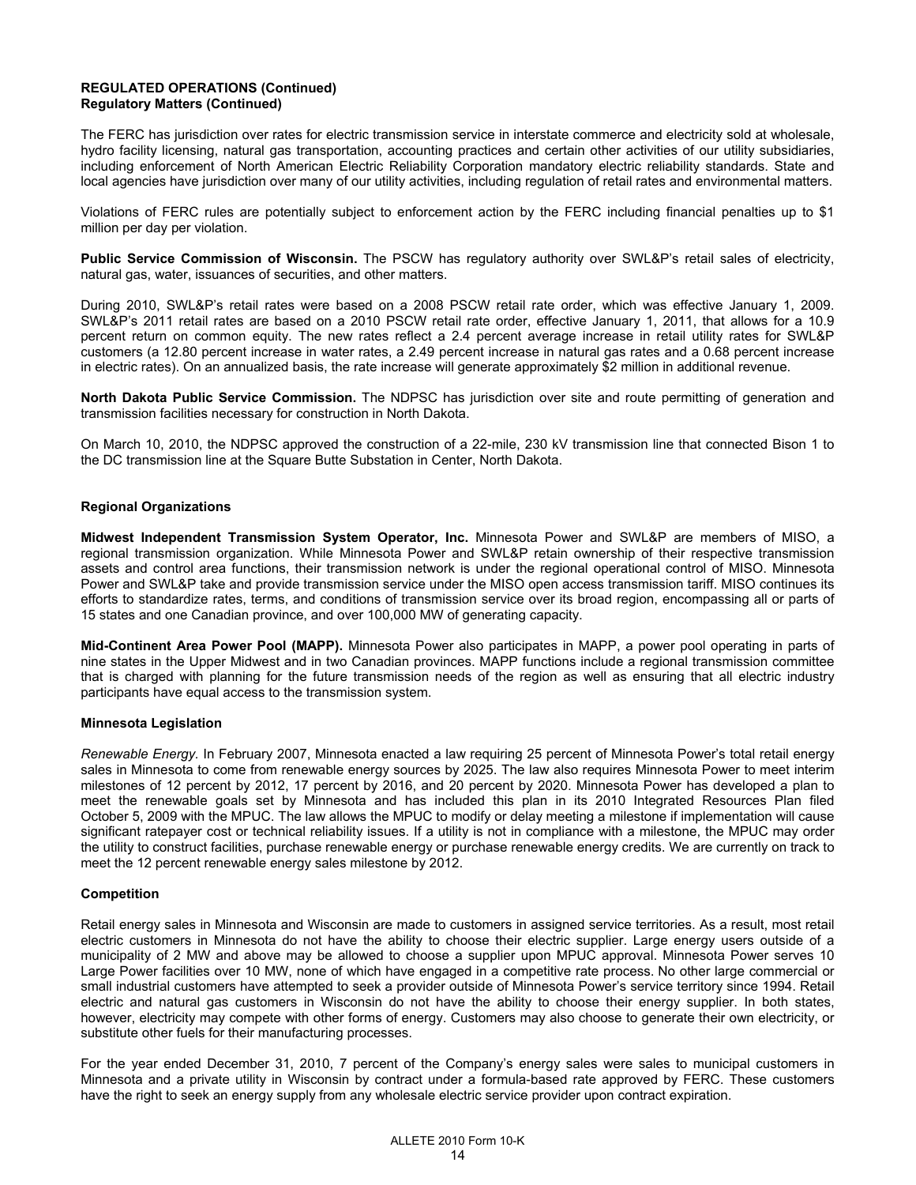**REGULATED OPERATIONS (Continued)**
**Regulatory Matters (Continued)**

The FERC has jurisdiction over rates for electric transmission service in interstate commerce and electricity sold at wholesale, hydro facility licensing, natural gas transportation, accounting practices and certain other activities of our utility subsidiaries, including enforcement of North American Electric Reliability Corporation mandatory electric reliability standards. State and local agencies have jurisdiction over many of our utility activities, including regulation of retail rates and environmental matters.

Violations of FERC rules are potentially subject to enforcement action by the FERC including financial penalties up to $1 million per day per violation.

**Public Service Commission of Wisconsin.** The PSCW has regulatory authority over SWL&P's retail sales of electricity, natural gas, water, issuances of securities, and other matters.

During 2010, SWL&P's retail rates were based on a 2008 PSCW retail rate order, which was effective January 1, 2009. SWL&P's 2011 retail rates are based on a 2010 PSCW retail rate order, effective January 1, 2011, that allows for a 10.9 percent return on common equity. The new rates reflect a 2.4 percent average increase in retail utility rates for SWL&P customers (a 12.80 percent increase in water rates, a 2.49 percent increase in natural gas rates and a 0.68 percent increase in electric rates). On an annualized basis, the rate increase will generate approximately $2 million in additional revenue.

**North Dakota Public Service Commission.** The NDPSC has jurisdiction over site and route permitting of generation and transmission facilities necessary for construction in North Dakota.

On March 10, 2010, the NDPSC approved the construction of a 22-mile, 230 kV transmission line that connected Bison 1 to the DC transmission line at the Square Butte Substation in Center, North Dakota.

**Regional Organizations**

**Midwest Independent Transmission System Operator, Inc.** Minnesota Power and SWL&P are members of MISO, a regional transmission organization. While Minnesota Power and SWL&P retain ownership of their respective transmission assets and control area functions, their transmission network is under the regional operational control of MISO. Minnesota Power and SWL&P take and provide transmission service under the MISO open access transmission tariff. MISO continues its efforts to standardize rates, terms, and conditions of transmission service over its broad region, encompassing all or parts of 15 states and one Canadian province, and over 100,000 MW of generating capacity.

**Mid-Continent Area Power Pool (MAPP).** Minnesota Power also participates in MAPP, a power pool operating in parts of nine states in the Upper Midwest and in two Canadian provinces. MAPP functions include a regional transmission committee that is charged with planning for the future transmission needs of the region as well as ensuring that all electric industry participants have equal access to the transmission system.

**Minnesota Legislation**

*Renewable Energy.* In February 2007, Minnesota enacted a law requiring 25 percent of Minnesota Power's total retail energy sales in Minnesota to come from renewable energy sources by 2025. The law also requires Minnesota Power to meet interim milestones of 12 percent by 2012, 17 percent by 2016, and 20 percent by 2020. Minnesota Power has developed a plan to meet the renewable goals set by Minnesota and has included this plan in its 2010 Integrated Resources Plan filed October 5, 2009 with the MPUC. The law allows the MPUC to modify or delay meeting a milestone if implementation will cause significant ratepayer cost or technical reliability issues. If a utility is not in compliance with a milestone, the MPUC may order the utility to construct facilities, purchase renewable energy or purchase renewable energy credits. We are currently on track to meet the 12 percent renewable energy sales milestone by 2012.

**Competition**

Retail energy sales in Minnesota and Wisconsin are made to customers in assigned service territories. As a result, most retail electric customers in Minnesota do not have the ability to choose their electric supplier. Large energy users outside of a municipality of 2 MW and above may be allowed to choose a supplier upon MPUC approval. Minnesota Power serves 10 Large Power facilities over 10 MW, none of which have engaged in a competitive rate process. No other large commercial or small industrial customers have attempted to seek a provider outside of Minnesota Power's service territory since 1994. Retail electric and natural gas customers in Wisconsin do not have the ability to choose their energy supplier. In both states, however, electricity may compete with other forms of energy. Customers may also choose to generate their own electricity, or substitute other fuels for their manufacturing processes.

For the year ended December 31, 2010, 7 percent of the Company's energy sales were sales to municipal customers in Minnesota and a private utility in Wisconsin by contract under a formula-based rate approved by FERC. These customers have the right to seek an energy supply from any wholesale electric service provider upon contract expiration.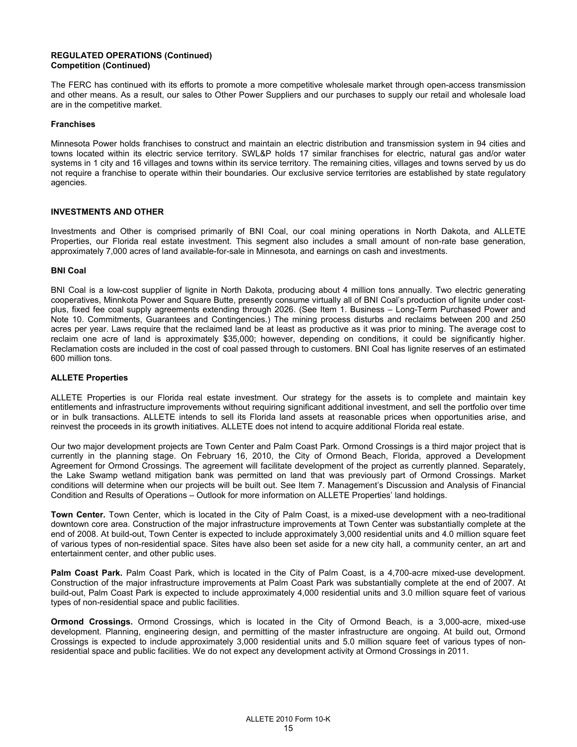**REGULATED OPERATIONS (Continued)**
**Competition (Continued)**

The FERC has continued with its efforts to promote a more competitive wholesale market through open-access transmission and other means. As a result, our sales to Other Power Suppliers and our purchases to supply our retail and wholesale load are in the competitive market.

**Franchises**

Minnesota Power holds franchises to construct and maintain an electric distribution and transmission system in 94 cities and towns located within its electric service territory. SWL&P holds 17 similar franchises for electric, natural gas and/or water systems in 1 city and 16 villages and towns within its service territory. The remaining cities, villages and towns served by us do not require a franchise to operate within their boundaries. Our exclusive service territories are established by state regulatory agencies.

## INVESTMENTS AND OTHER

Investments and Other is comprised primarily of BNI Coal, our coal mining operations in North Dakota, and ALLETE Properties, our Florida real estate investment. This segment also includes a small amount of non-rate base generation, approximately 7,000 acres of land available-for-sale in Minnesota, and earnings on cash and investments.

**BNI Coal**

BNI Coal is a low-cost supplier of lignite in North Dakota, producing about 4 million tons annually. Two electric generating cooperatives, Minnkota Power and Square Butte, presently consume virtually all of BNI Coal's production of lignite under cost-plus, fixed fee coal supply agreements extending through 2026. (See Item 1. Business – Long-Term Purchased Power and Note 10. Commitments, Guarantees and Contingencies.) The mining process disturbs and reclaims between 200 and 250 acres per year. Laws require that the reclaimed land be at least as productive as it was prior to mining. The average cost to reclaim one acre of land is approximately $35,000; however, depending on conditions, it could be significantly higher. Reclamation costs are included in the cost of coal passed through to customers. BNI Coal has lignite reserves of an estimated 600 million tons.

**ALLETE Properties**

ALLETE Properties is our Florida real estate investment. Our strategy for the assets is to complete and maintain key entitlements and infrastructure improvements without requiring significant additional investment, and sell the portfolio over time or in bulk transactions. ALLETE intends to sell its Florida land assets at reasonable prices when opportunities arise, and reinvest the proceeds in its growth initiatives. ALLETE does not intend to acquire additional Florida real estate.

Our two major development projects are Town Center and Palm Coast Park. Ormond Crossings is a third major project that is currently in the planning stage. On February 16, 2010, the City of Ormond Beach, Florida, approved a Development Agreement for Ormond Crossings. The agreement will facilitate development of the project as currently planned. Separately, the Lake Swamp wetland mitigation bank was permitted on land that was previously part of Ormond Crossings. Market conditions will determine when our projects will be built out. See Item 7. Management's Discussion and Analysis of Financial Condition and Results of Operations – Outlook for more information on ALLETE Properties' land holdings.

**Town Center.** Town Center, which is located in the City of Palm Coast, is a mixed-use development with a neo-traditional downtown core area. Construction of the major infrastructure improvements at Town Center was substantially complete at the end of 2008. At build-out, Town Center is expected to include approximately 3,000 residential units and 4.0 million square feet of various types of non-residential space. Sites have also been set aside for a new city hall, a community center, an art and entertainment center, and other public uses.

**Palm Coast Park.** Palm Coast Park, which is located in the City of Palm Coast, is a 4,700-acre mixed-use development. Construction of the major infrastructure improvements at Palm Coast Park was substantially complete at the end of 2007. At build-out, Palm Coast Park is expected to include approximately 4,000 residential units and 3.0 million square feet of various types of non-residential space and public facilities.

**Ormond Crossings.** Ormond Crossings, which is located in the City of Ormond Beach, is a 3,000-acre, mixed-use development. Planning, engineering design, and permitting of the master infrastructure are ongoing. At build out, Ormond Crossings is expected to include approximately 3,000 residential units and 5.0 million square feet of various types of non-residential space and public facilities. We do not expect any development activity at Ormond Crossings in 2011.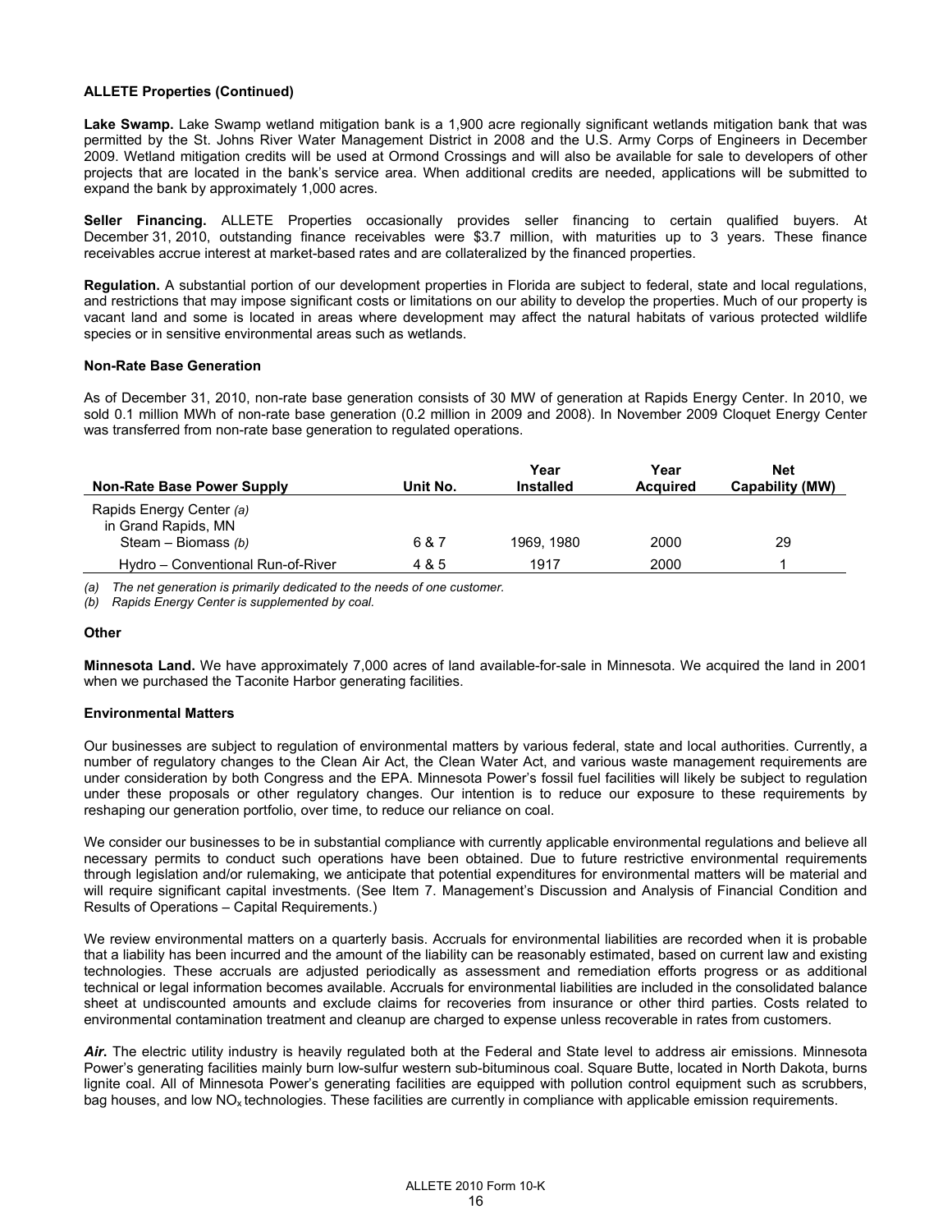**ALLETE Properties (Continued)**

**Lake Swamp.** Lake Swamp wetland mitigation bank is a 1,900 acre regionally significant wetlands mitigation bank that was permitted by the St. Johns River Water Management District in 2008 and the U.S. Army Corps of Engineers in December 2009. Wetland mitigation credits will be used at Ormond Crossings and will also be available for sale to developers of other projects that are located in the bank's service area. When additional credits are needed, applications will be submitted to expand the bank by approximately 1,000 acres.

**Seller Financing.** ALLETE Properties occasionally provides seller financing to certain qualified buyers. At December 31, 2010, outstanding finance receivables were $3.7 million, with maturities up to 3 years. These finance receivables accrue interest at market-based rates and are collateralized by the financed properties.

**Regulation.** A substantial portion of our development properties in Florida are subject to federal, state and local regulations, and restrictions that may impose significant costs or limitations on our ability to develop the properties. Much of our property is vacant land and some is located in areas where development may affect the natural habitats of various protected wildlife species or in sensitive environmental areas such as wetlands.

**Non-Rate Base Generation**

As of December 31, 2010, non-rate base generation consists of 30 MW of generation at Rapids Energy Center. In 2010, we sold 0.1 million MWh of non-rate base generation (0.2 million in 2009 and 2008). In November 2009 Cloquet Energy Center was transferred from non-rate base generation to regulated operations.

| Non-Rate Base Power Supply | Unit No. | Year Installed | Year Acquired | Net Capability (MW) |
|---|---|---|---|---|
| Rapids Energy Center *(a)* in Grand Rapids, MN | | | | |
| Steam – Biomass *(b)* | 6 & 7 | 1969, 1980 | 2000 | 29 |
| Hydro – Conventional Run-of-River | 4 & 5 | 1917 | 2000 | 1 |

*(a) The net generation is primarily dedicated to the needs of one customer.*

*(b) Rapids Energy Center is supplemented by coal.*

**Other**

**Minnesota Land.** We have approximately 7,000 acres of land available-for-sale in Minnesota. We acquired the land in 2001 when we purchased the Taconite Harbor generating facilities.

**Environmental Matters**

Our businesses are subject to regulation of environmental matters by various federal, state and local authorities. Currently, a number of regulatory changes to the Clean Air Act, the Clean Water Act, and various waste management requirements are under consideration by both Congress and the EPA. Minnesota Power's fossil fuel facilities will likely be subject to regulation under these proposals or other regulatory changes. Our intention is to reduce our exposure to these requirements by reshaping our generation portfolio, over time, to reduce our reliance on coal.

We consider our businesses to be in substantial compliance with currently applicable environmental regulations and believe all necessary permits to conduct such operations have been obtained. Due to future restrictive environmental requirements through legislation and/or rulemaking, we anticipate that potential expenditures for environmental matters will be material and will require significant capital investments. (See Item 7. Management's Discussion and Analysis of Financial Condition and Results of Operations – Capital Requirements.)

We review environmental matters on a quarterly basis. Accruals for environmental liabilities are recorded when it is probable that a liability has been incurred and the amount of the liability can be reasonably estimated, based on current law and existing technologies. These accruals are adjusted periodically as assessment and remediation efforts progress or as additional technical or legal information becomes available. Accruals for environmental liabilities are included in the consolidated balance sheet at undiscounted amounts and exclude claims for recoveries from insurance or other third parties. Costs related to environmental contamination treatment and cleanup are charged to expense unless recoverable in rates from customers.

***Air.*** The electric utility industry is heavily regulated both at the Federal and State level to address air emissions. Minnesota Power's generating facilities mainly burn low-sulfur western sub-bituminous coal. Square Butte, located in North Dakota, burns lignite coal. All of Minnesota Power's generating facilities are equipped with pollution control equipment such as scrubbers, bag houses, and low $NO_x$ technologies. These facilities are currently in compliance with applicable emission requirements.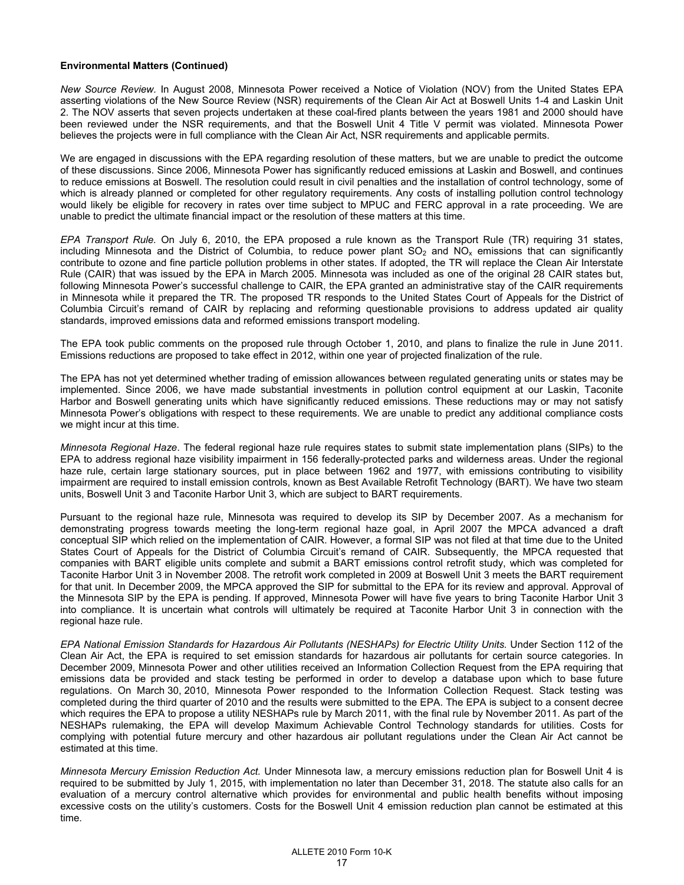**Environmental Matters (Continued)**

*New Source Review.* In August 2008, Minnesota Power received a Notice of Violation (NOV) from the United States EPA asserting violations of the New Source Review (NSR) requirements of the Clean Air Act at Boswell Units 1-4 and Laskin Unit 2. The NOV asserts that seven projects undertaken at these coal-fired plants between the years 1981 and 2000 should have been reviewed under the NSR requirements, and that the Boswell Unit 4 Title V permit was violated. Minnesota Power believes the projects were in full compliance with the Clean Air Act, NSR requirements and applicable permits.

We are engaged in discussions with the EPA regarding resolution of these matters, but we are unable to predict the outcome of these discussions. Since 2006, Minnesota Power has significantly reduced emissions at Laskin and Boswell, and continues to reduce emissions at Boswell. The resolution could result in civil penalties and the installation of control technology, some of which is already planned or completed for other regulatory requirements. Any costs of installing pollution control technology would likely be eligible for recovery in rates over time subject to MPUC and FERC approval in a rate proceeding. We are unable to predict the ultimate financial impact or the resolution of these matters at this time.

*EPA Transport Rule.* On July 6, 2010, the EPA proposed a rule known as the Transport Rule (TR) requiring 31 states, including Minnesota and the District of Columbia, to reduce power plant $SO_2$ and $NO_x$ emissions that can significantly contribute to ozone and fine particle pollution problems in other states. If adopted, the TR will replace the Clean Air Interstate Rule (CAIR) that was issued by the EPA in March 2005. Minnesota was included as one of the original 28 CAIR states but, following Minnesota Power's successful challenge to CAIR, the EPA granted an administrative stay of the CAIR requirements in Minnesota while it prepared the TR. The proposed TR responds to the United States Court of Appeals for the District of Columbia Circuit's remand of CAIR by replacing and reforming questionable provisions to address updated air quality standards, improved emissions data and reformed emissions transport modeling.

The EPA took public comments on the proposed rule through October 1, 2010, and plans to finalize the rule in June 2011. Emissions reductions are proposed to take effect in 2012, within one year of projected finalization of the rule.

The EPA has not yet determined whether trading of emission allowances between regulated generating units or states may be implemented. Since 2006, we have made substantial investments in pollution control equipment at our Laskin, Taconite Harbor and Boswell generating units which have significantly reduced emissions. These reductions may or may not satisfy Minnesota Power's obligations with respect to these requirements. We are unable to predict any additional compliance costs we might incur at this time.

*Minnesota Regional Haze*. The federal regional haze rule requires states to submit state implementation plans (SIPs) to the EPA to address regional haze visibility impairment in 156 federally-protected parks and wilderness areas. Under the regional haze rule, certain large stationary sources, put in place between 1962 and 1977, with emissions contributing to visibility impairment are required to install emission controls, known as Best Available Retrofit Technology (BART). We have two steam units, Boswell Unit 3 and Taconite Harbor Unit 3, which are subject to BART requirements.

Pursuant to the regional haze rule, Minnesota was required to develop its SIP by December 2007. As a mechanism for demonstrating progress towards meeting the long-term regional haze goal, in April 2007 the MPCA advanced a draft conceptual SIP which relied on the implementation of CAIR. However, a formal SIP was not filed at that time due to the United States Court of Appeals for the District of Columbia Circuit's remand of CAIR. Subsequently, the MPCA requested that companies with BART eligible units complete and submit a BART emissions control retrofit study, which was completed for Taconite Harbor Unit 3 in November 2008. The retrofit work completed in 2009 at Boswell Unit 3 meets the BART requirement for that unit. In December 2009, the MPCA approved the SIP for submittal to the EPA for its review and approval. Approval of the Minnesota SIP by the EPA is pending. If approved, Minnesota Power will have five years to bring Taconite Harbor Unit 3 into compliance. It is uncertain what controls will ultimately be required at Taconite Harbor Unit 3 in connection with the regional haze rule.

*EPA National Emission Standards for Hazardous Air Pollutants (NESHAPs) for Electric Utility Units.* Under Section 112 of the Clean Air Act, the EPA is required to set emission standards for hazardous air pollutants for certain source categories. In December 2009, Minnesota Power and other utilities received an Information Collection Request from the EPA requiring that emissions data be provided and stack testing be performed in order to develop a database upon which to base future regulations. On March 30, 2010, Minnesota Power responded to the Information Collection Request. Stack testing was completed during the third quarter of 2010 and the results were submitted to the EPA. The EPA is subject to a consent decree which requires the EPA to propose a utility NESHAPs rule by March 2011, with the final rule by November 2011. As part of the NESHAPs rulemaking, the EPA will develop Maximum Achievable Control Technology standards for utilities. Costs for complying with potential future mercury and other hazardous air pollutant regulations under the Clean Air Act cannot be estimated at this time.

*Minnesota Mercury Emission Reduction Act.* Under Minnesota law, a mercury emissions reduction plan for Boswell Unit 4 is required to be submitted by July 1, 2015, with implementation no later than December 31, 2018. The statute also calls for an evaluation of a mercury control alternative which provides for environmental and public health benefits without imposing excessive costs on the utility's customers. Costs for the Boswell Unit 4 emission reduction plan cannot be estimated at this time.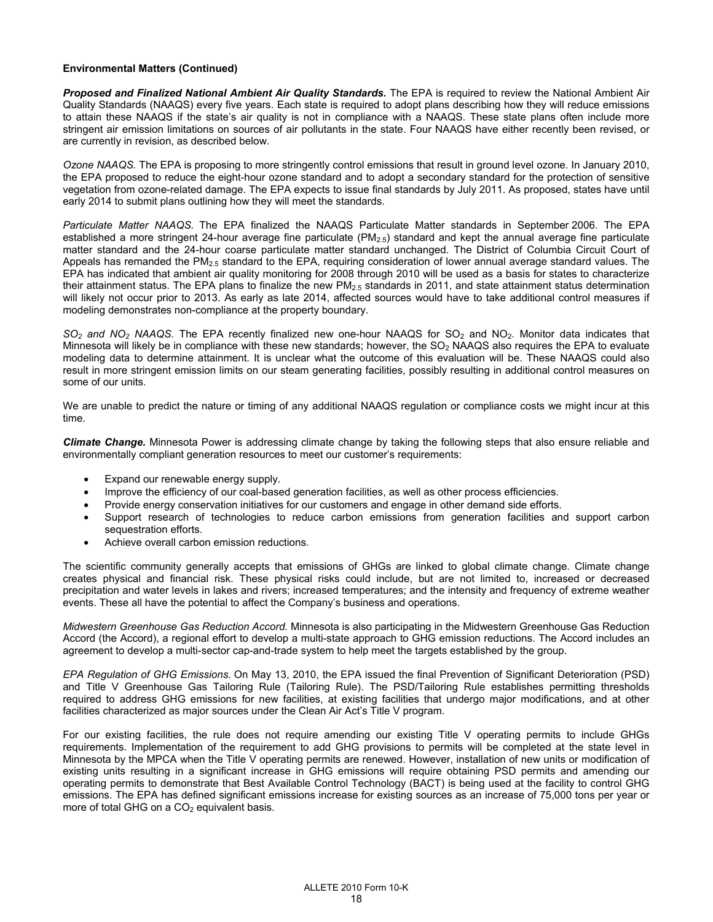**Environmental Matters (Continued)**

***Proposed and Finalized National Ambient Air Quality Standards.*** The EPA is required to review the National Ambient Air Quality Standards (NAAQS) every five years. Each state is required to adopt plans describing how they will reduce emissions to attain these NAAQS if the state's air quality is not in compliance with a NAAQS. These state plans often include more stringent air emission limitations on sources of air pollutants in the state. Four NAAQS have either recently been revised, or are currently in revision, as described below.

*Ozone NAAQS.* The EPA is proposing to more stringently control emissions that result in ground level ozone. In January 2010, the EPA proposed to reduce the eight-hour ozone standard and to adopt a secondary standard for the protection of sensitive vegetation from ozone-related damage. The EPA expects to issue final standards by July 2011. As proposed, states have until early 2014 to submit plans outlining how they will meet the standards.

*Particulate Matter NAAQS.* The EPA finalized the NAAQS Particulate Matter standards in September 2006. The EPA established a more stringent 24-hour average fine particulate ($PM_{2.5}$) standard and kept the annual average fine particulate matter standard and the 24-hour coarse particulate matter standard unchanged. The District of Columbia Circuit Court of Appeals has remanded the $PM_{2.5}$ standard to the EPA, requiring consideration of lower annual average standard values. The EPA has indicated that ambient air quality monitoring for 2008 through 2010 will be used as a basis for states to characterize their attainment status. The EPA plans to finalize the new $PM_{2.5}$ standards in 2011, and state attainment status determination will likely not occur prior to 2013. As early as late 2014, affected sources would have to take additional control measures if modeling demonstrates non-compliance at the property boundary.

*$SO_2$ and $NO_2$ NAAQS.* The EPA recently finalized new one-hour NAAQS for $SO_2$ and $NO_2$. Monitor data indicates that Minnesota will likely be in compliance with these new standards; however, the $SO_2$ NAAQS also requires the EPA to evaluate modeling data to determine attainment. It is unclear what the outcome of this evaluation will be. These NAAQS could also result in more stringent emission limits on our steam generating facilities, possibly resulting in additional control measures on some of our units.

We are unable to predict the nature or timing of any additional NAAQS regulation or compliance costs we might incur at this time.

***Climate Change.*** Minnesota Power is addressing climate change by taking the following steps that also ensure reliable and environmentally compliant generation resources to meet our customer's requirements:

- Expand our renewable energy supply.
- Improve the efficiency of our coal-based generation facilities, as well as other process efficiencies.
- Provide energy conservation initiatives for our customers and engage in other demand side efforts.
- Support research of technologies to reduce carbon emissions from generation facilities and support carbon sequestration efforts.
- Achieve overall carbon emission reductions.

The scientific community generally accepts that emissions of GHGs are linked to global climate change. Climate change creates physical and financial risk. These physical risks could include, but are not limited to, increased or decreased precipitation and water levels in lakes and rivers; increased temperatures; and the intensity and frequency of extreme weather events. These all have the potential to affect the Company's business and operations.

*Midwestern Greenhouse Gas Reduction Accord.* Minnesota is also participating in the Midwestern Greenhouse Gas Reduction Accord (the Accord), a regional effort to develop a multi-state approach to GHG emission reductions. The Accord includes an agreement to develop a multi-sector cap-and-trade system to help meet the targets established by the group.

*EPA Regulation of GHG Emissions.* On May 13, 2010, the EPA issued the final Prevention of Significant Deterioration (PSD) and Title V Greenhouse Gas Tailoring Rule (Tailoring Rule). The PSD/Tailoring Rule establishes permitting thresholds required to address GHG emissions for new facilities, at existing facilities that undergo major modifications, and at other facilities characterized as major sources under the Clean Air Act's Title V program.

For our existing facilities, the rule does not require amending our existing Title V operating permits to include GHGs requirements. Implementation of the requirement to add GHG provisions to permits will be completed at the state level in Minnesota by the MPCA when the Title V operating permits are renewed. However, installation of new units or modification of existing units resulting in a significant increase in GHG emissions will require obtaining PSD permits and amending our operating permits to demonstrate that Best Available Control Technology (BACT) is being used at the facility to control GHG emissions. The EPA has defined significant emissions increase for existing sources as an increase of 75,000 tons per year or more of total GHG on a $CO_2$ equivalent basis.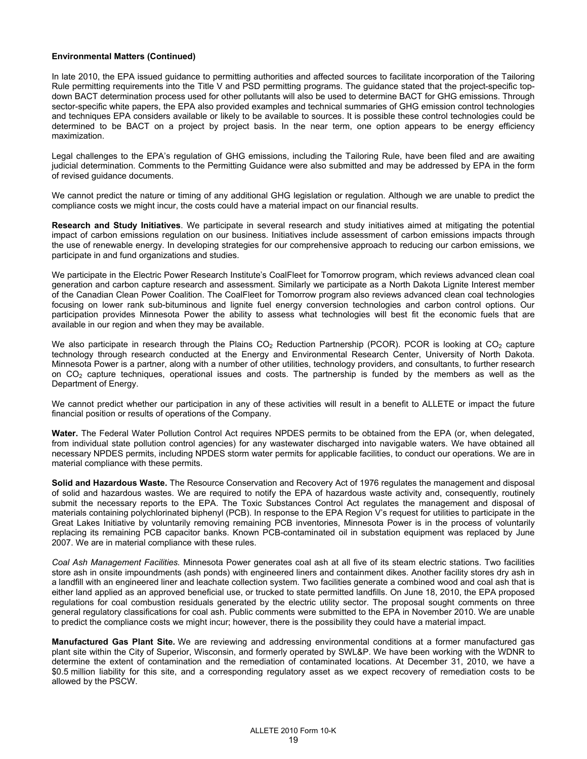**Environmental Matters (Continued)**

In late 2010, the EPA issued guidance to permitting authorities and affected sources to facilitate incorporation of the Tailoring Rule permitting requirements into the Title V and PSD permitting programs. The guidance stated that the project-specific top-down BACT determination process used for other pollutants will also be used to determine BACT for GHG emissions. Through sector-specific white papers, the EPA also provided examples and technical summaries of GHG emission control technologies and techniques EPA considers available or likely to be available to sources. It is possible these control technologies could be determined to be BACT on a project by project basis. In the near term, one option appears to be energy efficiency maximization.

Legal challenges to the EPA's regulation of GHG emissions, including the Tailoring Rule, have been filed and are awaiting judicial determination. Comments to the Permitting Guidance were also submitted and may be addressed by EPA in the form of revised guidance documents.

We cannot predict the nature or timing of any additional GHG legislation or regulation. Although we are unable to predict the compliance costs we might incur, the costs could have a material impact on our financial results.

**Research and Study Initiatives**. We participate in several research and study initiatives aimed at mitigating the potential impact of carbon emissions regulation on our business. Initiatives include assessment of carbon emissions impacts through the use of renewable energy. In developing strategies for our comprehensive approach to reducing our carbon emissions, we participate in and fund organizations and studies.

We participate in the Electric Power Research Institute's CoalFleet for Tomorrow program, which reviews advanced clean coal generation and carbon capture research and assessment. Similarly we participate as a North Dakota Lignite Interest member of the Canadian Clean Power Coalition. The CoalFleet for Tomorrow program also reviews advanced clean coal technologies focusing on lower rank sub-bituminous and lignite fuel energy conversion technologies and carbon control options. Our participation provides Minnesota Power the ability to assess what technologies will best fit the economic fuels that are available in our region and when they may be available.

We also participate in research through the Plains $CO_2$ Reduction Partnership (PCOR). PCOR is looking at $CO_2$ capture technology through research conducted at the Energy and Environmental Research Center, University of North Dakota. Minnesota Power is a partner, along with a number of other utilities, technology providers, and consultants, to further research on $CO_2$ capture techniques, operational issues and costs. The partnership is funded by the members as well as the Department of Energy.

We cannot predict whether our participation in any of these activities will result in a benefit to ALLETE or impact the future financial position or results of operations of the Company.

**Water.** The Federal Water Pollution Control Act requires NPDES permits to be obtained from the EPA (or, when delegated, from individual state pollution control agencies) for any wastewater discharged into navigable waters. We have obtained all necessary NPDES permits, including NPDES storm water permits for applicable facilities, to conduct our operations. We are in material compliance with these permits.

**Solid and Hazardous Waste.** The Resource Conservation and Recovery Act of 1976 regulates the management and disposal of solid and hazardous wastes. We are required to notify the EPA of hazardous waste activity and, consequently, routinely submit the necessary reports to the EPA. The Toxic Substances Control Act regulates the management and disposal of materials containing polychlorinated biphenyl (PCB). In response to the EPA Region V's request for utilities to participate in the Great Lakes Initiative by voluntarily removing remaining PCB inventories, Minnesota Power is in the process of voluntarily replacing its remaining PCB capacitor banks. Known PCB-contaminated oil in substation equipment was replaced by June 2007. We are in material compliance with these rules.

*Coal Ash Management Facilities.* Minnesota Power generates coal ash at all five of its steam electric stations. Two facilities store ash in onsite impoundments (ash ponds) with engineered liners and containment dikes. Another facility stores dry ash in a landfill with an engineered liner and leachate collection system. Two facilities generate a combined wood and coal ash that is either land applied as an approved beneficial use, or trucked to state permitted landfills. On June 18, 2010, the EPA proposed regulations for coal combustion residuals generated by the electric utility sector. The proposal sought comments on three general regulatory classifications for coal ash. Public comments were submitted to the EPA in November 2010. We are unable to predict the compliance costs we might incur; however, there is the possibility they could have a material impact.

**Manufactured Gas Plant Site.** We are reviewing and addressing environmental conditions at a former manufactured gas plant site within the City of Superior, Wisconsin, and formerly operated by SWL&P. We have been working with the WDNR to determine the extent of contamination and the remediation of contaminated locations. At December 31, 2010, we have a $0.5 million liability for this site, and a corresponding regulatory asset as we expect recovery of remediation costs to be allowed by the PSCW.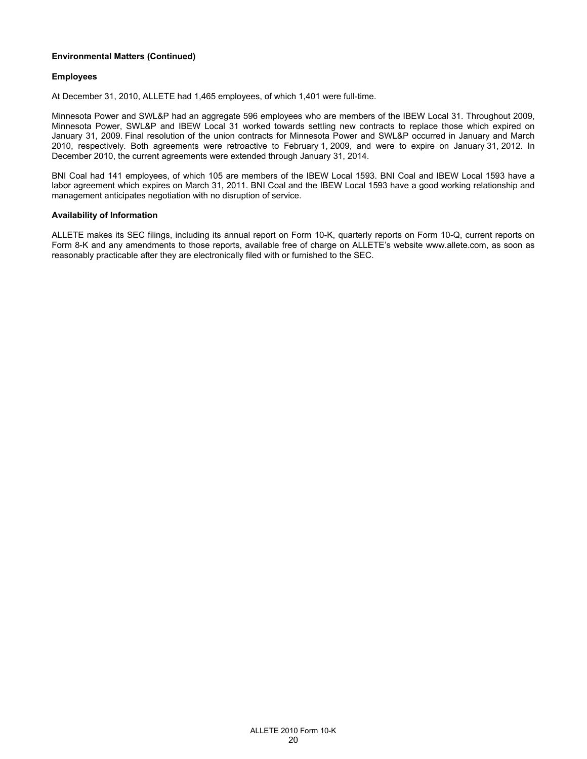**Environmental Matters (Continued)**

**Employees**

At December 31, 2010, ALLETE had 1,465 employees, of which 1,401 were full-time.

Minnesota Power and SWL&P had an aggregate 596 employees who are members of the IBEW Local 31. Throughout 2009, Minnesota Power, SWL&P and IBEW Local 31 worked towards settling new contracts to replace those which expired on January 31, 2009. Final resolution of the union contracts for Minnesota Power and SWL&P occurred in January and March 2010, respectively. Both agreements were retroactive to February 1, 2009, and were to expire on January 31, 2012. In December 2010, the current agreements were extended through January 31, 2014.

BNI Coal had 141 employees, of which 105 are members of the IBEW Local 1593. BNI Coal and IBEW Local 1593 have a labor agreement which expires on March 31, 2011. BNI Coal and the IBEW Local 1593 have a good working relationship and management anticipates negotiation with no disruption of service.

**Availability of Information**

ALLETE makes its SEC filings, including its annual report on Form 10-K, quarterly reports on Form 10-Q, current reports on Form 8-K and any amendments to those reports, available free of charge on ALLETE's website www.allete.com, as soon as reasonably practicable after they are electronically filed with or furnished to the SEC.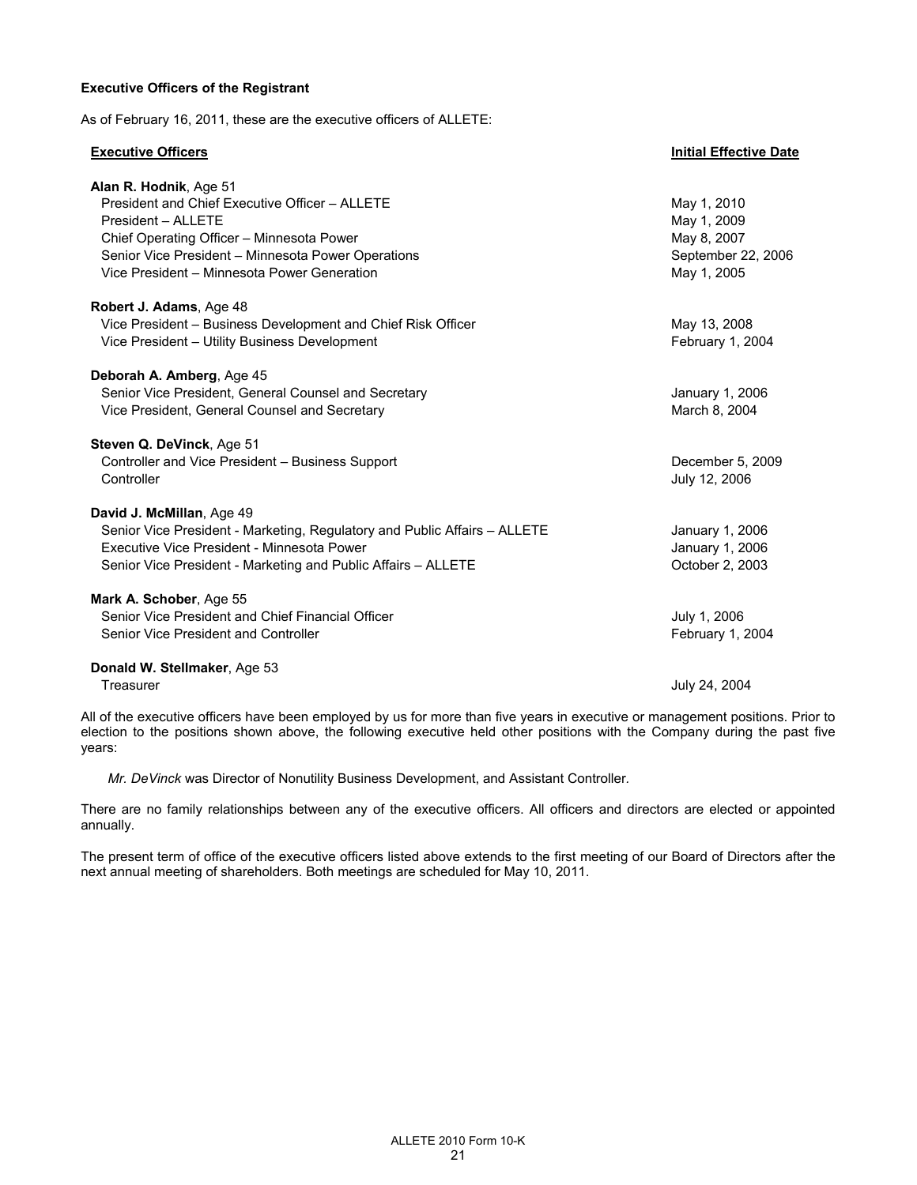**Executive Officers of the Registrant**

As of February 16, 2011, these are the executive officers of ALLETE:

| Executive Officers | Initial Effective Date |
|---|---|
| **Alan R. Hodnik**, Age 51 | |
| President and Chief Executive Officer – ALLETE | May 1, 2010 |
| President – ALLETE | May 1, 2009 |
| Chief Operating Officer – Minnesota Power | May 8, 2007 |
| Senior Vice President – Minnesota Power Operations | September 22, 2006 |
| Vice President – Minnesota Power Generation | May 1, 2005 |
| **Robert J. Adams**, Age 48 | |
| Vice President – Business Development and Chief Risk Officer | May 13, 2008 |
| Vice President – Utility Business Development | February 1, 2004 |
| **Deborah A. Amberg**, Age 45 | |
| Senior Vice President, General Counsel and Secretary | January 1, 2006 |
| Vice President, General Counsel and Secretary | March 8, 2004 |
| **Steven Q. DeVinck**, Age 51 | |
| Controller and Vice President – Business Support | December 5, 2009 |
| Controller | July 12, 2006 |
| **David J. McMillan**, Age 49 | |
| Senior Vice President - Marketing, Regulatory and Public Affairs – ALLETE | January 1, 2006 |
| Executive Vice President - Minnesota Power | January 1, 2006 |
| Senior Vice President - Marketing and Public Affairs – ALLETE | October 2, 2003 |
| **Mark A. Schober**, Age 55 | |
| Senior Vice President and Chief Financial Officer | July 1, 2006 |
| Senior Vice President and Controller | February 1, 2004 |
| **Donald W. Stellmaker**, Age 53 | |
| Treasurer | July 24, 2004 |

All of the executive officers have been employed by us for more than five years in executive or management positions. Prior to election to the positions shown above, the following executive held other positions with the Company during the past five years:

*Mr. DeVinck* was Director of Nonutility Business Development, and Assistant Controller.

There are no family relationships between any of the executive officers. All officers and directors are elected or appointed annually.

The present term of office of the executive officers listed above extends to the first meeting of our Board of Directors after the next annual meeting of shareholders. Both meetings are scheduled for May 10, 2011.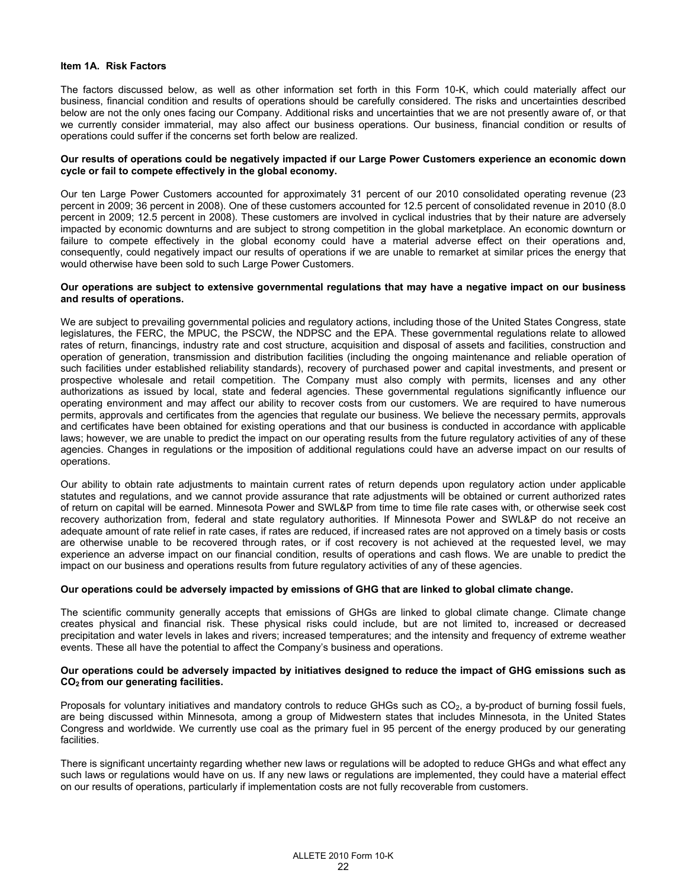## Item 1A. Risk Factors

The factors discussed below, as well as other information set forth in this Form 10-K, which could materially affect our business, financial condition and results of operations should be carefully considered. The risks and uncertainties described below are not the only ones facing our Company. Additional risks and uncertainties that we are not presently aware of, or that we currently consider immaterial, may also affect our business operations. Our business, financial condition or results of operations could suffer if the concerns set forth below are realized.

**Our results of operations could be negatively impacted if our Large Power Customers experience an economic down cycle or fail to compete effectively in the global economy.**

Our ten Large Power Customers accounted for approximately 31 percent of our 2010 consolidated operating revenue (23 percent in 2009; 36 percent in 2008). One of these customers accounted for 12.5 percent of consolidated revenue in 2010 (8.0 percent in 2009; 12.5 percent in 2008). These customers are involved in cyclical industries that by their nature are adversely impacted by economic downturns and are subject to strong competition in the global marketplace. An economic downturn or failure to compete effectively in the global economy could have a material adverse effect on their operations and, consequently, could negatively impact our results of operations if we are unable to remarket at similar prices the energy that would otherwise have been sold to such Large Power Customers.

**Our operations are subject to extensive governmental regulations that may have a negative impact on our business and results of operations.**

We are subject to prevailing governmental policies and regulatory actions, including those of the United States Congress, state legislatures, the FERC, the MPUC, the PSCW, the NDPSC and the EPA. These governmental regulations relate to allowed rates of return, financings, industry rate and cost structure, acquisition and disposal of assets and facilities, construction and operation of generation, transmission and distribution facilities (including the ongoing maintenance and reliable operation of such facilities under established reliability standards), recovery of purchased power and capital investments, and present or prospective wholesale and retail competition. The Company must also comply with permits, licenses and any other authorizations as issued by local, state and federal agencies. These governmental regulations significantly influence our operating environment and may affect our ability to recover costs from our customers. We are required to have numerous permits, approvals and certificates from the agencies that regulate our business. We believe the necessary permits, approvals and certificates have been obtained for existing operations and that our business is conducted in accordance with applicable laws; however, we are unable to predict the impact on our operating results from the future regulatory activities of any of these agencies. Changes in regulations or the imposition of additional regulations could have an adverse impact on our results of operations.

Our ability to obtain rate adjustments to maintain current rates of return depends upon regulatory action under applicable statutes and regulations, and we cannot provide assurance that rate adjustments will be obtained or current authorized rates of return on capital will be earned. Minnesota Power and SWL&P from time to time file rate cases with, or otherwise seek cost recovery authorization from, federal and state regulatory authorities. If Minnesota Power and SWL&P do not receive an adequate amount of rate relief in rate cases, if rates are reduced, if increased rates are not approved on a timely basis or costs are otherwise unable to be recovered through rates, or if cost recovery is not achieved at the requested level, we may experience an adverse impact on our financial condition, results of operations and cash flows. We are unable to predict the impact on our business and operations results from future regulatory activities of any of these agencies.

**Our operations could be adversely impacted by emissions of GHG that are linked to global climate change.**

The scientific community generally accepts that emissions of GHGs are linked to global climate change. Climate change creates physical and financial risk. These physical risks could include, but are not limited to, increased or decreased precipitation and water levels in lakes and rivers; increased temperatures; and the intensity and frequency of extreme weather events. These all have the potential to affect the Company's business and operations.

**Our operations could be adversely impacted by initiatives designed to reduce the impact of GHG emissions such as $CO_2$ from our generating facilities.**

Proposals for voluntary initiatives and mandatory controls to reduce GHGs such as $CO_2$, a by-product of burning fossil fuels, are being discussed within Minnesota, among a group of Midwestern states that includes Minnesota, in the United States Congress and worldwide. We currently use coal as the primary fuel in 95 percent of the energy produced by our generating facilities.

There is significant uncertainty regarding whether new laws or regulations will be adopted to reduce GHGs and what effect any such laws or regulations would have on us. If any new laws or regulations are implemented, they could have a material effect on our results of operations, particularly if implementation costs are not fully recoverable from customers.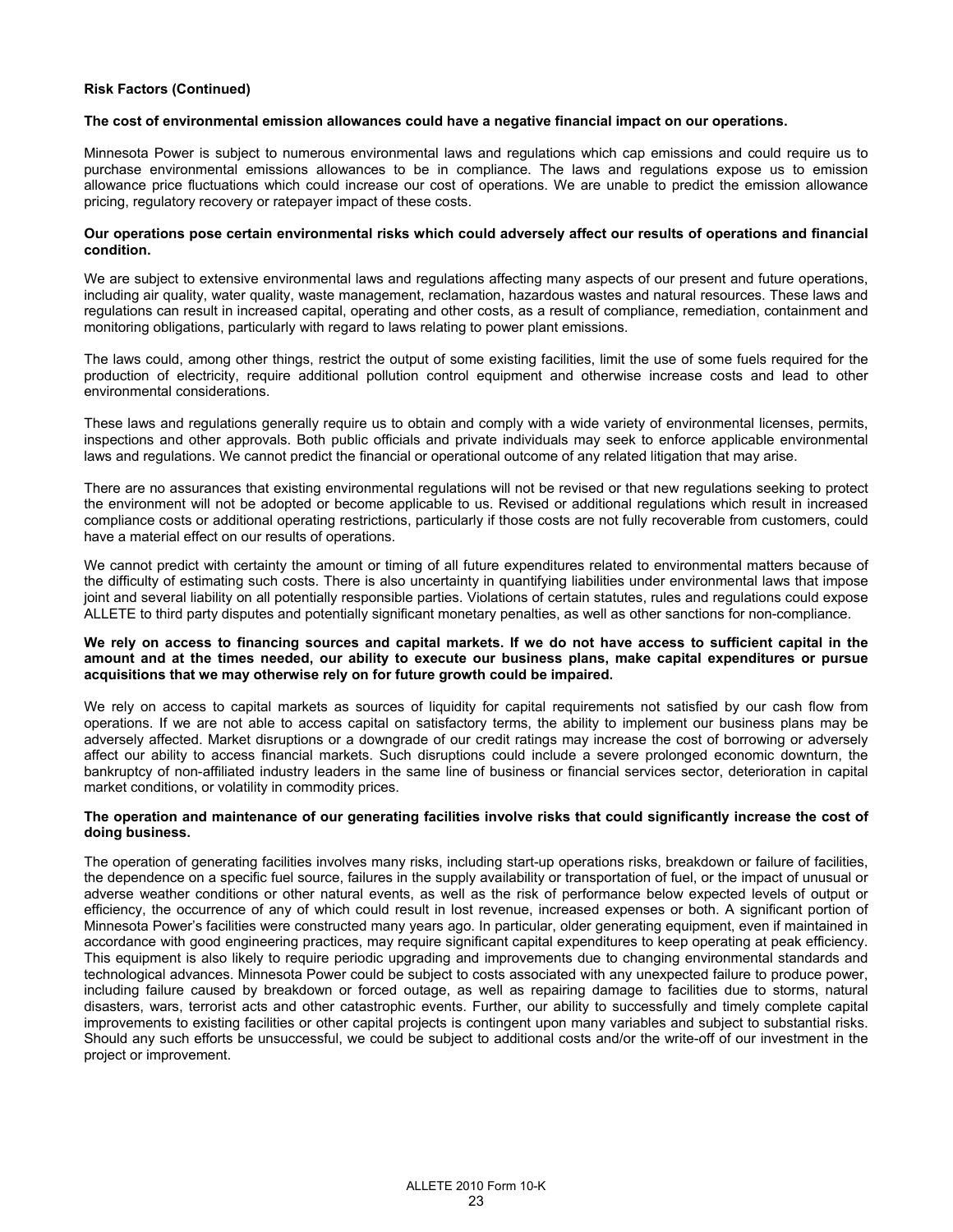**Risk Factors (Continued)**

**The cost of environmental emission allowances could have a negative financial impact on our operations.**

Minnesota Power is subject to numerous environmental laws and regulations which cap emissions and could require us to purchase environmental emissions allowances to be in compliance. The laws and regulations expose us to emission allowance price fluctuations which could increase our cost of operations. We are unable to predict the emission allowance pricing, regulatory recovery or ratepayer impact of these costs.

**Our operations pose certain environmental risks which could adversely affect our results of operations and financial condition.**

We are subject to extensive environmental laws and regulations affecting many aspects of our present and future operations, including air quality, water quality, waste management, reclamation, hazardous wastes and natural resources. These laws and regulations can result in increased capital, operating and other costs, as a result of compliance, remediation, containment and monitoring obligations, particularly with regard to laws relating to power plant emissions.

The laws could, among other things, restrict the output of some existing facilities, limit the use of some fuels required for the production of electricity, require additional pollution control equipment and otherwise increase costs and lead to other environmental considerations.

These laws and regulations generally require us to obtain and comply with a wide variety of environmental licenses, permits, inspections and other approvals. Both public officials and private individuals may seek to enforce applicable environmental laws and regulations. We cannot predict the financial or operational outcome of any related litigation that may arise.

There are no assurances that existing environmental regulations will not be revised or that new regulations seeking to protect the environment will not be adopted or become applicable to us. Revised or additional regulations which result in increased compliance costs or additional operating restrictions, particularly if those costs are not fully recoverable from customers, could have a material effect on our results of operations.

We cannot predict with certainty the amount or timing of all future expenditures related to environmental matters because of the difficulty of estimating such costs. There is also uncertainty in quantifying liabilities under environmental laws that impose joint and several liability on all potentially responsible parties. Violations of certain statutes, rules and regulations could expose ALLETE to third party disputes and potentially significant monetary penalties, as well as other sanctions for non-compliance.

**We rely on access to financing sources and capital markets. If we do not have access to sufficient capital in the amount and at the times needed, our ability to execute our business plans, make capital expenditures or pursue acquisitions that we may otherwise rely on for future growth could be impaired.**

We rely on access to capital markets as sources of liquidity for capital requirements not satisfied by our cash flow from operations. If we are not able to access capital on satisfactory terms, the ability to implement our business plans may be adversely affected. Market disruptions or a downgrade of our credit ratings may increase the cost of borrowing or adversely affect our ability to access financial markets. Such disruptions could include a severe prolonged economic downturn, the bankruptcy of non-affiliated industry leaders in the same line of business or financial services sector, deterioration in capital market conditions, or volatility in commodity prices.

**The operation and maintenance of our generating facilities involve risks that could significantly increase the cost of doing business.**

The operation of generating facilities involves many risks, including start-up operations risks, breakdown or failure of facilities, the dependence on a specific fuel source, failures in the supply availability or transportation of fuel, or the impact of unusual or adverse weather conditions or other natural events, as well as the risk of performance below expected levels of output or efficiency, the occurrence of any of which could result in lost revenue, increased expenses or both. A significant portion of Minnesota Power's facilities were constructed many years ago. In particular, older generating equipment, even if maintained in accordance with good engineering practices, may require significant capital expenditures to keep operating at peak efficiency. This equipment is also likely to require periodic upgrading and improvements due to changing environmental standards and technological advances. Minnesota Power could be subject to costs associated with any unexpected failure to produce power, including failure caused by breakdown or forced outage, as well as repairing damage to facilities due to storms, natural disasters, wars, terrorist acts and other catastrophic events. Further, our ability to successfully and timely complete capital improvements to existing facilities or other capital projects is contingent upon many variables and subject to substantial risks. Should any such efforts be unsuccessful, we could be subject to additional costs and/or the write-off of our investment in the project or improvement.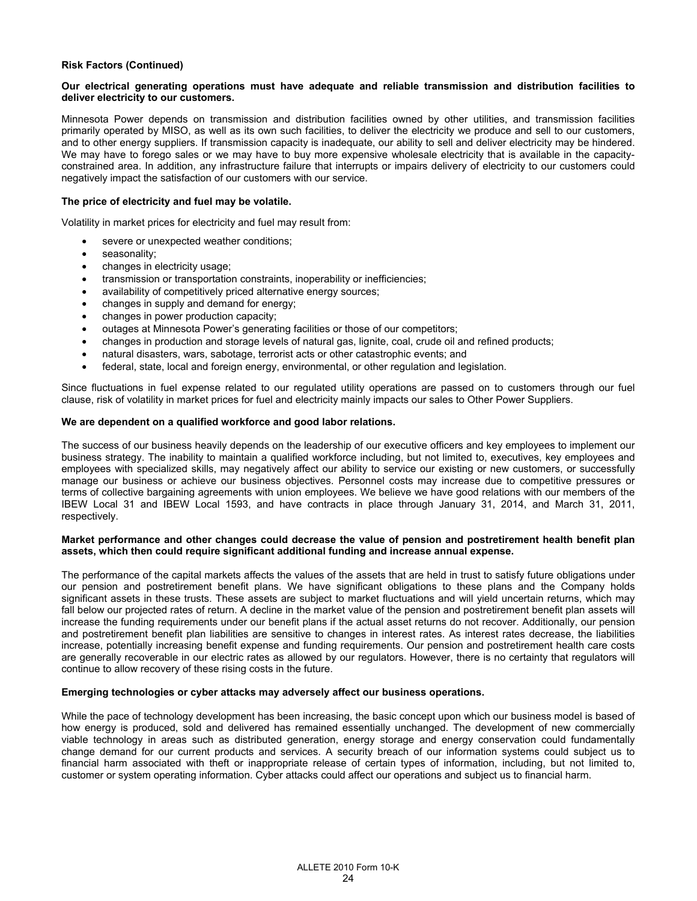**Risk Factors (Continued)**

**Our electrical generating operations must have adequate and reliable transmission and distribution facilities to deliver electricity to our customers.**

Minnesota Power depends on transmission and distribution facilities owned by other utilities, and transmission facilities primarily operated by MISO, as well as its own such facilities, to deliver the electricity we produce and sell to our customers, and to other energy suppliers. If transmission capacity is inadequate, our ability to sell and deliver electricity may be hindered. We may have to forego sales or we may have to buy more expensive wholesale electricity that is available in the capacity-constrained area. In addition, any infrastructure failure that interrupts or impairs delivery of electricity to our customers could negatively impact the satisfaction of our customers with our service.

**The price of electricity and fuel may be volatile.**

Volatility in market prices for electricity and fuel may result from:

- severe or unexpected weather conditions;
- seasonality;
- changes in electricity usage;
- transmission or transportation constraints, inoperability or inefficiencies;
- availability of competitively priced alternative energy sources;
- changes in supply and demand for energy;
- changes in power production capacity;
- outages at Minnesota Power's generating facilities or those of our competitors;
- changes in production and storage levels of natural gas, lignite, coal, crude oil and refined products;
- natural disasters, wars, sabotage, terrorist acts or other catastrophic events; and
- federal, state, local and foreign energy, environmental, or other regulation and legislation.

Since fluctuations in fuel expense related to our regulated utility operations are passed on to customers through our fuel clause, risk of volatility in market prices for fuel and electricity mainly impacts our sales to Other Power Suppliers.

**We are dependent on a qualified workforce and good labor relations.**

The success of our business heavily depends on the leadership of our executive officers and key employees to implement our business strategy. The inability to maintain a qualified workforce including, but not limited to, executives, key employees and employees with specialized skills, may negatively affect our ability to service our existing or new customers, or successfully manage our business or achieve our business objectives. Personnel costs may increase due to competitive pressures or terms of collective bargaining agreements with union employees. We believe we have good relations with our members of the IBEW Local 31 and IBEW Local 1593, and have contracts in place through January 31, 2014, and March 31, 2011, respectively.

**Market performance and other changes could decrease the value of pension and postretirement health benefit plan assets, which then could require significant additional funding and increase annual expense.**

The performance of the capital markets affects the values of the assets that are held in trust to satisfy future obligations under our pension and postretirement benefit plans. We have significant obligations to these plans and the Company holds significant assets in these trusts. These assets are subject to market fluctuations and will yield uncertain returns, which may fall below our projected rates of return. A decline in the market value of the pension and postretirement benefit plan assets will increase the funding requirements under our benefit plans if the actual asset returns do not recover. Additionally, our pension and postretirement benefit plan liabilities are sensitive to changes in interest rates. As interest rates decrease, the liabilities increase, potentially increasing benefit expense and funding requirements. Our pension and postretirement health care costs are generally recoverable in our electric rates as allowed by our regulators. However, there is no certainty that regulators will continue to allow recovery of these rising costs in the future.

**Emerging technologies or cyber attacks may adversely affect our business operations.**

While the pace of technology development has been increasing, the basic concept upon which our business model is based of how energy is produced, sold and delivered has remained essentially unchanged. The development of new commercially viable technology in areas such as distributed generation, energy storage and energy conservation could fundamentally change demand for our current products and services. A security breach of our information systems could subject us to financial harm associated with theft or inappropriate release of certain types of information, including, but not limited to, customer or system operating information. Cyber attacks could affect our operations and subject us to financial harm.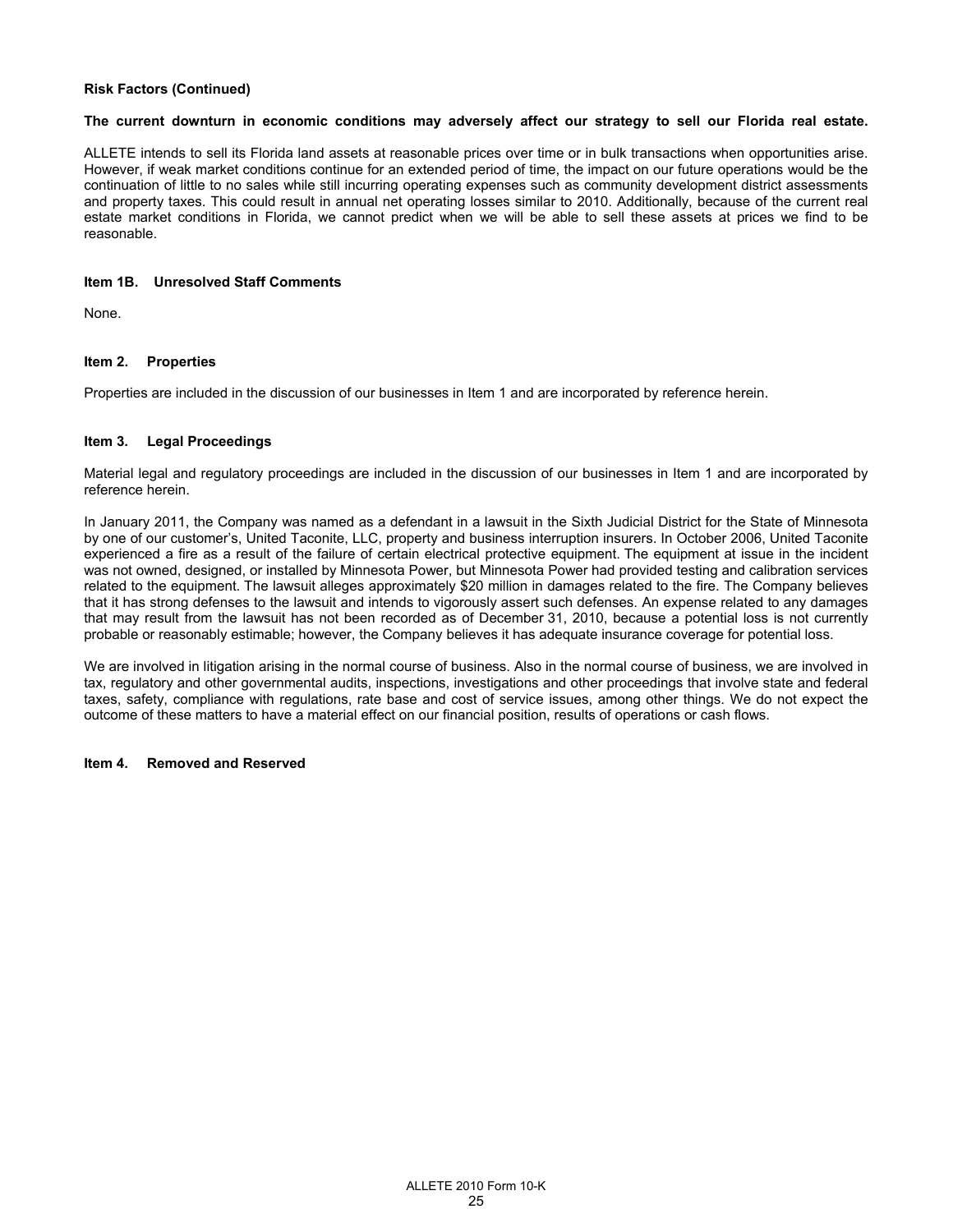**Risk Factors (Continued)**

**The current downturn in economic conditions may adversely affect our strategy to sell our Florida real estate.**

ALLETE intends to sell its Florida land assets at reasonable prices over time or in bulk transactions when opportunities arise. However, if weak market conditions continue for an extended period of time, the impact on our future operations would be the continuation of little to no sales while still incurring operating expenses such as community development district assessments and property taxes. This could result in annual net operating losses similar to 2010. Additionally, because of the current real estate market conditions in Florida, we cannot predict when we will be able to sell these assets at prices we find to be reasonable.

## Item 1B. Unresolved Staff Comments

None.

## Item 2. Properties

Properties are included in the discussion of our businesses in Item 1 and are incorporated by reference herein.

## Item 3. Legal Proceedings

Material legal and regulatory proceedings are included in the discussion of our businesses in Item 1 and are incorporated by reference herein.

In January 2011, the Company was named as a defendant in a lawsuit in the Sixth Judicial District for the State of Minnesota by one of our customer's, United Taconite, LLC, property and business interruption insurers. In October 2006, United Taconite experienced a fire as a result of the failure of certain electrical protective equipment. The equipment at issue in the incident was not owned, designed, or installed by Minnesota Power, but Minnesota Power had provided testing and calibration services related to the equipment. The lawsuit alleges approximately $20 million in damages related to the fire. The Company believes that it has strong defenses to the lawsuit and intends to vigorously assert such defenses. An expense related to any damages that may result from the lawsuit has not been recorded as of December 31, 2010, because a potential loss is not currently probable or reasonably estimable; however, the Company believes it has adequate insurance coverage for potential loss.

We are involved in litigation arising in the normal course of business. Also in the normal course of business, we are involved in tax, regulatory and other governmental audits, inspections, investigations and other proceedings that involve state and federal taxes, safety, compliance with regulations, rate base and cost of service issues, among other things. We do not expect the outcome of these matters to have a material effect on our financial position, results of operations or cash flows.

## Item 4. Removed and Reserved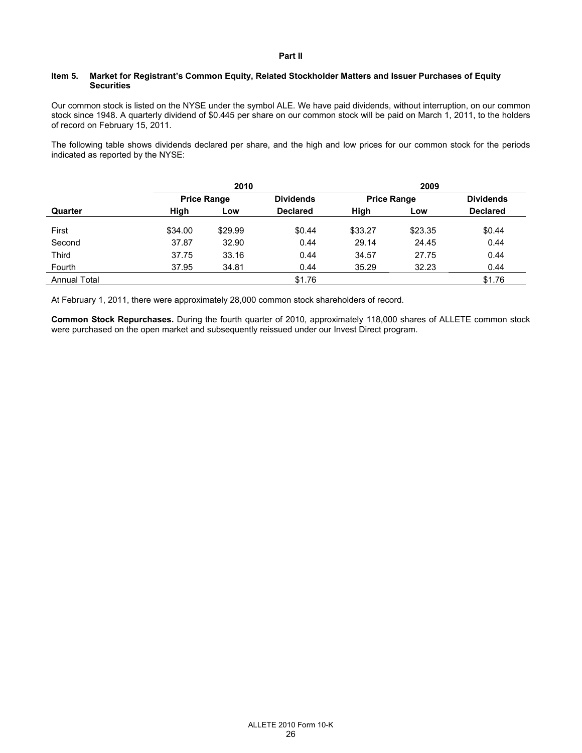# Part II

## Item 5. Market for Registrant's Common Equity, Related Stockholder Matters and Issuer Purchases of Equity Securities

Our common stock is listed on the NYSE under the symbol ALE. We have paid dividends, without interruption, on our common stock since 1948. A quarterly dividend of $0.445 per share on our common stock will be paid on March 1, 2011, to the holders of record on February 15, 2011.

The following table shows dividends declared per share, and the high and low prices for our common stock for the periods indicated as reported by the NYSE:

| | 2010 | | | 2009 | | |
|---|---|---|---|---|---|---|
| | Price Range | | Dividends | Price Range | | Dividends |
| Quarter | High | Low | Declared | High | Low | Declared |
| First | $34.00 | $29.99 | $0.44 | $33.27 | $23.35 | $0.44 |
| Second | 37.87 | 32.90 | 0.44 | 29.14 | 24.45 | 0.44 |
| Third | 37.75 | 33.16 | 0.44 | 34.57 | 27.75 | 0.44 |
| Fourth | 37.95 | 34.81 | 0.44 | 35.29 | 32.23 | 0.44 |
| Annual Total | | | $1.76 | | | $1.76 |

At February 1, 2011, there were approximately 28,000 common stock shareholders of record.

**Common Stock Repurchases.** During the fourth quarter of 2010, approximately 118,000 shares of ALLETE common stock were purchased on the open market and subsequently reissued under our Invest Direct program.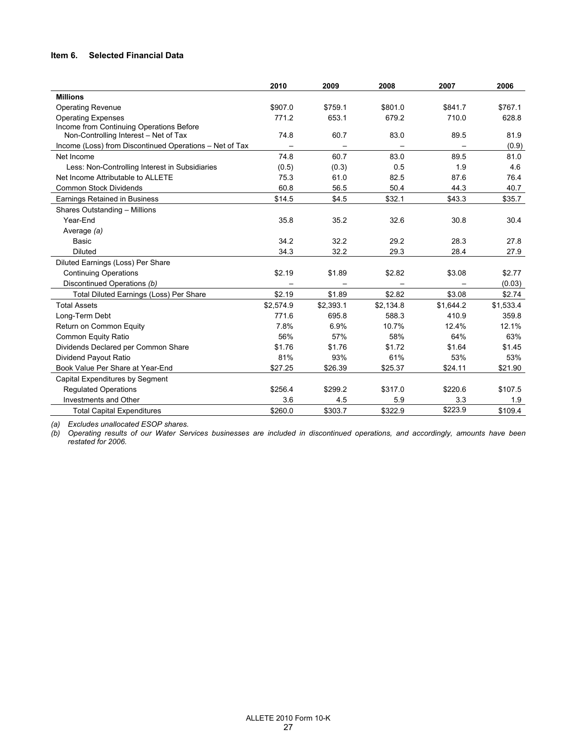### Item 6. Selected Financial Data

| | 2010 | 2009 | 2008 | 2007 | 2006 |
|---|---|---|---|---|---|
| **Millions** | | | | | |
| Operating Revenue | $907.0 | $759.1 | $801.0 | $841.7 | $767.1 |
| Operating Expenses | 771.2 | 653.1 | 679.2 | 710.0 | 628.8 |
| Income from Continuing Operations Before Non-Controlling Interest – Net of Tax | 74.8 | 60.7 | 83.0 | 89.5 | 81.9 |
| Income (Loss) from Discontinued Operations – Net of Tax | – | – | – | – | (0.9) |
| Net Income | 74.8 | 60.7 | 83.0 | 89.5 | 81.0 |
| Less: Non-Controlling Interest in Subsidiaries | (0.5) | (0.3) | 0.5 | 1.9 | 4.6 |
| Net Income Attributable to ALLETE | 75.3 | 61.0 | 82.5 | 87.6 | 76.4 |
| Common Stock Dividends | 60.8 | 56.5 | 50.4 | 44.3 | 40.7 |
| Earnings Retained in Business | $14.5 | $4.5 | $32.1 | $43.3 | $35.7 |
| Shares Outstanding – Millions | | | | | |
| Year-End | 35.8 | 35.2 | 32.6 | 30.8 | 30.4 |
| Average *(a)* | | | | | |
| Basic | 34.2 | 32.2 | 29.2 | 28.3 | 27.8 |
| Diluted | 34.3 | 32.2 | 29.3 | 28.4 | 27.9 |
| Diluted Earnings (Loss) Per Share | | | | | |
| Continuing Operations | $2.19 | $1.89 | $2.82 | $3.08 | $2.77 |
| Discontinued Operations *(b)* | – | – | – | – | (0.03) |
| Total Diluted Earnings (Loss) Per Share | $2.19 | $1.89 | $2.82 | $3.08 | $2.74 |
| Total Assets | $2,574.9 | $2,393.1 | $2,134.8 | $1,644.2 | $1,533.4 |
| Long-Term Debt | 771.6 | 695.8 | 588.3 | 410.9 | 359.8 |
| Return on Common Equity | 7.8% | 6.9% | 10.7% | 12.4% | 12.1% |
| Common Equity Ratio | 56% | 57% | 58% | 64% | 63% |
| Dividends Declared per Common Share | $1.76 | $1.76 | $1.72 | $1.64 | $1.45 |
| Dividend Payout Ratio | 81% | 93% | 61% | 53% | 53% |
| Book Value Per Share at Year-End | $27.25 | $26.39 | $25.37 | $24.11 | $21.90 |
| Capital Expenditures by Segment | | | | | |
| Regulated Operations | $256.4 | $299.2 | $317.0 | $220.6 | $107.5 |
| Investments and Other | 3.6 | 4.5 | 5.9 | 3.3 | 1.9 |
| Total Capital Expenditures | $260.0 | $303.7 | $322.9 | $223.9 | $109.4 |

*(a) Excludes unallocated ESOP shares.*

*(b) Operating results of our Water Services businesses are included in discontinued operations, and accordingly, amounts have been restated for 2006.*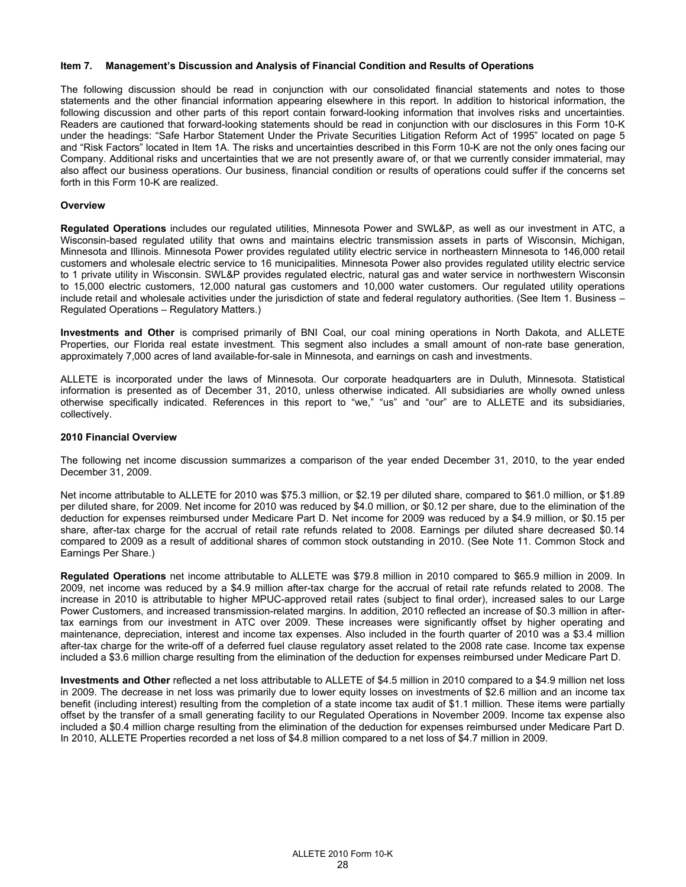### Item 7. Management's Discussion and Analysis of Financial Condition and Results of Operations

The following discussion should be read in conjunction with our consolidated financial statements and notes to those statements and the other financial information appearing elsewhere in this report. In addition to historical information, the following discussion and other parts of this report contain forward-looking information that involves risks and uncertainties. Readers are cautioned that forward-looking statements should be read in conjunction with our disclosures in this Form 10-K under the headings: "Safe Harbor Statement Under the Private Securities Litigation Reform Act of 1995" located on page 5 and "Risk Factors" located in Item 1A. The risks and uncertainties described in this Form 10-K are not the only ones facing our Company. Additional risks and uncertainties that we are not presently aware of, or that we currently consider immaterial, may also affect our business operations. Our business, financial condition or results of operations could suffer if the concerns set forth in this Form 10-K are realized.

#### Overview

**Regulated Operations** includes our regulated utilities, Minnesota Power and SWL&P, as well as our investment in ATC, a Wisconsin-based regulated utility that owns and maintains electric transmission assets in parts of Wisconsin, Michigan, Minnesota and Illinois. Minnesota Power provides regulated utility electric service in northeastern Minnesota to 146,000 retail customers and wholesale electric service to 16 municipalities. Minnesota Power also provides regulated utility electric service to 1 private utility in Wisconsin. SWL&P provides regulated electric, natural gas and water service in northwestern Wisconsin to 15,000 electric customers, 12,000 natural gas customers and 10,000 water customers. Our regulated utility operations include retail and wholesale activities under the jurisdiction of state and federal regulatory authorities. (See Item 1. Business – Regulated Operations – Regulatory Matters.)

**Investments and Other** is comprised primarily of BNI Coal, our coal mining operations in North Dakota, and ALLETE Properties, our Florida real estate investment. This segment also includes a small amount of non-rate base generation, approximately 7,000 acres of land available-for-sale in Minnesota, and earnings on cash and investments.

ALLETE is incorporated under the laws of Minnesota. Our corporate headquarters are in Duluth, Minnesota. Statistical information is presented as of December 31, 2010, unless otherwise indicated. All subsidiaries are wholly owned unless otherwise specifically indicated. References in this report to "we," "us" and "our" are to ALLETE and its subsidiaries, collectively.

#### 2010 Financial Overview

The following net income discussion summarizes a comparison of the year ended December 31, 2010, to the year ended December 31, 2009.

Net income attributable to ALLETE for 2010 was $75.3 million, or $2.19 per diluted share, compared to $61.0 million, or $1.89 per diluted share, for 2009. Net income for 2010 was reduced by $4.0 million, or $0.12 per share, due to the elimination of the deduction for expenses reimbursed under Medicare Part D. Net income for 2009 was reduced by a $4.9 million, or $0.15 per share, after-tax charge for the accrual of retail rate refunds related to 2008. Earnings per diluted share decreased $0.14 compared to 2009 as a result of additional shares of common stock outstanding in 2010. (See Note 11. Common Stock and Earnings Per Share.)

**Regulated Operations** net income attributable to ALLETE was $79.8 million in 2010 compared to $65.9 million in 2009. In 2009, net income was reduced by a $4.9 million after-tax charge for the accrual of retail rate refunds related to 2008. The increase in 2010 is attributable to higher MPUC-approved retail rates (subject to final order), increased sales to our Large Power Customers, and increased transmission-related margins. In addition, 2010 reflected an increase of $0.3 million in after-tax earnings from our investment in ATC over 2009. These increases were significantly offset by higher operating and maintenance, depreciation, interest and income tax expenses. Also included in the fourth quarter of 2010 was a $3.4 million after-tax charge for the write-off of a deferred fuel clause regulatory asset related to the 2008 rate case. Income tax expense included a $3.6 million charge resulting from the elimination of the deduction for expenses reimbursed under Medicare Part D.

**Investments and Other** reflected a net loss attributable to ALLETE of $4.5 million in 2010 compared to a $4.9 million net loss in 2009. The decrease in net loss was primarily due to lower equity losses on investments of $2.6 million and an income tax benefit (including interest) resulting from the completion of a state income tax audit of $1.1 million. These items were partially offset by the transfer of a small generating facility to our Regulated Operations in November 2009. Income tax expense also included a $0.4 million charge resulting from the elimination of the deduction for expenses reimbursed under Medicare Part D. In 2010, ALLETE Properties recorded a net loss of $4.8 million compared to a net loss of $4.7 million in 2009.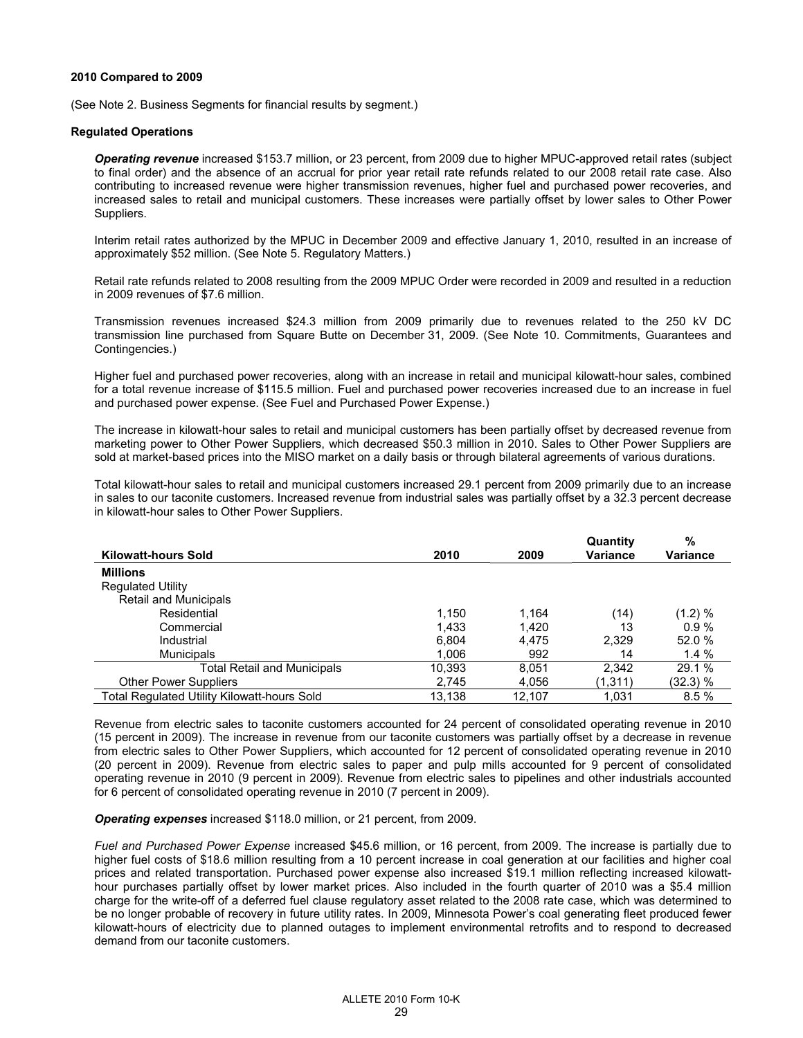**2010 Compared to 2009**

(See Note 2. Business Segments for financial results by segment.)

**Regulated Operations**

***Operating revenue*** increased $153.7 million, or 23 percent, from 2009 due to higher MPUC-approved retail rates (subject to final order) and the absence of an accrual for prior year retail rate refunds related to our 2008 retail rate case. Also contributing to increased revenue were higher transmission revenues, higher fuel and purchased power recoveries, and increased sales to retail and municipal customers. These increases were partially offset by lower sales to Other Power Suppliers.

Interim retail rates authorized by the MPUC in December 2009 and effective January 1, 2010, resulted in an increase of approximately $52 million. (See Note 5. Regulatory Matters.)

Retail rate refunds related to 2008 resulting from the 2009 MPUC Order were recorded in 2009 and resulted in a reduction in 2009 revenues of $7.6 million.

Transmission revenues increased $24.3 million from 2009 primarily due to revenues related to the 250 kV DC transmission line purchased from Square Butte on December 31, 2009. (See Note 10. Commitments, Guarantees and Contingencies.)

Higher fuel and purchased power recoveries, along with an increase in retail and municipal kilowatt-hour sales, combined for a total revenue increase of $115.5 million. Fuel and purchased power recoveries increased due to an increase in fuel and purchased power expense. (See Fuel and Purchased Power Expense.)

The increase in kilowatt-hour sales to retail and municipal customers has been partially offset by decreased revenue from marketing power to Other Power Suppliers, which decreased $50.3 million in 2010. Sales to Other Power Suppliers are sold at market-based prices into the MISO market on a daily basis or through bilateral agreements of various durations.

Total kilowatt-hour sales to retail and municipal customers increased 29.1 percent from 2009 primarily due to an increase in sales to our taconite customers. Increased revenue from industrial sales was partially offset by a 32.3 percent decrease in kilowatt-hour sales to Other Power Suppliers.

| Kilowatt-hours Sold | 2010 | 2009 | Quantity Variance | % Variance |
|---|---|---|---|---|
| **Millions** | | | | |
| Regulated Utility | | | | |
| Retail and Municipals | | | | |
| Residential | 1,150 | 1,164 | (14) | (1.2) % |
| Commercial | 1,433 | 1,420 | 13 | 0.9 % |
| Industrial | 6,804 | 4,475 | 2,329 | 52.0 % |
| Municipals | 1,006 | 992 | 14 | 1.4 % |
| Total Retail and Municipals | 10,393 | 8,051 | 2,342 | 29.1 % |
| Other Power Suppliers | 2,745 | 4,056 | (1,311) | (32.3) % |
| Total Regulated Utility Kilowatt-hours Sold | 13,138 | 12,107 | 1,031 | 8.5 % |

Revenue from electric sales to taconite customers accounted for 24 percent of consolidated operating revenue in 2010 (15 percent in 2009). The increase in revenue from our taconite customers was partially offset by a decrease in revenue from electric sales to Other Power Suppliers, which accounted for 12 percent of consolidated operating revenue in 2010 (20 percent in 2009). Revenue from electric sales to paper and pulp mills accounted for 9 percent of consolidated operating revenue in 2010 (9 percent in 2009). Revenue from electric sales to pipelines and other industrials accounted for 6 percent of consolidated operating revenue in 2010 (7 percent in 2009).

***Operating expenses*** increased $118.0 million, or 21 percent, from 2009.

*Fuel and Purchased Power Expense* increased $45.6 million, or 16 percent, from 2009. The increase is partially due to higher fuel costs of $18.6 million resulting from a 10 percent increase in coal generation at our facilities and higher coal prices and related transportation. Purchased power expense also increased $19.1 million reflecting increased kilowatt-hour purchases partially offset by lower market prices. Also included in the fourth quarter of 2010 was a $5.4 million charge for the write-off of a deferred fuel clause regulatory asset related to the 2008 rate case, which was determined to be no longer probable of recovery in future utility rates. In 2009, Minnesota Power's coal generating fleet produced fewer kilowatt-hours of electricity due to planned outages to implement environmental retrofits and to respond to decreased demand from our taconite customers.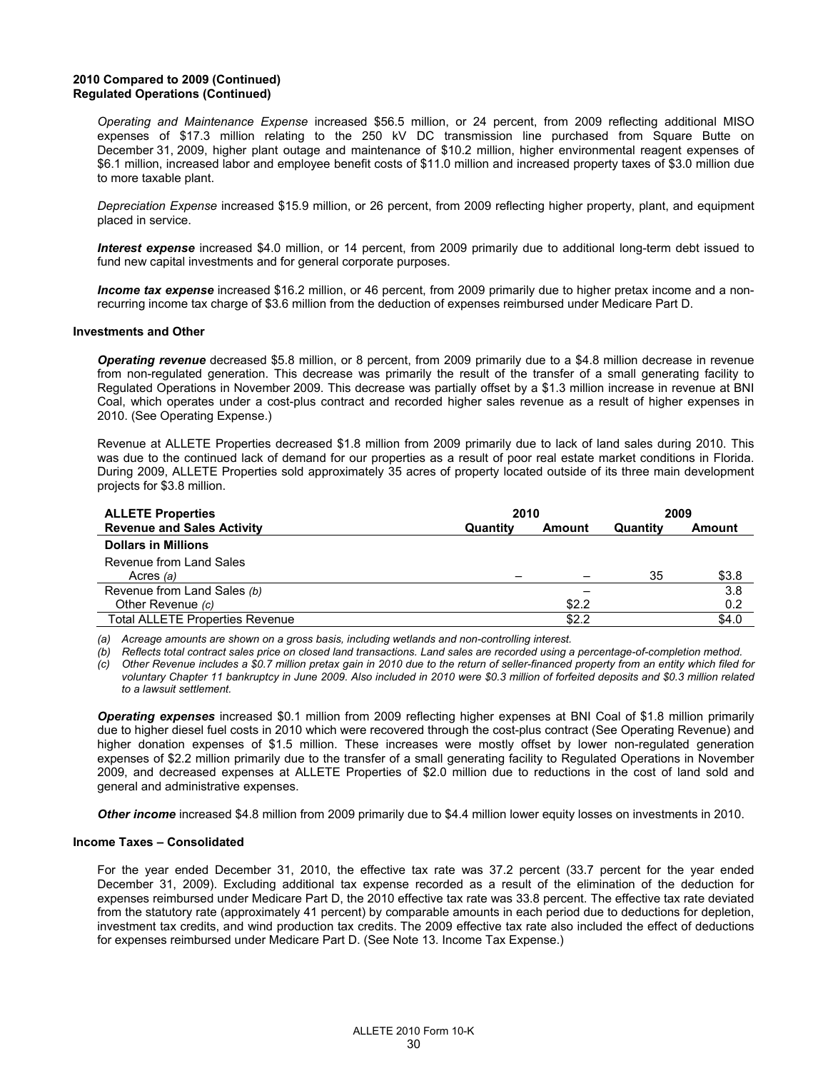**2010 Compared to 2009 (Continued)**
**Regulated Operations (Continued)**

*Operating and Maintenance Expense* increased $56.5 million, or 24 percent, from 2009 reflecting additional MISO expenses of $17.3 million relating to the 250 kV DC transmission line purchased from Square Butte on December 31, 2009, higher plant outage and maintenance of $10.2 million, higher environmental reagent expenses of $6.1 million, increased labor and employee benefit costs of $11.0 million and increased property taxes of $3.0 million due to more taxable plant.

*Depreciation Expense* increased $15.9 million, or 26 percent, from 2009 reflecting higher property, plant, and equipment placed in service.

***Interest expense*** increased $4.0 million, or 14 percent, from 2009 primarily due to additional long-term debt issued to fund new capital investments and for general corporate purposes.

***Income tax expense*** increased $16.2 million, or 46 percent, from 2009 primarily due to higher pretax income and a non-recurring income tax charge of $3.6 million from the deduction of expenses reimbursed under Medicare Part D.

**Investments and Other**

***Operating revenue*** decreased $5.8 million, or 8 percent, from 2009 primarily due to a $4.8 million decrease in revenue from non-regulated generation. This decrease was primarily the result of the transfer of a small generating facility to Regulated Operations in November 2009. This decrease was partially offset by a $1.3 million increase in revenue at BNI Coal, which operates under a cost-plus contract and recorded higher sales revenue as a result of higher expenses in 2010. (See Operating Expense.)

Revenue at ALLETE Properties decreased $1.8 million from 2009 primarily due to lack of land sales during 2010. This was due to the continued lack of demand for our properties as a result of poor real estate market conditions in Florida. During 2009, ALLETE Properties sold approximately 35 acres of property located outside of its three main development projects for $3.8 million.

| ALLETE Properties | 2010 | | 2009 | |
|---|---|---|---|---|
| **Revenue and Sales Activity** | **Quantity** | **Amount** | **Quantity** | **Amount** |
| **Dollars in Millions** | | | | |
| Revenue from Land Sales | | | | |
| Acres *(a)* | – | – | 35 | $3.8 |
| Revenue from Land Sales *(b)* | | – | | 3.8 |
| Other Revenue *(c)* | | $2.2 | | 0.2 |
| Total ALLETE Properties Revenue | | $2.2 | | $4.0 |

*(a) Acreage amounts are shown on a gross basis, including wetlands and non-controlling interest.*

*(b) Reflects total contract sales price on closed land transactions. Land sales are recorded using a percentage-of-completion method.*

*(c) Other Revenue includes a $0.7 million pretax gain in 2010 due to the return of seller-financed property from an entity which filed for voluntary Chapter 11 bankruptcy in June 2009. Also included in 2010 were $0.3 million of forfeited deposits and $0.3 million related to a lawsuit settlement.*

***Operating expenses*** increased $0.1 million from 2009 reflecting higher expenses at BNI Coal of $1.8 million primarily due to higher diesel fuel costs in 2010 which were recovered through the cost-plus contract (See Operating Revenue) and higher donation expenses of $1.5 million. These increases were mostly offset by lower non-regulated generation expenses of $2.2 million primarily due to the transfer of a small generating facility to Regulated Operations in November 2009, and decreased expenses at ALLETE Properties of $2.0 million due to reductions in the cost of land sold and general and administrative expenses.

***Other income*** increased $4.8 million from 2009 primarily due to $4.4 million lower equity losses on investments in 2010.

**Income Taxes – Consolidated**

For the year ended December 31, 2010, the effective tax rate was 37.2 percent (33.7 percent for the year ended December 31, 2009). Excluding additional tax expense recorded as a result of the elimination of the deduction for expenses reimbursed under Medicare Part D, the 2010 effective tax rate was 33.8 percent. The effective tax rate deviated from the statutory rate (approximately 41 percent) by comparable amounts in each period due to deductions for depletion, investment tax credits, and wind production tax credits. The 2009 effective tax rate also included the effect of deductions for expenses reimbursed under Medicare Part D. (See Note 13. Income Tax Expense.)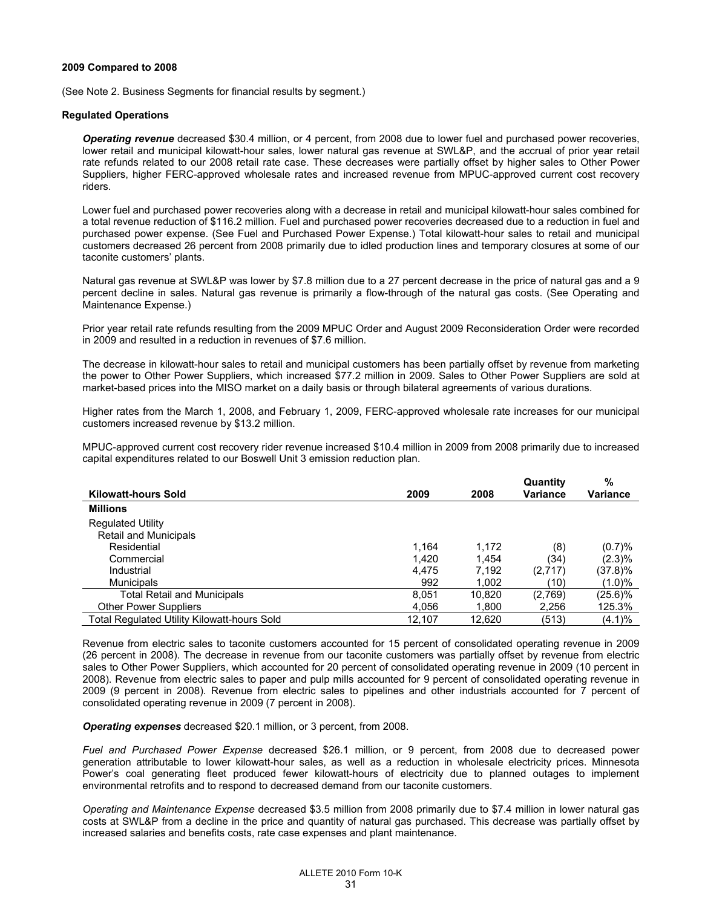**2009 Compared to 2008**

(See Note 2. Business Segments for financial results by segment.)

**Regulated Operations**

***Operating revenue*** decreased $30.4 million, or 4 percent, from 2008 due to lower fuel and purchased power recoveries, lower retail and municipal kilowatt-hour sales, lower natural gas revenue at SWL&P, and the accrual of prior year retail rate refunds related to our 2008 retail rate case. These decreases were partially offset by higher sales to Other Power Suppliers, higher FERC-approved wholesale rates and increased revenue from MPUC-approved current cost recovery riders.

Lower fuel and purchased power recoveries along with a decrease in retail and municipal kilowatt-hour sales combined for a total revenue reduction of $116.2 million. Fuel and purchased power recoveries decreased due to a reduction in fuel and purchased power expense. (See Fuel and Purchased Power Expense.) Total kilowatt-hour sales to retail and municipal customers decreased 26 percent from 2008 primarily due to idled production lines and temporary closures at some of our taconite customers' plants.

Natural gas revenue at SWL&P was lower by $7.8 million due to a 27 percent decrease in the price of natural gas and a 9 percent decline in sales. Natural gas revenue is primarily a flow-through of the natural gas costs. (See Operating and Maintenance Expense.)

Prior year retail rate refunds resulting from the 2009 MPUC Order and August 2009 Reconsideration Order were recorded in 2009 and resulted in a reduction in revenues of $7.6 million.

The decrease in kilowatt-hour sales to retail and municipal customers has been partially offset by revenue from marketing the power to Other Power Suppliers, which increased $77.2 million in 2009. Sales to Other Power Suppliers are sold at market-based prices into the MISO market on a daily basis or through bilateral agreements of various durations.

Higher rates from the March 1, 2008, and February 1, 2009, FERC-approved wholesale rate increases for our municipal customers increased revenue by $13.2 million.

MPUC-approved current cost recovery rider revenue increased $10.4 million in 2009 from 2008 primarily due to increased capital expenditures related to our Boswell Unit 3 emission reduction plan.

| Kilowatt-hours Sold | 2009 | 2008 | Quantity Variance | % Variance |
|---|---|---|---|---|
| **Millions** | | | | |
| Regulated Utility | | | | |
| Retail and Municipals | | | | |
| Residential | 1,164 | 1,172 | (8) | (0.7)% |
| Commercial | 1,420 | 1,454 | (34) | (2.3)% |
| Industrial | 4,475 | 7,192 | (2,717) | (37.8)% |
| Municipals | 992 | 1,002 | (10) | (1.0)% |
| Total Retail and Municipals | 8,051 | 10,820 | (2,769) | (25.6)% |
| Other Power Suppliers | 4,056 | 1,800 | 2,256 | 125.3% |
| Total Regulated Utility Kilowatt-hours Sold | 12,107 | 12,620 | (513) | (4.1)% |

Revenue from electric sales to taconite customers accounted for 15 percent of consolidated operating revenue in 2009 (26 percent in 2008). The decrease in revenue from our taconite customers was partially offset by revenue from electric sales to Other Power Suppliers, which accounted for 20 percent of consolidated operating revenue in 2009 (10 percent in 2008). Revenue from electric sales to paper and pulp mills accounted for 9 percent of consolidated operating revenue in 2009 (9 percent in 2008). Revenue from electric sales to pipelines and other industrials accounted for 7 percent of consolidated operating revenue in 2009 (7 percent in 2008).

***Operating expenses*** decreased $20.1 million, or 3 percent, from 2008.

*Fuel and Purchased Power Expense* decreased $26.1 million, or 9 percent, from 2008 due to decreased power generation attributable to lower kilowatt-hour sales, as well as a reduction in wholesale electricity prices. Minnesota Power's coal generating fleet produced fewer kilowatt-hours of electricity due to planned outages to implement environmental retrofits and to respond to decreased demand from our taconite customers.

*Operating and Maintenance Expense* decreased $3.5 million from 2008 primarily due to $7.4 million in lower natural gas costs at SWL&P from a decline in the price and quantity of natural gas purchased. This decrease was partially offset by increased salaries and benefits costs, rate case expenses and plant maintenance.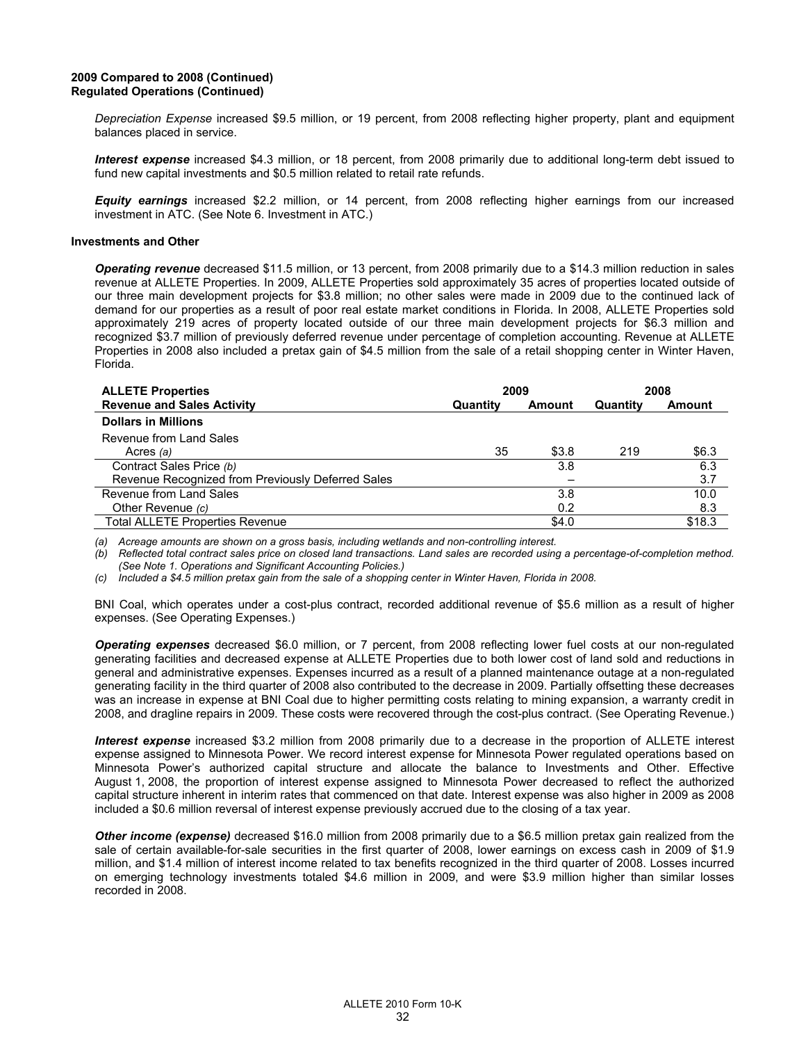**2009 Compared to 2008 (Continued)**
**Regulated Operations (Continued)**

*Depreciation Expense* increased $9.5 million, or 19 percent, from 2008 reflecting higher property, plant and equipment balances placed in service.

***Interest expense*** increased $4.3 million, or 18 percent, from 2008 primarily due to additional long-term debt issued to fund new capital investments and $0.5 million related to retail rate refunds.

***Equity earnings*** increased $2.2 million, or 14 percent, from 2008 reflecting higher earnings from our increased investment in ATC. (See Note 6. Investment in ATC.)

**Investments and Other**

***Operating revenue*** decreased $11.5 million, or 13 percent, from 2008 primarily due to a $14.3 million reduction in sales revenue at ALLETE Properties. In 2009, ALLETE Properties sold approximately 35 acres of properties located outside of our three main development projects for $3.8 million; no other sales were made in 2009 due to the continued lack of demand for our properties as a result of poor real estate market conditions in Florida. In 2008, ALLETE Properties sold approximately 219 acres of property located outside of our three main development projects for $6.3 million and recognized $3.7 million of previously deferred revenue under percentage of completion accounting. Revenue at ALLETE Properties in 2008 also included a pretax gain of $4.5 million from the sale of a retail shopping center in Winter Haven, Florida.

| ALLETE Properties | 2009 | | 2008 | |
|---|---|---|---|---|
| Revenue and Sales Activity | Quantity | Amount | Quantity | Amount |
| **Dollars in Millions** | | | | |
| Revenue from Land Sales | | | | |
| Acres *(a)* | 35 | $3.8 | 219 | $6.3 |
| Contract Sales Price *(b)* | | 3.8 | | 6.3 |
| Revenue Recognized from Previously Deferred Sales | | – | | 3.7 |
| Revenue from Land Sales | | 3.8 | | 10.0 |
| Other Revenue *(c)* | | 0.2 | | 8.3 |
| Total ALLETE Properties Revenue | | $4.0 | | $18.3 |

*(a) Acreage amounts are shown on a gross basis, including wetlands and non-controlling interest.*

*(b) Reflected total contract sales price on closed land transactions. Land sales are recorded using a percentage-of-completion method. (See Note 1. Operations and Significant Accounting Policies.)*

*(c) Included a $4.5 million pretax gain from the sale of a shopping center in Winter Haven, Florida in 2008.*

BNI Coal, which operates under a cost-plus contract, recorded additional revenue of $5.6 million as a result of higher expenses. (See Operating Expenses.)

***Operating expenses*** decreased $6.0 million, or 7 percent, from 2008 reflecting lower fuel costs at our non-regulated generating facilities and decreased expense at ALLETE Properties due to both lower cost of land sold and reductions in general and administrative expenses. Expenses incurred as a result of a planned maintenance outage at a non-regulated generating facility in the third quarter of 2008 also contributed to the decrease in 2009. Partially offsetting these decreases was an increase in expense at BNI Coal due to higher permitting costs relating to mining expansion, a warranty credit in 2008, and dragline repairs in 2009. These costs were recovered through the cost-plus contract. (See Operating Revenue.)

***Interest expense*** increased $3.2 million from 2008 primarily due to a decrease in the proportion of ALLETE interest expense assigned to Minnesota Power. We record interest expense for Minnesota Power regulated operations based on Minnesota Power's authorized capital structure and allocate the balance to Investments and Other. Effective August 1, 2008, the proportion of interest expense assigned to Minnesota Power decreased to reflect the authorized capital structure inherent in interim rates that commenced on that date. Interest expense was also higher in 2009 as 2008 included a $0.6 million reversal of interest expense previously accrued due to the closing of a tax year.

***Other income (expense)*** decreased $16.0 million from 2008 primarily due to a $6.5 million pretax gain realized from the sale of certain available-for-sale securities in the first quarter of 2008, lower earnings on excess cash in 2009 of $1.9 million, and $1.4 million of interest income related to tax benefits recognized in the third quarter of 2008. Losses incurred on emerging technology investments totaled $4.6 million in 2009, and were $3.9 million higher than similar losses recorded in 2008.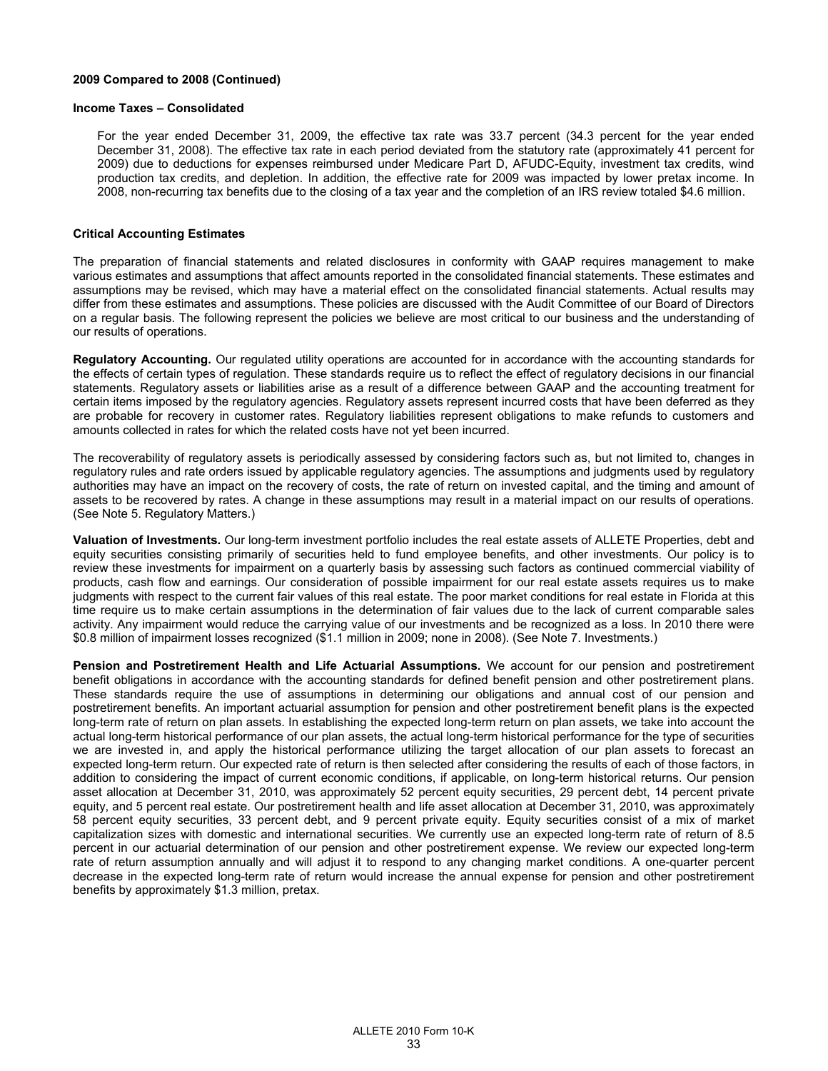**2009 Compared to 2008 (Continued)**

**Income Taxes – Consolidated**

For the year ended December 31, 2009, the effective tax rate was 33.7 percent (34.3 percent for the year ended December 31, 2008). The effective tax rate in each period deviated from the statutory rate (approximately 41 percent for 2009) due to deductions for expenses reimbursed under Medicare Part D, AFUDC-Equity, investment tax credits, wind production tax credits, and depletion. In addition, the effective rate for 2009 was impacted by lower pretax income. In 2008, non-recurring tax benefits due to the closing of a tax year and the completion of an IRS review totaled $4.6 million.

## Critical Accounting Estimates

The preparation of financial statements and related disclosures in conformity with GAAP requires management to make various estimates and assumptions that affect amounts reported in the consolidated financial statements. These estimates and assumptions may be revised, which may have a material effect on the consolidated financial statements. Actual results may differ from these estimates and assumptions. These policies are discussed with the Audit Committee of our Board of Directors on a regular basis. The following represent the policies we believe are most critical to our business and the understanding of our results of operations.

**Regulatory Accounting.** Our regulated utility operations are accounted for in accordance with the accounting standards for the effects of certain types of regulation. These standards require us to reflect the effect of regulatory decisions in our financial statements. Regulatory assets or liabilities arise as a result of a difference between GAAP and the accounting treatment for certain items imposed by the regulatory agencies. Regulatory assets represent incurred costs that have been deferred as they are probable for recovery in customer rates. Regulatory liabilities represent obligations to make refunds to customers and amounts collected in rates for which the related costs have not yet been incurred.

The recoverability of regulatory assets is periodically assessed by considering factors such as, but not limited to, changes in regulatory rules and rate orders issued by applicable regulatory agencies. The assumptions and judgments used by regulatory authorities may have an impact on the recovery of costs, the rate of return on invested capital, and the timing and amount of assets to be recovered by rates. A change in these assumptions may result in a material impact on our results of operations. (See Note 5. Regulatory Matters.)

**Valuation of Investments.** Our long-term investment portfolio includes the real estate assets of ALLETE Properties, debt and equity securities consisting primarily of securities held to fund employee benefits, and other investments. Our policy is to review these investments for impairment on a quarterly basis by assessing such factors as continued commercial viability of products, cash flow and earnings. Our consideration of possible impairment for our real estate assets requires us to make judgments with respect to the current fair values of this real estate. The poor market conditions for real estate in Florida at this time require us to make certain assumptions in the determination of fair values due to the lack of current comparable sales activity. Any impairment would reduce the carrying value of our investments and be recognized as a loss. In 2010 there were $0.8 million of impairment losses recognized ($1.1 million in 2009; none in 2008). (See Note 7. Investments.)

**Pension and Postretirement Health and Life Actuarial Assumptions.** We account for our pension and postretirement benefit obligations in accordance with the accounting standards for defined benefit pension and other postretirement plans. These standards require the use of assumptions in determining our obligations and annual cost of our pension and postretirement benefits. An important actuarial assumption for pension and other postretirement benefit plans is the expected long-term rate of return on plan assets. In establishing the expected long-term return on plan assets, we take into account the actual long-term historical performance of our plan assets, the actual long-term historical performance for the type of securities we are invested in, and apply the historical performance utilizing the target allocation of our plan assets to forecast an expected long-term return. Our expected rate of return is then selected after considering the results of each of those factors, in addition to considering the impact of current economic conditions, if applicable, on long-term historical returns. Our pension asset allocation at December 31, 2010, was approximately 52 percent equity securities, 29 percent debt, 14 percent private equity, and 5 percent real estate. Our postretirement health and life asset allocation at December 31, 2010, was approximately 58 percent equity securities, 33 percent debt, and 9 percent private equity. Equity securities consist of a mix of market capitalization sizes with domestic and international securities. We currently use an expected long-term rate of return of 8.5 percent in our actuarial determination of our pension and other postretirement expense. We review our expected long-term rate of return assumption annually and will adjust it to respond to any changing market conditions. A one-quarter percent decrease in the expected long-term rate of return would increase the annual expense for pension and other postretirement benefits by approximately $1.3 million, pretax.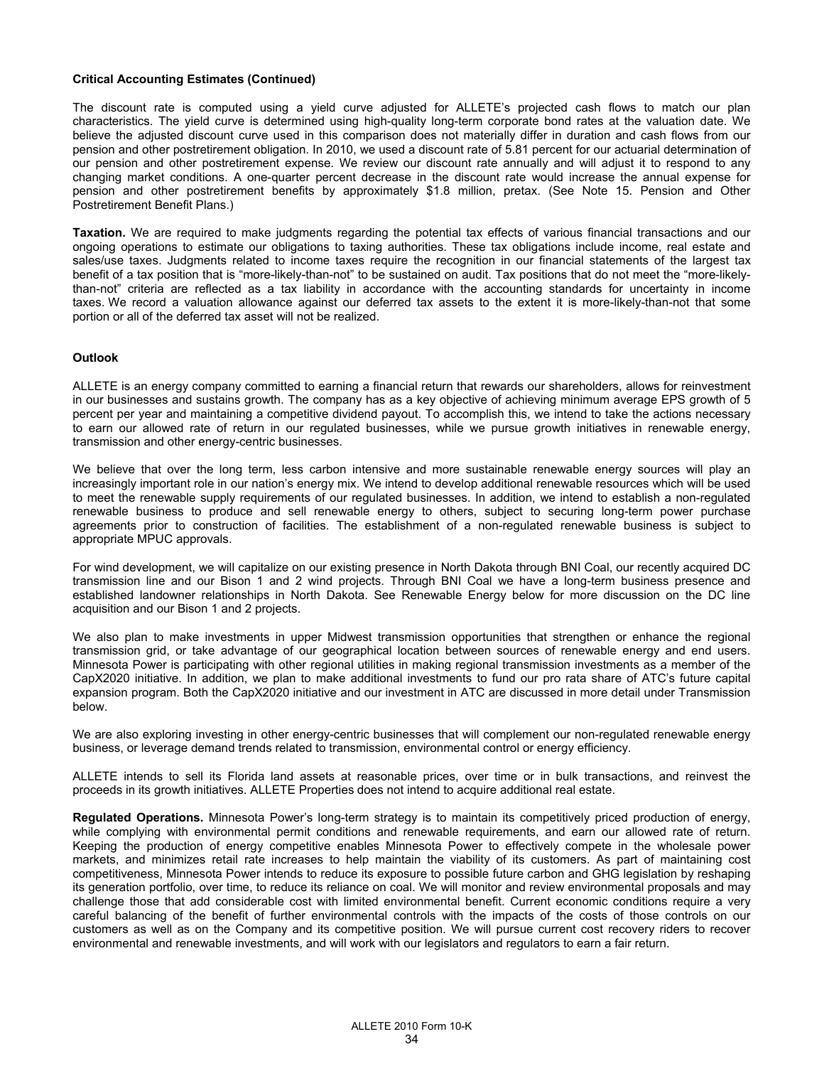**Critical Accounting Estimates (Continued)**

The discount rate is computed using a yield curve adjusted for ALLETE's projected cash flows to match our plan characteristics. The yield curve is determined using high-quality long-term corporate bond rates at the valuation date. We believe the adjusted discount curve used in this comparison does not materially differ in duration and cash flows from our pension and other postretirement obligation. In 2010, we used a discount rate of 5.81 percent for our actuarial determination of our pension and other postretirement expense. We review our discount rate annually and will adjust it to respond to any changing market conditions. A one-quarter percent decrease in the discount rate would increase the annual expense for pension and other postretirement benefits by approximately $1.8 million, pretax. (See Note 15. Pension and Other Postretirement Benefit Plans.)

**Taxation.** We are required to make judgments regarding the potential tax effects of various financial transactions and our ongoing operations to estimate our obligations to taxing authorities. These tax obligations include income, real estate and sales/use taxes. Judgments related to income taxes require the recognition in our financial statements of the largest tax benefit of a tax position that is "more-likely-than-not" to be sustained on audit. Tax positions that do not meet the "more-likely-than-not" criteria are reflected as a tax liability in accordance with the accounting standards for uncertainty in income taxes. We record a valuation allowance against our deferred tax assets to the extent it is more-likely-than-not that some portion or all of the deferred tax asset will not be realized.

**Outlook**

ALLETE is an energy company committed to earning a financial return that rewards our shareholders, allows for reinvestment in our businesses and sustains growth. The company has as a key objective of achieving minimum average EPS growth of 5 percent per year and maintaining a competitive dividend payout. To accomplish this, we intend to take the actions necessary to earn our allowed rate of return in our regulated businesses, while we pursue growth initiatives in renewable energy, transmission and other energy-centric businesses.

We believe that over the long term, less carbon intensive and more sustainable renewable energy sources will play an increasingly important role in our nation's energy mix. We intend to develop additional renewable resources which will be used to meet the renewable supply requirements of our regulated businesses. In addition, we intend to establish a non-regulated renewable business to produce and sell renewable energy to others, subject to securing long-term power purchase agreements prior to construction of facilities. The establishment of a non-regulated renewable business is subject to appropriate MPUC approvals.

For wind development, we will capitalize on our existing presence in North Dakota through BNI Coal, our recently acquired DC transmission line and our Bison 1 and 2 wind projects. Through BNI Coal we have a long-term business presence and established landowner relationships in North Dakota. See Renewable Energy below for more discussion on the DC line acquisition and our Bison 1 and 2 projects.

We also plan to make investments in upper Midwest transmission opportunities that strengthen or enhance the regional transmission grid, or take advantage of our geographical location between sources of renewable energy and end users. Minnesota Power is participating with other regional utilities in making regional transmission investments as a member of the CapX2020 initiative. In addition, we plan to make additional investments to fund our pro rata share of ATC's future capital expansion program. Both the CapX2020 initiative and our investment in ATC are discussed in more detail under Transmission below.

We are also exploring investing in other energy-centric businesses that will complement our non-regulated renewable energy business, or leverage demand trends related to transmission, environmental control or energy efficiency.

ALLETE intends to sell its Florida land assets at reasonable prices, over time or in bulk transactions, and reinvest the proceeds in its growth initiatives. ALLETE Properties does not intend to acquire additional real estate.

**Regulated Operations.** Minnesota Power's long-term strategy is to maintain its competitively priced production of energy, while complying with environmental permit conditions and renewable requirements, and earn our allowed rate of return. Keeping the production of energy competitive enables Minnesota Power to effectively compete in the wholesale power markets, and minimizes retail rate increases to help maintain the viability of its customers. As part of maintaining cost competitiveness, Minnesota Power intends to reduce its exposure to possible future carbon and GHG legislation by reshaping its generation portfolio, over time, to reduce its reliance on coal. We will monitor and review environmental proposals and may challenge those that add considerable cost with limited environmental benefit. Current economic conditions require a very careful balancing of the benefit of further environmental controls with the impacts of the costs of those controls on our customers as well as on the Company and its competitive position. We will pursue current cost recovery riders to recover environmental and renewable investments, and will work with our legislators and regulators to earn a fair return.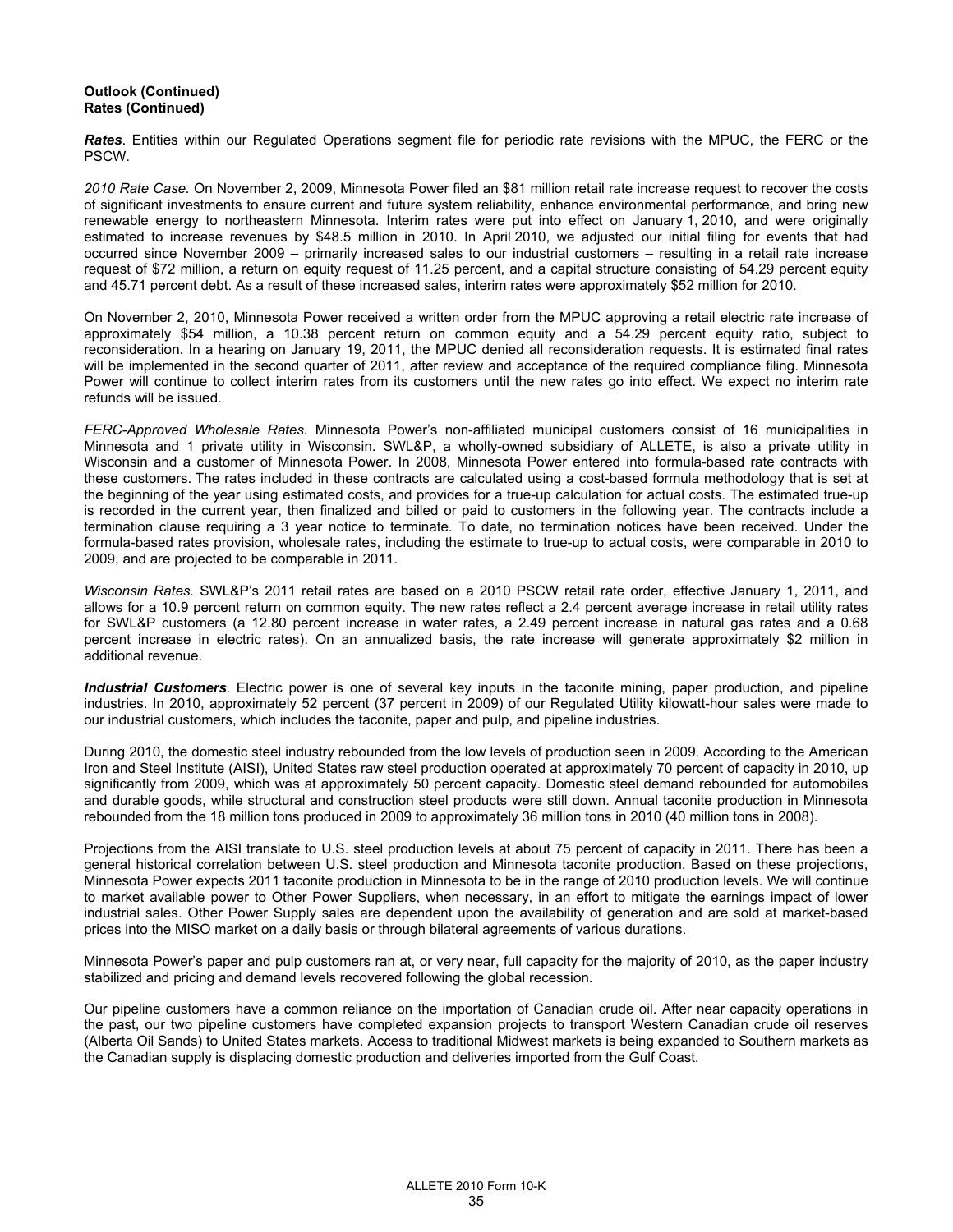**Outlook (Continued)**
**Rates (Continued)**

***Rates***. Entities within our Regulated Operations segment file for periodic rate revisions with the MPUC, the FERC or the PSCW.

*2010 Rate Case.* On November 2, 2009, Minnesota Power filed an $81 million retail rate increase request to recover the costs of significant investments to ensure current and future system reliability, enhance environmental performance, and bring new renewable energy to northeastern Minnesota. Interim rates were put into effect on January 1, 2010, and were originally estimated to increase revenues by $48.5 million in 2010. In April 2010, we adjusted our initial filing for events that had occurred since November 2009 – primarily increased sales to our industrial customers – resulting in a retail rate increase request of $72 million, a return on equity request of 11.25 percent, and a capital structure consisting of 54.29 percent equity and 45.71 percent debt. As a result of these increased sales, interim rates were approximately $52 million for 2010.

On November 2, 2010, Minnesota Power received a written order from the MPUC approving a retail electric rate increase of approximately $54 million, a 10.38 percent return on common equity and a 54.29 percent equity ratio, subject to reconsideration. In a hearing on January 19, 2011, the MPUC denied all reconsideration requests. It is estimated final rates will be implemented in the second quarter of 2011, after review and acceptance of the required compliance filing. Minnesota Power will continue to collect interim rates from its customers until the new rates go into effect. We expect no interim rate refunds will be issued.

*FERC-Approved Wholesale Rates.* Minnesota Power's non-affiliated municipal customers consist of 16 municipalities in Minnesota and 1 private utility in Wisconsin. SWL&P, a wholly-owned subsidiary of ALLETE, is also a private utility in Wisconsin and a customer of Minnesota Power. In 2008, Minnesota Power entered into formula-based rate contracts with these customers. The rates included in these contracts are calculated using a cost-based formula methodology that is set at the beginning of the year using estimated costs, and provides for a true-up calculation for actual costs. The estimated true-up is recorded in the current year, then finalized and billed or paid to customers in the following year. The contracts include a termination clause requiring a 3 year notice to terminate. To date, no termination notices have been received. Under the formula-based rates provision, wholesale rates, including the estimate to true-up to actual costs, were comparable in 2010 to 2009, and are projected to be comparable in 2011.

*Wisconsin Rates.* SWL&P's 2011 retail rates are based on a 2010 PSCW retail rate order, effective January 1, 2011, and allows for a 10.9 percent return on common equity. The new rates reflect a 2.4 percent average increase in retail utility rates for SWL&P customers (a 12.80 percent increase in water rates, a 2.49 percent increase in natural gas rates and a 0.68 percent increase in electric rates). On an annualized basis, the rate increase will generate approximately $2 million in additional revenue.

***Industrial Customers***. Electric power is one of several key inputs in the taconite mining, paper production, and pipeline industries. In 2010, approximately 52 percent (37 percent in 2009) of our Regulated Utility kilowatt-hour sales were made to our industrial customers, which includes the taconite, paper and pulp, and pipeline industries.

During 2010, the domestic steel industry rebounded from the low levels of production seen in 2009. According to the American Iron and Steel Institute (AISI), United States raw steel production operated at approximately 70 percent of capacity in 2010, up significantly from 2009, which was at approximately 50 percent capacity. Domestic steel demand rebounded for automobiles and durable goods, while structural and construction steel products were still down. Annual taconite production in Minnesota rebounded from the 18 million tons produced in 2009 to approximately 36 million tons in 2010 (40 million tons in 2008).

Projections from the AISI translate to U.S. steel production levels at about 75 percent of capacity in 2011. There has been a general historical correlation between U.S. steel production and Minnesota taconite production. Based on these projections, Minnesota Power expects 2011 taconite production in Minnesota to be in the range of 2010 production levels. We will continue to market available power to Other Power Suppliers, when necessary, in an effort to mitigate the earnings impact of lower industrial sales. Other Power Supply sales are dependent upon the availability of generation and are sold at market-based prices into the MISO market on a daily basis or through bilateral agreements of various durations.

Minnesota Power's paper and pulp customers ran at, or very near, full capacity for the majority of 2010, as the paper industry stabilized and pricing and demand levels recovered following the global recession.

Our pipeline customers have a common reliance on the importation of Canadian crude oil. After near capacity operations in the past, our two pipeline customers have completed expansion projects to transport Western Canadian crude oil reserves (Alberta Oil Sands) to United States markets. Access to traditional Midwest markets is being expanded to Southern markets as the Canadian supply is displacing domestic production and deliveries imported from the Gulf Coast.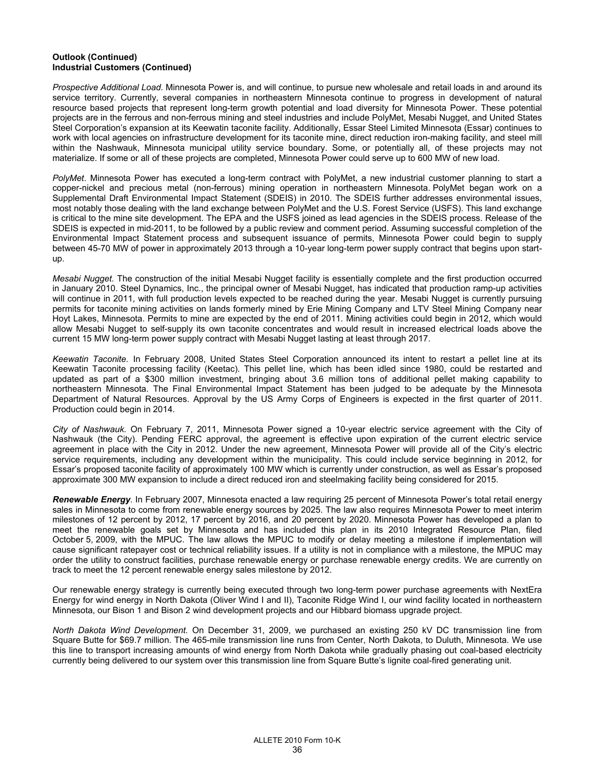**Outlook (Continued)**
**Industrial Customers (Continued)**

*Prospective Additional Load.* Minnesota Power is, and will continue, to pursue new wholesale and retail loads in and around its service territory. Currently, several companies in northeastern Minnesota continue to progress in development of natural resource based projects that represent long-term growth potential and load diversity for Minnesota Power. These potential projects are in the ferrous and non-ferrous mining and steel industries and include PolyMet, Mesabi Nugget, and United States Steel Corporation's expansion at its Keewatin taconite facility. Additionally, Essar Steel Limited Minnesota (Essar) continues to work with local agencies on infrastructure development for its taconite mine, direct reduction iron-making facility, and steel mill within the Nashwauk, Minnesota municipal utility service boundary. Some, or potentially all, of these projects may not materialize. If some or all of these projects are completed, Minnesota Power could serve up to 600 MW of new load.

*PolyMet*. Minnesota Power has executed a long-term contract with PolyMet, a new industrial customer planning to start a copper-nickel and precious metal (non-ferrous) mining operation in northeastern Minnesota. PolyMet began work on a Supplemental Draft Environmental Impact Statement (SDEIS) in 2010. The SDEIS further addresses environmental issues, most notably those dealing with the land exchange between PolyMet and the U.S. Forest Service (USFS). This land exchange is critical to the mine site development. The EPA and the USFS joined as lead agencies in the SDEIS process. Release of the SDEIS is expected in mid-2011, to be followed by a public review and comment period. Assuming successful completion of the Environmental Impact Statement process and subsequent issuance of permits, Minnesota Power could begin to supply between 45-70 MW of power in approximately 2013 through a 10-year long-term power supply contract that begins upon start-up.

*Mesabi Nugget.* The construction of the initial Mesabi Nugget facility is essentially complete and the first production occurred in January 2010. Steel Dynamics, Inc., the principal owner of Mesabi Nugget, has indicated that production ramp-up activities will continue in 2011, with full production levels expected to be reached during the year. Mesabi Nugget is currently pursuing permits for taconite mining activities on lands formerly mined by Erie Mining Company and LTV Steel Mining Company near Hoyt Lakes, Minnesota. Permits to mine are expected by the end of 2011. Mining activities could begin in 2012, which would allow Mesabi Nugget to self-supply its own taconite concentrates and would result in increased electrical loads above the current 15 MW long-term power supply contract with Mesabi Nugget lasting at least through 2017.

*Keewatin Taconite.* In February 2008, United States Steel Corporation announced its intent to restart a pellet line at its Keewatin Taconite processing facility (Keetac). This pellet line, which has been idled since 1980, could be restarted and updated as part of a $300 million investment, bringing about 3.6 million tons of additional pellet making capability to northeastern Minnesota. The Final Environmental Impact Statement has been judged to be adequate by the Minnesota Department of Natural Resources. Approval by the US Army Corps of Engineers is expected in the first quarter of 2011. Production could begin in 2014.

*City of Nashwauk.* On February 7, 2011, Minnesota Power signed a 10-year electric service agreement with the City of Nashwauk (the City). Pending FERC approval, the agreement is effective upon expiration of the current electric service agreement in place with the City in 2012. Under the new agreement, Minnesota Power will provide all of the City's electric service requirements, including any development within the municipality. This could include service beginning in 2012, for Essar's proposed taconite facility of approximately 100 MW which is currently under construction, as well as Essar's proposed approximate 300 MW expansion to include a direct reduced iron and steelmaking facility being considered for 2015.

***Renewable Energy*****.** In February 2007, Minnesota enacted a law requiring 25 percent of Minnesota Power's total retail energy sales in Minnesota to come from renewable energy sources by 2025. The law also requires Minnesota Power to meet interim milestones of 12 percent by 2012, 17 percent by 2016, and 20 percent by 2020. Minnesota Power has developed a plan to meet the renewable goals set by Minnesota and has included this plan in its 2010 Integrated Resource Plan, filed October 5, 2009, with the MPUC. The law allows the MPUC to modify or delay meeting a milestone if implementation will cause significant ratepayer cost or technical reliability issues. If a utility is not in compliance with a milestone, the MPUC may order the utility to construct facilities, purchase renewable energy or purchase renewable energy credits. We are currently on track to meet the 12 percent renewable energy sales milestone by 2012.

Our renewable energy strategy is currently being executed through two long-term power purchase agreements with NextEra Energy for wind energy in North Dakota (Oliver Wind I and II), Taconite Ridge Wind I, our wind facility located in northeastern Minnesota, our Bison 1 and Bison 2 wind development projects and our Hibbard biomass upgrade project.

*North Dakota Wind Development.* On December 31, 2009, we purchased an existing 250 kV DC transmission line from Square Butte for $69.7 million. The 465-mile transmission line runs from Center, North Dakota, to Duluth, Minnesota. We use this line to transport increasing amounts of wind energy from North Dakota while gradually phasing out coal-based electricity currently being delivered to our system over this transmission line from Square Butte's lignite coal-fired generating unit.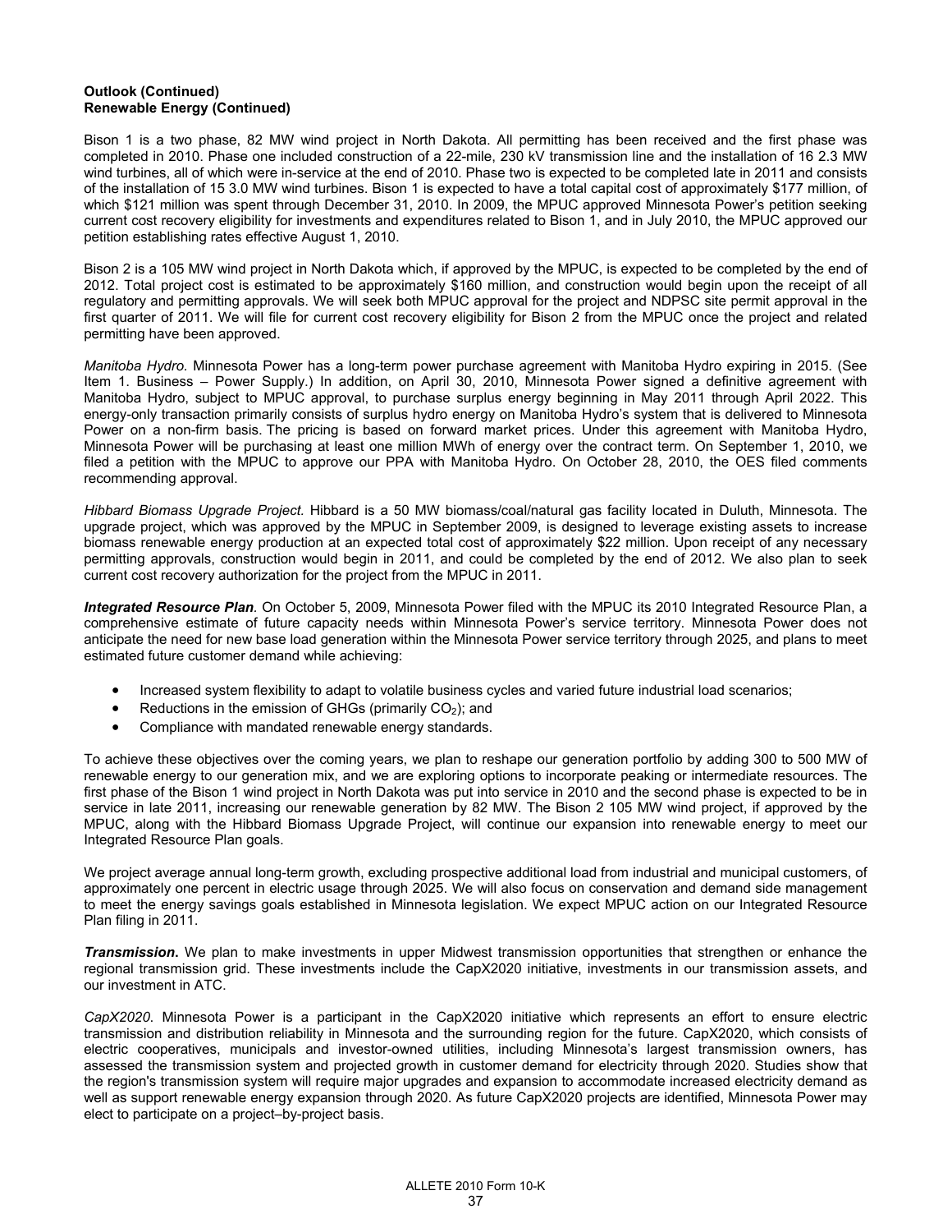**Outlook (Continued)**
**Renewable Energy (Continued)**

Bison 1 is a two phase, 82 MW wind project in North Dakota. All permitting has been received and the first phase was completed in 2010. Phase one included construction of a 22-mile, 230 kV transmission line and the installation of 16 2.3 MW wind turbines, all of which were in-service at the end of 2010. Phase two is expected to be completed late in 2011 and consists of the installation of 15 3.0 MW wind turbines. Bison 1 is expected to have a total capital cost of approximately $177 million, of which $121 million was spent through December 31, 2010. In 2009, the MPUC approved Minnesota Power's petition seeking current cost recovery eligibility for investments and expenditures related to Bison 1, and in July 2010, the MPUC approved our petition establishing rates effective August 1, 2010.

Bison 2 is a 105 MW wind project in North Dakota which, if approved by the MPUC, is expected to be completed by the end of 2012. Total project cost is estimated to be approximately $160 million, and construction would begin upon the receipt of all regulatory and permitting approvals. We will seek both MPUC approval for the project and NDPSC site permit approval in the first quarter of 2011. We will file for current cost recovery eligibility for Bison 2 from the MPUC once the project and related permitting have been approved.

*Manitoba Hydro.* Minnesota Power has a long-term power purchase agreement with Manitoba Hydro expiring in 2015. (See Item 1. Business – Power Supply.) In addition, on April 30, 2010, Minnesota Power signed a definitive agreement with Manitoba Hydro, subject to MPUC approval, to purchase surplus energy beginning in May 2011 through April 2022. This energy-only transaction primarily consists of surplus hydro energy on Manitoba Hydro's system that is delivered to Minnesota Power on a non-firm basis. The pricing is based on forward market prices. Under this agreement with Manitoba Hydro, Minnesota Power will be purchasing at least one million MWh of energy over the contract term. On September 1, 2010, we filed a petition with the MPUC to approve our PPA with Manitoba Hydro. On October 28, 2010, the OES filed comments recommending approval.

*Hibbard Biomass Upgrade Project.* Hibbard is a 50 MW biomass/coal/natural gas facility located in Duluth, Minnesota. The upgrade project, which was approved by the MPUC in September 2009, is designed to leverage existing assets to increase biomass renewable energy production at an expected total cost of approximately $22 million. Upon receipt of any necessary permitting approvals, construction would begin in 2011, and could be completed by the end of 2012. We also plan to seek current cost recovery authorization for the project from the MPUC in 2011.

***Integrated Resource Plan.*** On October 5, 2009, Minnesota Power filed with the MPUC its 2010 Integrated Resource Plan, a comprehensive estimate of future capacity needs within Minnesota Power's service territory. Minnesota Power does not anticipate the need for new base load generation within the Minnesota Power service territory through 2025, and plans to meet estimated future customer demand while achieving:

- Increased system flexibility to adapt to volatile business cycles and varied future industrial load scenarios;
- Reductions in the emission of GHGs (primarily $CO_2$); and
- Compliance with mandated renewable energy standards.

To achieve these objectives over the coming years, we plan to reshape our generation portfolio by adding 300 to 500 MW of renewable energy to our generation mix, and we are exploring options to incorporate peaking or intermediate resources. The first phase of the Bison 1 wind project in North Dakota was put into service in 2010 and the second phase is expected to be in service in late 2011, increasing our renewable generation by 82 MW. The Bison 2 105 MW wind project, if approved by the MPUC, along with the Hibbard Biomass Upgrade Project, will continue our expansion into renewable energy to meet our Integrated Resource Plan goals.

We project average annual long-term growth, excluding prospective additional load from industrial and municipal customers, of approximately one percent in electric usage through 2025. We will also focus on conservation and demand side management to meet the energy savings goals established in Minnesota legislation. We expect MPUC action on our Integrated Resource Plan filing in 2011.

***Transmission.*** We plan to make investments in upper Midwest transmission opportunities that strengthen or enhance the regional transmission grid. These investments include the CapX2020 initiative, investments in our transmission assets, and our investment in ATC.

*CapX2020.* Minnesota Power is a participant in the CapX2020 initiative which represents an effort to ensure electric transmission and distribution reliability in Minnesota and the surrounding region for the future. CapX2020, which consists of electric cooperatives, municipals and investor-owned utilities, including Minnesota's largest transmission owners, has assessed the transmission system and projected growth in customer demand for electricity through 2020. Studies show that the region's transmission system will require major upgrades and expansion to accommodate increased electricity demand as well as support renewable energy expansion through 2020. As future CapX2020 projects are identified, Minnesota Power may elect to participate on a project–by-project basis.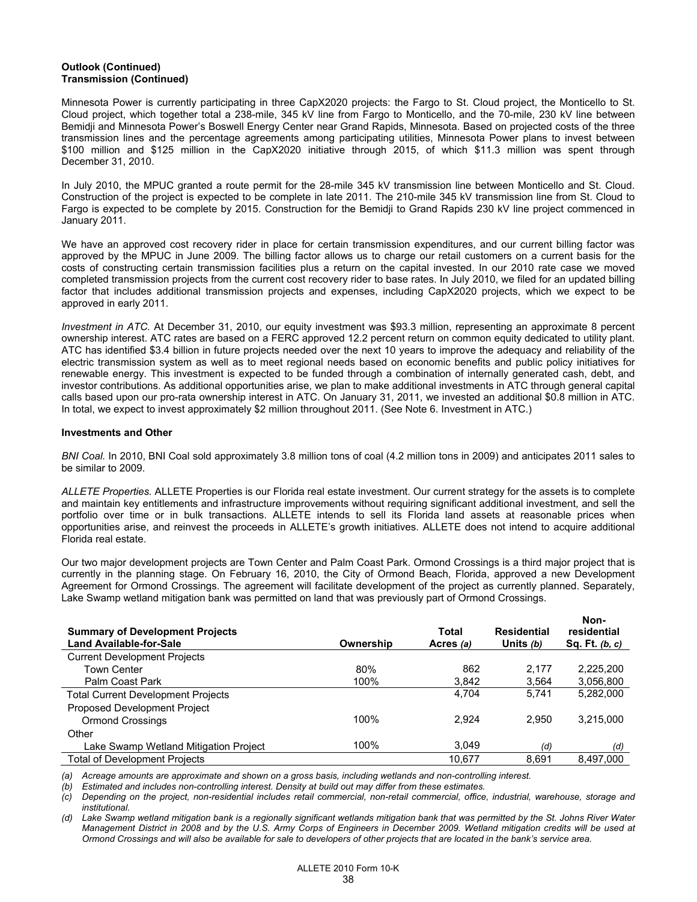**Outlook (Continued)**
**Transmission (Continued)**

Minnesota Power is currently participating in three CapX2020 projects: the Fargo to St. Cloud project, the Monticello to St. Cloud project, which together total a 238-mile, 345 kV line from Fargo to Monticello, and the 70-mile, 230 kV line between Bemidji and Minnesota Power's Boswell Energy Center near Grand Rapids, Minnesota. Based on projected costs of the three transmission lines and the percentage agreements among participating utilities, Minnesota Power plans to invest between \$100 million and \$125 million in the CapX2020 initiative through 2015, of which \$11.3 million was spent through December 31, 2010.

In July 2010, the MPUC granted a route permit for the 28-mile 345 kV transmission line between Monticello and St. Cloud. Construction of the project is expected to be complete in late 2011. The 210-mile 345 kV transmission line from St. Cloud to Fargo is expected to be complete by 2015. Construction for the Bemidji to Grand Rapids 230 kV line project commenced in January 2011.

We have an approved cost recovery rider in place for certain transmission expenditures, and our current billing factor was approved by the MPUC in June 2009. The billing factor allows us to charge our retail customers on a current basis for the costs of constructing certain transmission facilities plus a return on the capital invested. In our 2010 rate case we moved completed transmission projects from the current cost recovery rider to base rates. In July 2010, we filed for an updated billing factor that includes additional transmission projects and expenses, including CapX2020 projects, which we expect to be approved in early 2011.

*Investment in ATC.* At December 31, 2010, our equity investment was \$93.3 million, representing an approximate 8 percent ownership interest. ATC rates are based on a FERC approved 12.2 percent return on common equity dedicated to utility plant. ATC has identified \$3.4 billion in future projects needed over the next 10 years to improve the adequacy and reliability of the electric transmission system as well as to meet regional needs based on economic benefits and public policy initiatives for renewable energy. This investment is expected to be funded through a combination of internally generated cash, debt, and investor contributions. As additional opportunities arise, we plan to make additional investments in ATC through general capital calls based upon our pro-rata ownership interest in ATC. On January 31, 2011, we invested an additional \$0.8 million in ATC. In total, we expect to invest approximately \$2 million throughout 2011. (See Note 6. Investment in ATC.)

**Investments and Other**

*BNI Coal.* In 2010, BNI Coal sold approximately 3.8 million tons of coal (4.2 million tons in 2009) and anticipates 2011 sales to be similar to 2009.

*ALLETE Properties.* ALLETE Properties is our Florida real estate investment. Our current strategy for the assets is to complete and maintain key entitlements and infrastructure improvements without requiring significant additional investment, and sell the portfolio over time or in bulk transactions. ALLETE intends to sell its Florida land assets at reasonable prices when opportunities arise, and reinvest the proceeds in ALLETE's growth initiatives. ALLETE does not intend to acquire additional Florida real estate.

Our two major development projects are Town Center and Palm Coast Park. Ormond Crossings is a third major project that is currently in the planning stage. On February 16, 2010, the City of Ormond Beach, Florida, approved a new Development Agreement for Ormond Crossings. The agreement will facilitate development of the project as currently planned. Separately, Lake Swamp wetland mitigation bank was permitted on land that was previously part of Ormond Crossings.

| Summary of Development Projects Land Available-for-Sale | Ownership | Total Acres *(a)* | Residential Units *(b)* | Non-residential Sq. Ft. *(b, c)* |
|---|---|---|---|---|
| Current Development Projects | | | | |
| Town Center | 80% | 862 | 2,177 | 2,225,200 |
| Palm Coast Park | 100% | 3,842 | 3,564 | 3,056,800 |
| Total Current Development Projects | | 4,704 | 5,741 | 5,282,000 |
| Proposed Development Project | | | | |
| Ormond Crossings | 100% | 2,924 | 2,950 | 3,215,000 |
| Other | | | | |
| Lake Swamp Wetland Mitigation Project | 100% | 3,049 | *(d)* | *(d)* |
| Total of Development Projects | | 10,677 | 8,691 | 8,497,000 |

*(a) Acreage amounts are approximate and shown on a gross basis, including wetlands and non-controlling interest.*

*(b) Estimated and includes non-controlling interest. Density at build out may differ from these estimates.*

*(c) Depending on the project, non-residential includes retail commercial, non-retail commercial, office, industrial, warehouse, storage and institutional.*

*(d) Lake Swamp wetland mitigation bank is a regionally significant wetlands mitigation bank that was permitted by the St. Johns River Water Management District in 2008 and by the U.S. Army Corps of Engineers in December 2009. Wetland mitigation credits will be used at Ormond Crossings and will also be available for sale to developers of other projects that are located in the bank's service area.*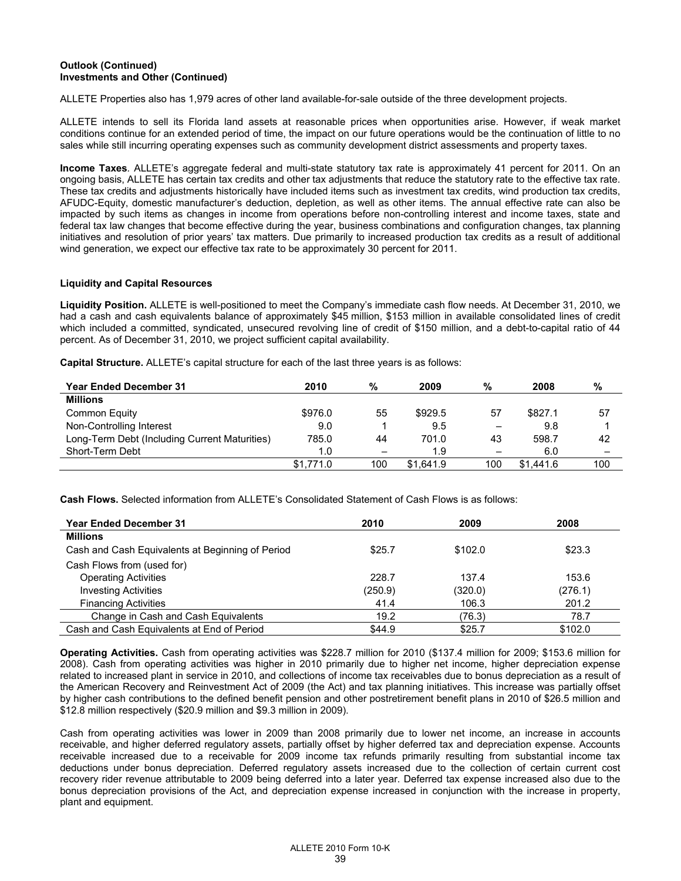**Outlook (Continued)**
**Investments and Other (Continued)**

ALLETE Properties also has 1,979 acres of other land available-for-sale outside of the three development projects.

ALLETE intends to sell its Florida land assets at reasonable prices when opportunities arise. However, if weak market conditions continue for an extended period of time, the impact on our future operations would be the continuation of little to no sales while still incurring operating expenses such as community development district assessments and property taxes.

**Income Taxes**. ALLETE's aggregate federal and multi-state statutory tax rate is approximately 41 percent for 2011. On an ongoing basis, ALLETE has certain tax credits and other tax adjustments that reduce the statutory rate to the effective tax rate. These tax credits and adjustments historically have included items such as investment tax credits, wind production tax credits, AFUDC-Equity, domestic manufacturer's deduction, depletion, as well as other items. The annual effective rate can also be impacted by such items as changes in income from operations before non-controlling interest and income taxes, state and federal tax law changes that become effective during the year, business combinations and configuration changes, tax planning initiatives and resolution of prior years' tax matters. Due primarily to increased production tax credits as a result of additional wind generation, we expect our effective tax rate to be approximately 30 percent for 2011.

**Liquidity and Capital Resources**

**Liquidity Position.** ALLETE is well-positioned to meet the Company's immediate cash flow needs. At December 31, 2010, we had a cash and cash equivalents balance of approximately $45 million, $153 million in available consolidated lines of credit which included a committed, syndicated, unsecured revolving line of credit of $150 million, and a debt-to-capital ratio of 44 percent. As of December 31, 2010, we project sufficient capital availability.

**Capital Structure.** ALLETE's capital structure for each of the last three years is as follows:

| Year Ended December 31 | 2010 | % | 2009 | % | 2008 | % |
|---|---|---|---|---|---|---|
| **Millions** | | | | | | |
| Common Equity | $976.0 | 55 | $929.5 | 57 | $827.1 | 57 |
| Non-Controlling Interest | 9.0 | 1 | 9.5 | – | 9.8 | 1 |
| Long-Term Debt (Including Current Maturities) | 785.0 | 44 | 701.0 | 43 | 598.7 | 42 |
| Short-Term Debt | 1.0 | – | 1.9 | – | 6.0 | – |
| | $1,771.0 | 100 | $1,641.9 | 100 | $1,441.6 | 100 |

**Cash Flows.** Selected information from ALLETE's Consolidated Statement of Cash Flows is as follows:

| Year Ended December 31 | 2010 | 2009 | 2008 |
|---|---|---|---|
| **Millions** | | | |
| Cash and Cash Equivalents at Beginning of Period | $25.7 | $102.0 | $23.3 |
| Cash Flows from (used for) | | | |
| Operating Activities | 228.7 | 137.4 | 153.6 |
| Investing Activities | (250.9) | (320.0) | (276.1) |
| Financing Activities | 41.4 | 106.3 | 201.2 |
| Change in Cash and Cash Equivalents | 19.2 | (76.3) | 78.7 |
| Cash and Cash Equivalents at End of Period | $44.9 | $25.7 | $102.0 |

**Operating Activities.** Cash from operating activities was $228.7 million for 2010 ($137.4 million for 2009; $153.6 million for 2008). Cash from operating activities was higher in 2010 primarily due to higher net income, higher depreciation expense related to increased plant in service in 2010, and collections of income tax receivables due to bonus depreciation as a result of the American Recovery and Reinvestment Act of 2009 (the Act) and tax planning initiatives. This increase was partially offset by higher cash contributions to the defined benefit pension and other postretirement benefit plans in 2010 of $26.5 million and $12.8 million respectively ($20.9 million and $9.3 million in 2009).

Cash from operating activities was lower in 2009 than 2008 primarily due to lower net income, an increase in accounts receivable, and higher deferred regulatory assets, partially offset by higher deferred tax and depreciation expense. Accounts receivable increased due to a receivable for 2009 income tax refunds primarily resulting from substantial income tax deductions under bonus depreciation. Deferred regulatory assets increased due to the collection of certain current cost recovery rider revenue attributable to 2009 being deferred into a later year. Deferred tax expense increased also due to the bonus depreciation provisions of the Act, and depreciation expense increased in conjunction with the increase in property, plant and equipment.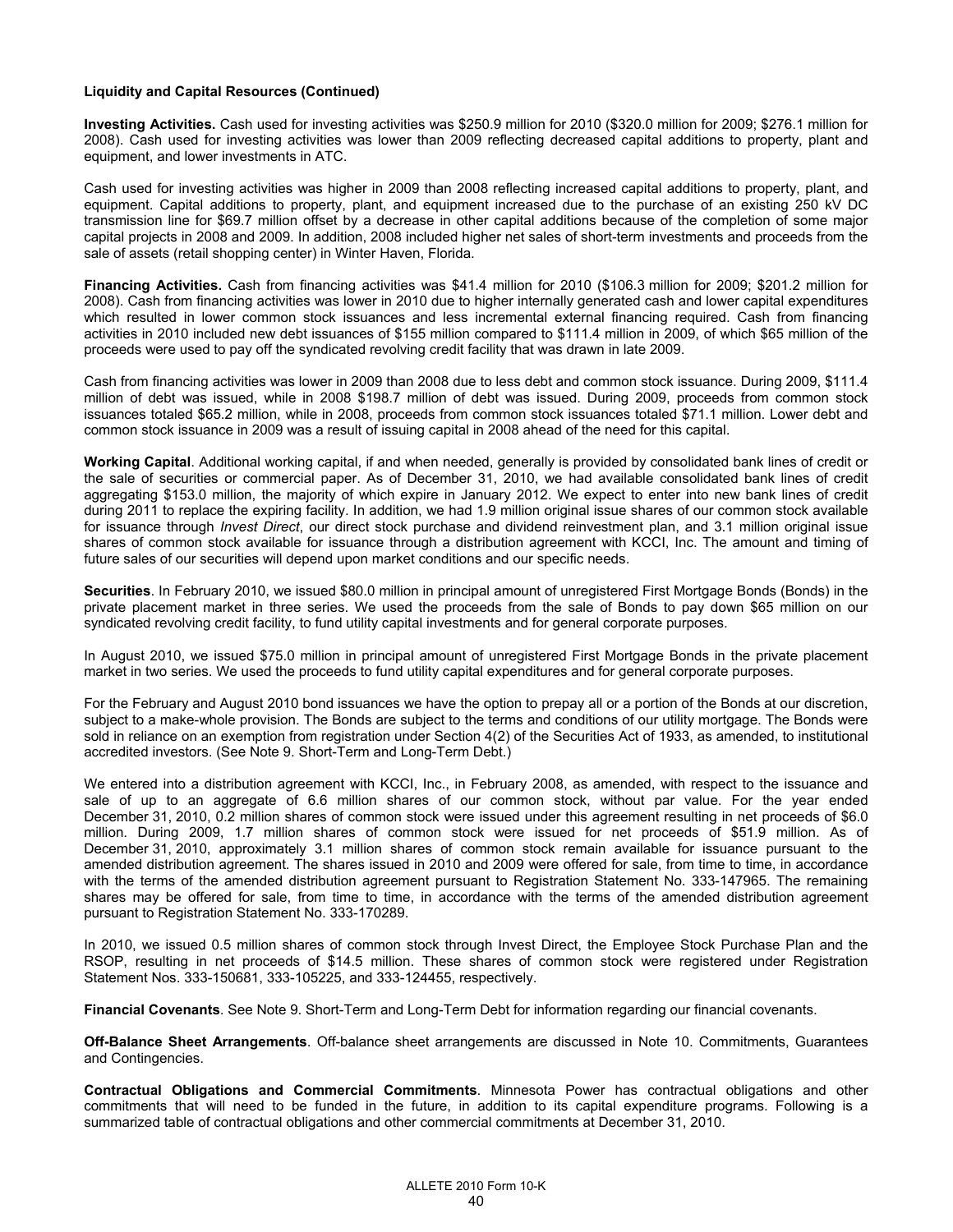**Liquidity and Capital Resources (Continued)**

**Investing Activities.** Cash used for investing activities was $250.9 million for 2010 ($320.0 million for 2009; $276.1 million for 2008). Cash used for investing activities was lower than 2009 reflecting decreased capital additions to property, plant and equipment, and lower investments in ATC.

Cash used for investing activities was higher in 2009 than 2008 reflecting increased capital additions to property, plant, and equipment. Capital additions to property, plant, and equipment increased due to the purchase of an existing 250 kV DC transmission line for $69.7 million offset by a decrease in other capital additions because of the completion of some major capital projects in 2008 and 2009. In addition, 2008 included higher net sales of short-term investments and proceeds from the sale of assets (retail shopping center) in Winter Haven, Florida.

**Financing Activities.** Cash from financing activities was $41.4 million for 2010 ($106.3 million for 2009; $201.2 million for 2008). Cash from financing activities was lower in 2010 due to higher internally generated cash and lower capital expenditures which resulted in lower common stock issuances and less incremental external financing required. Cash from financing activities in 2010 included new debt issuances of $155 million compared to $111.4 million in 2009, of which $65 million of the proceeds were used to pay off the syndicated revolving credit facility that was drawn in late 2009.

Cash from financing activities was lower in 2009 than 2008 due to less debt and common stock issuance. During 2009, $111.4 million of debt was issued, while in 2008 $198.7 million of debt was issued. During 2009, proceeds from common stock issuances totaled $65.2 million, while in 2008, proceeds from common stock issuances totaled $71.1 million. Lower debt and common stock issuance in 2009 was a result of issuing capital in 2008 ahead of the need for this capital.

**Working Capital**. Additional working capital, if and when needed, generally is provided by consolidated bank lines of credit or the sale of securities or commercial paper. As of December 31, 2010, we had available consolidated bank lines of credit aggregating $153.0 million, the majority of which expire in January 2012. We expect to enter into new bank lines of credit during 2011 to replace the expiring facility. In addition, we had 1.9 million original issue shares of our common stock available for issuance through *Invest Direct*, our direct stock purchase and dividend reinvestment plan, and 3.1 million original issue shares of common stock available for issuance through a distribution agreement with KCCI, Inc. The amount and timing of future sales of our securities will depend upon market conditions and our specific needs.

**Securities**. In February 2010, we issued $80.0 million in principal amount of unregistered First Mortgage Bonds (Bonds) in the private placement market in three series. We used the proceeds from the sale of Bonds to pay down $65 million on our syndicated revolving credit facility, to fund utility capital investments and for general corporate purposes.

In August 2010, we issued $75.0 million in principal amount of unregistered First Mortgage Bonds in the private placement market in two series. We used the proceeds to fund utility capital expenditures and for general corporate purposes.

For the February and August 2010 bond issuances we have the option to prepay all or a portion of the Bonds at our discretion, subject to a make-whole provision. The Bonds are subject to the terms and conditions of our utility mortgage. The Bonds were sold in reliance on an exemption from registration under Section 4(2) of the Securities Act of 1933, as amended, to institutional accredited investors. (See Note 9. Short-Term and Long-Term Debt.)

We entered into a distribution agreement with KCCI, Inc., in February 2008, as amended, with respect to the issuance and sale of up to an aggregate of 6.6 million shares of our common stock, without par value. For the year ended December 31, 2010, 0.2 million shares of common stock were issued under this agreement resulting in net proceeds of $6.0 million. During 2009, 1.7 million shares of common stock were issued for net proceeds of $51.9 million. As of December 31, 2010, approximately 3.1 million shares of common stock remain available for issuance pursuant to the amended distribution agreement. The shares issued in 2010 and 2009 were offered for sale, from time to time, in accordance with the terms of the amended distribution agreement pursuant to Registration Statement No. 333-147965. The remaining shares may be offered for sale, from time to time, in accordance with the terms of the amended distribution agreement pursuant to Registration Statement No. 333-170289.

In 2010, we issued 0.5 million shares of common stock through Invest Direct, the Employee Stock Purchase Plan and the RSOP, resulting in net proceeds of $14.5 million. These shares of common stock were registered under Registration Statement Nos. 333-150681, 333-105225, and 333-124455, respectively.

**Financial Covenants**. See Note 9. Short-Term and Long-Term Debt for information regarding our financial covenants.

**Off-Balance Sheet Arrangements**. Off-balance sheet arrangements are discussed in Note 10. Commitments, Guarantees and Contingencies.

**Contractual Obligations and Commercial Commitments**. Minnesota Power has contractual obligations and other commitments that will need to be funded in the future, in addition to its capital expenditure programs. Following is a summarized table of contractual obligations and other commercial commitments at December 31, 2010.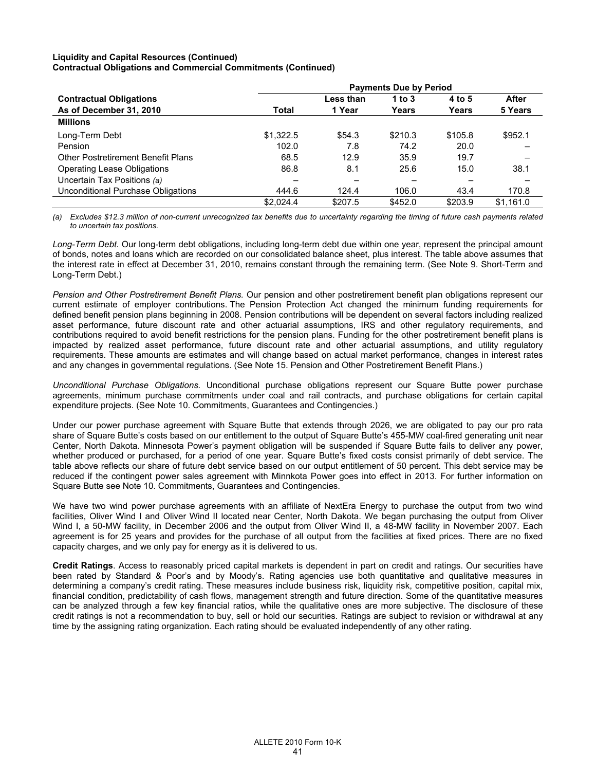**Liquidity and Capital Resources (Continued)**
**Contractual Obligations and Commercial Commitments (Continued)**

| Contractual Obligations As of December 31, 2010 | Payments Due by Period | | | | |
|---|---|---|---|---|---|
| | Total | Less than 1 Year | 1 to 3 Years | 4 to 5 Years | After 5 Years |
| **Millions** | | | | | |
| Long-Term Debt | $1,322.5 | $54.3 | $210.3 | $105.8 | $952.1 |
| Pension | 102.0 | 7.8 | 74.2 | 20.0 | – |
| Other Postretirement Benefit Plans | 68.5 | 12.9 | 35.9 | 19.7 | – |
| Operating Lease Obligations | 86.8 | 8.1 | 25.6 | 15.0 | 38.1 |
| Uncertain Tax Positions *(a)* | – | – | – | – | – |
| Unconditional Purchase Obligations | 444.6 | 124.4 | 106.0 | 43.4 | 170.8 |
| | $2,024.4 | $207.5 | $452.0 | $203.9 | $1,161.0 |

*(a) Excludes $12.3 million of non-current unrecognized tax benefits due to uncertainty regarding the timing of future cash payments related to uncertain tax positions.*

*Long-Term Debt.* Our long-term debt obligations, including long-term debt due within one year, represent the principal amount of bonds, notes and loans which are recorded on our consolidated balance sheet, plus interest. The table above assumes that the interest rate in effect at December 31, 2010, remains constant through the remaining term. (See Note 9. Short-Term and Long-Term Debt.)

*Pension and Other Postretirement Benefit Plans.* Our pension and other postretirement benefit plan obligations represent our current estimate of employer contributions. The Pension Protection Act changed the minimum funding requirements for defined benefit pension plans beginning in 2008. Pension contributions will be dependent on several factors including realized asset performance, future discount rate and other actuarial assumptions, IRS and other regulatory requirements, and contributions required to avoid benefit restrictions for the pension plans. Funding for the other postretirement benefit plans is impacted by realized asset performance, future discount rate and other actuarial assumptions, and utility regulatory requirements. These amounts are estimates and will change based on actual market performance, changes in interest rates and any changes in governmental regulations. (See Note 15. Pension and Other Postretirement Benefit Plans.)

*Unconditional Purchase Obligations.* Unconditional purchase obligations represent our Square Butte power purchase agreements, minimum purchase commitments under coal and rail contracts, and purchase obligations for certain capital expenditure projects. (See Note 10. Commitments, Guarantees and Contingencies.)

Under our power purchase agreement with Square Butte that extends through 2026, we are obligated to pay our pro rata share of Square Butte's costs based on our entitlement to the output of Square Butte's 455-MW coal-fired generating unit near Center, North Dakota. Minnesota Power's payment obligation will be suspended if Square Butte fails to deliver any power, whether produced or purchased, for a period of one year. Square Butte's fixed costs consist primarily of debt service. The table above reflects our share of future debt service based on our output entitlement of 50 percent. This debt service may be reduced if the contingent power sales agreement with Minnkota Power goes into effect in 2013. For further information on Square Butte see Note 10. Commitments, Guarantees and Contingencies.

We have two wind power purchase agreements with an affiliate of NextEra Energy to purchase the output from two wind facilities, Oliver Wind I and Oliver Wind II located near Center, North Dakota. We began purchasing the output from Oliver Wind I, a 50-MW facility, in December 2006 and the output from Oliver Wind II, a 48-MW facility in November 2007. Each agreement is for 25 years and provides for the purchase of all output from the facilities at fixed prices. There are no fixed capacity charges, and we only pay for energy as it is delivered to us.

**Credit Ratings**. Access to reasonably priced capital markets is dependent in part on credit and ratings. Our securities have been rated by Standard & Poor's and by Moody's. Rating agencies use both quantitative and qualitative measures in determining a company's credit rating. These measures include business risk, liquidity risk, competitive position, capital mix, financial condition, predictability of cash flows, management strength and future direction. Some of the quantitative measures can be analyzed through a few key financial ratios, while the qualitative ones are more subjective. The disclosure of these credit ratings is not a recommendation to buy, sell or hold our securities. Ratings are subject to revision or withdrawal at any time by the assigning rating organization. Each rating should be evaluated independently of any other rating.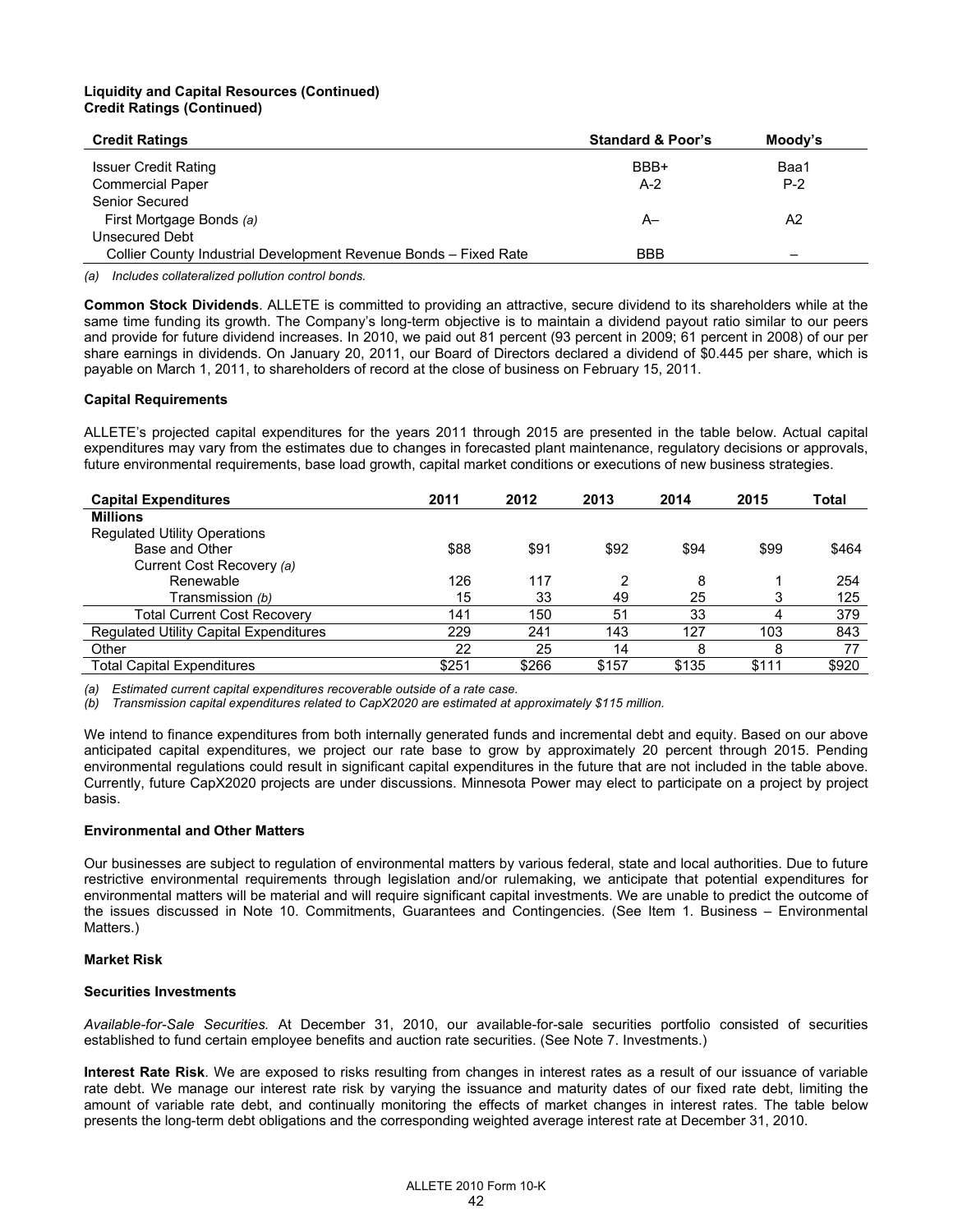**Liquidity and Capital Resources (Continued)**
**Credit Ratings (Continued)**

| Credit Ratings | Standard & Poor's | Moody's |
|---|---|---|
| Issuer Credit Rating | BBB+ | Baa1 |
| Commercial Paper | A-2 | P-2 |
| Senior Secured | | |
| First Mortgage Bonds *(a)* | A– | A2 |
| Unsecured Debt | | |
| Collier County Industrial Development Revenue Bonds – Fixed Rate | BBB | – |

*(a) Includes collateralized pollution control bonds.*

**Common Stock Dividends**. ALLETE is committed to providing an attractive, secure dividend to its shareholders while at the same time funding its growth. The Company's long-term objective is to maintain a dividend payout ratio similar to our peers and provide for future dividend increases. In 2010, we paid out 81 percent (93 percent in 2009; 61 percent in 2008) of our per share earnings in dividends. On January 20, 2011, our Board of Directors declared a dividend of $0.445 per share, which is payable on March 1, 2011, to shareholders of record at the close of business on February 15, 2011.

**Capital Requirements**

ALLETE's projected capital expenditures for the years 2011 through 2015 are presented in the table below. Actual capital expenditures may vary from the estimates due to changes in forecasted plant maintenance, regulatory decisions or approvals, future environmental requirements, base load growth, capital market conditions or executions of new business strategies.

| Capital Expenditures | 2011 | 2012 | 2013 | 2014 | 2015 | Total |
|---|---|---|---|---|---|---|
| **Millions** | | | | | | |
| Regulated Utility Operations | | | | | | |
| Base and Other | $88 | $91 | $92 | $94 | $99 | $464 |
| Current Cost Recovery *(a)* | | | | | | |
| Renewable | 126 | 117 | 2 | 8 | 1 | 254 |
| Transmission *(b)* | 15 | 33 | 49 | 25 | 3 | 125 |
| Total Current Cost Recovery | 141 | 150 | 51 | 33 | 4 | 379 |
| Regulated Utility Capital Expenditures | 229 | 241 | 143 | 127 | 103 | 843 |
| Other | 22 | 25 | 14 | 8 | 8 | 77 |
| Total Capital Expenditures | $251 | $266 | $157 | $135 | $111 | $920 |

*(a) Estimated current capital expenditures recoverable outside of a rate case.*
*(b) Transmission capital expenditures related to CapX2020 are estimated at approximately $115 million.*

We intend to finance expenditures from both internally generated funds and incremental debt and equity. Based on our above anticipated capital expenditures, we project our rate base to grow by approximately 20 percent through 2015. Pending environmental regulations could result in significant capital expenditures in the future that are not included in the table above. Currently, future CapX2020 projects are under discussions. Minnesota Power may elect to participate on a project by project basis.

**Environmental and Other Matters**

Our businesses are subject to regulation of environmental matters by various federal, state and local authorities. Due to future restrictive environmental requirements through legislation and/or rulemaking, we anticipate that potential expenditures for environmental matters will be material and will require significant capital investments. We are unable to predict the outcome of the issues discussed in Note 10. Commitments, Guarantees and Contingencies. (See Item 1. Business – Environmental Matters.)

**Market Risk**

**Securities Investments**

*Available-for-Sale Securities.* At December 31, 2010, our available-for-sale securities portfolio consisted of securities established to fund certain employee benefits and auction rate securities. (See Note 7. Investments.)

**Interest Rate Risk**. We are exposed to risks resulting from changes in interest rates as a result of our issuance of variable rate debt. We manage our interest rate risk by varying the issuance and maturity dates of our fixed rate debt, limiting the amount of variable rate debt, and continually monitoring the effects of market changes in interest rates. The table below presents the long-term debt obligations and the corresponding weighted average interest rate at December 31, 2010.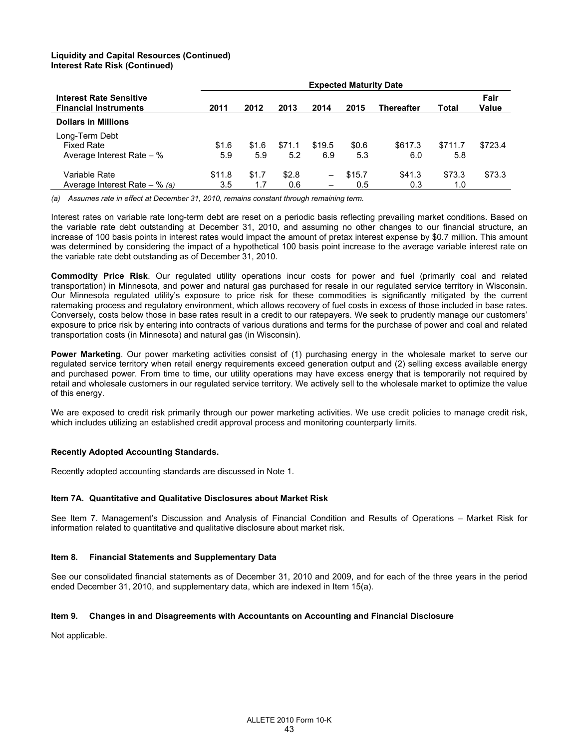**Liquidity and Capital Resources (Continued)**
**Interest Rate Risk (Continued)**

| Interest Rate Sensitive Financial Instruments | Expected Maturity Date | | | | | | | |
|---|---|---|---|---|---|---|---|---|
| | 2011 | 2012 | 2013 | 2014 | 2015 | Thereafter | Total | Fair Value |
| **Dollars in Millions** | | | | | | | | |
| Long-Term Debt | | | | | | | | |
| Fixed Rate | $1.6 | $1.6 | $71.1 | $19.5 | $0.6 | $617.3 | $711.7 | $723.4 |
| Average Interest Rate – % | 5.9 | 5.9 | 5.2 | 6.9 | 5.3 | 6.0 | 5.8 | |
| Variable Rate | $11.8 | $1.7 | $2.8 | – | $15.7 | $41.3 | $73.3 | $73.3 |
| Average Interest Rate – % *(a)* | 3.5 | 1.7 | 0.6 | – | 0.5 | 0.3 | 1.0 | |

*(a) Assumes rate in effect at December 31, 2010, remains constant through remaining term.*

Interest rates on variable rate long-term debt are reset on a periodic basis reflecting prevailing market conditions. Based on the variable rate debt outstanding at December 31, 2010, and assuming no other changes to our financial structure, an increase of 100 basis points in interest rates would impact the amount of pretax interest expense by $0.7 million. This amount was determined by considering the impact of a hypothetical 100 basis point increase to the average variable interest rate on the variable rate debt outstanding as of December 31, 2010.

**Commodity Price Risk**. Our regulated utility operations incur costs for power and fuel (primarily coal and related transportation) in Minnesota, and power and natural gas purchased for resale in our regulated service territory in Wisconsin. Our Minnesota regulated utility's exposure to price risk for these commodities is significantly mitigated by the current ratemaking process and regulatory environment, which allows recovery of fuel costs in excess of those included in base rates. Conversely, costs below those in base rates result in a credit to our ratepayers. We seek to prudently manage our customers' exposure to price risk by entering into contracts of various durations and terms for the purchase of power and coal and related transportation costs (in Minnesota) and natural gas (in Wisconsin).

**Power Marketing**. Our power marketing activities consist of (1) purchasing energy in the wholesale market to serve our regulated service territory when retail energy requirements exceed generation output and (2) selling excess available energy and purchased power. From time to time, our utility operations may have excess energy that is temporarily not required by retail and wholesale customers in our regulated service territory. We actively sell to the wholesale market to optimize the value of this energy.

We are exposed to credit risk primarily through our power marketing activities. We use credit policies to manage credit risk, which includes utilizing an established credit approval process and monitoring counterparty limits.

**Recently Adopted Accounting Standards.**

Recently adopted accounting standards are discussed in Note 1.

**Item 7A. Quantitative and Qualitative Disclosures about Market Risk**

See Item 7. Management's Discussion and Analysis of Financial Condition and Results of Operations – Market Risk for information related to quantitative and qualitative disclosure about market risk.

**Item 8. Financial Statements and Supplementary Data**

See our consolidated financial statements as of December 31, 2010 and 2009, and for each of the three years in the period ended December 31, 2010, and supplementary data, which are indexed in Item 15(a).

**Item 9. Changes in and Disagreements with Accountants on Accounting and Financial Disclosure**

Not applicable.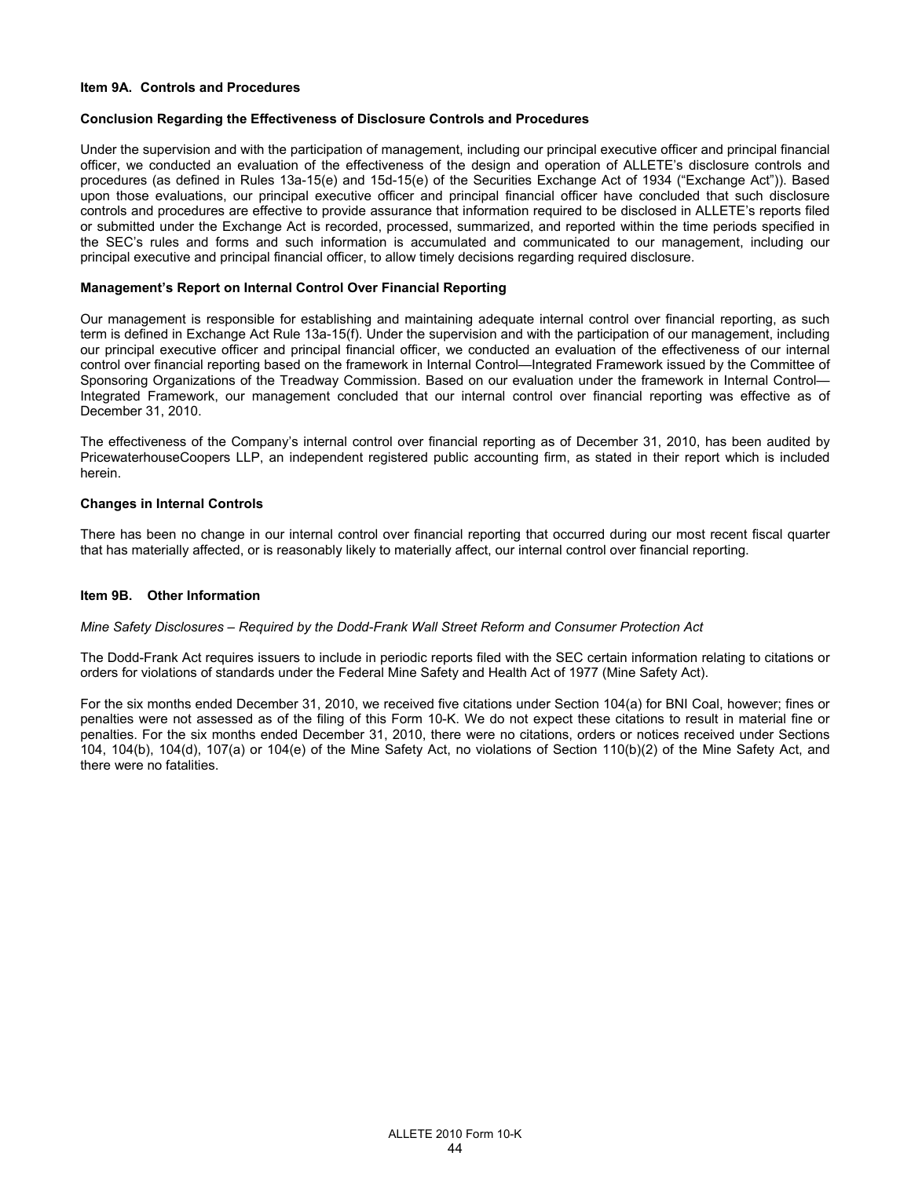## Item 9A. Controls and Procedures

### Conclusion Regarding the Effectiveness of Disclosure Controls and Procedures

Under the supervision and with the participation of management, including our principal executive officer and principal financial officer, we conducted an evaluation of the effectiveness of the design and operation of ALLETE's disclosure controls and procedures (as defined in Rules 13a-15(e) and 15d-15(e) of the Securities Exchange Act of 1934 ("Exchange Act")). Based upon those evaluations, our principal executive officer and principal financial officer have concluded that such disclosure controls and procedures are effective to provide assurance that information required to be disclosed in ALLETE's reports filed or submitted under the Exchange Act is recorded, processed, summarized, and reported within the time periods specified in the SEC's rules and forms and such information is accumulated and communicated to our management, including our principal executive and principal financial officer, to allow timely decisions regarding required disclosure.

### Management's Report on Internal Control Over Financial Reporting

Our management is responsible for establishing and maintaining adequate internal control over financial reporting, as such term is defined in Exchange Act Rule 13a-15(f). Under the supervision and with the participation of our management, including our principal executive officer and principal financial officer, we conducted an evaluation of the effectiveness of our internal control over financial reporting based on the framework in Internal Control—Integrated Framework issued by the Committee of Sponsoring Organizations of the Treadway Commission. Based on our evaluation under the framework in Internal Control—Integrated Framework, our management concluded that our internal control over financial reporting was effective as of December 31, 2010.

The effectiveness of the Company's internal control over financial reporting as of December 31, 2010, has been audited by PricewaterhouseCoopers LLP, an independent registered public accounting firm, as stated in their report which is included herein.

### Changes in Internal Controls

There has been no change in our internal control over financial reporting that occurred during our most recent fiscal quarter that has materially affected, or is reasonably likely to materially affect, our internal control over financial reporting.

## Item 9B. Other Information

*Mine Safety Disclosures – Required by the Dodd-Frank Wall Street Reform and Consumer Protection Act*

The Dodd-Frank Act requires issuers to include in periodic reports filed with the SEC certain information relating to citations or orders for violations of standards under the Federal Mine Safety and Health Act of 1977 (Mine Safety Act).

For the six months ended December 31, 2010, we received five citations under Section 104(a) for BNI Coal, however; fines or penalties were not assessed as of the filing of this Form 10-K. We do not expect these citations to result in material fine or penalties. For the six months ended December 31, 2010, there were no citations, orders or notices received under Sections 104, 104(b), 104(d), 107(a) or 104(e) of the Mine Safety Act, no violations of Section 110(b)(2) of the Mine Safety Act, and there were no fatalities.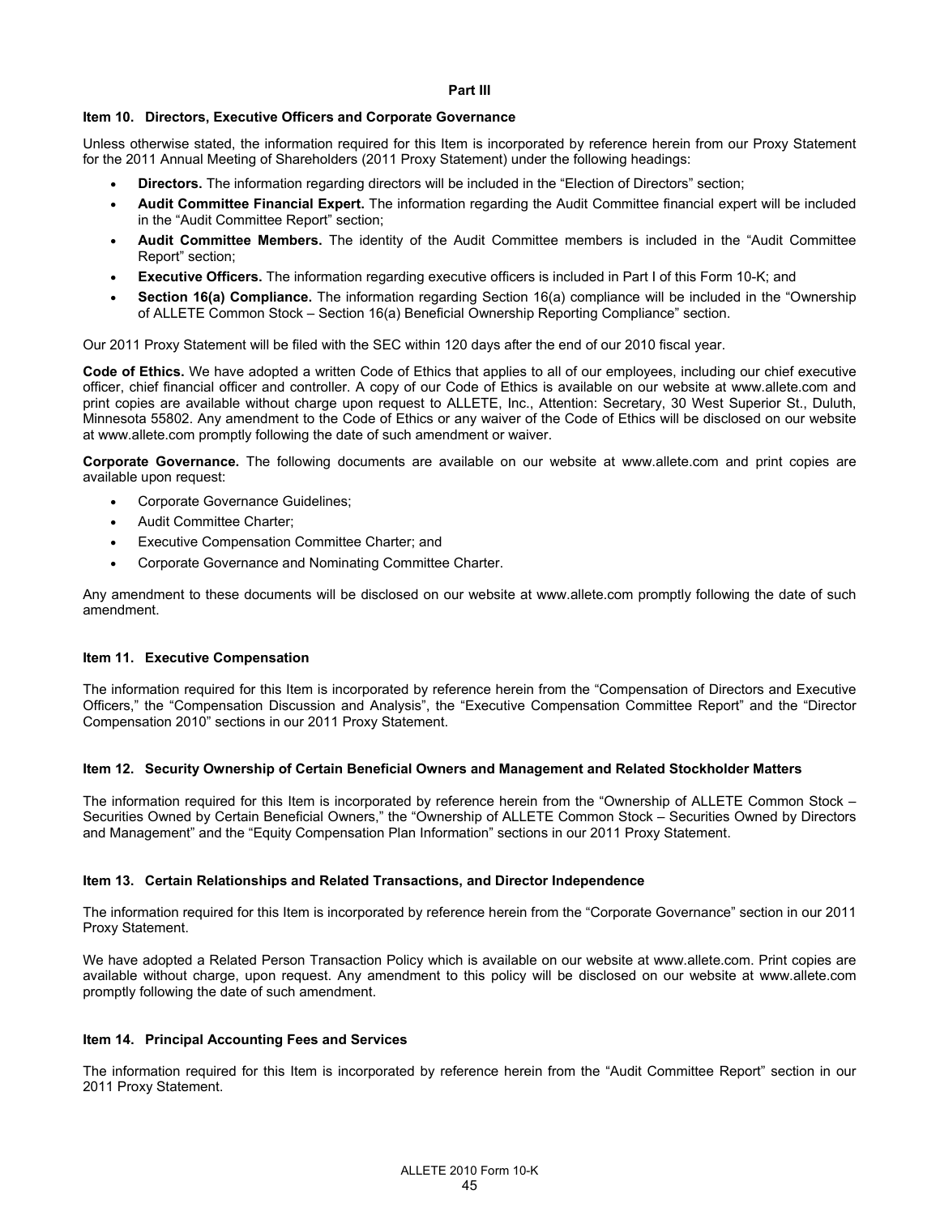# Part III

## Item 10. Directors, Executive Officers and Corporate Governance

Unless otherwise stated, the information required for this Item is incorporated by reference herein from our Proxy Statement for the 2011 Annual Meeting of Shareholders (2011 Proxy Statement) under the following headings:

- **Directors.** The information regarding directors will be included in the "Election of Directors" section;
- **Audit Committee Financial Expert.** The information regarding the Audit Committee financial expert will be included in the "Audit Committee Report" section;
- **Audit Committee Members.** The identity of the Audit Committee members is included in the "Audit Committee Report" section;
- **Executive Officers.** The information regarding executive officers is included in Part I of this Form 10-K; and
- **Section 16(a) Compliance.** The information regarding Section 16(a) compliance will be included in the "Ownership of ALLETE Common Stock – Section 16(a) Beneficial Ownership Reporting Compliance" section.

Our 2011 Proxy Statement will be filed with the SEC within 120 days after the end of our 2010 fiscal year.

**Code of Ethics.** We have adopted a written Code of Ethics that applies to all of our employees, including our chief executive officer, chief financial officer and controller. A copy of our Code of Ethics is available on our website at www.allete.com and print copies are available without charge upon request to ALLETE, Inc., Attention: Secretary, 30 West Superior St., Duluth, Minnesota 55802. Any amendment to the Code of Ethics or any waiver of the Code of Ethics will be disclosed on our website at www.allete.com promptly following the date of such amendment or waiver.

**Corporate Governance.** The following documents are available on our website at www.allete.com and print copies are available upon request:

- Corporate Governance Guidelines;
- Audit Committee Charter;
- Executive Compensation Committee Charter; and
- Corporate Governance and Nominating Committee Charter.

Any amendment to these documents will be disclosed on our website at www.allete.com promptly following the date of such amendment.

## Item 11. Executive Compensation

The information required for this Item is incorporated by reference herein from the "Compensation of Directors and Executive Officers," the "Compensation Discussion and Analysis", the "Executive Compensation Committee Report" and the "Director Compensation 2010" sections in our 2011 Proxy Statement.

## Item 12. Security Ownership of Certain Beneficial Owners and Management and Related Stockholder Matters

The information required for this Item is incorporated by reference herein from the "Ownership of ALLETE Common Stock – Securities Owned by Certain Beneficial Owners," the "Ownership of ALLETE Common Stock – Securities Owned by Directors and Management" and the "Equity Compensation Plan Information" sections in our 2011 Proxy Statement.

## Item 13. Certain Relationships and Related Transactions, and Director Independence

The information required for this Item is incorporated by reference herein from the "Corporate Governance" section in our 2011 Proxy Statement.

We have adopted a Related Person Transaction Policy which is available on our website at www.allete.com. Print copies are available without charge, upon request. Any amendment to this policy will be disclosed on our website at www.allete.com promptly following the date of such amendment.

## Item 14. Principal Accounting Fees and Services

The information required for this Item is incorporated by reference herein from the "Audit Committee Report" section in our 2011 Proxy Statement.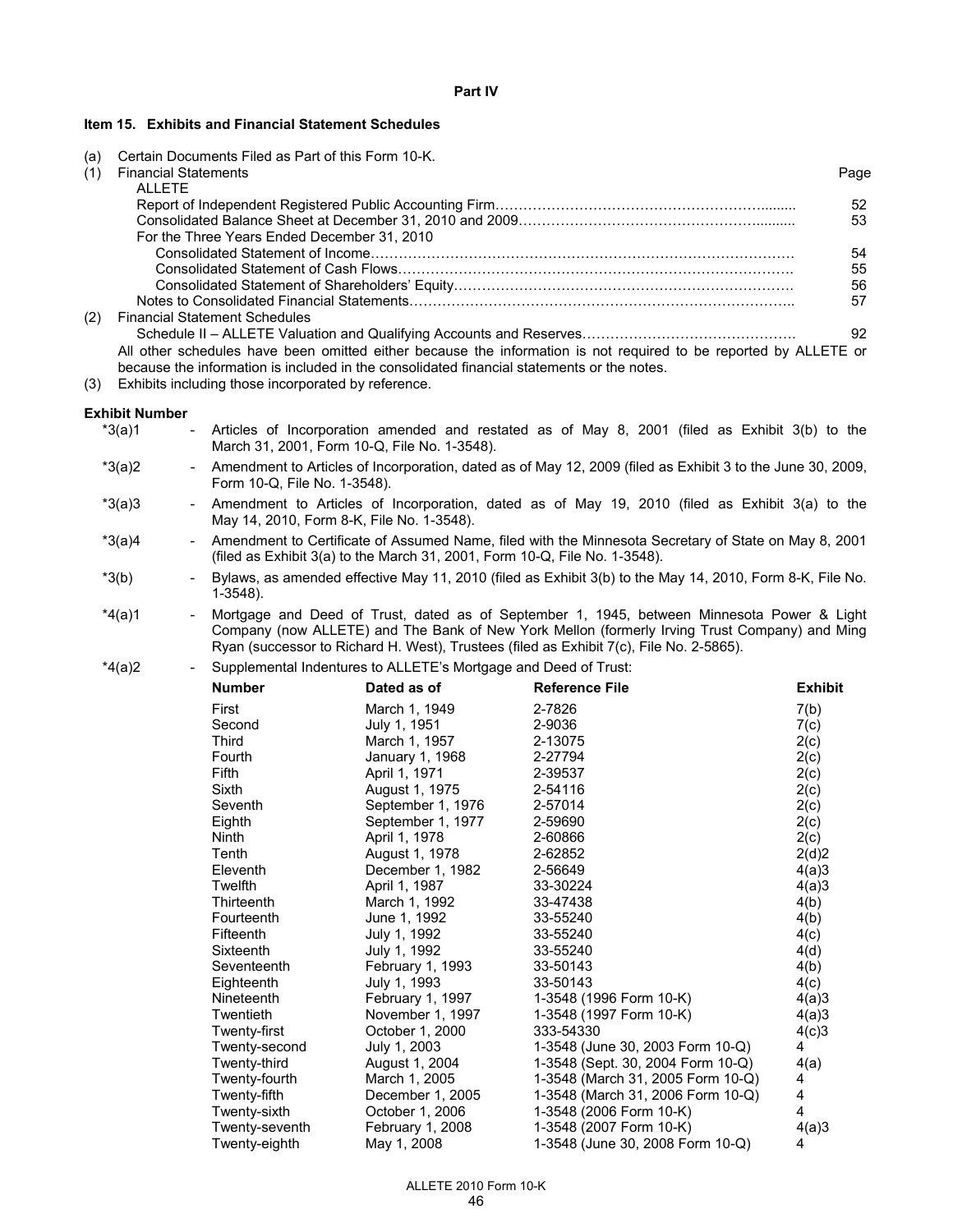**Part IV**

**Item 15. Exhibits and Financial Statement Schedules**

(a) Certain Documents Filed as Part of this Form 10-K.

(1) Financial Statements

| | Page |
|---|---|
| ALLETE | |
| Report of Independent Registered Public Accounting Firm | 52 |
| Consolidated Balance Sheet at December 31, 2010 and 2009 | 53 |
| For the Three Years Ended December 31, 2010 | |
| Consolidated Statement of Income | 54 |
| Consolidated Statement of Cash Flows | 55 |
| Consolidated Statement of Shareholders' Equity | 56 |
| Notes to Consolidated Financial Statements | 57 |

(2) Financial Statement Schedules

| | |
|---|---|
| Schedule II – ALLETE Valuation and Qualifying Accounts and Reserves | 92 |

All other schedules have been omitted either because the information is not required to be reported by ALLETE or because the information is included in the consolidated financial statements or the notes.

(3) Exhibits including those incorporated by reference.

**Exhibit Number**

*3(a)1 - Articles of Incorporation amended and restated as of May 8, 2001 (filed as Exhibit 3(b) to the March 31, 2001, Form 10-Q, File No. 1-3548).

*3(a)2 - Amendment to Articles of Incorporation, dated as of May 12, 2009 (filed as Exhibit 3 to the June 30, 2009, Form 10-Q, File No. 1-3548).

*3(a)3 - Amendment to Articles of Incorporation, dated as of May 19, 2010 (filed as Exhibit 3(a) to the May 14, 2010, Form 8-K, File No. 1-3548).

*3(a)4 - Amendment to Certificate of Assumed Name, filed with the Minnesota Secretary of State on May 8, 2001 (filed as Exhibit 3(a) to the March 31, 2001, Form 10-Q, File No. 1-3548).

*3(b) - Bylaws, as amended effective May 11, 2010 (filed as Exhibit 3(b) to the May 14, 2010, Form 8-K, File No. 1-3548).

*4(a)1 - Mortgage and Deed of Trust, dated as of September 1, 1945, between Minnesota Power & Light Company (now ALLETE) and The Bank of New York Mellon (formerly Irving Trust Company) and Ming Ryan (successor to Richard H. West), Trustees (filed as Exhibit 7(c), File No. 2-5865).

*4(a)2 - Supplemental Indentures to ALLETE's Mortgage and Deed of Trust:

| Number | Dated as of | Reference File | Exhibit |
|---|---|---|---|
| First | March 1, 1949 | 2-7826 | 7(b) |
| Second | July 1, 1951 | 2-9036 | 7(c) |
| Third | March 1, 1957 | 2-13075 | 2(c) |
| Fourth | January 1, 1968 | 2-27794 | 2(c) |
| Fifth | April 1, 1971 | 2-39537 | 2(c) |
| Sixth | August 1, 1975 | 2-54116 | 2(c) |
| Seventh | September 1, 1976 | 2-57014 | 2(c) |
| Eighth | September 1, 1977 | 2-59690 | 2(c) |
| Ninth | April 1, 1978 | 2-60866 | 2(c) |
| Tenth | August 1, 1978 | 2-62852 | 2(d)2 |
| Eleventh | December 1, 1982 | 2-56649 | 4(a)3 |
| Twelfth | April 1, 1987 | 33-30224 | 4(a)3 |
| Thirteenth | March 1, 1992 | 33-47438 | 4(b) |
| Fourteenth | June 1, 1992 | 33-55240 | 4(b) |
| Fifteenth | July 1, 1992 | 33-55240 | 4(c) |
| Sixteenth | July 1, 1992 | 33-55240 | 4(d) |
| Seventeenth | February 1, 1993 | 33-50143 | 4(b) |
| Eighteenth | July 1, 1993 | 33-50143 | 4(c) |
| Nineteenth | February 1, 1997 | 1-3548 (1996 Form 10-K) | 4(a)3 |
| Twentieth | November 1, 1997 | 1-3548 (1997 Form 10-K) | 4(a)3 |
| Twenty-first | October 1, 2000 | 333-54330 | 4(c)3 |
| Twenty-second | July 1, 2003 | 1-3548 (June 30, 2003 Form 10-Q) | 4 |
| Twenty-third | August 1, 2004 | 1-3548 (Sept. 30, 2004 Form 10-Q) | 4(a) |
| Twenty-fourth | March 1, 2005 | 1-3548 (March 31, 2005 Form 10-Q) | 4 |
| Twenty-fifth | December 1, 2005 | 1-3548 (March 31, 2006 Form 10-Q) | 4 |
| Twenty-sixth | October 1, 2006 | 1-3548 (2006 Form 10-K) | 4 |
| Twenty-seventh | February 1, 2008 | 1-3548 (2007 Form 10-K) | 4(a)3 |
| Twenty-eighth | May 1, 2008 | 1-3548 (June 30, 2008 Form 10-Q) | 4 |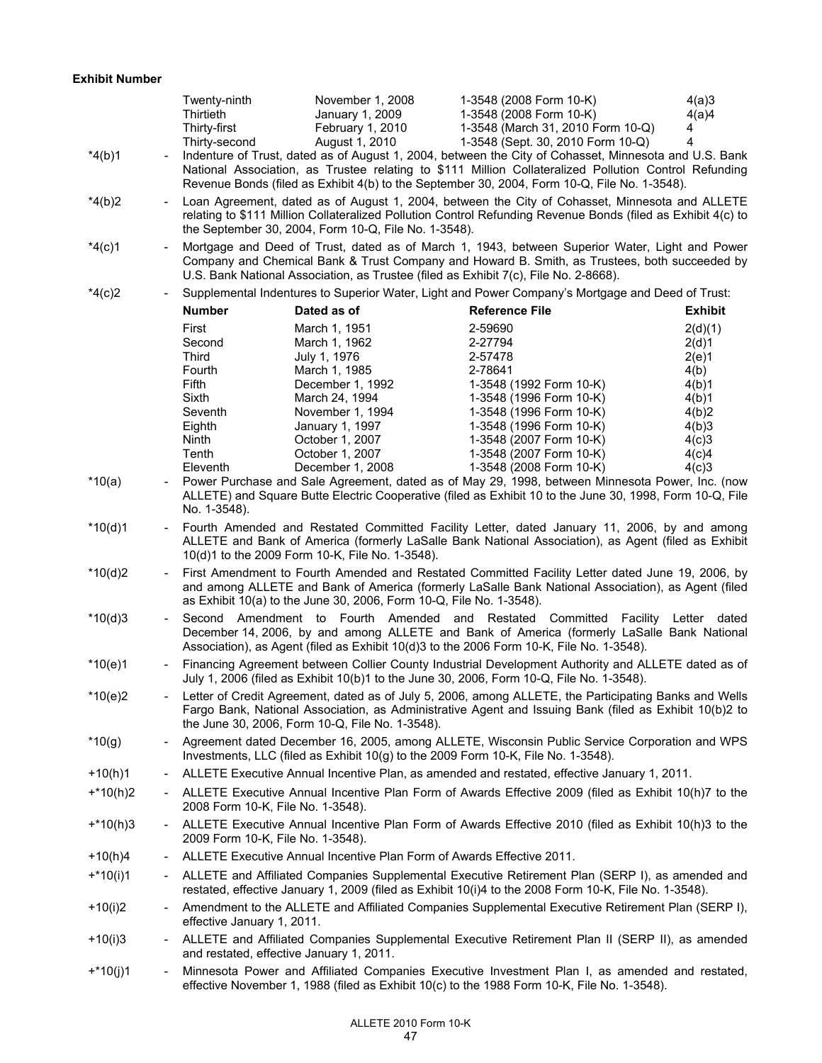**Exhibit Number**

| | | | |
|---|---|---|---|
| Twenty-ninth | November 1, 2008 | 1-3548 (2008 Form 10-K) | 4(a)3 |
| Thirtieth | January 1, 2009 | 1-3548 (2008 Form 10-K) | 4(a)4 |
| Thirty-first | February 1, 2010 | 1-3548 (March 31, 2010 Form 10-Q) | 4 |
| Thirty-second | August 1, 2010 | 1-3548 (Sept. 30, 2010 Form 10-Q) | 4 |

*4(b)1 - Indenture of Trust, dated as of August 1, 2004, between the City of Cohasset, Minnesota and U.S. Bank National Association, as Trustee relating to $111 Million Collateralized Pollution Control Refunding Revenue Bonds (filed as Exhibit 4(b) to the September 30, 2004, Form 10-Q, File No. 1-3548).

*4(b)2 - Loan Agreement, dated as of August 1, 2004, between the City of Cohasset, Minnesota and ALLETE relating to $111 Million Collateralized Pollution Control Refunding Revenue Bonds (filed as Exhibit 4(c) to the September 30, 2004, Form 10-Q, File No. 1-3548).

*4(c)1 - Mortgage and Deed of Trust, dated as of March 1, 1943, between Superior Water, Light and Power Company and Chemical Bank & Trust Company and Howard B. Smith, as Trustees, both succeeded by U.S. Bank National Association, as Trustee (filed as Exhibit 7(c), File No. 2-8668).

*4(c)2 - Supplemental Indentures to Superior Water, Light and Power Company's Mortgage and Deed of Trust:

| Number | Dated as of | Reference File | Exhibit |
|---|---|---|---|
| First | March 1, 1951 | 2-59690 | 2(d)(1) |
| Second | March 1, 1962 | 2-27794 | 2(d)1 |
| Third | July 1, 1976 | 2-57478 | 2(e)1 |
| Fourth | March 1, 1985 | 2-78641 | 4(b) |
| Fifth | December 1, 1992 | 1-3548 (1992 Form 10-K) | 4(b)1 |
| Sixth | March 24, 1994 | 1-3548 (1996 Form 10-K) | 4(b)1 |
| Seventh | November 1, 1994 | 1-3548 (1996 Form 10-K) | 4(b)2 |
| Eighth | January 1, 1997 | 1-3548 (1996 Form 10-K) | 4(b)3 |
| Ninth | October 1, 2007 | 1-3548 (2007 Form 10-K) | 4(c)3 |
| Tenth | October 1, 2007 | 1-3548 (2007 Form 10-K) | 4(c)4 |
| Eleventh | December 1, 2008 | 1-3548 (2008 Form 10-K) | 4(c)3 |

*10(a) - Power Purchase and Sale Agreement, dated as of May 29, 1998, between Minnesota Power, Inc. (now ALLETE) and Square Butte Electric Cooperative (filed as Exhibit 10 to the June 30, 1998, Form 10-Q, File No. 1-3548).

*10(d)1 - Fourth Amended and Restated Committed Facility Letter, dated January 11, 2006, by and among ALLETE and Bank of America (formerly LaSalle Bank National Association), as Agent (filed as Exhibit 10(d)1 to the 2009 Form 10-K, File No. 1-3548).

*10(d)2 - First Amendment to Fourth Amended and Restated Committed Facility Letter dated June 19, 2006, by and among ALLETE and Bank of America (formerly LaSalle Bank National Association), as Agent (filed as Exhibit 10(a) to the June 30, 2006, Form 10-Q, File No. 1-3548).

*10(d)3 - Second Amendment to Fourth Amended and Restated Committed Facility Letter dated December 14, 2006, by and among ALLETE and Bank of America (formerly LaSalle Bank National Association), as Agent (filed as Exhibit 10(d)3 to the 2006 Form 10-K, File No. 1-3548).

*10(e)1 - Financing Agreement between Collier County Industrial Development Authority and ALLETE dated as of July 1, 2006 (filed as Exhibit 10(b)1 to the June 30, 2006, Form 10-Q, File No. 1-3548).

*10(e)2 - Letter of Credit Agreement, dated as of July 5, 2006, among ALLETE, the Participating Banks and Wells Fargo Bank, National Association, as Administrative Agent and Issuing Bank (filed as Exhibit 10(b)2 to the June 30, 2006, Form 10-Q, File No. 1-3548).

*10(g) - Agreement dated December 16, 2005, among ALLETE, Wisconsin Public Service Corporation and WPS Investments, LLC (filed as Exhibit 10(g) to the 2009 Form 10-K, File No. 1-3548).

+10(h)1 - ALLETE Executive Annual Incentive Plan, as amended and restated, effective January 1, 2011.

+*10(h)2 - ALLETE Executive Annual Incentive Plan Form of Awards Effective 2009 (filed as Exhibit 10(h)7 to the 2008 Form 10-K, File No. 1-3548).

+*10(h)3 - ALLETE Executive Annual Incentive Plan Form of Awards Effective 2010 (filed as Exhibit 10(h)3 to the 2009 Form 10-K, File No. 1-3548).

+10(h)4 - ALLETE Executive Annual Incentive Plan Form of Awards Effective 2011.

+*10(i)1 - ALLETE and Affiliated Companies Supplemental Executive Retirement Plan (SERP I), as amended and restated, effective January 1, 2009 (filed as Exhibit 10(i)4 to the 2008 Form 10-K, File No. 1-3548).

+10(i)2 - Amendment to the ALLETE and Affiliated Companies Supplemental Executive Retirement Plan (SERP I), effective January 1, 2011.

+10(i)3 - ALLETE and Affiliated Companies Supplemental Executive Retirement Plan II (SERP II), as amended and restated, effective January 1, 2011.

+*10(j)1 - Minnesota Power and Affiliated Companies Executive Investment Plan I, as amended and restated, effective November 1, 1988 (filed as Exhibit 10(c) to the 1988 Form 10-K, File No. 1-3548).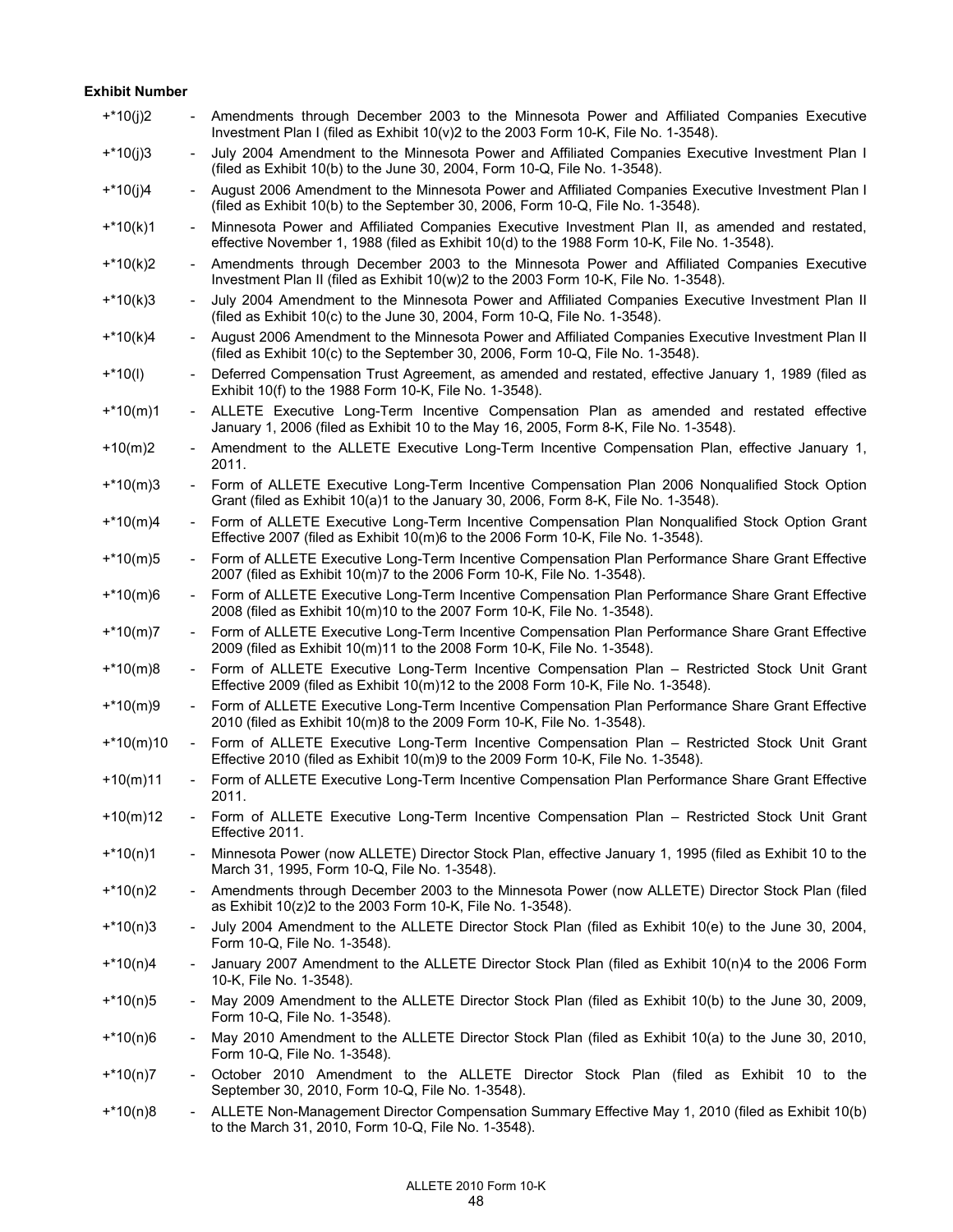**Exhibit Number**

| | | |
|---|---|---|
| +*10(j)2 | - | Amendments through December 2003 to the Minnesota Power and Affiliated Companies Executive Investment Plan I (filed as Exhibit 10(v)2 to the 2003 Form 10-K, File No. 1-3548). |
| +*10(j)3 | - | July 2004 Amendment to the Minnesota Power and Affiliated Companies Executive Investment Plan I (filed as Exhibit 10(b) to the June 30, 2004, Form 10-Q, File No. 1-3548). |
| +*10(j)4 | - | August 2006 Amendment to the Minnesota Power and Affiliated Companies Executive Investment Plan I (filed as Exhibit 10(b) to the September 30, 2006, Form 10-Q, File No. 1-3548). |
| +*10(k)1 | - | Minnesota Power and Affiliated Companies Executive Investment Plan II, as amended and restated, effective November 1, 1988 (filed as Exhibit 10(d) to the 1988 Form 10-K, File No. 1-3548). |
| +*10(k)2 | - | Amendments through December 2003 to the Minnesota Power and Affiliated Companies Executive Investment Plan II (filed as Exhibit 10(w)2 to the 2003 Form 10-K, File No. 1-3548). |
| +*10(k)3 | - | July 2004 Amendment to the Minnesota Power and Affiliated Companies Executive Investment Plan II (filed as Exhibit 10(c) to the June 30, 2004, Form 10-Q, File No. 1-3548). |
| +*10(k)4 | - | August 2006 Amendment to the Minnesota Power and Affiliated Companies Executive Investment Plan II (filed as Exhibit 10(c) to the September 30, 2006, Form 10-Q, File No. 1-3548). |
| +*10(l) | - | Deferred Compensation Trust Agreement, as amended and restated, effective January 1, 1989 (filed as Exhibit 10(f) to the 1988 Form 10-K, File No. 1-3548). |
| +*10(m)1 | - | ALLETE Executive Long-Term Incentive Compensation Plan as amended and restated effective January 1, 2006 (filed as Exhibit 10 to the May 16, 2005, Form 8-K, File No. 1-3548). |
| +10(m)2 | - | Amendment to the ALLETE Executive Long-Term Incentive Compensation Plan, effective January 1, 2011. |
| +*10(m)3 | - | Form of ALLETE Executive Long-Term Incentive Compensation Plan 2006 Nonqualified Stock Option Grant (filed as Exhibit 10(a)1 to the January 30, 2006, Form 8-K, File No. 1-3548). |
| +*10(m)4 | - | Form of ALLETE Executive Long-Term Incentive Compensation Plan Nonqualified Stock Option Grant Effective 2007 (filed as Exhibit 10(m)6 to the 2006 Form 10-K, File No. 1-3548). |
| +*10(m)5 | - | Form of ALLETE Executive Long-Term Incentive Compensation Plan Performance Share Grant Effective 2007 (filed as Exhibit 10(m)7 to the 2006 Form 10-K, File No. 1-3548). |
| +*10(m)6 | - | Form of ALLETE Executive Long-Term Incentive Compensation Plan Performance Share Grant Effective 2008 (filed as Exhibit 10(m)10 to the 2007 Form 10-K, File No. 1-3548). |
| +*10(m)7 | - | Form of ALLETE Executive Long-Term Incentive Compensation Plan Performance Share Grant Effective 2009 (filed as Exhibit 10(m)11 to the 2008 Form 10-K, File No. 1-3548). |
| +*10(m)8 | - | Form of ALLETE Executive Long-Term Incentive Compensation Plan – Restricted Stock Unit Grant Effective 2009 (filed as Exhibit 10(m)12 to the 2008 Form 10-K, File No. 1-3548). |
| +*10(m)9 | - | Form of ALLETE Executive Long-Term Incentive Compensation Plan Performance Share Grant Effective 2010 (filed as Exhibit 10(m)8 to the 2009 Form 10-K, File No. 1-3548). |
| +*10(m)10 | - | Form of ALLETE Executive Long-Term Incentive Compensation Plan – Restricted Stock Unit Grant Effective 2010 (filed as Exhibit 10(m)9 to the 2009 Form 10-K, File No. 1-3548). |
| +10(m)11 | - | Form of ALLETE Executive Long-Term Incentive Compensation Plan Performance Share Grant Effective 2011. |
| +10(m)12 | - | Form of ALLETE Executive Long-Term Incentive Compensation Plan – Restricted Stock Unit Grant Effective 2011. |
| +*10(n)1 | - | Minnesota Power (now ALLETE) Director Stock Plan, effective January 1, 1995 (filed as Exhibit 10 to the March 31, 1995, Form 10-Q, File No. 1-3548). |
| +*10(n)2 | - | Amendments through December 2003 to the Minnesota Power (now ALLETE) Director Stock Plan (filed as Exhibit 10(z)2 to the 2003 Form 10-K, File No. 1-3548). |
| +*10(n)3 | - | July 2004 Amendment to the ALLETE Director Stock Plan (filed as Exhibit 10(e) to the June 30, 2004, Form 10-Q, File No. 1-3548). |
| +*10(n)4 | - | January 2007 Amendment to the ALLETE Director Stock Plan (filed as Exhibit 10(n)4 to the 2006 Form 10-K, File No. 1-3548). |
| +*10(n)5 | - | May 2009 Amendment to the ALLETE Director Stock Plan (filed as Exhibit 10(b) to the June 30, 2009, Form 10-Q, File No. 1-3548). |
| +*10(n)6 | - | May 2010 Amendment to the ALLETE Director Stock Plan (filed as Exhibit 10(a) to the June 30, 2010, Form 10-Q, File No. 1-3548). |
| +*10(n)7 | - | October 2010 Amendment to the ALLETE Director Stock Plan (filed as Exhibit 10 to the September 30, 2010, Form 10-Q, File No. 1-3548). |
| +*10(n)8 | - | ALLETE Non-Management Director Compensation Summary Effective May 1, 2010 (filed as Exhibit 10(b) to the March 31, 2010, Form 10-Q, File No. 1-3548). |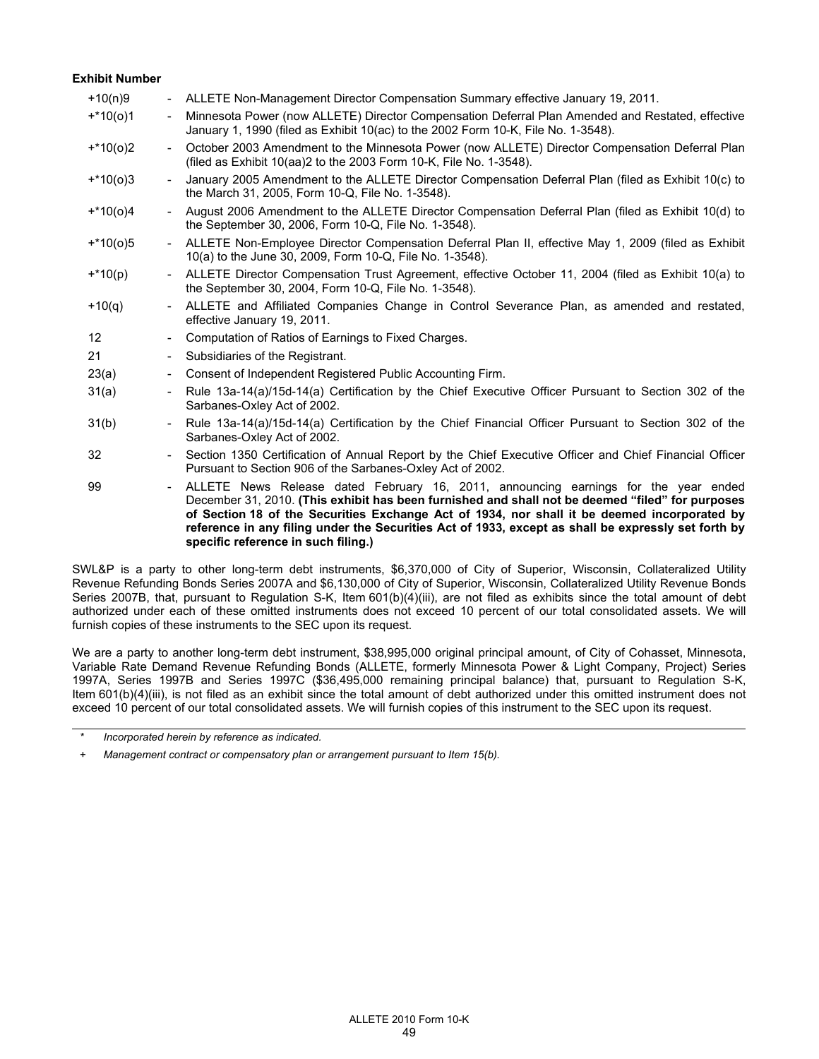**Exhibit Number**

| | | |
|---|---|---|
| +10(n)9 | - | ALLETE Non-Management Director Compensation Summary effective January 19, 2011. |
| +*10(o)1 | - | Minnesota Power (now ALLETE) Director Compensation Deferral Plan Amended and Restated, effective January 1, 1990 (filed as Exhibit 10(ac) to the 2002 Form 10-K, File No. 1-3548). |
| +*10(o)2 | - | October 2003 Amendment to the Minnesota Power (now ALLETE) Director Compensation Deferral Plan (filed as Exhibit 10(aa)2 to the 2003 Form 10-K, File No. 1-3548). |
| +*10(o)3 | - | January 2005 Amendment to the ALLETE Director Compensation Deferral Plan (filed as Exhibit 10(c) to the March 31, 2005, Form 10-Q, File No. 1-3548). |
| +*10(o)4 | - | August 2006 Amendment to the ALLETE Director Compensation Deferral Plan (filed as Exhibit 10(d) to the September 30, 2006, Form 10-Q, File No. 1-3548). |
| +*10(o)5 | - | ALLETE Non-Employee Director Compensation Deferral Plan II, effective May 1, 2009 (filed as Exhibit 10(a) to the June 30, 2009, Form 10-Q, File No. 1-3548). |
| +*10(p) | - | ALLETE Director Compensation Trust Agreement, effective October 11, 2004 (filed as Exhibit 10(a) to the September 30, 2004, Form 10-Q, File No. 1-3548). |
| +10(q) | - | ALLETE and Affiliated Companies Change in Control Severance Plan, as amended and restated, effective January 19, 2011. |
| 12 | - | Computation of Ratios of Earnings to Fixed Charges. |
| 21 | - | Subsidiaries of the Registrant. |
| 23(a) | - | Consent of Independent Registered Public Accounting Firm. |
| 31(a) | - | Rule 13a-14(a)/15d-14(a) Certification by the Chief Executive Officer Pursuant to Section 302 of the Sarbanes-Oxley Act of 2002. |
| 31(b) | - | Rule 13a-14(a)/15d-14(a) Certification by the Chief Financial Officer Pursuant to Section 302 of the Sarbanes-Oxley Act of 2002. |
| 32 | - | Section 1350 Certification of Annual Report by the Chief Executive Officer and Chief Financial Officer Pursuant to Section 906 of the Sarbanes-Oxley Act of 2002. |
| 99 | - | ALLETE News Release dated February 16, 2011, announcing earnings for the year ended December 31, 2010. **(This exhibit has been furnished and shall not be deemed "filed" for purposes of Section 18 of the Securities Exchange Act of 1934, nor shall it be deemed incorporated by reference in any filing under the Securities Act of 1933, except as shall be expressly set forth by specific reference in such filing.)** |

SWL&P is a party to other long-term debt instruments, $6,370,000 of City of Superior, Wisconsin, Collateralized Utility Revenue Refunding Bonds Series 2007A and $6,130,000 of City of Superior, Wisconsin, Collateralized Utility Revenue Bonds Series 2007B, that, pursuant to Regulation S-K, Item 601(b)(4)(iii), are not filed as exhibits since the total amount of debt authorized under each of these omitted instruments does not exceed 10 percent of our total consolidated assets. We will furnish copies of these instruments to the SEC upon its request.

We are a party to another long-term debt instrument, $38,995,000 original principal amount, of City of Cohasset, Minnesota, Variable Rate Demand Revenue Refunding Bonds (ALLETE, formerly Minnesota Power & Light Company, Project) Series 1997A, Series 1997B and Series 1997C ($36,495,000 remaining principal balance) that, pursuant to Regulation S-K, Item 601(b)(4)(iii), is not filed as an exhibit since the total amount of debt authorized under this omitted instrument does not exceed 10 percent of our total consolidated assets. We will furnish copies of this instrument to the SEC upon its request.

---

\* *Incorporated herein by reference as indicated.*

\+ *Management contract or compensatory plan or arrangement pursuant to Item 15(b).*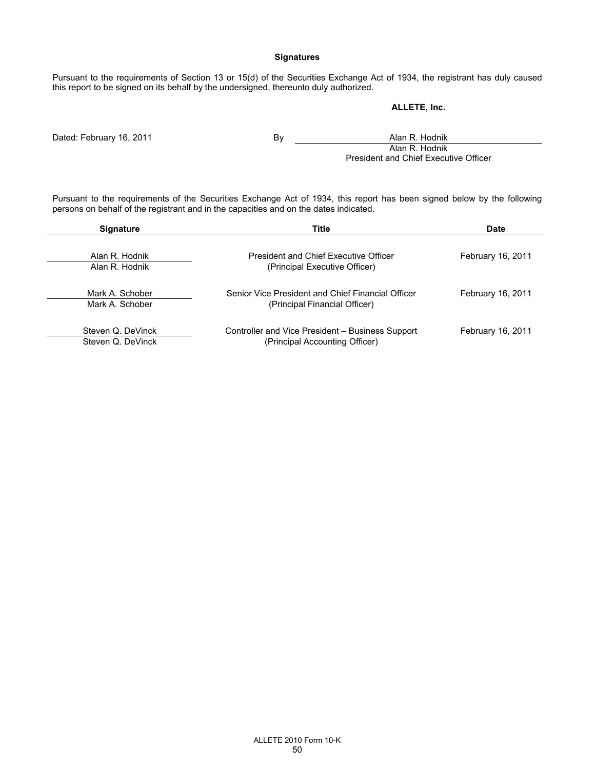## Signatures

Pursuant to the requirements of Section 13 or 15(d) of the Securities Exchange Act of 1934, the registrant has duly caused this report to be signed on its behalf by the undersigned, thereunto duly authorized.

**ALLETE, Inc.**

Dated: February 16, 2011

By Alan R. Hodnik
Alan R. Hodnik
President and Chief Executive Officer

Pursuant to the requirements of the Securities Exchange Act of 1934, this report has been signed below by the following persons on behalf of the registrant and in the capacities and on the dates indicated.

| Signature | Title | Date |
|---|---|---|
| Alan R. Hodnik<br>Alan R. Hodnik | President and Chief Executive Officer<br>(Principal Executive Officer) | February 16, 2011 |
| Mark A. Schober<br>Mark A. Schober | Senior Vice President and Chief Financial Officer<br>(Principal Financial Officer) | February 16, 2011 |
| Steven Q. DeVinck<br>Steven Q. DeVinck | Controller and Vice President – Business Support<br>(Principal Accounting Officer) | February 16, 2011 |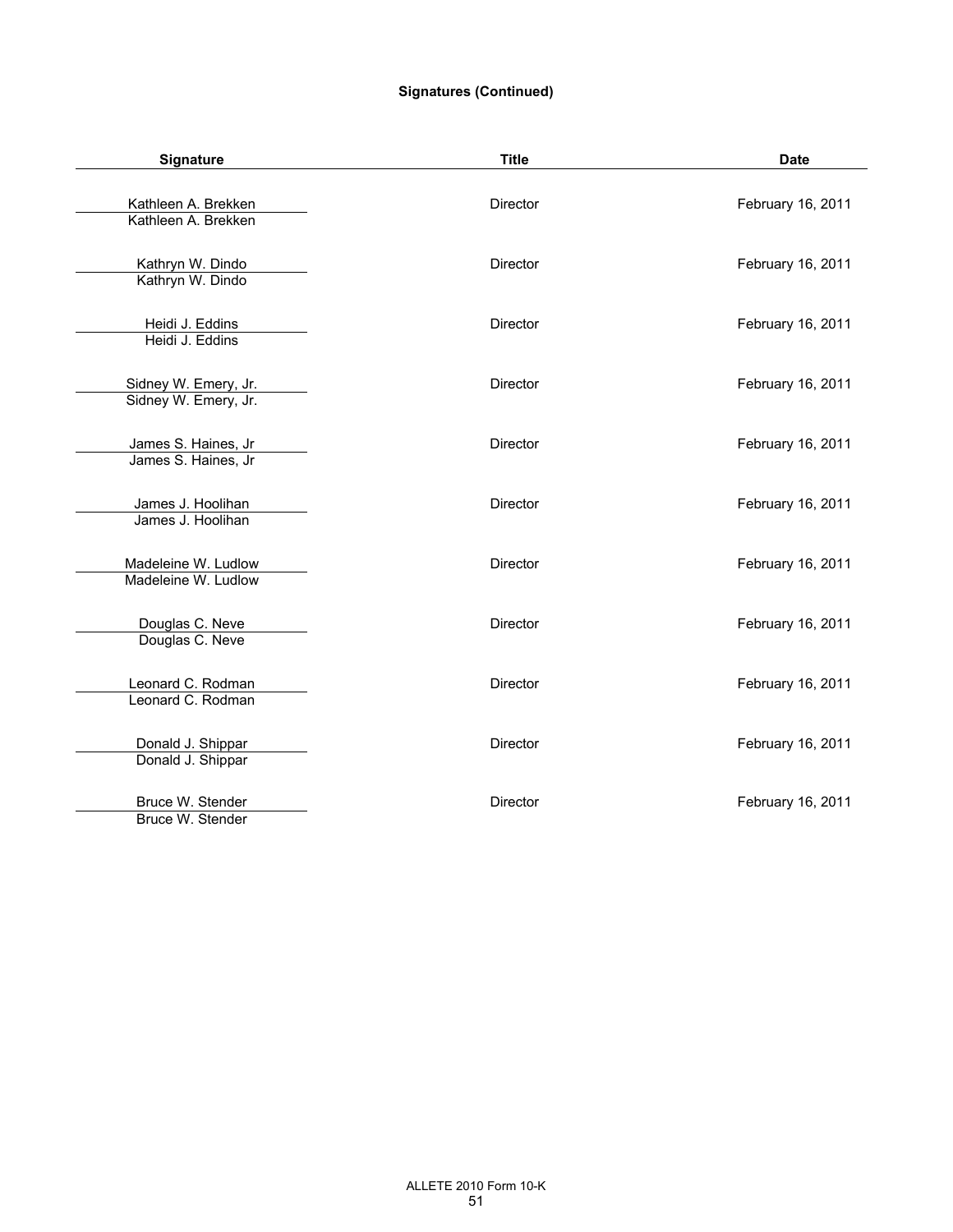**Signatures (Continued)**

| Signature | Title | Date |
|---|---|---|
| Kathleen A. Brekken<br>Kathleen A. Brekken | Director | February 16, 2011 |
| Kathryn W. Dindo<br>Kathryn W. Dindo | Director | February 16, 2011 |
| Heidi J. Eddins<br>Heidi J. Eddins | Director | February 16, 2011 |
| Sidney W. Emery, Jr.<br>Sidney W. Emery, Jr. | Director | February 16, 2011 |
| James S. Haines, Jr<br>James S. Haines, Jr | Director | February 16, 2011 |
| James J. Hoolihan<br>James J. Hoolihan | Director | February 16, 2011 |
| Madeleine W. Ludlow<br>Madeleine W. Ludlow | Director | February 16, 2011 |
| Douglas C. Neve<br>Douglas C. Neve | Director | February 16, 2011 |
| Leonard C. Rodman<br>Leonard C. Rodman | Director | February 16, 2011 |
| Donald J. Shippar<br>Donald J. Shippar | Director | February 16, 2011 |
| Bruce W. Stender<br>Bruce W. Stender | Director | February 16, 2011 |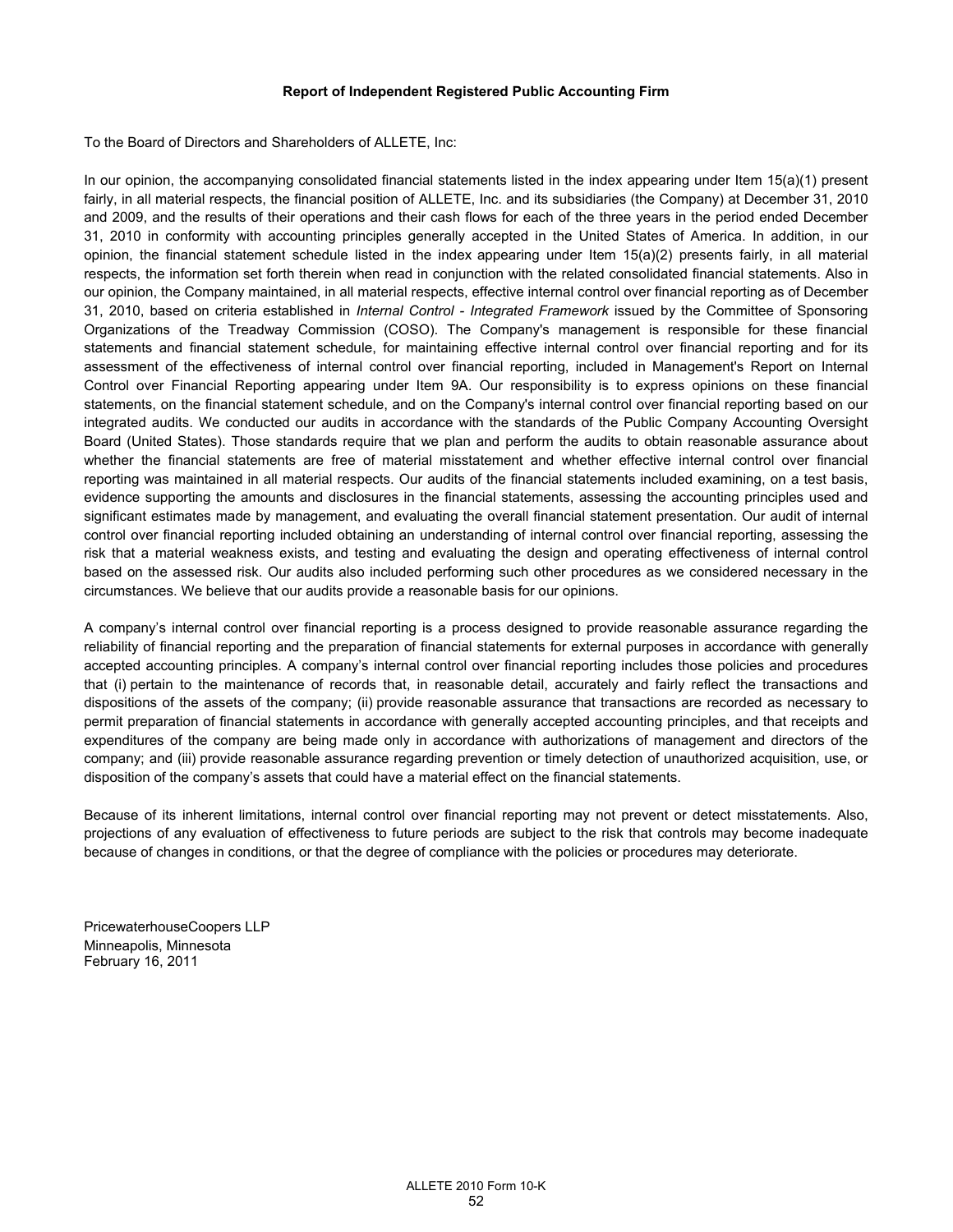**Report of Independent Registered Public Accounting Firm**

To the Board of Directors and Shareholders of ALLETE, Inc:

In our opinion, the accompanying consolidated financial statements listed in the index appearing under Item 15(a)(1) present fairly, in all material respects, the financial position of ALLETE, Inc. and its subsidiaries (the Company) at December 31, 2010 and 2009, and the results of their operations and their cash flows for each of the three years in the period ended December 31, 2010 in conformity with accounting principles generally accepted in the United States of America. In addition, in our opinion, the financial statement schedule listed in the index appearing under Item 15(a)(2) presents fairly, in all material respects, the information set forth therein when read in conjunction with the related consolidated financial statements. Also in our opinion, the Company maintained, in all material respects, effective internal control over financial reporting as of December 31, 2010, based on criteria established in *Internal Control - Integrated Framework* issued by the Committee of Sponsoring Organizations of the Treadway Commission (COSO). The Company's management is responsible for these financial statements and financial statement schedule, for maintaining effective internal control over financial reporting and for its assessment of the effectiveness of internal control over financial reporting, included in Management's Report on Internal Control over Financial Reporting appearing under Item 9A. Our responsibility is to express opinions on these financial statements, on the financial statement schedule, and on the Company's internal control over financial reporting based on our integrated audits. We conducted our audits in accordance with the standards of the Public Company Accounting Oversight Board (United States). Those standards require that we plan and perform the audits to obtain reasonable assurance about whether the financial statements are free of material misstatement and whether effective internal control over financial reporting was maintained in all material respects. Our audits of the financial statements included examining, on a test basis, evidence supporting the amounts and disclosures in the financial statements, assessing the accounting principles used and significant estimates made by management, and evaluating the overall financial statement presentation. Our audit of internal control over financial reporting included obtaining an understanding of internal control over financial reporting, assessing the risk that a material weakness exists, and testing and evaluating the design and operating effectiveness of internal control based on the assessed risk. Our audits also included performing such other procedures as we considered necessary in the circumstances. We believe that our audits provide a reasonable basis for our opinions.

A company’s internal control over financial reporting is a process designed to provide reasonable assurance regarding the reliability of financial reporting and the preparation of financial statements for external purposes in accordance with generally accepted accounting principles. A company’s internal control over financial reporting includes those policies and procedures that (i) pertain to the maintenance of records that, in reasonable detail, accurately and fairly reflect the transactions and dispositions of the assets of the company; (ii) provide reasonable assurance that transactions are recorded as necessary to permit preparation of financial statements in accordance with generally accepted accounting principles, and that receipts and expenditures of the company are being made only in accordance with authorizations of management and directors of the company; and (iii) provide reasonable assurance regarding prevention or timely detection of unauthorized acquisition, use, or disposition of the company’s assets that could have a material effect on the financial statements.

Because of its inherent limitations, internal control over financial reporting may not prevent or detect misstatements. Also, projections of any evaluation of effectiveness to future periods are subject to the risk that controls may become inadequate because of changes in conditions, or that the degree of compliance with the policies or procedures may deteriorate.

PricewaterhouseCoopers LLP
Minneapolis, Minnesota
February 16, 2011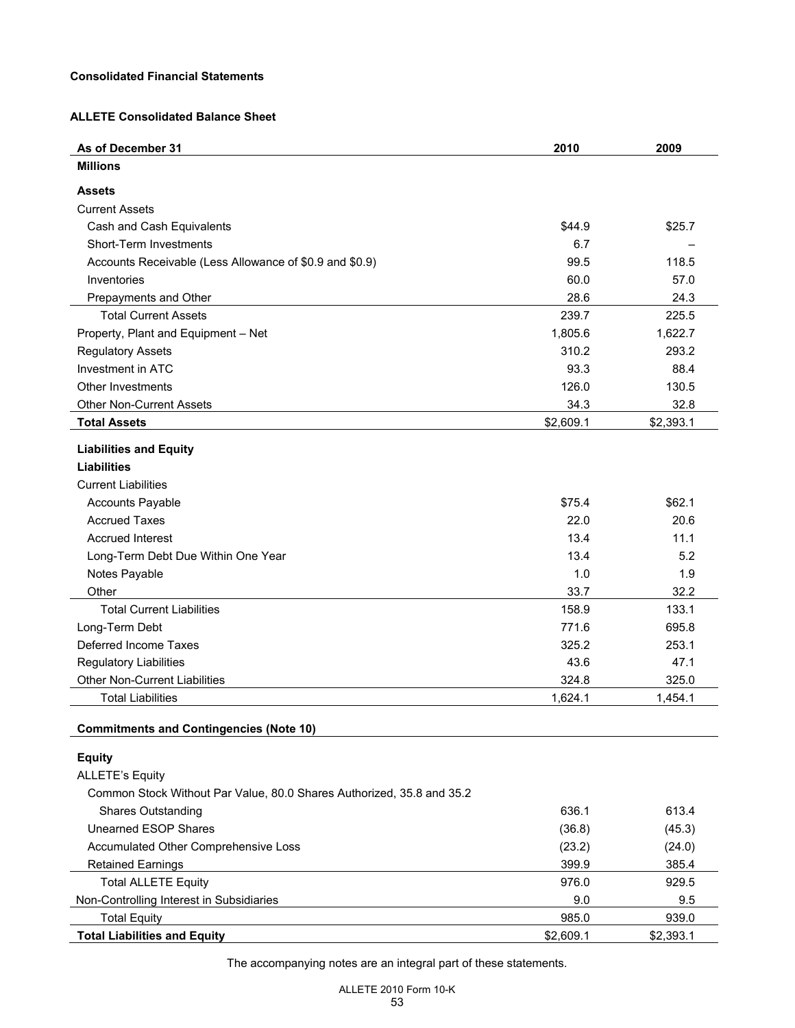**Consolidated Financial Statements**

**ALLETE Consolidated Balance Sheet**

| As of December 31 | 2010 | 2009 |
|---|---|---|
| **Millions** | | |
| **Assets** | | |
| Current Assets | | |
| Cash and Cash Equivalents | $44.9 | $25.7 |
| Short-Term Investments | 6.7 | – |
| Accounts Receivable (Less Allowance of $0.9 and $0.9) | 99.5 | 118.5 |
| Inventories | 60.0 | 57.0 |
| Prepayments and Other | 28.6 | 24.3 |
| Total Current Assets | 239.7 | 225.5 |
| Property, Plant and Equipment – Net | 1,805.6 | 1,622.7 |
| Regulatory Assets | 310.2 | 293.2 |
| Investment in ATC | 93.3 | 88.4 |
| Other Investments | 126.0 | 130.5 |
| Other Non-Current Assets | 34.3 | 32.8 |
| **Total Assets** | $2,609.1 | $2,393.1 |
| **Liabilities and Equity** | | |
| **Liabilities** | | |
| Current Liabilities | | |
| Accounts Payable | $75.4 | $62.1 |
| Accrued Taxes | 22.0 | 20.6 |
| Accrued Interest | 13.4 | 11.1 |
| Long-Term Debt Due Within One Year | 13.4 | 5.2 |
| Notes Payable | 1.0 | 1.9 |
| Other | 33.7 | 32.2 |
| Total Current Liabilities | 158.9 | 133.1 |
| Long-Term Debt | 771.6 | 695.8 |
| Deferred Income Taxes | 325.2 | 253.1 |
| Regulatory Liabilities | 43.6 | 47.1 |
| Other Non-Current Liabilities | 324.8 | 325.0 |
| Total Liabilities | 1,624.1 | 1,454.1 |
| **Commitments and Contingencies (Note 10)** | | |
| **Equity** | | |
| ALLETE's Equity | | |
| Common Stock Without Par Value, 80.0 Shares Authorized, 35.8 and 35.2 Shares Outstanding | 636.1 | 613.4 |
| Unearned ESOP Shares | (36.8) | (45.3) |
| Accumulated Other Comprehensive Loss | (23.2) | (24.0) |
| Retained Earnings | 399.9 | 385.4 |
| Total ALLETE Equity | 976.0 | 929.5 |
| Non-Controlling Interest in Subsidiaries | 9.0 | 9.5 |
| Total Equity | 985.0 | 939.0 |
| **Total Liabilities and Equity** | $2,609.1 | $2,393.1 |

The accompanying notes are an integral part of these statements.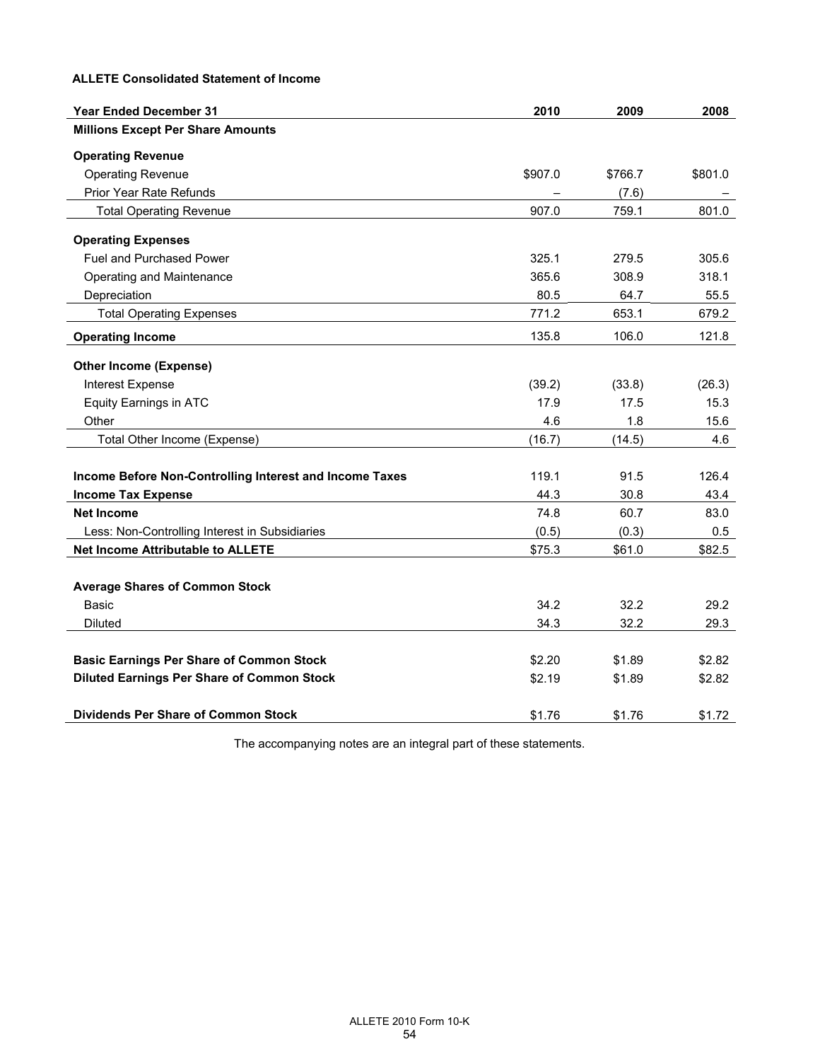**ALLETE Consolidated Statement of Income**

| Year Ended December 31 | 2010 | 2009 | 2008 |
|---|---|---|---|
| **Millions Except Per Share Amounts** | | | |
| **Operating Revenue** | | | |
| Operating Revenue | $907.0 | $766.7 | $801.0 |
| Prior Year Rate Refunds | – | (7.6) | – |
| Total Operating Revenue | 907.0 | 759.1 | 801.0 |
| **Operating Expenses** | | | |
| Fuel and Purchased Power | 325.1 | 279.5 | 305.6 |
| Operating and Maintenance | 365.6 | 308.9 | 318.1 |
| Depreciation | 80.5 | 64.7 | 55.5 |
| Total Operating Expenses | 771.2 | 653.1 | 679.2 |
| **Operating Income** | 135.8 | 106.0 | 121.8 |
| **Other Income (Expense)** | | | |
| Interest Expense | (39.2) | (33.8) | (26.3) |
| Equity Earnings in ATC | 17.9 | 17.5 | 15.3 |
| Other | 4.6 | 1.8 | 15.6 |
| Total Other Income (Expense) | (16.7) | (14.5) | 4.6 |
| **Income Before Non-Controlling Interest and Income Taxes** | 119.1 | 91.5 | 126.4 |
| **Income Tax Expense** | 44.3 | 30.8 | 43.4 |
| **Net Income** | 74.8 | 60.7 | 83.0 |
| Less: Non-Controlling Interest in Subsidiaries | (0.5) | (0.3) | 0.5 |
| **Net Income Attributable to ALLETE** | $75.3 | $61.0 | $82.5 |
| **Average Shares of Common Stock** | | | |
| Basic | 34.2 | 32.2 | 29.2 |
| Diluted | 34.3 | 32.2 | 29.3 |
| **Basic Earnings Per Share of Common Stock** | $2.20 | $1.89 | $2.82 |
| **Diluted Earnings Per Share of Common Stock** | $2.19 | $1.89 | $2.82 |
| **Dividends Per Share of Common Stock** | $1.76 | $1.76 | $1.72 |

The accompanying notes are an integral part of these statements.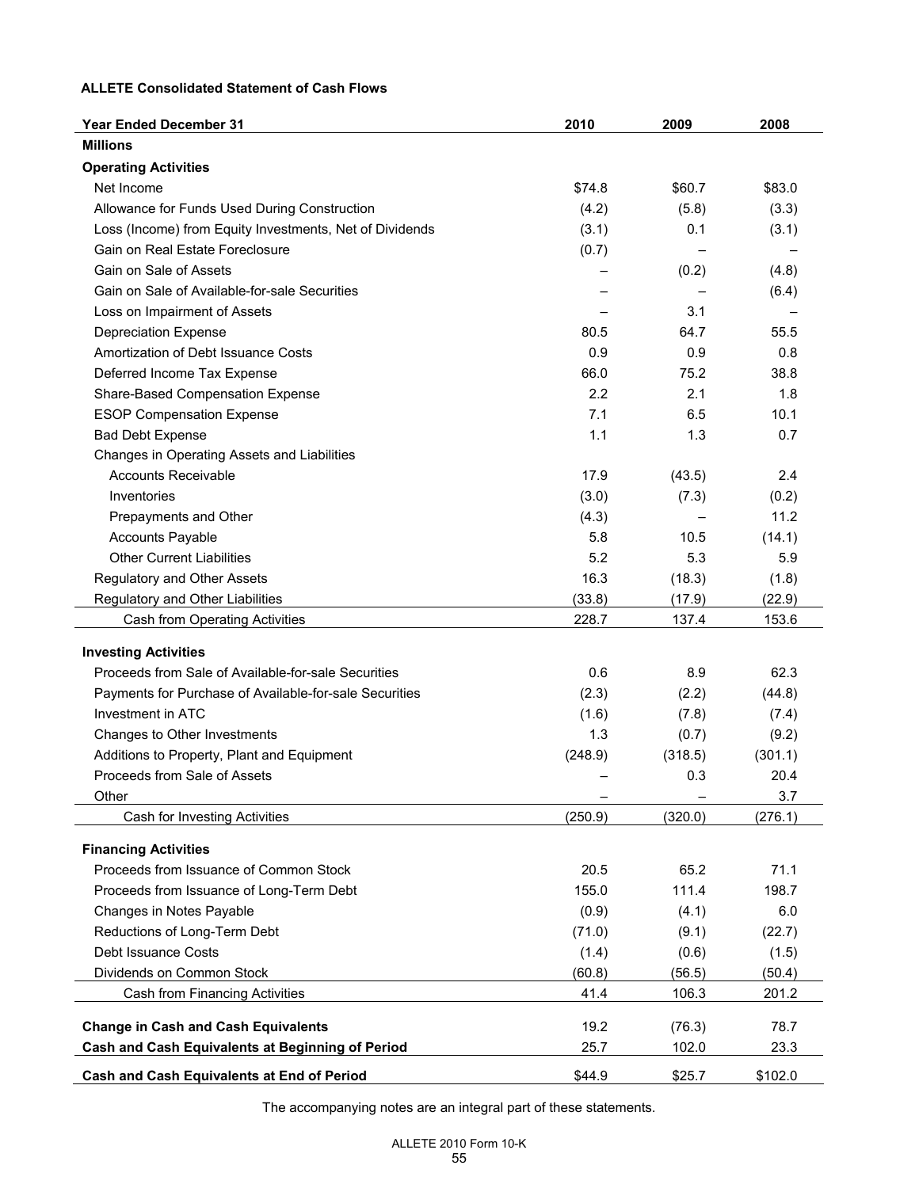**ALLETE Consolidated Statement of Cash Flows**

| Year Ended December 31 | 2010 | 2009 | 2008 |
|---|---|---|---|
| **Millions** | | | |
| **Operating Activities** | | | |
| Net Income | $74.8 | $60.7 | $83.0 |
| Allowance for Funds Used During Construction | (4.2) | (5.8) | (3.3) |
| Loss (Income) from Equity Investments, Net of Dividends | (3.1) | 0.1 | (3.1) |
| Gain on Real Estate Foreclosure | (0.7) | – | – |
| Gain on Sale of Assets | – | (0.2) | (4.8) |
| Gain on Sale of Available-for-sale Securities | – | – | (6.4) |
| Loss on Impairment of Assets | – | 3.1 | – |
| Depreciation Expense | 80.5 | 64.7 | 55.5 |
| Amortization of Debt Issuance Costs | 0.9 | 0.9 | 0.8 |
| Deferred Income Tax Expense | 66.0 | 75.2 | 38.8 |
| Share-Based Compensation Expense | 2.2 | 2.1 | 1.8 |
| ESOP Compensation Expense | 7.1 | 6.5 | 10.1 |
| Bad Debt Expense | 1.1 | 1.3 | 0.7 |
| Changes in Operating Assets and Liabilities | | | |
| Accounts Receivable | 17.9 | (43.5) | 2.4 |
| Inventories | (3.0) | (7.3) | (0.2) |
| Prepayments and Other | (4.3) | – | 11.2 |
| Accounts Payable | 5.8 | 10.5 | (14.1) |
| Other Current Liabilities | 5.2 | 5.3 | 5.9 |
| Regulatory and Other Assets | 16.3 | (18.3) | (1.8) |
| Regulatory and Other Liabilities | (33.8) | (17.9) | (22.9) |
| Cash from Operating Activities | 228.7 | 137.4 | 153.6 |
| **Investing Activities** | | | |
| Proceeds from Sale of Available-for-sale Securities | 0.6 | 8.9 | 62.3 |
| Payments for Purchase of Available-for-sale Securities | (2.3) | (2.2) | (44.8) |
| Investment in ATC | (1.6) | (7.8) | (7.4) |
| Changes to Other Investments | 1.3 | (0.7) | (9.2) |
| Additions to Property, Plant and Equipment | (248.9) | (318.5) | (301.1) |
| Proceeds from Sale of Assets | – | 0.3 | 20.4 |
| Other | – | – | 3.7 |
| Cash for Investing Activities | (250.9) | (320.0) | (276.1) |
| **Financing Activities** | | | |
| Proceeds from Issuance of Common Stock | 20.5 | 65.2 | 71.1 |
| Proceeds from Issuance of Long-Term Debt | 155.0 | 111.4 | 198.7 |
| Changes in Notes Payable | (0.9) | (4.1) | 6.0 |
| Reductions of Long-Term Debt | (71.0) | (9.1) | (22.7) |
| Debt Issuance Costs | (1.4) | (0.6) | (1.5) |
| Dividends on Common Stock | (60.8) | (56.5) | (50.4) |
| Cash from Financing Activities | 41.4 | 106.3 | 201.2 |
| **Change in Cash and Cash Equivalents** | 19.2 | (76.3) | 78.7 |
| **Cash and Cash Equivalents at Beginning of Period** | 25.7 | 102.0 | 23.3 |
| **Cash and Cash Equivalents at End of Period** | $44.9 | $25.7 | $102.0 |

The accompanying notes are an integral part of these statements.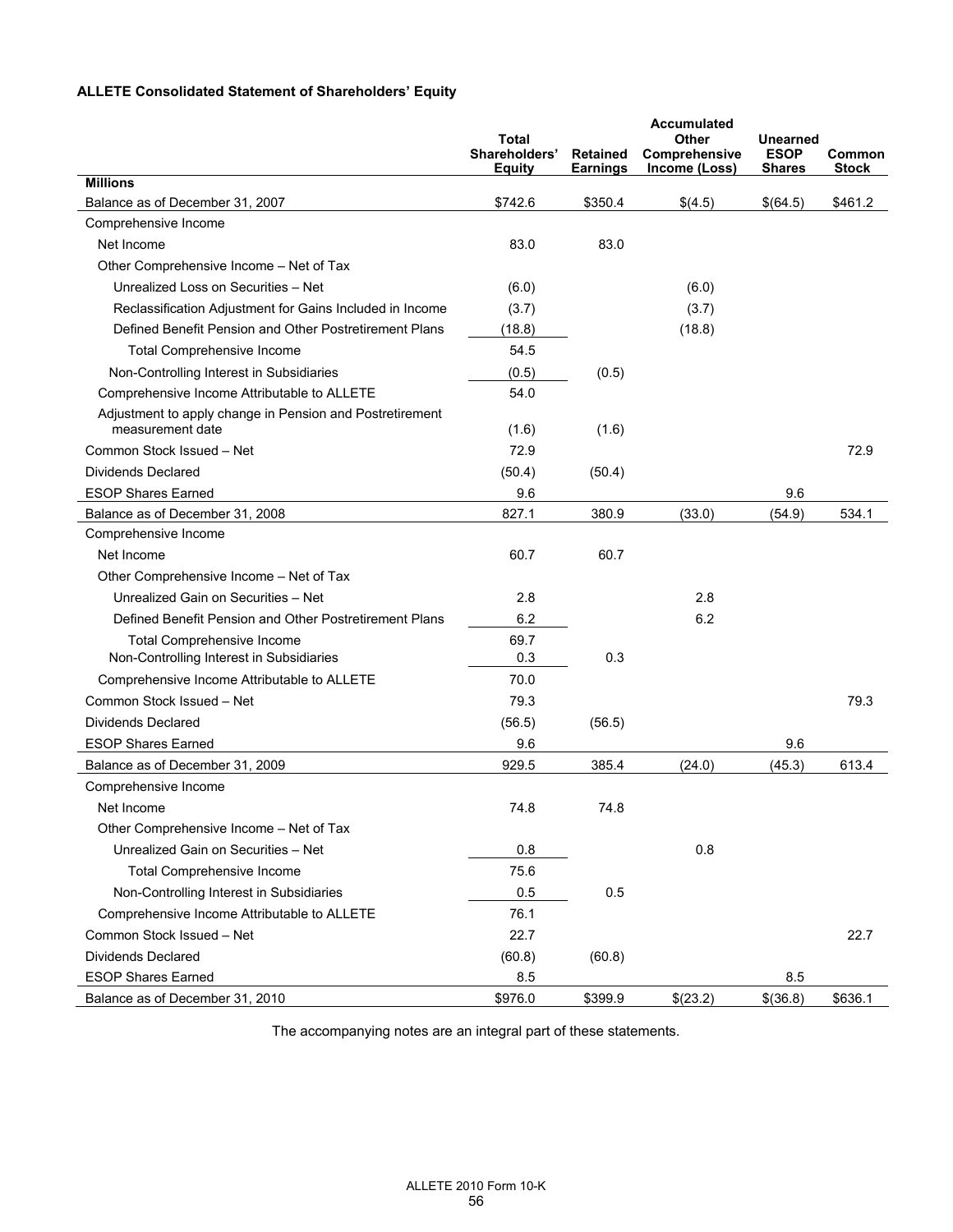**ALLETE Consolidated Statement of Shareholders' Equity**

| Millions | Total Shareholders' Equity | Retained Earnings | Accumulated Other Comprehensive Income (Loss) | Unearned ESOP Shares | Common Stock |
|---|---|---|---|---|---|
| Balance as of December 31, 2007 | $742.6 | $350.4 | $(4.5) | $(64.5) | $461.2 |
| Comprehensive Income | | | | | |
| Net Income | 83.0 | 83.0 | | | |
| Other Comprehensive Income – Net of Tax | | | | | |
| Unrealized Loss on Securities – Net | (6.0) | | (6.0) | | |
| Reclassification Adjustment for Gains Included in Income | (3.7) | | (3.7) | | |
| Defined Benefit Pension and Other Postretirement Plans | (18.8) | | (18.8) | | |
| Total Comprehensive Income | 54.5 | | | | |
| Non-Controlling Interest in Subsidiaries | (0.5) | (0.5) | | | |
| Comprehensive Income Attributable to ALLETE | 54.0 | | | | |
| Adjustment to apply change in Pension and Postretirement measurement date | (1.6) | (1.6) | | | |
| Common Stock Issued – Net | 72.9 | | | | 72.9 |
| Dividends Declared | (50.4) | (50.4) | | | |
| ESOP Shares Earned | 9.6 | | | 9.6 | |
| Balance as of December 31, 2008 | 827.1 | 380.9 | (33.0) | (54.9) | 534.1 |
| Comprehensive Income | | | | | |
| Net Income | 60.7 | 60.7 | | | |
| Other Comprehensive Income – Net of Tax | | | | | |
| Unrealized Gain on Securities – Net | 2.8 | | 2.8 | | |
| Defined Benefit Pension and Other Postretirement Plans | 6.2 | | 6.2 | | |
| Total Comprehensive Income | 69.7 | | | | |
| Non-Controlling Interest in Subsidiaries | 0.3 | 0.3 | | | |
| Comprehensive Income Attributable to ALLETE | 70.0 | | | | |
| Common Stock Issued – Net | 79.3 | | | | 79.3 |
| Dividends Declared | (56.5) | (56.5) | | | |
| ESOP Shares Earned | 9.6 | | | 9.6 | |
| Balance as of December 31, 2009 | 929.5 | 385.4 | (24.0) | (45.3) | 613.4 |
| Comprehensive Income | | | | | |
| Net Income | 74.8 | 74.8 | | | |
| Other Comprehensive Income – Net of Tax | | | | | |
| Unrealized Gain on Securities – Net | 0.8 | | 0.8 | | |
| Total Comprehensive Income | 75.6 | | | | |
| Non-Controlling Interest in Subsidiaries | 0.5 | 0.5 | | | |
| Comprehensive Income Attributable to ALLETE | 76.1 | | | | |
| Common Stock Issued – Net | 22.7 | | | | 22.7 |
| Dividends Declared | (60.8) | (60.8) | | | |
| ESOP Shares Earned | 8.5 | | | 8.5 | |
| Balance as of December 31, 2010 | $976.0 | $399.9 | $(23.2) | $(36.8) | $636.1 |

The accompanying notes are an integral part of these statements.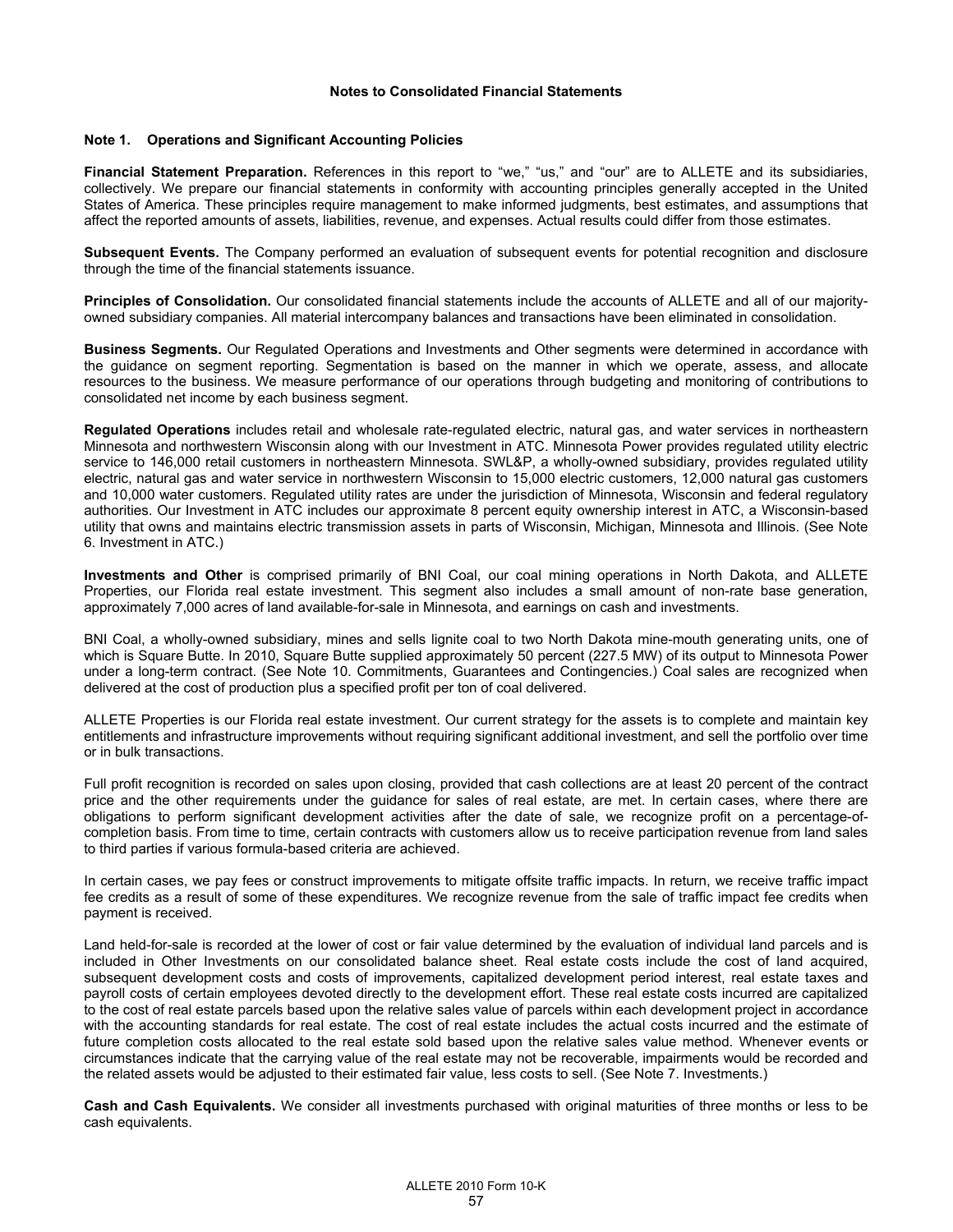## Notes to Consolidated Financial Statements

### Note 1. Operations and Significant Accounting Policies

**Financial Statement Preparation.** References in this report to "we," "us," and "our" are to ALLETE and its subsidiaries, collectively. We prepare our financial statements in conformity with accounting principles generally accepted in the United States of America. These principles require management to make informed judgments, best estimates, and assumptions that affect the reported amounts of assets, liabilities, revenue, and expenses. Actual results could differ from those estimates.

**Subsequent Events.** The Company performed an evaluation of subsequent events for potential recognition and disclosure through the time of the financial statements issuance.

**Principles of Consolidation.** Our consolidated financial statements include the accounts of ALLETE and all of our majority-owned subsidiary companies. All material intercompany balances and transactions have been eliminated in consolidation.

**Business Segments.** Our Regulated Operations and Investments and Other segments were determined in accordance with the guidance on segment reporting. Segmentation is based on the manner in which we operate, assess, and allocate resources to the business. We measure performance of our operations through budgeting and monitoring of contributions to consolidated net income by each business segment.

**Regulated Operations** includes retail and wholesale rate-regulated electric, natural gas, and water services in northeastern Minnesota and northwestern Wisconsin along with our Investment in ATC. Minnesota Power provides regulated utility electric service to 146,000 retail customers in northeastern Minnesota. SWL&P, a wholly-owned subsidiary, provides regulated utility electric, natural gas and water service in northwestern Wisconsin to 15,000 electric customers, 12,000 natural gas customers and 10,000 water customers. Regulated utility rates are under the jurisdiction of Minnesota, Wisconsin and federal regulatory authorities. Our Investment in ATC includes our approximate 8 percent equity ownership interest in ATC, a Wisconsin-based utility that owns and maintains electric transmission assets in parts of Wisconsin, Michigan, Minnesota and Illinois. (See Note 6. Investment in ATC.)

**Investments and Other** is comprised primarily of BNI Coal, our coal mining operations in North Dakota, and ALLETE Properties, our Florida real estate investment. This segment also includes a small amount of non-rate base generation, approximately 7,000 acres of land available-for-sale in Minnesota, and earnings on cash and investments.

BNI Coal, a wholly-owned subsidiary, mines and sells lignite coal to two North Dakota mine-mouth generating units, one of which is Square Butte. In 2010, Square Butte supplied approximately 50 percent (227.5 MW) of its output to Minnesota Power under a long-term contract. (See Note 10. Commitments, Guarantees and Contingencies.) Coal sales are recognized when delivered at the cost of production plus a specified profit per ton of coal delivered.

ALLETE Properties is our Florida real estate investment. Our current strategy for the assets is to complete and maintain key entitlements and infrastructure improvements without requiring significant additional investment, and sell the portfolio over time or in bulk transactions.

Full profit recognition is recorded on sales upon closing, provided that cash collections are at least 20 percent of the contract price and the other requirements under the guidance for sales of real estate, are met. In certain cases, where there are obligations to perform significant development activities after the date of sale, we recognize profit on a percentage-of-completion basis. From time to time, certain contracts with customers allow us to receive participation revenue from land sales to third parties if various formula-based criteria are achieved.

In certain cases, we pay fees or construct improvements to mitigate offsite traffic impacts. In return, we receive traffic impact fee credits as a result of some of these expenditures. We recognize revenue from the sale of traffic impact fee credits when payment is received.

Land held-for-sale is recorded at the lower of cost or fair value determined by the evaluation of individual land parcels and is included in Other Investments on our consolidated balance sheet. Real estate costs include the cost of land acquired, subsequent development costs and costs of improvements, capitalized development period interest, real estate taxes and payroll costs of certain employees devoted directly to the development effort. These real estate costs incurred are capitalized to the cost of real estate parcels based upon the relative sales value of parcels within each development project in accordance with the accounting standards for real estate. The cost of real estate includes the actual costs incurred and the estimate of future completion costs allocated to the real estate sold based upon the relative sales value method. Whenever events or circumstances indicate that the carrying value of the real estate may not be recoverable, impairments would be recorded and the related assets would be adjusted to their estimated fair value, less costs to sell. (See Note 7. Investments.)

**Cash and Cash Equivalents.** We consider all investments purchased with original maturities of three months or less to be cash equivalents.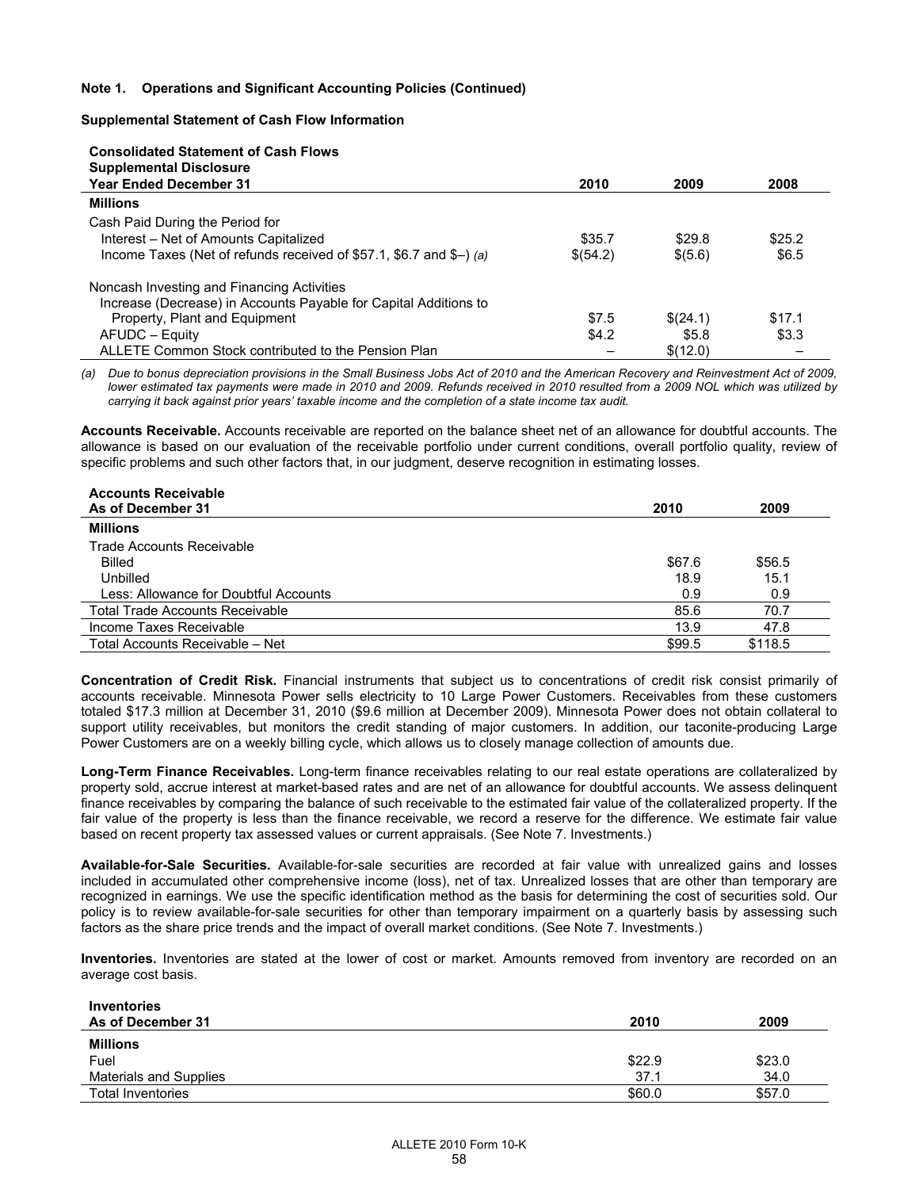**Note 1. Operations and Significant Accounting Policies (Continued)**

**Supplemental Statement of Cash Flow Information**

| **Consolidated Statement of Cash Flows Supplemental Disclosure Year Ended December 31** | **2010** | **2009** | **2008** |
|---|---|---|---|
| **Millions** | | | |
| Cash Paid During the Period for | | | |
| Interest – Net of Amounts Capitalized | $35.7 | $29.8 | $25.2 |
| Income Taxes (Net of refunds received of $57.1, $6.7 and $–) *(a)* | $(54.2) | $(5.6) | $6.5 |
| Noncash Investing and Financing Activities | | | |
| Increase (Decrease) in Accounts Payable for Capital Additions to Property, Plant and Equipment | $7.5 | $(24.1) | $17.1 |
| AFUDC – Equity | $4.2 | $5.8 | $3.3 |
| ALLETE Common Stock contributed to the Pension Plan | – | $(12.0) | – |

*(a) Due to bonus depreciation provisions in the Small Business Jobs Act of 2010 and the American Recovery and Reinvestment Act of 2009, lower estimated tax payments were made in 2010 and 2009. Refunds received in 2010 resulted from a 2009 NOL which was utilized by carrying it back against prior years' taxable income and the completion of a state income tax audit.*

**Accounts Receivable.** Accounts receivable are reported on the balance sheet net of an allowance for doubtful accounts. The allowance is based on our evaluation of the receivable portfolio under current conditions, overall portfolio quality, review of specific problems and such other factors that, in our judgment, deserve recognition in estimating losses.

| **Accounts Receivable As of December 31** | **2010** | **2009** |
|---|---|---|
| **Millions** | | |
| Trade Accounts Receivable | | |
| Billed | $67.6 | $56.5 |
| Unbilled | 18.9 | 15.1 |
| Less: Allowance for Doubtful Accounts | 0.9 | 0.9 |
| Total Trade Accounts Receivable | 85.6 | 70.7 |
| Income Taxes Receivable | 13.9 | 47.8 |
| Total Accounts Receivable – Net | $99.5 | $118.5 |

**Concentration of Credit Risk.** Financial instruments that subject us to concentrations of credit risk consist primarily of accounts receivable. Minnesota Power sells electricity to 10 Large Power Customers. Receivables from these customers totaled $17.3 million at December 31, 2010 ($9.6 million at December 2009). Minnesota Power does not obtain collateral to support utility receivables, but monitors the credit standing of major customers. In addition, our taconite-producing Large Power Customers are on a weekly billing cycle, which allows us to closely manage collection of amounts due.

**Long-Term Finance Receivables.** Long-term finance receivables relating to our real estate operations are collateralized by property sold, accrue interest at market-based rates and are net of an allowance for doubtful accounts. We assess delinquent finance receivables by comparing the balance of such receivable to the estimated fair value of the collateralized property. If the fair value of the property is less than the finance receivable, we record a reserve for the difference. We estimate fair value based on recent property tax assessed values or current appraisals. (See Note 7. Investments.)

**Available-for-Sale Securities.** Available-for-sale securities are recorded at fair value with unrealized gains and losses included in accumulated other comprehensive income (loss), net of tax. Unrealized losses that are other than temporary are recognized in earnings. We use the specific identification method as the basis for determining the cost of securities sold. Our policy is to review available-for-sale securities for other than temporary impairment on a quarterly basis by assessing such factors as the share price trends and the impact of overall market conditions. (See Note 7. Investments.)

**Inventories.** Inventories are stated at the lower of cost or market. Amounts removed from inventory are recorded on an average cost basis.

| **Inventories As of December 31** | **2010** | **2009** |
|---|---|---|
| **Millions** | | |
| Fuel | $22.9 | $23.0 |
| Materials and Supplies | 37.1 | 34.0 |
| Total Inventories | $60.0 | $57.0 |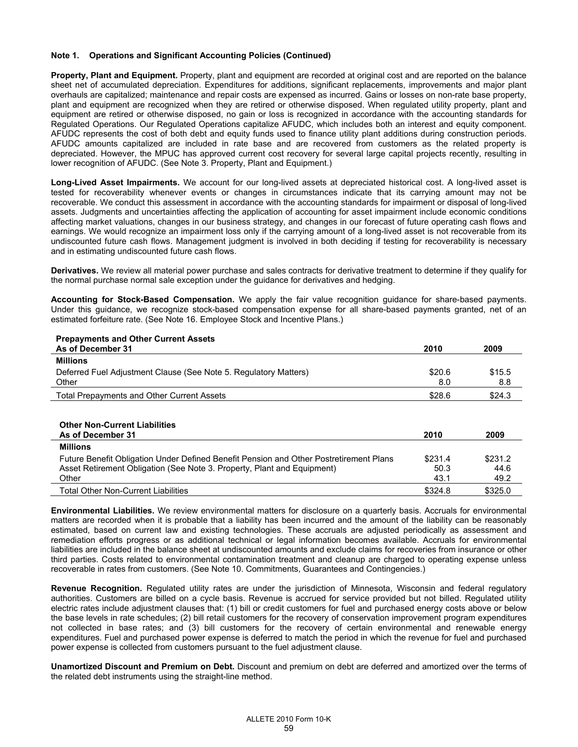**Note 1. Operations and Significant Accounting Policies (Continued)**

**Property, Plant and Equipment.** Property, plant and equipment are recorded at original cost and are reported on the balance sheet net of accumulated depreciation. Expenditures for additions, significant replacements, improvements and major plant overhauls are capitalized; maintenance and repair costs are expensed as incurred. Gains or losses on non-rate base property, plant and equipment are recognized when they are retired or otherwise disposed. When regulated utility property, plant and equipment are retired or otherwise disposed, no gain or loss is recognized in accordance with the accounting standards for Regulated Operations. Our Regulated Operations capitalize AFUDC, which includes both an interest and equity component. AFUDC represents the cost of both debt and equity funds used to finance utility plant additions during construction periods. AFUDC amounts capitalized are included in rate base and are recovered from customers as the related property is depreciated. However, the MPUC has approved current cost recovery for several large capital projects recently, resulting in lower recognition of AFUDC. (See Note 3. Property, Plant and Equipment.)

**Long-Lived Asset Impairments.** We account for our long-lived assets at depreciated historical cost. A long-lived asset is tested for recoverability whenever events or changes in circumstances indicate that its carrying amount may not be recoverable. We conduct this assessment in accordance with the accounting standards for impairment or disposal of long-lived assets. Judgments and uncertainties affecting the application of accounting for asset impairment include economic conditions affecting market valuations, changes in our business strategy, and changes in our forecast of future operating cash flows and earnings. We would recognize an impairment loss only if the carrying amount of a long-lived asset is not recoverable from its undiscounted future cash flows. Management judgment is involved in both deciding if testing for recoverability is necessary and in estimating undiscounted future cash flows.

**Derivatives.** We review all material power purchase and sales contracts for derivative treatment to determine if they qualify for the normal purchase normal sale exception under the guidance for derivatives and hedging.

**Accounting for Stock-Based Compensation.** We apply the fair value recognition guidance for share-based payments. Under this guidance, we recognize stock-based compensation expense for all share-based payments granted, net of an estimated forfeiture rate. (See Note 16. Employee Stock and Incentive Plans.)

| **Prepayments and Other Current Assets**<br>**As of December 31** | **2010** | **2009** |
|---|---|---|
| **Millions** | | |
| Deferred Fuel Adjustment Clause (See Note 5. Regulatory Matters) | $20.6 | $15.5 |
| Other | 8.0 | 8.8 |
| Total Prepayments and Other Current Assets | $28.6 | $24.3 |

| **Other Non-Current Liabilities**<br>**As of December 31** | **2010** | **2009** |
|---|---|---|
| **Millions** | | |
| Future Benefit Obligation Under Defined Benefit Pension and Other Postretirement Plans | $231.4 | $231.2 |
| Asset Retirement Obligation (See Note 3. Property, Plant and Equipment) | 50.3 | 44.6 |
| Other | 43.1 | 49.2 |
| Total Other Non-Current Liabilities | $324.8 | $325.0 |

**Environmental Liabilities.** We review environmental matters for disclosure on a quarterly basis. Accruals for environmental matters are recorded when it is probable that a liability has been incurred and the amount of the liability can be reasonably estimated, based on current law and existing technologies. These accruals are adjusted periodically as assessment and remediation efforts progress or as additional technical or legal information becomes available. Accruals for environmental liabilities are included in the balance sheet at undiscounted amounts and exclude claims for recoveries from insurance or other third parties. Costs related to environmental contamination treatment and cleanup are charged to operating expense unless recoverable in rates from customers. (See Note 10. Commitments, Guarantees and Contingencies.)

**Revenue Recognition.** Regulated utility rates are under the jurisdiction of Minnesota, Wisconsin and federal regulatory authorities. Customers are billed on a cycle basis. Revenue is accrued for service provided but not billed. Regulated utility electric rates include adjustment clauses that: (1) bill or credit customers for fuel and purchased energy costs above or below the base levels in rate schedules; (2) bill retail customers for the recovery of conservation improvement program expenditures not collected in base rates; and (3) bill customers for the recovery of certain environmental and renewable energy expenditures. Fuel and purchased power expense is deferred to match the period in which the revenue for fuel and purchased power expense is collected from customers pursuant to the fuel adjustment clause.

**Unamortized Discount and Premium on Debt.** Discount and premium on debt are deferred and amortized over the terms of the related debt instruments using the straight-line method.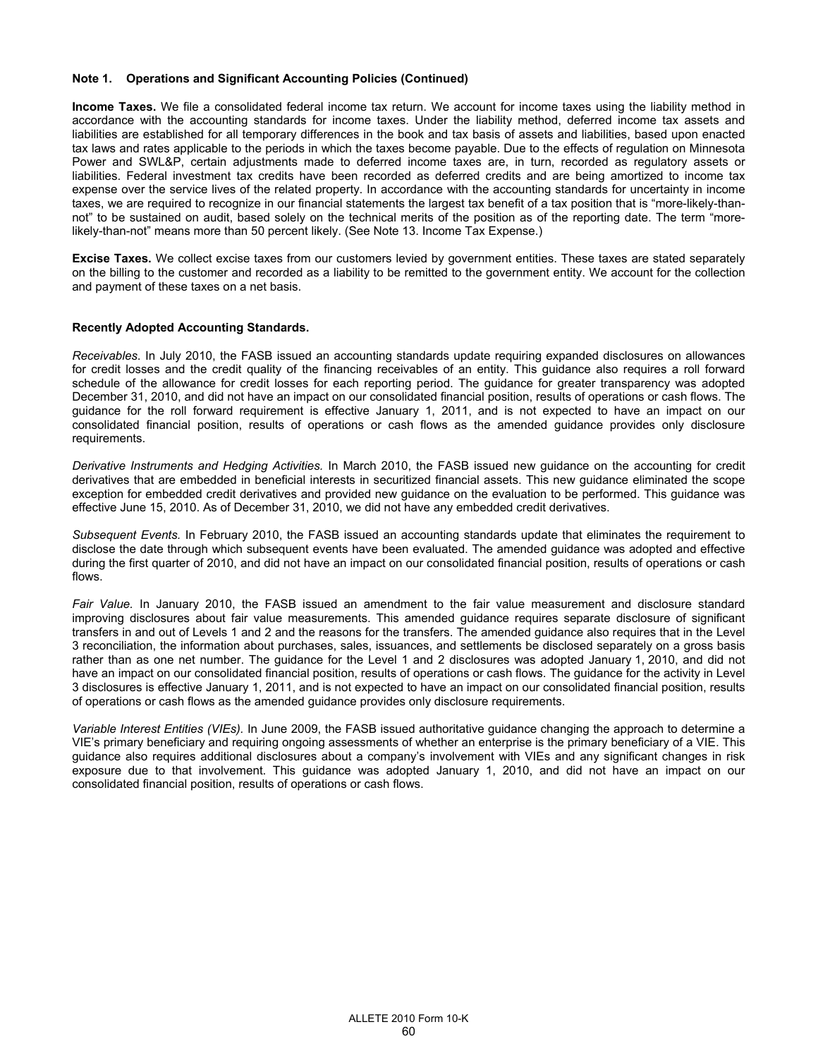**Note 1. Operations and Significant Accounting Policies (Continued)**

**Income Taxes.** We file a consolidated federal income tax return. We account for income taxes using the liability method in accordance with the accounting standards for income taxes. Under the liability method, deferred income tax assets and liabilities are established for all temporary differences in the book and tax basis of assets and liabilities, based upon enacted tax laws and rates applicable to the periods in which the taxes become payable. Due to the effects of regulation on Minnesota Power and SWL&P, certain adjustments made to deferred income taxes are, in turn, recorded as regulatory assets or liabilities. Federal investment tax credits have been recorded as deferred credits and are being amortized to income tax expense over the service lives of the related property. In accordance with the accounting standards for uncertainty in income taxes, we are required to recognize in our financial statements the largest tax benefit of a tax position that is "more-likely-than-not" to be sustained on audit, based solely on the technical merits of the position as of the reporting date. The term "more-likely-than-not" means more than 50 percent likely. (See Note 13. Income Tax Expense.)

**Excise Taxes.** We collect excise taxes from our customers levied by government entities. These taxes are stated separately on the billing to the customer and recorded as a liability to be remitted to the government entity. We account for the collection and payment of these taxes on a net basis.

**Recently Adopted Accounting Standards.**

*Receivables.* In July 2010, the FASB issued an accounting standards update requiring expanded disclosures on allowances for credit losses and the credit quality of the financing receivables of an entity. This guidance also requires a roll forward schedule of the allowance for credit losses for each reporting period. The guidance for greater transparency was adopted December 31, 2010, and did not have an impact on our consolidated financial position, results of operations or cash flows. The guidance for the roll forward requirement is effective January 1, 2011, and is not expected to have an impact on our consolidated financial position, results of operations or cash flows as the amended guidance provides only disclosure requirements.

*Derivative Instruments and Hedging Activities.* In March 2010, the FASB issued new guidance on the accounting for credit derivatives that are embedded in beneficial interests in securitized financial assets. This new guidance eliminated the scope exception for embedded credit derivatives and provided new guidance on the evaluation to be performed. This guidance was effective June 15, 2010. As of December 31, 2010, we did not have any embedded credit derivatives.

*Subsequent Events.* In February 2010, the FASB issued an accounting standards update that eliminates the requirement to disclose the date through which subsequent events have been evaluated. The amended guidance was adopted and effective during the first quarter of 2010, and did not have an impact on our consolidated financial position, results of operations or cash flows.

*Fair Value.* In January 2010, the FASB issued an amendment to the fair value measurement and disclosure standard improving disclosures about fair value measurements. This amended guidance requires separate disclosure of significant transfers in and out of Levels 1 and 2 and the reasons for the transfers. The amended guidance also requires that in the Level 3 reconciliation, the information about purchases, sales, issuances, and settlements be disclosed separately on a gross basis rather than as one net number. The guidance for the Level 1 and 2 disclosures was adopted January 1, 2010, and did not have an impact on our consolidated financial position, results of operations or cash flows. The guidance for the activity in Level 3 disclosures is effective January 1, 2011, and is not expected to have an impact on our consolidated financial position, results of operations or cash flows as the amended guidance provides only disclosure requirements.

*Variable Interest Entities (VIEs).* In June 2009, the FASB issued authoritative guidance changing the approach to determine a VIE's primary beneficiary and requiring ongoing assessments of whether an enterprise is the primary beneficiary of a VIE. This guidance also requires additional disclosures about a company's involvement with VIEs and any significant changes in risk exposure due to that involvement. This guidance was adopted January 1, 2010, and did not have an impact on our consolidated financial position, results of operations or cash flows.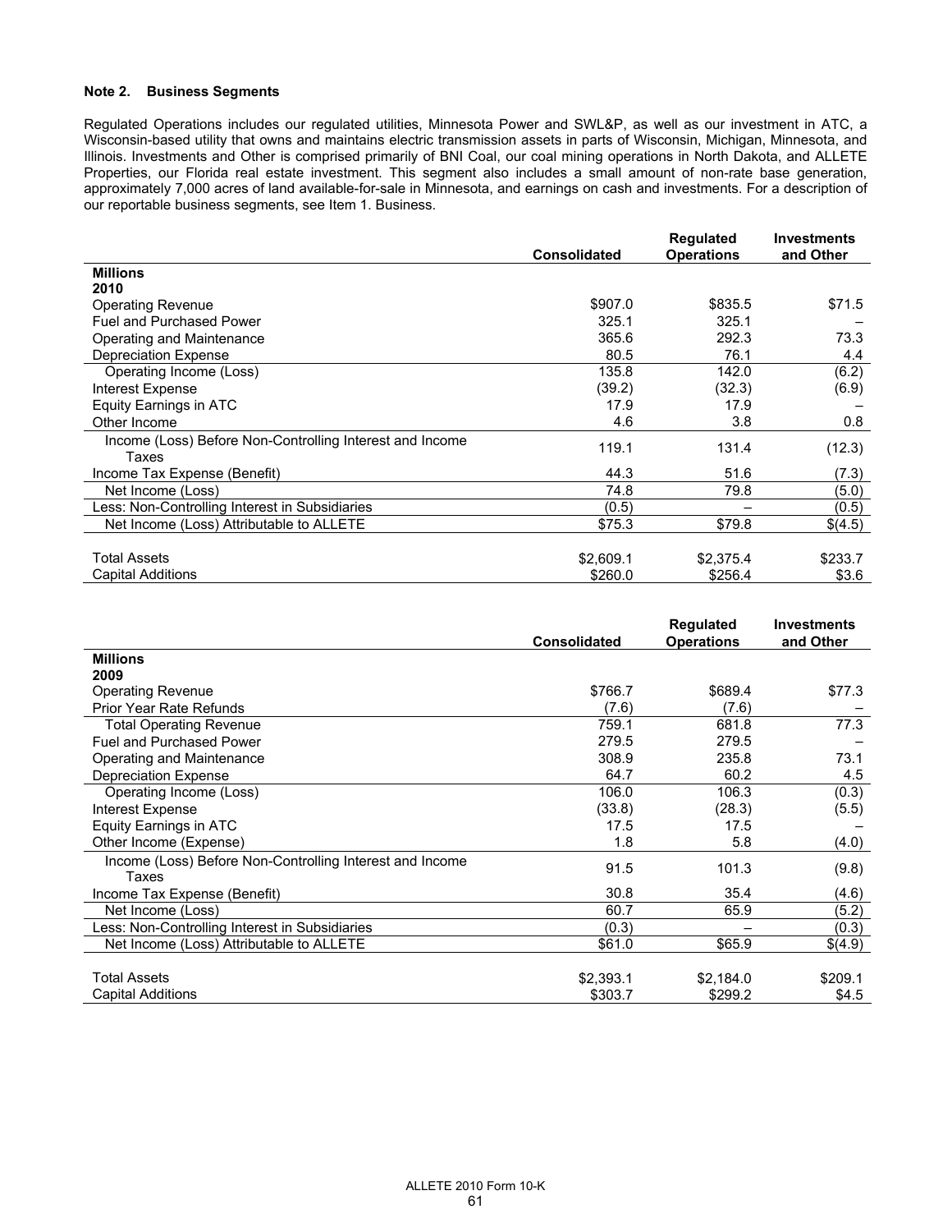### Note 2. Business Segments

Regulated Operations includes our regulated utilities, Minnesota Power and SWL&P, as well as our investment in ATC, a Wisconsin-based utility that owns and maintains electric transmission assets in parts of Wisconsin, Michigan, Minnesota, and Illinois. Investments and Other is comprised primarily of BNI Coal, our coal mining operations in North Dakota, and ALLETE Properties, our Florida real estate investment. This segment also includes a small amount of non-rate base generation, approximately 7,000 acres of land available-for-sale in Minnesota, and earnings on cash and investments. For a description of our reportable business segments, see Item 1. Business.

| | Consolidated | Regulated Operations | Investments and Other |
|---|---|---|---|
| **Millions** | | | |
| **2010** | | | |
| Operating Revenue | $907.0 | $835.5 | $71.5 |
| Fuel and Purchased Power | 325.1 | 325.1 | – |
| Operating and Maintenance | 365.6 | 292.3 | 73.3 |
| Depreciation Expense | 80.5 | 76.1 | 4.4 |
| Operating Income (Loss) | 135.8 | 142.0 | (6.2) |
| Interest Expense | (39.2) | (32.3) | (6.9) |
| Equity Earnings in ATC | 17.9 | 17.9 | – |
| Other Income | 4.6 | 3.8 | 0.8 |
| Income (Loss) Before Non-Controlling Interest and Income Taxes | 119.1 | 131.4 | (12.3) |
| Income Tax Expense (Benefit) | 44.3 | 51.6 | (7.3) |
| Net Income (Loss) | 74.8 | 79.8 | (5.0) |
| Less: Non-Controlling Interest in Subsidiaries | (0.5) | – | (0.5) |
| Net Income (Loss) Attributable to ALLETE | $75.3 | $79.8 | $(4.5) |
| | | | |
| Total Assets | $2,609.1 | $2,375.4 | $233.7 |
| Capital Additions | $260.0 | $256.4 | $3.6 |

| | Consolidated | Regulated Operations | Investments and Other |
|---|---|---|---|
| **Millions** | | | |
| **2009** | | | |
| Operating Revenue | $766.7 | $689.4 | $77.3 |
| Prior Year Rate Refunds | (7.6) | (7.6) | – |
| Total Operating Revenue | 759.1 | 681.8 | 77.3 |
| Fuel and Purchased Power | 279.5 | 279.5 | – |
| Operating and Maintenance | 308.9 | 235.8 | 73.1 |
| Depreciation Expense | 64.7 | 60.2 | 4.5 |
| Operating Income (Loss) | 106.0 | 106.3 | (0.3) |
| Interest Expense | (33.8) | (28.3) | (5.5) |
| Equity Earnings in ATC | 17.5 | 17.5 | – |
| Other Income (Expense) | 1.8 | 5.8 | (4.0) |
| Income (Loss) Before Non-Controlling Interest and Income Taxes | 91.5 | 101.3 | (9.8) |
| Income Tax Expense (Benefit) | 30.8 | 35.4 | (4.6) |
| Net Income (Loss) | 60.7 | 65.9 | (5.2) |
| Less: Non-Controlling Interest in Subsidiaries | (0.3) | – | (0.3) |
| Net Income (Loss) Attributable to ALLETE | $61.0 | $65.9 | $(4.9) |
| | | | |
| Total Assets | $2,393.1 | $2,184.0 | $209.1 |
| Capital Additions | $303.7 | $299.2 | $4.5 |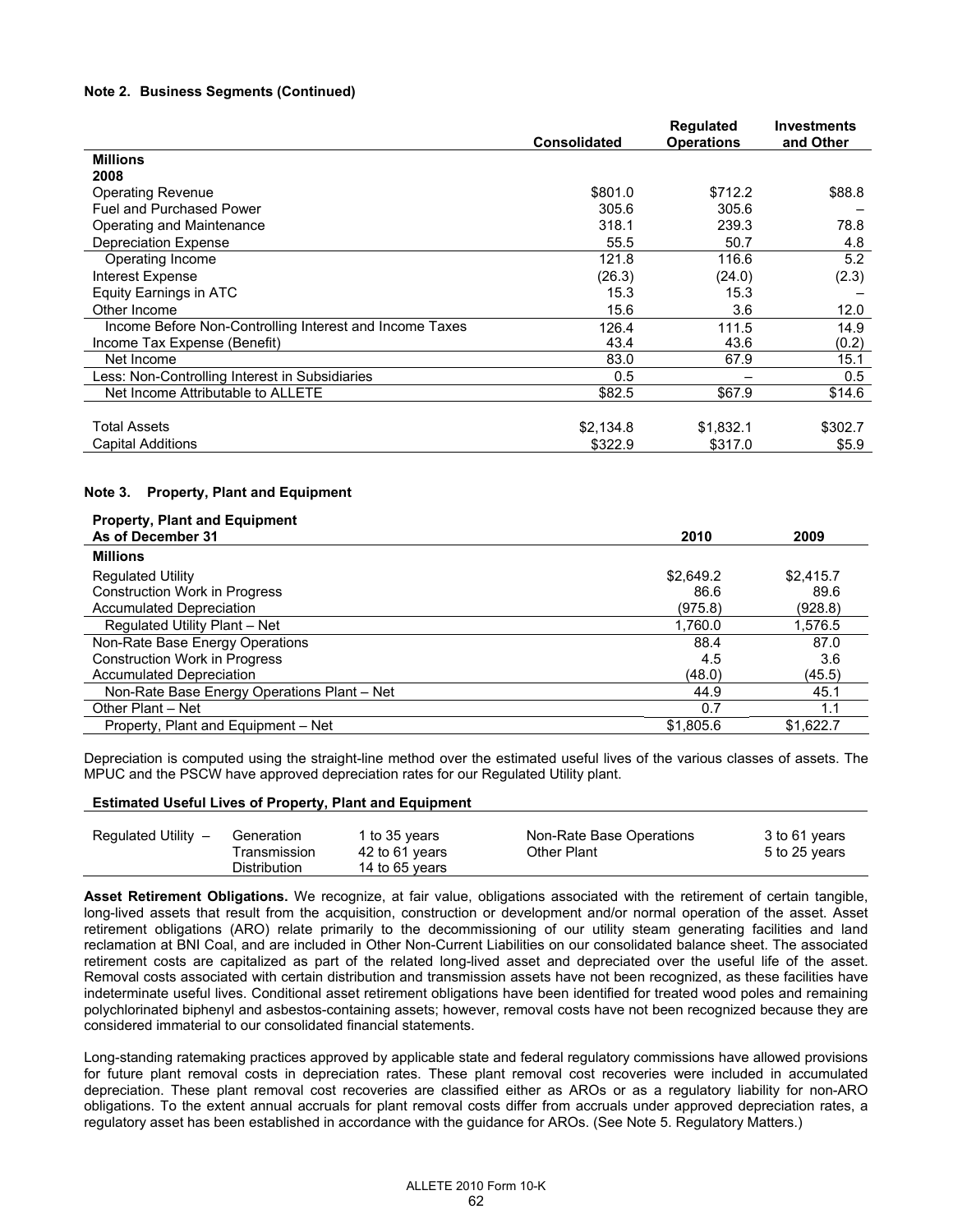**Note 2. Business Segments (Continued)**

| | Consolidated | Regulated Operations | Investments and Other |
|---|---|---|---|
| **Millions** | | | |
| **2008** | | | |
| Operating Revenue | $801.0 | $712.2 | $88.8 |
| Fuel and Purchased Power | 305.6 | 305.6 | – |
| Operating and Maintenance | 318.1 | 239.3 | 78.8 |
| Depreciation Expense | 55.5 | 50.7 | 4.8 |
| Operating Income | 121.8 | 116.6 | 5.2 |
| Interest Expense | (26.3) | (24.0) | (2.3) |
| Equity Earnings in ATC | 15.3 | 15.3 | – |
| Other Income | 15.6 | 3.6 | 12.0 |
| Income Before Non-Controlling Interest and Income Taxes | 126.4 | 111.5 | 14.9 |
| Income Tax Expense (Benefit) | 43.4 | 43.6 | (0.2) |
| Net Income | 83.0 | 67.9 | 15.1 |
| Less: Non-Controlling Interest in Subsidiaries | 0.5 | – | 0.5 |
| Net Income Attributable to ALLETE | $82.5 | $67.9 | $14.6 |
| | | | |
| Total Assets | $2,134.8 | $1,832.1 | $302.7 |
| Capital Additions | $322.9 | $317.0 | $5.9 |

**Note 3. Property, Plant and Equipment**

| Property, Plant and Equipment As of December 31 | 2010 | 2009 |
|---|---|---|
| **Millions** | | |
| Regulated Utility | $2,649.2 | $2,415.7 |
| Construction Work in Progress | 86.6 | 89.6 |
| Accumulated Depreciation | (975.8) | (928.8) |
| Regulated Utility Plant – Net | 1,760.0 | 1,576.5 |
| Non-Rate Base Energy Operations | 88.4 | 87.0 |
| Construction Work in Progress | 4.5 | 3.6 |
| Accumulated Depreciation | (48.0) | (45.5) |
| Non-Rate Base Energy Operations Plant – Net | 44.9 | 45.1 |
| Other Plant – Net | 0.7 | 1.1 |
| Property, Plant and Equipment – Net | $1,805.6 | $1,622.7 |

Depreciation is computed using the straight-line method over the estimated useful lives of the various classes of assets. The MPUC and the PSCW have approved depreciation rates for our Regulated Utility plant.

**Estimated Useful Lives of Property, Plant and Equipment**

| | | | | |
|---|---|---|---|---|
| Regulated Utility – | Generation | 1 to 35 years | Non-Rate Base Operations | 3 to 61 years |
| | Transmission | 42 to 61 years | Other Plant | 5 to 25 years |
| | Distribution | 14 to 65 years | | |

**Asset Retirement Obligations.** We recognize, at fair value, obligations associated with the retirement of certain tangible, long-lived assets that result from the acquisition, construction or development and/or normal operation of the asset. Asset retirement obligations (ARO) relate primarily to the decommissioning of our utility steam generating facilities and land reclamation at BNI Coal, and are included in Other Non-Current Liabilities on our consolidated balance sheet. The associated retirement costs are capitalized as part of the related long-lived asset and depreciated over the useful life of the asset. Removal costs associated with certain distribution and transmission assets have not been recognized, as these facilities have indeterminate useful lives. Conditional asset retirement obligations have been identified for treated wood poles and remaining polychlorinated biphenyl and asbestos-containing assets; however, removal costs have not been recognized because they are considered immaterial to our consolidated financial statements.

Long-standing ratemaking practices approved by applicable state and federal regulatory commissions have allowed provisions for future plant removal costs in depreciation rates. These plant removal cost recoveries were included in accumulated depreciation. These plant removal cost recoveries are classified either as AROs or as a regulatory liability for non-ARO obligations. To the extent annual accruals for plant removal costs differ from accruals under approved depreciation rates, a regulatory asset has been established in accordance with the guidance for AROs. (See Note 5. Regulatory Matters.)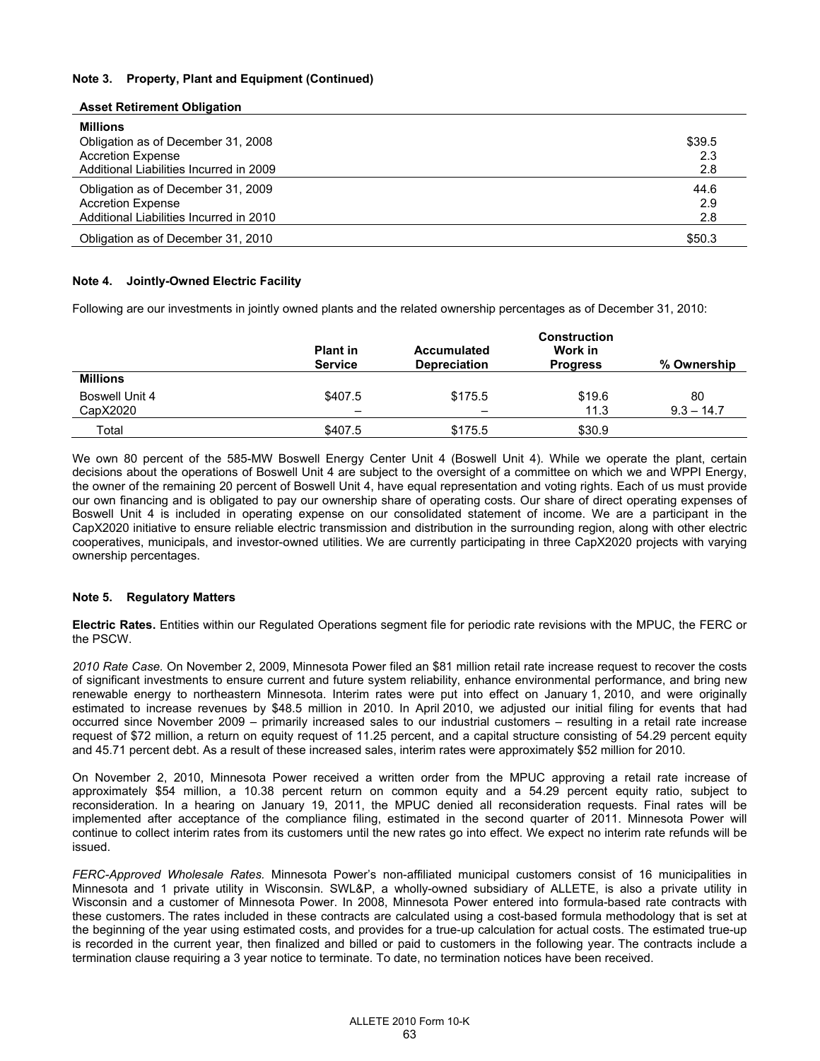**Note 3. Property, Plant and Equipment (Continued)**

| Asset Retirement Obligation | |
|---|---|
| **Millions** | |
| Obligation as of December 31, 2008 | $39.5 |
| Accretion Expense | 2.3 |
| Additional Liabilities Incurred in 2009 | 2.8 |
| Obligation as of December 31, 2009 | 44.6 |
| Accretion Expense | 2.9 |
| Additional Liabilities Incurred in 2010 | 2.8 |
| Obligation as of December 31, 2010 | $50.3 |

**Note 4. Jointly-Owned Electric Facility**

Following are our investments in jointly owned plants and the related ownership percentages as of December 31, 2010:

| | Plant in Service | Accumulated Depreciation | Construction Work in Progress | % Ownership |
|---|---|---|---|---|
| **Millions** | | | | |
| Boswell Unit 4 | $407.5 | $175.5 | $19.6 | 80 |
| CapX2020 | – | – | 11.3 | 9.3 – 14.7 |
| Total | $407.5 | $175.5 | $30.9 | |

We own 80 percent of the 585-MW Boswell Energy Center Unit 4 (Boswell Unit 4). While we operate the plant, certain decisions about the operations of Boswell Unit 4 are subject to the oversight of a committee on which we and WPPI Energy, the owner of the remaining 20 percent of Boswell Unit 4, have equal representation and voting rights. Each of us must provide our own financing and is obligated to pay our ownership share of operating costs. Our share of direct operating expenses of Boswell Unit 4 is included in operating expense on our consolidated statement of income. We are a participant in the CapX2020 initiative to ensure reliable electric transmission and distribution in the surrounding region, along with other electric cooperatives, municipals, and investor-owned utilities. We are currently participating in three CapX2020 projects with varying ownership percentages.

**Note 5. Regulatory Matters**

**Electric Rates.** Entities within our Regulated Operations segment file for periodic rate revisions with the MPUC, the FERC or the PSCW.

*2010 Rate Case.* On November 2, 2009, Minnesota Power filed an $81 million retail rate increase request to recover the costs of significant investments to ensure current and future system reliability, enhance environmental performance, and bring new renewable energy to northeastern Minnesota. Interim rates were put into effect on January 1, 2010, and were originally estimated to increase revenues by $48.5 million in 2010. In April 2010, we adjusted our initial filing for events that had occurred since November 2009 – primarily increased sales to our industrial customers – resulting in a retail rate increase request of $72 million, a return on equity request of 11.25 percent, and a capital structure consisting of 54.29 percent equity and 45.71 percent debt. As a result of these increased sales, interim rates were approximately $52 million for 2010.

On November 2, 2010, Minnesota Power received a written order from the MPUC approving a retail rate increase of approximately $54 million, a 10.38 percent return on common equity and a 54.29 percent equity ratio, subject to reconsideration. In a hearing on January 19, 2011, the MPUC denied all reconsideration requests. Final rates will be implemented after acceptance of the compliance filing, estimated in the second quarter of 2011. Minnesota Power will continue to collect interim rates from its customers until the new rates go into effect. We expect no interim rate refunds will be issued.

*FERC-Approved Wholesale Rates.* Minnesota Power's non-affiliated municipal customers consist of 16 municipalities in Minnesota and 1 private utility in Wisconsin. SWL&P, a wholly-owned subsidiary of ALLETE, is also a private utility in Wisconsin and a customer of Minnesota Power. In 2008, Minnesota Power entered into formula-based rate contracts with these customers. The rates included in these contracts are calculated using a cost-based formula methodology that is set at the beginning of the year using estimated costs, and provides for a true-up calculation for actual costs. The estimated true-up is recorded in the current year, then finalized and billed or paid to customers in the following year. The contracts include a termination clause requiring a 3 year notice to terminate. To date, no termination notices have been received.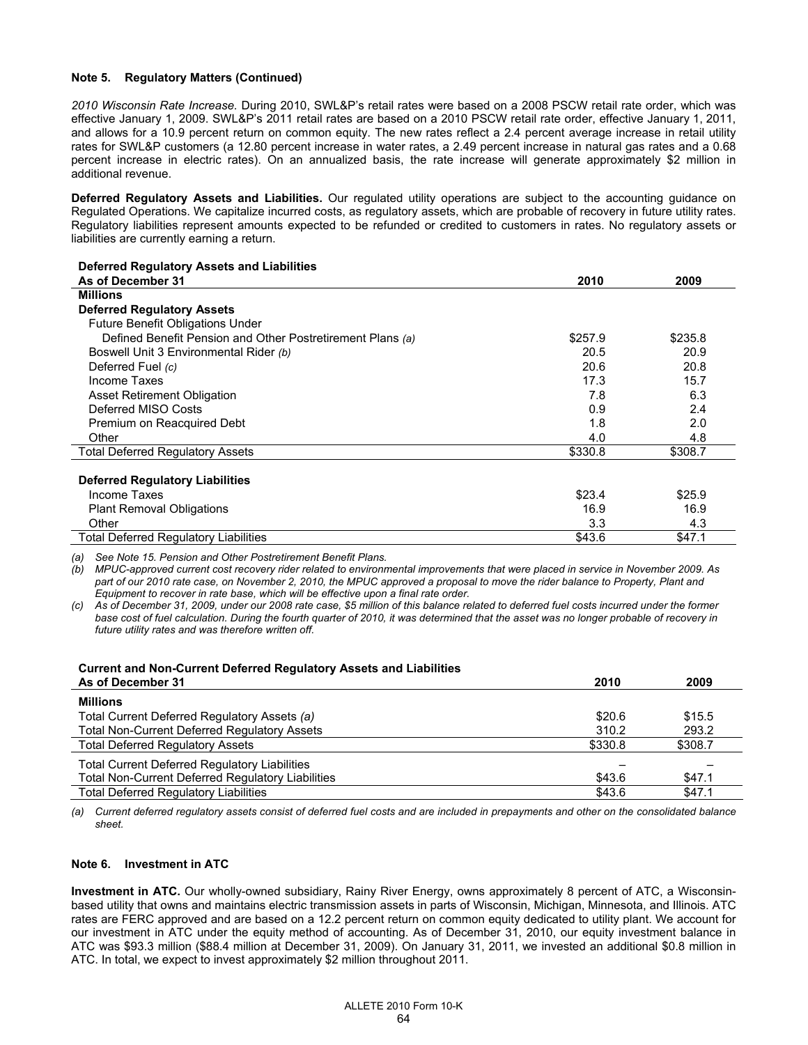**Note 5. Regulatory Matters (Continued)**

*2010 Wisconsin Rate Increase.* During 2010, SWL&P's retail rates were based on a 2008 PSCW retail rate order, which was effective January 1, 2009. SWL&P's 2011 retail rates are based on a 2010 PSCW retail rate order, effective January 1, 2011, and allows for a 10.9 percent return on common equity. The new rates reflect a 2.4 percent average increase in retail utility rates for SWL&P customers (a 12.80 percent increase in water rates, a 2.49 percent increase in natural gas rates and a 0.68 percent increase in electric rates). On an annualized basis, the rate increase will generate approximately $2 million in additional revenue.

**Deferred Regulatory Assets and Liabilities.** Our regulated utility operations are subject to the accounting guidance on Regulated Operations. We capitalize incurred costs, as regulatory assets, which are probable of recovery in future utility rates. Regulatory liabilities represent amounts expected to be refunded or credited to customers in rates. No regulatory assets or liabilities are currently earning a return.

**Deferred Regulatory Assets and Liabilities**

| As of December 31 | 2010 | 2009 |
|---|---|---|
| **Millions** | | |
| **Deferred Regulatory Assets** | | |
| Future Benefit Obligations Under Defined Benefit Pension and Other Postretirement Plans *(a)* | $257.9 | $235.8 |
| Boswell Unit 3 Environmental Rider *(b)* | 20.5 | 20.9 |
| Deferred Fuel *(c)* | 20.6 | 20.8 |
| Income Taxes | 17.3 | 15.7 |
| Asset Retirement Obligation | 7.8 | 6.3 |
| Deferred MISO Costs | 0.9 | 2.4 |
| Premium on Reacquired Debt | 1.8 | 2.0 |
| Other | 4.0 | 4.8 |
| Total Deferred Regulatory Assets | $330.8 | $308.7 |
| | | |
| **Deferred Regulatory Liabilities** | | |
| Income Taxes | $23.4 | $25.9 |
| Plant Removal Obligations | 16.9 | 16.9 |
| Other | 3.3 | 4.3 |
| Total Deferred Regulatory Liabilities | $43.6 | $47.1 |

*(a) See Note 15. Pension and Other Postretirement Benefit Plans.*

*(b) MPUC-approved current cost recovery rider related to environmental improvements that were placed in service in November 2009. As part of our 2010 rate case, on November 2, 2010, the MPUC approved a proposal to move the rider balance to Property, Plant and Equipment to recover in rate base, which will be effective upon a final rate order.*

*(c) As of December 31, 2009, under our 2008 rate case, $5 million of this balance related to deferred fuel costs incurred under the former base cost of fuel calculation. During the fourth quarter of 2010, it was determined that the asset was no longer probable of recovery in future utility rates and was therefore written off.*

**Current and Non-Current Deferred Regulatory Assets and Liabilities**

| As of December 31 | 2010 | 2009 |
|---|---|---|
| **Millions** | | |
| Total Current Deferred Regulatory Assets *(a)* | $20.6 | $15.5 |
| Total Non-Current Deferred Regulatory Assets | 310.2 | 293.2 |
| Total Deferred Regulatory Assets | $330.8 | $308.7 |
| Total Current Deferred Regulatory Liabilities | – | – |
| Total Non-Current Deferred Regulatory Liabilities | $43.6 | $47.1 |
| Total Deferred Regulatory Liabilities | $43.6 | $47.1 |

*(a) Current deferred regulatory assets consist of deferred fuel costs and are included in prepayments and other on the consolidated balance sheet.*

**Note 6. Investment in ATC**

**Investment in ATC.** Our wholly-owned subsidiary, Rainy River Energy, owns approximately 8 percent of ATC, a Wisconsin-based utility that owns and maintains electric transmission assets in parts of Wisconsin, Michigan, Minnesota, and Illinois. ATC rates are FERC approved and are based on a 12.2 percent return on common equity dedicated to utility plant. We account for our investment in ATC under the equity method of accounting. As of December 31, 2010, our equity investment balance in ATC was $93.3 million ($88.4 million at December 31, 2009). On January 31, 2011, we invested an additional $0.8 million in ATC. In total, we expect to invest approximately $2 million throughout 2011.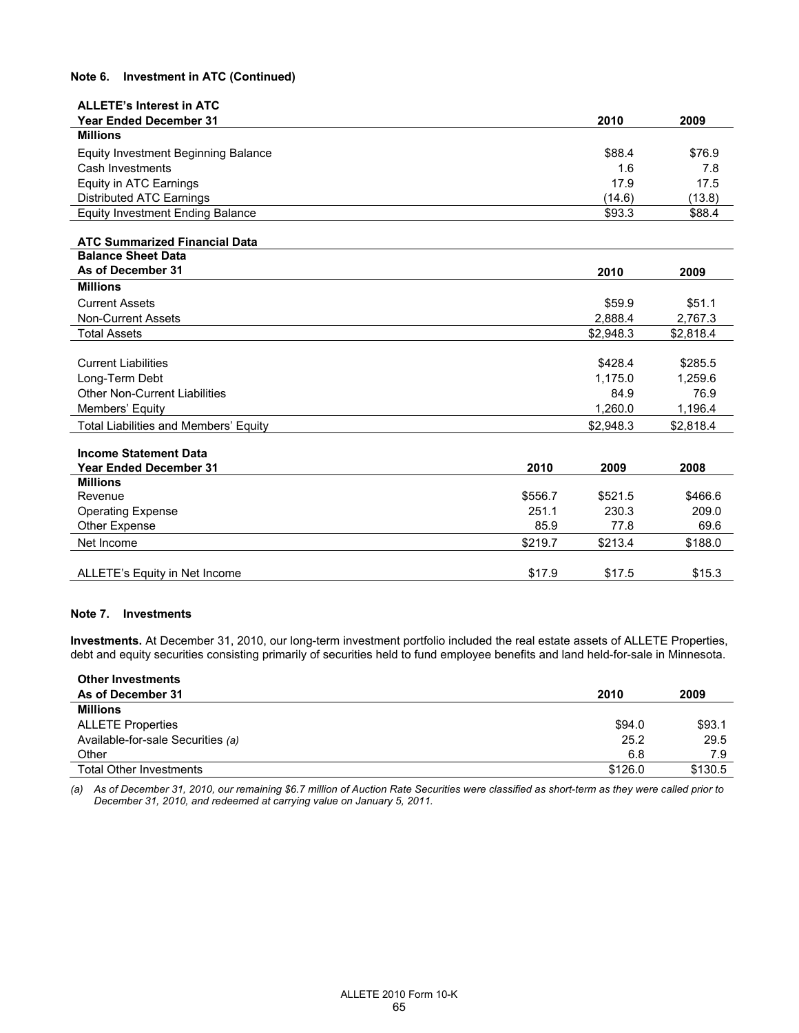**Note 6. Investment in ATC (Continued)**

| ALLETE's Interest in ATC<br>Year Ended December 31 | 2010 | 2009 |
|---|---|---|
| **Millions** | | |
| Equity Investment Beginning Balance | $88.4 | $76.9 |
| Cash Investments | 1.6 | 7.8 |
| Equity in ATC Earnings | 17.9 | 17.5 |
| Distributed ATC Earnings | (14.6) | (13.8) |
| Equity Investment Ending Balance | $93.3 | $88.4 |

| ATC Summarized Financial Data<br>Balance Sheet Data<br>As of December 31 | 2010 | 2009 |
|---|---|---|
| **Millions** | | |
| Current Assets | $59.9 | $51.1 |
| Non-Current Assets | 2,888.4 | 2,767.3 |
| Total Assets | $2,948.3 | $2,818.4 |
| | | |
| Current Liabilities | $428.4 | $285.5 |
| Long-Term Debt | 1,175.0 | 1,259.6 |
| Other Non-Current Liabilities | 84.9 | 76.9 |
| Members' Equity | 1,260.0 | 1,196.4 |
| Total Liabilities and Members' Equity | $2,948.3 | $2,818.4 |

| Income Statement Data<br>Year Ended December 31 | 2010 | 2009 | 2008 |
|---|---|---|---|
| **Millions** | | | |
| Revenue | $556.7 | $521.5 | $466.6 |
| Operating Expense | 251.1 | 230.3 | 209.0 |
| Other Expense | 85.9 | 77.8 | 69.6 |
| Net Income | $219.7 | $213.4 | $188.0 |
| | | | |
| ALLETE's Equity in Net Income | $17.9 | $17.5 | $15.3 |

**Note 7. Investments**

**Investments.** At December 31, 2010, our long-term investment portfolio included the real estate assets of ALLETE Properties, debt and equity securities consisting primarily of securities held to fund employee benefits and land held-for-sale in Minnesota.

| Other Investments<br>As of December 31 | 2010 | 2009 |
|---|---|---|
| **Millions** | | |
| ALLETE Properties | $94.0 | $93.1 |
| Available-for-sale Securities *(a)* | 25.2 | 29.5 |
| Other | 6.8 | 7.9 |
| Total Other Investments | $126.0 | $130.5 |

*(a) As of December 31, 2010, our remaining $6.7 million of Auction Rate Securities were classified as short-term as they were called prior to December 31, 2010, and redeemed at carrying value on January 5, 2011.*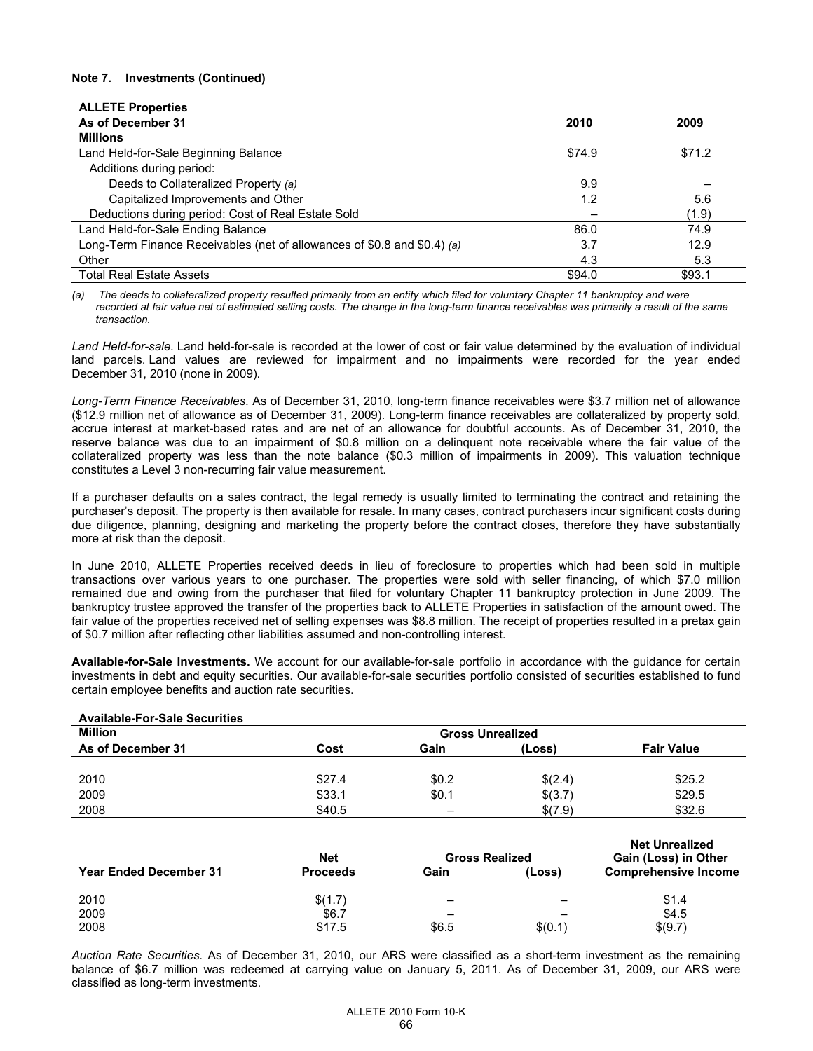**Note 7. Investments (Continued)**

| ALLETE Properties<br>As of December 31 | 2010 | 2009 |
|---|---|---|
| **Millions** | | |
| Land Held-for-Sale Beginning Balance | $74.9 | $71.2 |
| Additions during period: | | |
| Deeds to Collateralized Property *(a)* | 9.9 | – |
| Capitalized Improvements and Other | 1.2 | 5.6 |
| Deductions during period: Cost of Real Estate Sold | – | (1.9) |
| Land Held-for-Sale Ending Balance | 86.0 | 74.9 |
| Long-Term Finance Receivables (net of allowances of $0.8 and $0.4) *(a)* | 3.7 | 12.9 |
| Other | 4.3 | 5.3 |
| Total Real Estate Assets | $94.0 | $93.1 |

*(a) The deeds to collateralized property resulted primarily from an entity which filed for voluntary Chapter 11 bankruptcy and were recorded at fair value net of estimated selling costs. The change in the long-term finance receivables was primarily a result of the same transaction.*

*Land Held-for-sale.* Land held-for-sale is recorded at the lower of cost or fair value determined by the evaluation of individual land parcels. Land values are reviewed for impairment and no impairments were recorded for the year ended December 31, 2010 (none in 2009).

*Long-Term Finance Receivables*. As of December 31, 2010, long-term finance receivables were $3.7 million net of allowance ($12.9 million net of allowance as of December 31, 2009). Long-term finance receivables are collateralized by property sold, accrue interest at market-based rates and are net of an allowance for doubtful accounts. As of December 31, 2010, the reserve balance was due to an impairment of $0.8 million on a delinquent note receivable where the fair value of the collateralized property was less than the note balance ($0.3 million of impairments in 2009). This valuation technique constitutes a Level 3 non-recurring fair value measurement.

If a purchaser defaults on a sales contract, the legal remedy is usually limited to terminating the contract and retaining the purchaser's deposit. The property is then available for resale. In many cases, contract purchasers incur significant costs during due diligence, planning, designing and marketing the property before the contract closes, therefore they have substantially more at risk than the deposit.

In June 2010, ALLETE Properties received deeds in lieu of foreclosure to properties which had been sold in multiple transactions over various years to one purchaser. The properties were sold with seller financing, of which $7.0 million remained due and owing from the purchaser that filed for voluntary Chapter 11 bankruptcy protection in June 2009. The bankruptcy trustee approved the transfer of the properties back to ALLETE Properties in satisfaction of the amount owed. The fair value of the properties received net of selling expenses was $8.8 million. The receipt of properties resulted in a pretax gain of $0.7 million after reflecting other liabilities assumed and non-controlling interest.

**Available-for-Sale Investments.** We account for our available-for-sale portfolio in accordance with the guidance for certain investments in debt and equity securities. Our available-for-sale securities portfolio consisted of securities established to fund certain employee benefits and auction rate securities.

**Available-For-Sale Securities**

| Million<br>As of December 31 | Cost | Gross Unrealized<br>Gain | <br>(Loss) | Fair Value |
|---|---|---|---|---|
| 2010 | $27.4 | $0.2 | $(2.4) | $25.2 |
| 2009 | $33.1 | $0.1 | $(3.7) | $29.5 |
| 2008 | $40.5 | – | $(7.9) | $32.6 |

| Year Ended December 31 | Net Proceeds | Gross Realized<br>Gain | <br>(Loss) | Net Unrealized Gain (Loss) in Other Comprehensive Income |
|---|---|---|---|---|
| 2010 | $(1.7) | – | – | $1.4 |
| 2009 | $6.7 | – | – | $4.5 |
| 2008 | $17.5 | $6.5 | $(0.1) | $(9.7) |

*Auction Rate Securities.* As of December 31, 2010, our ARS were classified as a short-term investment as the remaining balance of $6.7 million was redeemed at carrying value on January 5, 2011. As of December 31, 2009, our ARS were classified as long-term investments.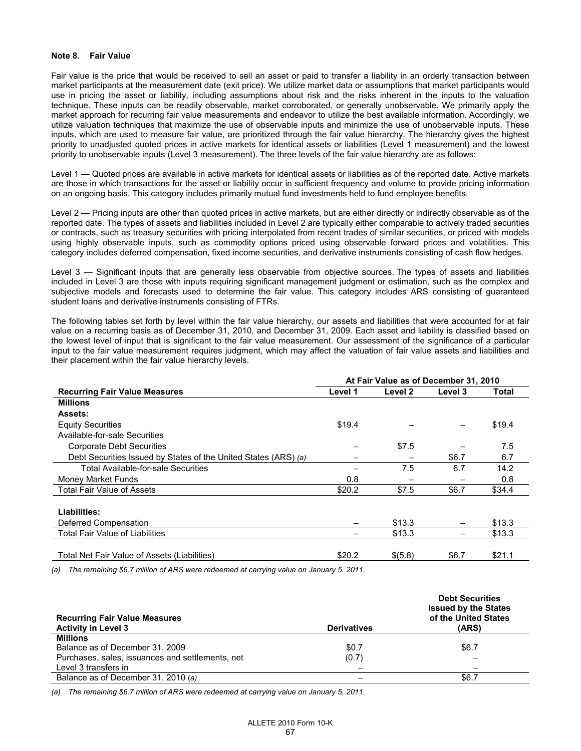**Note 8. Fair Value**

Fair value is the price that would be received to sell an asset or paid to transfer a liability in an orderly transaction between market participants at the measurement date (exit price). We utilize market data or assumptions that market participants would use in pricing the asset or liability, including assumptions about risk and the risks inherent in the inputs to the valuation technique. These inputs can be readily observable, market corroborated, or generally unobservable. We primarily apply the market approach for recurring fair value measurements and endeavor to utilize the best available information. Accordingly, we utilize valuation techniques that maximize the use of observable inputs and minimize the use of unobservable inputs. These inputs, which are used to measure fair value, are prioritized through the fair value hierarchy. The hierarchy gives the highest priority to unadjusted quoted prices in active markets for identical assets or liabilities (Level 1 measurement) and the lowest priority to unobservable inputs (Level 3 measurement). The three levels of the fair value hierarchy are as follows:

Level 1 — Quoted prices are available in active markets for identical assets or liabilities as of the reported date. Active markets are those in which transactions for the asset or liability occur in sufficient frequency and volume to provide pricing information on an ongoing basis. This category includes primarily mutual fund investments held to fund employee benefits.

Level 2 — Pricing inputs are other than quoted prices in active markets, but are either directly or indirectly observable as of the reported date. The types of assets and liabilities included in Level 2 are typically either comparable to actively traded securities or contracts, such as treasury securities with pricing interpolated from recent trades of similar securities, or priced with models using highly observable inputs, such as commodity options priced using observable forward prices and volatilities. This category includes deferred compensation, fixed income securities, and derivative instruments consisting of cash flow hedges.

Level 3 — Significant inputs that are generally less observable from objective sources. The types of assets and liabilities included in Level 3 are those with inputs requiring significant management judgment or estimation, such as the complex and subjective models and forecasts used to determine the fair value. This category includes ARS consisting of guaranteed student loans and derivative instruments consisting of FTRs.

The following tables set forth by level within the fair value hierarchy, our assets and liabilities that were accounted for at fair value on a recurring basis as of December 31, 2010, and December 31, 2009. Each asset and liability is classified based on the lowest level of input that is significant to the fair value measurement. Our assessment of the significance of a particular input to the fair value measurement requires judgment, which may affect the valuation of fair value assets and liabilities and their placement within the fair value hierarchy levels.

| | At Fair Value as of December 31, 2010 | | | |
|---|---|---|---|---|
| **Recurring Fair Value Measures** | **Level 1** | **Level 2** | **Level 3** | **Total** |
| **Millions** | | | | |
| **Assets:** | | | | |
| Equity Securities | $19.4 | – | – | $19.4 |
| Available-for-sale Securities | | | | |
| Corporate Debt Securities | – | $7.5 | – | 7.5 |
| Debt Securities Issued by States of the United States (ARS) *(a)* | – | – | $6.7 | 6.7 |
| Total Available-for-sale Securities | – | 7.5 | 6.7 | 14.2 |
| Money Market Funds | 0.8 | – | – | 0.8 |
| Total Fair Value of Assets | $20.2 | $7.5 | $6.7 | $34.4 |
| | | | | |
| **Liabilities:** | | | | |
| Deferred Compensation | – | $13.3 | – | $13.3 |
| Total Fair Value of Liabilities | – | $13.3 | – | $13.3 |
| | | | | |
| Total Net Fair Value of Assets (Liabilities) | $20.2 | $(5.8) | $6.7 | $21.1 |

*(a) The remaining $6.7 million of ARS were redeemed at carrying value on January 5, 2011.*

| **Recurring Fair Value Measures Activity in Level 3** | **Derivatives** | **Debt Securities Issued by the States of the United States (ARS)** |
|---|---|---|
| **Millions** | | |
| Balance as of December 31, 2009 | $0.7 | $6.7 |
| Purchases, sales, issuances and settlements, net | (0.7) | – |
| Level 3 transfers in | – | – |
| Balance as of December 31, 2010 *(a)* | – | $6.7 |

*(a) The remaining $6.7 million of ARS were redeemed at carrying value on January 5, 2011.*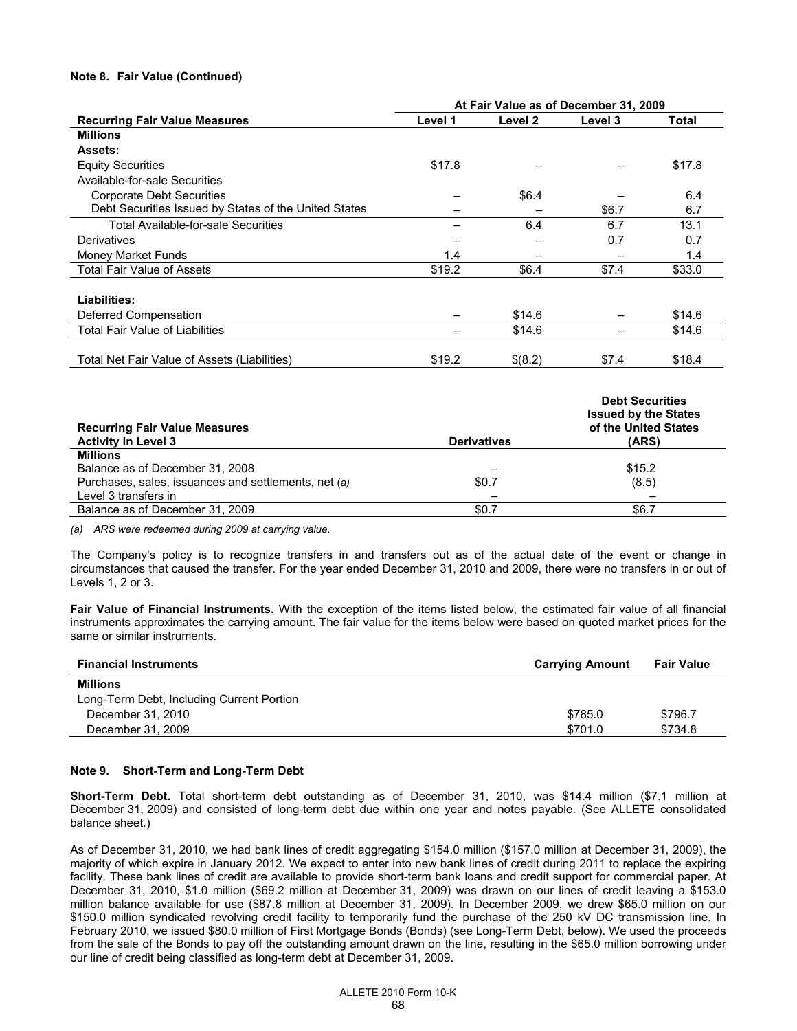**Note 8. Fair Value (Continued)**

| | At Fair Value as of December 31, 2009 | | | |
|---|---|---|---|---|
| **Recurring Fair Value Measures** | **Level 1** | **Level 2** | **Level 3** | **Total** |
| **Millions** | | | | |
| **Assets:** | | | | |
| Equity Securities | $17.8 | – | – | $17.8 |
| Available-for-sale Securities | | | | |
| Corporate Debt Securities | – | $6.4 | – | 6.4 |
| Debt Securities Issued by States of the United States | – | – | $6.7 | 6.7 |
| Total Available-for-sale Securities | – | 6.4 | 6.7 | 13.1 |
| Derivatives | – | – | 0.7 | 0.7 |
| Money Market Funds | 1.4 | – | – | 1.4 |
| Total Fair Value of Assets | $19.2 | $6.4 | $7.4 | $33.0 |
| | | | | |
| **Liabilities:** | | | | |
| Deferred Compensation | – | $14.6 | – | $14.6 |
| Total Fair Value of Liabilities | – | $14.6 | – | $14.6 |
| | | | | |
| Total Net Fair Value of Assets (Liabilities) | $19.2 | $(8.2) | $7.4 | $18.4 |

| **Recurring Fair Value Measures Activity in Level 3** | **Derivatives** | **Debt Securities Issued by the States of the United States (ARS)** |
|---|---|---|
| **Millions** | | |
| Balance as of December 31, 2008 | – | $15.2 |
| Purchases, sales, issuances and settlements, net *(a)* | $0.7 | (8.5) |
| Level 3 transfers in | – | – |
| Balance as of December 31, 2009 | $0.7 | $6.7 |

*(a) ARS were redeemed during 2009 at carrying value.*

The Company's policy is to recognize transfers in and transfers out as of the actual date of the event or change in circumstances that caused the transfer. For the year ended December 31, 2010 and 2009, there were no transfers in or out of Levels 1, 2 or 3.

**Fair Value of Financial Instruments.** With the exception of the items listed below, the estimated fair value of all financial instruments approximates the carrying amount. The fair value for the items below were based on quoted market prices for the same or similar instruments.

| **Financial Instruments** | **Carrying Amount** | **Fair Value** |
|---|---|---|
| **Millions** | | |
| Long-Term Debt, Including Current Portion | | |
| December 31, 2010 | $785.0 | $796.7 |
| December 31, 2009 | $701.0 | $734.8 |

**Note 9. Short-Term and Long-Term Debt**

**Short-Term Debt.** Total short-term debt outstanding as of December 31, 2010, was $14.4 million ($7.1 million at December 31, 2009) and consisted of long-term debt due within one year and notes payable. (See ALLETE consolidated balance sheet.)

As of December 31, 2010, we had bank lines of credit aggregating $154.0 million ($157.0 million at December 31, 2009), the majority of which expire in January 2012. We expect to enter into new bank lines of credit during 2011 to replace the expiring facility. These bank lines of credit are available to provide short-term bank loans and credit support for commercial paper. At December 31, 2010, $1.0 million ($69.2 million at December 31, 2009) was drawn on our lines of credit leaving a $153.0 million balance available for use ($87.8 million at December 31, 2009). In December 2009, we drew $65.0 million on our $150.0 million syndicated revolving credit facility to temporarily fund the purchase of the 250 kV DC transmission line. In February 2010, we issued $80.0 million of First Mortgage Bonds (Bonds) (see Long-Term Debt, below). We used the proceeds from the sale of the Bonds to pay off the outstanding amount drawn on the line, resulting in the $65.0 million borrowing under our line of credit being classified as long-term debt at December 31, 2009.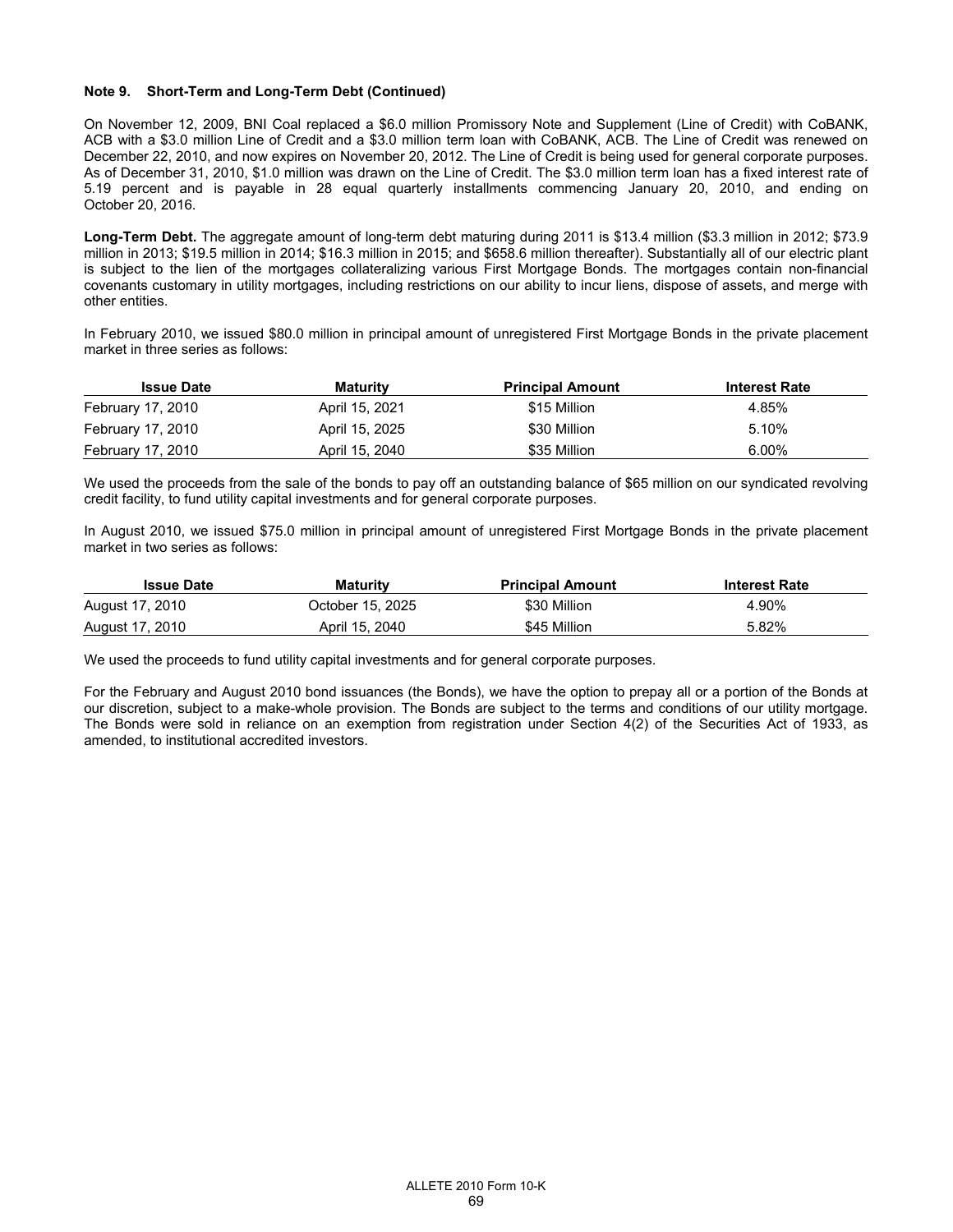**Note 9. Short-Term and Long-Term Debt (Continued)**

On November 12, 2009, BNI Coal replaced a $6.0 million Promissory Note and Supplement (Line of Credit) with CoBANK, ACB with a $3.0 million Line of Credit and a $3.0 million term loan with CoBANK, ACB. The Line of Credit was renewed on December 22, 2010, and now expires on November 20, 2012. The Line of Credit is being used for general corporate purposes. As of December 31, 2010, $1.0 million was drawn on the Line of Credit. The $3.0 million term loan has a fixed interest rate of 5.19 percent and is payable in 28 equal quarterly installments commencing January 20, 2010, and ending on October 20, 2016.

**Long-Term Debt.** The aggregate amount of long-term debt maturing during 2011 is $13.4 million ($3.3 million in 2012; $73.9 million in 2013; $19.5 million in 2014; $16.3 million in 2015; and $658.6 million thereafter). Substantially all of our electric plant is subject to the lien of the mortgages collateralizing various First Mortgage Bonds. The mortgages contain non-financial covenants customary in utility mortgages, including restrictions on our ability to incur liens, dispose of assets, and merge with other entities.

In February 2010, we issued $80.0 million in principal amount of unregistered First Mortgage Bonds in the private placement market in three series as follows:

| Issue Date | Maturity | Principal Amount | Interest Rate |
|---|---|---|---|
| February 17, 2010 | April 15, 2021 | $15 Million | 4.85% |
| February 17, 2010 | April 15, 2025 | $30 Million | 5.10% |
| February 17, 2010 | April 15, 2040 | $35 Million | 6.00% |

We used the proceeds from the sale of the bonds to pay off an outstanding balance of $65 million on our syndicated revolving credit facility, to fund utility capital investments and for general corporate purposes.

In August 2010, we issued $75.0 million in principal amount of unregistered First Mortgage Bonds in the private placement market in two series as follows:

| Issue Date | Maturity | Principal Amount | Interest Rate |
|---|---|---|---|
| August 17, 2010 | October 15, 2025 | $30 Million | 4.90% |
| August 17, 2010 | April 15, 2040 | $45 Million | 5.82% |

We used the proceeds to fund utility capital investments and for general corporate purposes.

For the February and August 2010 bond issuances (the Bonds), we have the option to prepay all or a portion of the Bonds at our discretion, subject to a make-whole provision. The Bonds are subject to the terms and conditions of our utility mortgage. The Bonds were sold in reliance on an exemption from registration under Section 4(2) of the Securities Act of 1933, as amended, to institutional accredited investors.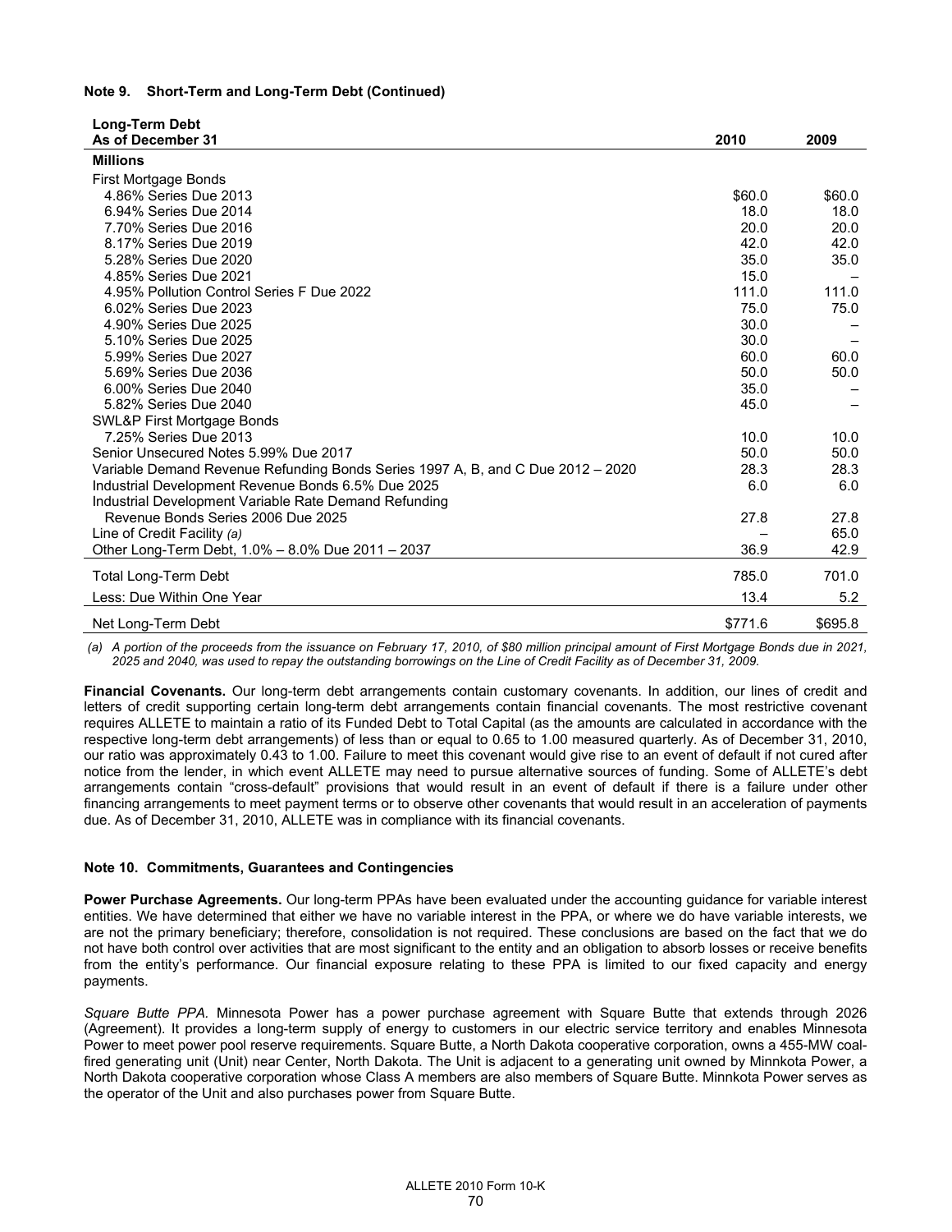**Note 9. Short-Term and Long-Term Debt (Continued)**

| Long-Term Debt<br>As of December 31 | 2010 | 2009 |
|---|---|---|
| **Millions** | | |
| First Mortgage Bonds | | |
| 4.86% Series Due 2013 | $60.0 | $60.0 |
| 6.94% Series Due 2014 | 18.0 | 18.0 |
| 7.70% Series Due 2016 | 20.0 | 20.0 |
| 8.17% Series Due 2019 | 42.0 | 42.0 |
| 5.28% Series Due 2020 | 35.0 | 35.0 |
| 4.85% Series Due 2021 | 15.0 | – |
| 4.95% Pollution Control Series F Due 2022 | 111.0 | 111.0 |
| 6.02% Series Due 2023 | 75.0 | 75.0 |
| 4.90% Series Due 2025 | 30.0 | – |
| 5.10% Series Due 2025 | 30.0 | – |
| 5.99% Series Due 2027 | 60.0 | 60.0 |
| 5.69% Series Due 2036 | 50.0 | 50.0 |
| 6.00% Series Due 2040 | 35.0 | – |
| 5.82% Series Due 2040 | 45.0 | – |
| SWL&P First Mortgage Bonds | | |
| 7.25% Series Due 2013 | 10.0 | 10.0 |
| Senior Unsecured Notes 5.99% Due 2017 | 50.0 | 50.0 |
| Variable Demand Revenue Refunding Bonds Series 1997 A, B, and C Due 2012 – 2020 | 28.3 | 28.3 |
| Industrial Development Revenue Bonds 6.5% Due 2025 | 6.0 | 6.0 |
| Industrial Development Variable Rate Demand Refunding Revenue Bonds Series 2006 Due 2025 | 27.8 | 27.8 |
| Line of Credit Facility *(a)* | – | 65.0 |
| Other Long-Term Debt, 1.0% – 8.0% Due 2011 – 2037 | 36.9 | 42.9 |
| Total Long-Term Debt | 785.0 | 701.0 |
| Less: Due Within One Year | 13.4 | 5.2 |
| Net Long-Term Debt | $771.6 | $695.8 |

*(a) A portion of the proceeds from the issuance on February 17, 2010, of $80 million principal amount of First Mortgage Bonds due in 2021, 2025 and 2040, was used to repay the outstanding borrowings on the Line of Credit Facility as of December 31, 2009.*

**Financial Covenants.** Our long-term debt arrangements contain customary covenants. In addition, our lines of credit and letters of credit supporting certain long-term debt arrangements contain financial covenants. The most restrictive covenant requires ALLETE to maintain a ratio of its Funded Debt to Total Capital (as the amounts are calculated in accordance with the respective long-term debt arrangements) of less than or equal to 0.65 to 1.00 measured quarterly. As of December 31, 2010, our ratio was approximately 0.43 to 1.00. Failure to meet this covenant would give rise to an event of default if not cured after notice from the lender, in which event ALLETE may need to pursue alternative sources of funding. Some of ALLETE's debt arrangements contain "cross-default" provisions that would result in an event of default if there is a failure under other financing arrangements to meet payment terms or to observe other covenants that would result in an acceleration of payments due. As of December 31, 2010, ALLETE was in compliance with its financial covenants.

**Note 10. Commitments, Guarantees and Contingencies**

**Power Purchase Agreements.** Our long-term PPAs have been evaluated under the accounting guidance for variable interest entities. We have determined that either we have no variable interest in the PPA, or where we do have variable interests, we are not the primary beneficiary; therefore, consolidation is not required. These conclusions are based on the fact that we do not have both control over activities that are most significant to the entity and an obligation to absorb losses or receive benefits from the entity's performance. Our financial exposure relating to these PPA is limited to our fixed capacity and energy payments.

*Square Butte PPA.* Minnesota Power has a power purchase agreement with Square Butte that extends through 2026 (Agreement). It provides a long-term supply of energy to customers in our electric service territory and enables Minnesota Power to meet power pool reserve requirements. Square Butte, a North Dakota cooperative corporation, owns a 455-MW coal-fired generating unit (Unit) near Center, North Dakota. The Unit is adjacent to a generating unit owned by Minnkota Power, a North Dakota cooperative corporation whose Class A members are also members of Square Butte. Minnkota Power serves as the operator of the Unit and also purchases power from Square Butte.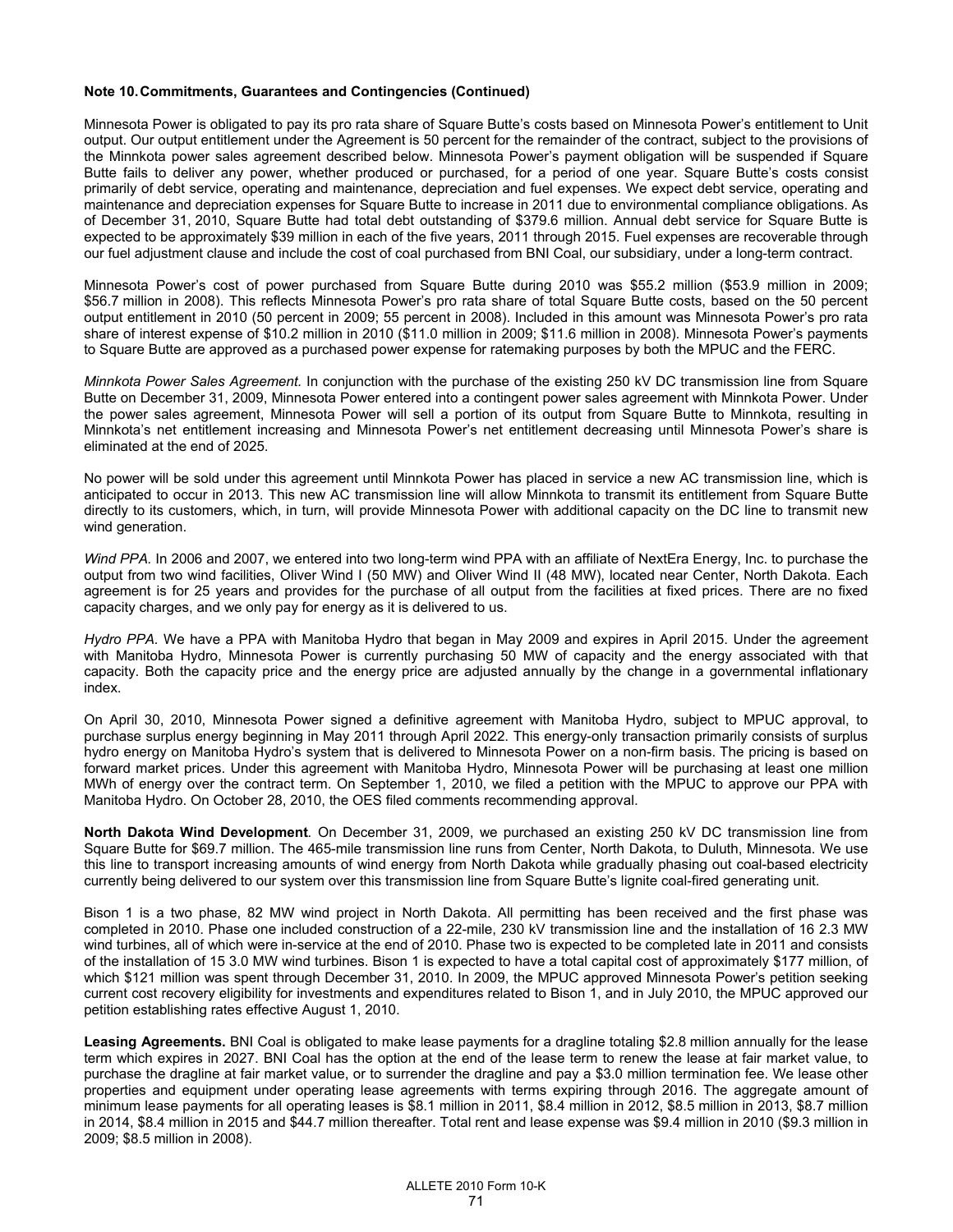**Note 10. Commitments, Guarantees and Contingencies (Continued)**

Minnesota Power is obligated to pay its pro rata share of Square Butte's costs based on Minnesota Power's entitlement to Unit output. Our output entitlement under the Agreement is 50 percent for the remainder of the contract, subject to the provisions of the Minnkota power sales agreement described below. Minnesota Power's payment obligation will be suspended if Square Butte fails to deliver any power, whether produced or purchased, for a period of one year. Square Butte's costs consist primarily of debt service, operating and maintenance, depreciation and fuel expenses. We expect debt service, operating and maintenance and depreciation expenses for Square Butte to increase in 2011 due to environmental compliance obligations. As of December 31, 2010, Square Butte had total debt outstanding of $379.6 million. Annual debt service for Square Butte is expected to be approximately $39 million in each of the five years, 2011 through 2015. Fuel expenses are recoverable through our fuel adjustment clause and include the cost of coal purchased from BNI Coal, our subsidiary, under a long-term contract.

Minnesota Power's cost of power purchased from Square Butte during 2010 was $55.2 million ($53.9 million in 2009; $56.7 million in 2008). This reflects Minnesota Power's pro rata share of total Square Butte costs, based on the 50 percent output entitlement in 2010 (50 percent in 2009; 55 percent in 2008). Included in this amount was Minnesota Power's pro rata share of interest expense of $10.2 million in 2010 ($11.0 million in 2009; $11.6 million in 2008). Minnesota Power's payments to Square Butte are approved as a purchased power expense for ratemaking purposes by both the MPUC and the FERC.

*Minnkota Power Sales Agreement.* In conjunction with the purchase of the existing 250 kV DC transmission line from Square Butte on December 31, 2009, Minnesota Power entered into a contingent power sales agreement with Minnkota Power. Under the power sales agreement, Minnesota Power will sell a portion of its output from Square Butte to Minnkota, resulting in Minnkota's net entitlement increasing and Minnesota Power's net entitlement decreasing until Minnesota Power's share is eliminated at the end of 2025.

No power will be sold under this agreement until Minnkota Power has placed in service a new AC transmission line, which is anticipated to occur in 2013. This new AC transmission line will allow Minnkota to transmit its entitlement from Square Butte directly to its customers, which, in turn, will provide Minnesota Power with additional capacity on the DC line to transmit new wind generation.

*Wind PPA.* In 2006 and 2007, we entered into two long-term wind PPA with an affiliate of NextEra Energy, Inc. to purchase the output from two wind facilities, Oliver Wind I (50 MW) and Oliver Wind II (48 MW), located near Center, North Dakota. Each agreement is for 25 years and provides for the purchase of all output from the facilities at fixed prices. There are no fixed capacity charges, and we only pay for energy as it is delivered to us.

*Hydro PPA.* We have a PPA with Manitoba Hydro that began in May 2009 and expires in April 2015. Under the agreement with Manitoba Hydro, Minnesota Power is currently purchasing 50 MW of capacity and the energy associated with that capacity. Both the capacity price and the energy price are adjusted annually by the change in a governmental inflationary index.

On April 30, 2010, Minnesota Power signed a definitive agreement with Manitoba Hydro, subject to MPUC approval, to purchase surplus energy beginning in May 2011 through April 2022. This energy-only transaction primarily consists of surplus hydro energy on Manitoba Hydro's system that is delivered to Minnesota Power on a non-firm basis. The pricing is based on forward market prices. Under this agreement with Manitoba Hydro, Minnesota Power will be purchasing at least one million MWh of energy over the contract term. On September 1, 2010, we filed a petition with the MPUC to approve our PPA with Manitoba Hydro. On October 28, 2010, the OES filed comments recommending approval.

**North Dakota Wind Development***.* On December 31, 2009, we purchased an existing 250 kV DC transmission line from Square Butte for $69.7 million. The 465-mile transmission line runs from Center, North Dakota, to Duluth, Minnesota. We use this line to transport increasing amounts of wind energy from North Dakota while gradually phasing out coal-based electricity currently being delivered to our system over this transmission line from Square Butte's lignite coal-fired generating unit.

Bison 1 is a two phase, 82 MW wind project in North Dakota. All permitting has been received and the first phase was completed in 2010. Phase one included construction of a 22-mile, 230 kV transmission line and the installation of 16 2.3 MW wind turbines, all of which were in-service at the end of 2010. Phase two is expected to be completed late in 2011 and consists of the installation of 15 3.0 MW wind turbines. Bison 1 is expected to have a total capital cost of approximately $177 million, of which $121 million was spent through December 31, 2010. In 2009, the MPUC approved Minnesota Power's petition seeking current cost recovery eligibility for investments and expenditures related to Bison 1, and in July 2010, the MPUC approved our petition establishing rates effective August 1, 2010.

**Leasing Agreements.** BNI Coal is obligated to make lease payments for a dragline totaling $2.8 million annually for the lease term which expires in 2027. BNI Coal has the option at the end of the lease term to renew the lease at fair market value, to purchase the dragline at fair market value, or to surrender the dragline and pay a $3.0 million termination fee. We lease other properties and equipment under operating lease agreements with terms expiring through 2016. The aggregate amount of minimum lease payments for all operating leases is $8.1 million in 2011, $8.4 million in 2012, $8.5 million in 2013, $8.7 million in 2014, $8.4 million in 2015 and $44.7 million thereafter. Total rent and lease expense was $9.4 million in 2010 ($9.3 million in 2009; $8.5 million in 2008).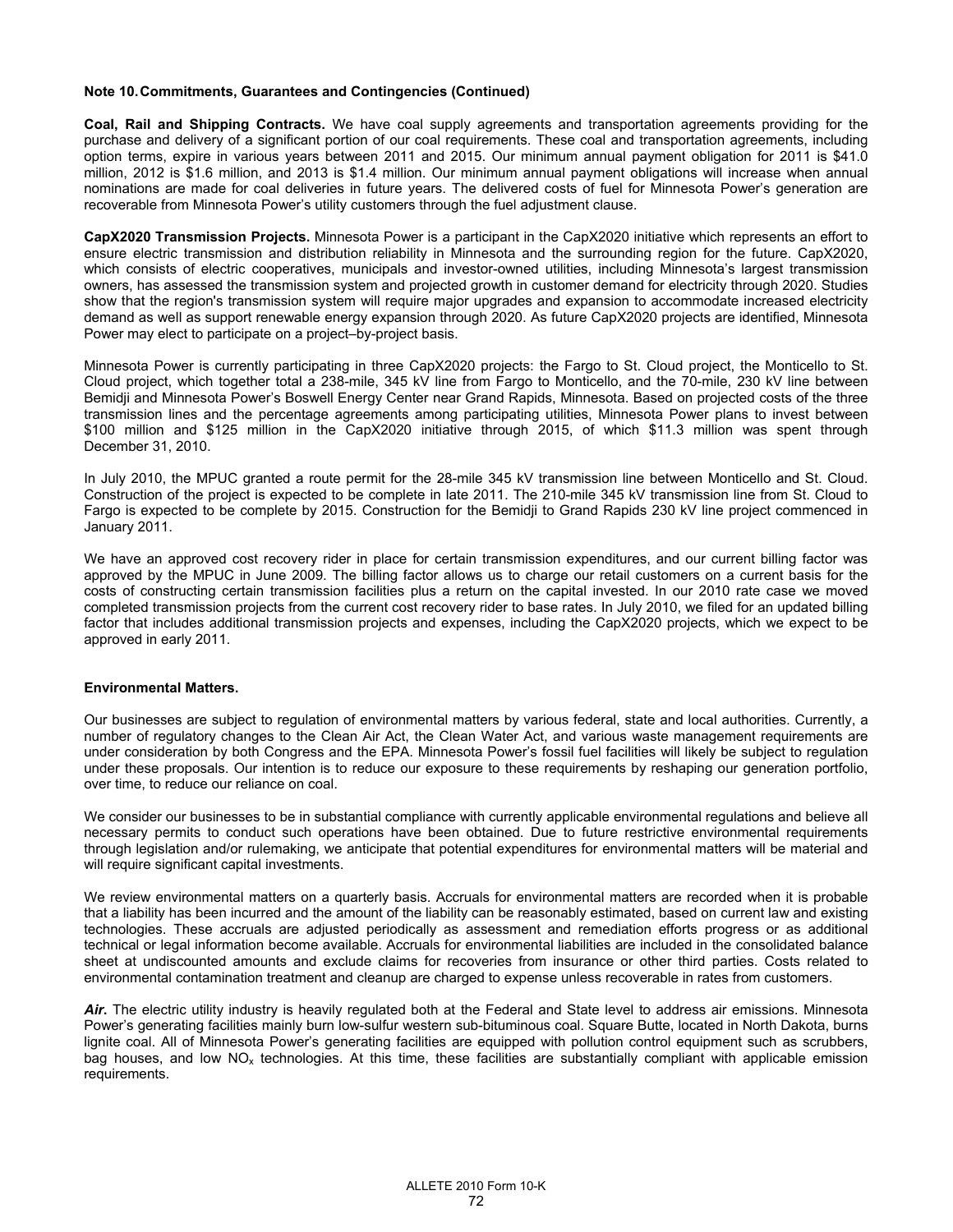**Note 10. Commitments, Guarantees and Contingencies (Continued)**

**Coal, Rail and Shipping Contracts.** We have coal supply agreements and transportation agreements providing for the purchase and delivery of a significant portion of our coal requirements. These coal and transportation agreements, including option terms, expire in various years between 2011 and 2015. Our minimum annual payment obligation for 2011 is $41.0 million, 2012 is $1.6 million, and 2013 is $1.4 million. Our minimum annual payment obligations will increase when annual nominations are made for coal deliveries in future years. The delivered costs of fuel for Minnesota Power's generation are recoverable from Minnesota Power's utility customers through the fuel adjustment clause.

**CapX2020 Transmission Projects.** Minnesota Power is a participant in the CapX2020 initiative which represents an effort to ensure electric transmission and distribution reliability in Minnesota and the surrounding region for the future. CapX2020, which consists of electric cooperatives, municipals and investor-owned utilities, including Minnesota's largest transmission owners, has assessed the transmission system and projected growth in customer demand for electricity through 2020. Studies show that the region's transmission system will require major upgrades and expansion to accommodate increased electricity demand as well as support renewable energy expansion through 2020. As future CapX2020 projects are identified, Minnesota Power may elect to participate on a project–by-project basis.

Minnesota Power is currently participating in three CapX2020 projects: the Fargo to St. Cloud project, the Monticello to St. Cloud project, which together total a 238-mile, 345 kV line from Fargo to Monticello, and the 70-mile, 230 kV line between Bemidji and Minnesota Power's Boswell Energy Center near Grand Rapids, Minnesota. Based on projected costs of the three transmission lines and the percentage agreements among participating utilities, Minnesota Power plans to invest between $100 million and $125 million in the CapX2020 initiative through 2015, of which $11.3 million was spent through December 31, 2010.

In July 2010, the MPUC granted a route permit for the 28-mile 345 kV transmission line between Monticello and St. Cloud. Construction of the project is expected to be complete in late 2011. The 210-mile 345 kV transmission line from St. Cloud to Fargo is expected to be complete by 2015. Construction for the Bemidji to Grand Rapids 230 kV line project commenced in January 2011.

We have an approved cost recovery rider in place for certain transmission expenditures, and our current billing factor was approved by the MPUC in June 2009. The billing factor allows us to charge our retail customers on a current basis for the costs of constructing certain transmission facilities plus a return on the capital invested. In our 2010 rate case we moved completed transmission projects from the current cost recovery rider to base rates. In July 2010, we filed for an updated billing factor that includes additional transmission projects and expenses, including the CapX2020 projects, which we expect to be approved in early 2011.

**Environmental Matters.**

Our businesses are subject to regulation of environmental matters by various federal, state and local authorities. Currently, a number of regulatory changes to the Clean Air Act, the Clean Water Act, and various waste management requirements are under consideration by both Congress and the EPA. Minnesota Power's fossil fuel facilities will likely be subject to regulation under these proposals. Our intention is to reduce our exposure to these requirements by reshaping our generation portfolio, over time, to reduce our reliance on coal.

We consider our businesses to be in substantial compliance with currently applicable environmental regulations and believe all necessary permits to conduct such operations have been obtained. Due to future restrictive environmental requirements through legislation and/or rulemaking, we anticipate that potential expenditures for environmental matters will be material and will require significant capital investments.

We review environmental matters on a quarterly basis. Accruals for environmental matters are recorded when it is probable that a liability has been incurred and the amount of the liability can be reasonably estimated, based on current law and existing technologies. These accruals are adjusted periodically as assessment and remediation efforts progress or as additional technical or legal information become available. Accruals for environmental liabilities are included in the consolidated balance sheet at undiscounted amounts and exclude claims for recoveries from insurance or other third parties. Costs related to environmental contamination treatment and cleanup are charged to expense unless recoverable in rates from customers.

***Air.*** The electric utility industry is heavily regulated both at the Federal and State level to address air emissions. Minnesota Power's generating facilities mainly burn low-sulfur western sub-bituminous coal. Square Butte, located in North Dakota, burns lignite coal. All of Minnesota Power's generating facilities are equipped with pollution control equipment such as scrubbers, bag houses, and low $NO_x$ technologies. At this time, these facilities are substantially compliant with applicable emission requirements.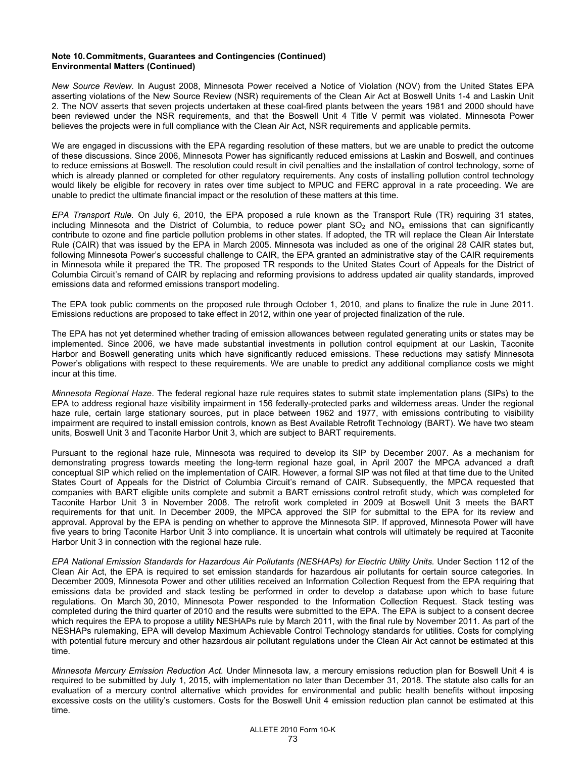**Note 10. Commitments, Guarantees and Contingencies (Continued)**
**Environmental Matters (Continued)**

*New Source Review.* In August 2008, Minnesota Power received a Notice of Violation (NOV) from the United States EPA asserting violations of the New Source Review (NSR) requirements of the Clean Air Act at Boswell Units 1-4 and Laskin Unit 2. The NOV asserts that seven projects undertaken at these coal-fired plants between the years 1981 and 2000 should have been reviewed under the NSR requirements, and that the Boswell Unit 4 Title V permit was violated. Minnesota Power believes the projects were in full compliance with the Clean Air Act, NSR requirements and applicable permits.

We are engaged in discussions with the EPA regarding resolution of these matters, but we are unable to predict the outcome of these discussions. Since 2006, Minnesota Power has significantly reduced emissions at Laskin and Boswell, and continues to reduce emissions at Boswell. The resolution could result in civil penalties and the installation of control technology, some of which is already planned or completed for other regulatory requirements. Any costs of installing pollution control technology would likely be eligible for recovery in rates over time subject to MPUC and FERC approval in a rate proceeding. We are unable to predict the ultimate financial impact or the resolution of these matters at this time.

*EPA Transport Rule.* On July 6, 2010, the EPA proposed a rule known as the Transport Rule (TR) requiring 31 states, including Minnesota and the District of Columbia, to reduce power plant $SO_2$ and $NO_x$ emissions that can significantly contribute to ozone and fine particle pollution problems in other states. If adopted, the TR will replace the Clean Air Interstate Rule (CAIR) that was issued by the EPA in March 2005. Minnesota was included as one of the original 28 CAIR states but, following Minnesota Power's successful challenge to CAIR, the EPA granted an administrative stay of the CAIR requirements in Minnesota while it prepared the TR. The proposed TR responds to the United States Court of Appeals for the District of Columbia Circuit's remand of CAIR by replacing and reforming provisions to address updated air quality standards, improved emissions data and reformed emissions transport modeling.

The EPA took public comments on the proposed rule through October 1, 2010, and plans to finalize the rule in June 2011. Emissions reductions are proposed to take effect in 2012, within one year of projected finalization of the rule.

The EPA has not yet determined whether trading of emission allowances between regulated generating units or states may be implemented. Since 2006, we have made substantial investments in pollution control equipment at our Laskin, Taconite Harbor and Boswell generating units which have significantly reduced emissions. These reductions may satisfy Minnesota Power's obligations with respect to these requirements. We are unable to predict any additional compliance costs we might incur at this time.

*Minnesota Regional Haze*. The federal regional haze rule requires states to submit state implementation plans (SIPs) to the EPA to address regional haze visibility impairment in 156 federally-protected parks and wilderness areas. Under the regional haze rule, certain large stationary sources, put in place between 1962 and 1977, with emissions contributing to visibility impairment are required to install emission controls, known as Best Available Retrofit Technology (BART). We have two steam units, Boswell Unit 3 and Taconite Harbor Unit 3, which are subject to BART requirements.

Pursuant to the regional haze rule, Minnesota was required to develop its SIP by December 2007. As a mechanism for demonstrating progress towards meeting the long-term regional haze goal, in April 2007 the MPCA advanced a draft conceptual SIP which relied on the implementation of CAIR. However, a formal SIP was not filed at that time due to the United States Court of Appeals for the District of Columbia Circuit's remand of CAIR. Subsequently, the MPCA requested that companies with BART eligible units complete and submit a BART emissions control retrofit study, which was completed for Taconite Harbor Unit 3 in November 2008. The retrofit work completed in 2009 at Boswell Unit 3 meets the BART requirements for that unit. In December 2009, the MPCA approved the SIP for submittal to the EPA for its review and approval. Approval by the EPA is pending on whether to approve the Minnesota SIP. If approved, Minnesota Power will have five years to bring Taconite Harbor Unit 3 into compliance. It is uncertain what controls will ultimately be required at Taconite Harbor Unit 3 in connection with the regional haze rule.

*EPA National Emission Standards for Hazardous Air Pollutants (NESHAPs) for Electric Utility Units.* Under Section 112 of the Clean Air Act, the EPA is required to set emission standards for hazardous air pollutants for certain source categories. In December 2009, Minnesota Power and other utilities received an Information Collection Request from the EPA requiring that emissions data be provided and stack testing be performed in order to develop a database upon which to base future regulations. On March 30, 2010, Minnesota Power responded to the Information Collection Request. Stack testing was completed during the third quarter of 2010 and the results were submitted to the EPA. The EPA is subject to a consent decree which requires the EPA to propose a utility NESHAPs rule by March 2011, with the final rule by November 2011. As part of the NESHAPs rulemaking, EPA will develop Maximum Achievable Control Technology standards for utilities. Costs for complying with potential future mercury and other hazardous air pollutant regulations under the Clean Air Act cannot be estimated at this time.

*Minnesota Mercury Emission Reduction Act.* Under Minnesota law, a mercury emissions reduction plan for Boswell Unit 4 is required to be submitted by July 1, 2015, with implementation no later than December 31, 2018. The statute also calls for an evaluation of a mercury control alternative which provides for environmental and public health benefits without imposing excessive costs on the utility's customers. Costs for the Boswell Unit 4 emission reduction plan cannot be estimated at this time.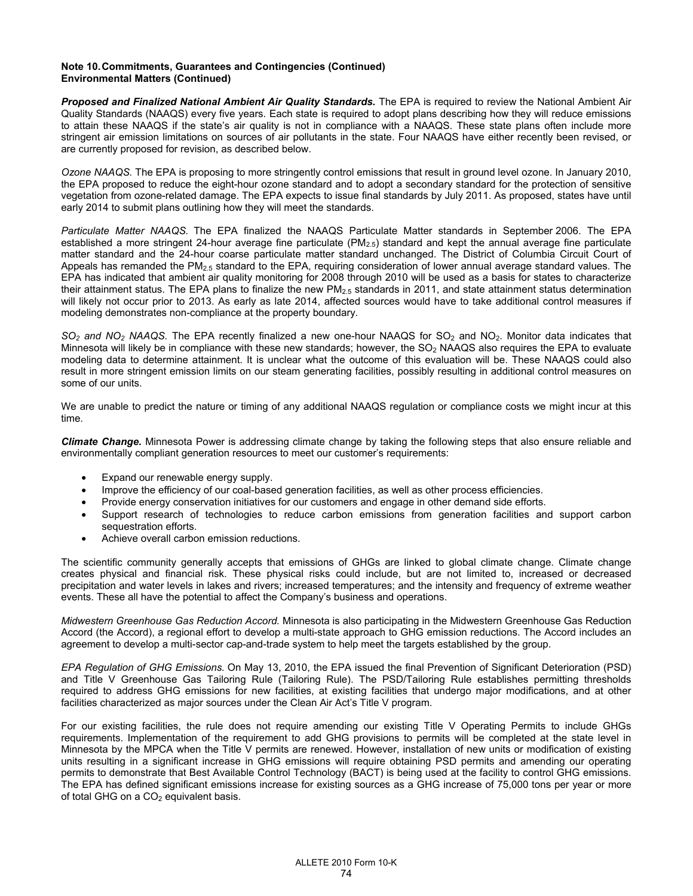**Note 10. Commitments, Guarantees and Contingencies (Continued)**
**Environmental Matters (Continued)**

***Proposed and Finalized National Ambient Air Quality Standards.*** The EPA is required to review the National Ambient Air Quality Standards (NAAQS) every five years. Each state is required to adopt plans describing how they will reduce emissions to attain these NAAQS if the state's air quality is not in compliance with a NAAQS. These state plans often include more stringent air emission limitations on sources of air pollutants in the state. Four NAAQS have either recently been revised, or are currently proposed for revision, as described below.

*Ozone NAAQS.* The EPA is proposing to more stringently control emissions that result in ground level ozone. In January 2010, the EPA proposed to reduce the eight-hour ozone standard and to adopt a secondary standard for the protection of sensitive vegetation from ozone-related damage. The EPA expects to issue final standards by July 2011. As proposed, states have until early 2014 to submit plans outlining how they will meet the standards.

*Particulate Matter NAAQS.* The EPA finalized the NAAQS Particulate Matter standards in September 2006. The EPA established a more stringent 24-hour average fine particulate ($PM_{2.5}$) standard and kept the annual average fine particulate matter standard and the 24-hour coarse particulate matter standard unchanged. The District of Columbia Circuit Court of Appeals has remanded the $PM_{2.5}$ standard to the EPA, requiring consideration of lower annual average standard values. The EPA has indicated that ambient air quality monitoring for 2008 through 2010 will be used as a basis for states to characterize their attainment status. The EPA plans to finalize the new $PM_{2.5}$ standards in 2011, and state attainment status determination will likely not occur prior to 2013. As early as late 2014, affected sources would have to take additional control measures if modeling demonstrates non-compliance at the property boundary.

*$SO_2$ and $NO_2$ NAAQS.* The EPA recently finalized a new one-hour NAAQS for $SO_2$ and $NO_2$. Monitor data indicates that Minnesota will likely be in compliance with these new standards; however, the $SO_2$ NAAQS also requires the EPA to evaluate modeling data to determine attainment. It is unclear what the outcome of this evaluation will be. These NAAQS could also result in more stringent emission limits on our steam generating facilities, possibly resulting in additional control measures on some of our units.

We are unable to predict the nature or timing of any additional NAAQS regulation or compliance costs we might incur at this time.

***Climate Change.*** Minnesota Power is addressing climate change by taking the following steps that also ensure reliable and environmentally compliant generation resources to meet our customer's requirements:

- Expand our renewable energy supply.
- Improve the efficiency of our coal-based generation facilities, as well as other process efficiencies.
- Provide energy conservation initiatives for our customers and engage in other demand side efforts.
- Support research of technologies to reduce carbon emissions from generation facilities and support carbon sequestration efforts.
- Achieve overall carbon emission reductions.

The scientific community generally accepts that emissions of GHGs are linked to global climate change. Climate change creates physical and financial risk. These physical risks could include, but are not limited to, increased or decreased precipitation and water levels in lakes and rivers; increased temperatures; and the intensity and frequency of extreme weather events. These all have the potential to affect the Company's business and operations.

*Midwestern Greenhouse Gas Reduction Accord.* Minnesota is also participating in the Midwestern Greenhouse Gas Reduction Accord (the Accord), a regional effort to develop a multi-state approach to GHG emission reductions. The Accord includes an agreement to develop a multi-sector cap-and-trade system to help meet the targets established by the group.

*EPA Regulation of GHG Emissions.* On May 13, 2010, the EPA issued the final Prevention of Significant Deterioration (PSD) and Title V Greenhouse Gas Tailoring Rule (Tailoring Rule). The PSD/Tailoring Rule establishes permitting thresholds required to address GHG emissions for new facilities, at existing facilities that undergo major modifications, and at other facilities characterized as major sources under the Clean Air Act's Title V program.

For our existing facilities, the rule does not require amending our existing Title V Operating Permits to include GHGs requirements. Implementation of the requirement to add GHG provisions to permits will be completed at the state level in Minnesota by the MPCA when the Title V permits are renewed. However, installation of new units or modification of existing units resulting in a significant increase in GHG emissions will require obtaining PSD permits and amending our operating permits to demonstrate that Best Available Control Technology (BACT) is being used at the facility to control GHG emissions. The EPA has defined significant emissions increase for existing sources as a GHG increase of 75,000 tons per year or more of total GHG on a $CO_2$ equivalent basis.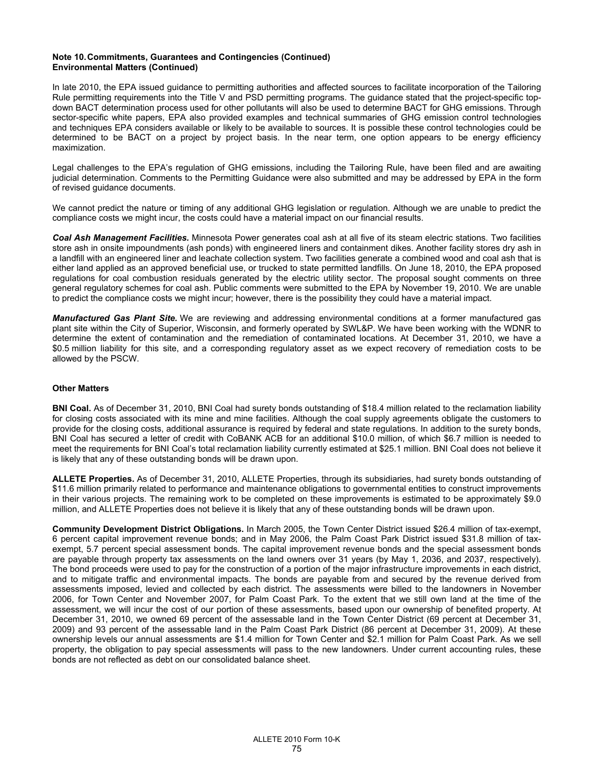**Note 10. Commitments, Guarantees and Contingencies (Continued)**
**Environmental Matters (Continued)**

In late 2010, the EPA issued guidance to permitting authorities and affected sources to facilitate incorporation of the Tailoring Rule permitting requirements into the Title V and PSD permitting programs. The guidance stated that the project-specific top-down BACT determination process used for other pollutants will also be used to determine BACT for GHG emissions. Through sector-specific white papers, EPA also provided examples and technical summaries of GHG emission control technologies and techniques EPA considers available or likely to be available to sources. It is possible these control technologies could be determined to be BACT on a project by project basis. In the near term, one option appears to be energy efficiency maximization.

Legal challenges to the EPA's regulation of GHG emissions, including the Tailoring Rule, have been filed and are awaiting judicial determination. Comments to the Permitting Guidance were also submitted and may be addressed by EPA in the form of revised guidance documents.

We cannot predict the nature or timing of any additional GHG legislation or regulation. Although we are unable to predict the compliance costs we might incur, the costs could have a material impact on our financial results.

***Coal Ash Management Facilities.*** Minnesota Power generates coal ash at all five of its steam electric stations. Two facilities store ash in onsite impoundments (ash ponds) with engineered liners and containment dikes. Another facility stores dry ash in a landfill with an engineered liner and leachate collection system. Two facilities generate a combined wood and coal ash that is either land applied as an approved beneficial use, or trucked to state permitted landfills. On June 18, 2010, the EPA proposed regulations for coal combustion residuals generated by the electric utility sector. The proposal sought comments on three general regulatory schemes for coal ash. Public comments were submitted to the EPA by November 19, 2010. We are unable to predict the compliance costs we might incur; however, there is the possibility they could have a material impact.

***Manufactured Gas Plant Site.*** We are reviewing and addressing environmental conditions at a former manufactured gas plant site within the City of Superior, Wisconsin, and formerly operated by SWL&P. We have been working with the WDNR to determine the extent of contamination and the remediation of contaminated locations. At December 31, 2010, we have a \$0.5 million liability for this site, and a corresponding regulatory asset as we expect recovery of remediation costs to be allowed by the PSCW.

**Other Matters**

**BNI Coal.** As of December 31, 2010, BNI Coal had surety bonds outstanding of \$18.4 million related to the reclamation liability for closing costs associated with its mine and mine facilities. Although the coal supply agreements obligate the customers to provide for the closing costs, additional assurance is required by federal and state regulations. In addition to the surety bonds, BNI Coal has secured a letter of credit with CoBANK ACB for an additional \$10.0 million, of which \$6.7 million is needed to meet the requirements for BNI Coal's total reclamation liability currently estimated at \$25.1 million. BNI Coal does not believe it is likely that any of these outstanding bonds will be drawn upon.

**ALLETE Properties.** As of December 31, 2010, ALLETE Properties, through its subsidiaries, had surety bonds outstanding of \$11.6 million primarily related to performance and maintenance obligations to governmental entities to construct improvements in their various projects. The remaining work to be completed on these improvements is estimated to be approximately \$9.0 million, and ALLETE Properties does not believe it is likely that any of these outstanding bonds will be drawn upon.

**Community Development District Obligations.** In March 2005, the Town Center District issued \$26.4 million of tax-exempt, 6 percent capital improvement revenue bonds; and in May 2006, the Palm Coast Park District issued \$31.8 million of tax-exempt, 5.7 percent special assessment bonds. The capital improvement revenue bonds and the special assessment bonds are payable through property tax assessments on the land owners over 31 years (by May 1, 2036, and 2037, respectively). The bond proceeds were used to pay for the construction of a portion of the major infrastructure improvements in each district, and to mitigate traffic and environmental impacts. The bonds are payable from and secured by the revenue derived from assessments imposed, levied and collected by each district. The assessments were billed to the landowners in November 2006, for Town Center and November 2007, for Palm Coast Park. To the extent that we still own land at the time of the assessment, we will incur the cost of our portion of these assessments, based upon our ownership of benefited property. At December 31, 2010, we owned 69 percent of the assessable land in the Town Center District (69 percent at December 31, 2009) and 93 percent of the assessable land in the Palm Coast Park District (86 percent at December 31, 2009). At these ownership levels our annual assessments are \$1.4 million for Town Center and \$2.1 million for Palm Coast Park. As we sell property, the obligation to pay special assessments will pass to the new landowners. Under current accounting rules, these bonds are not reflected as debt on our consolidated balance sheet.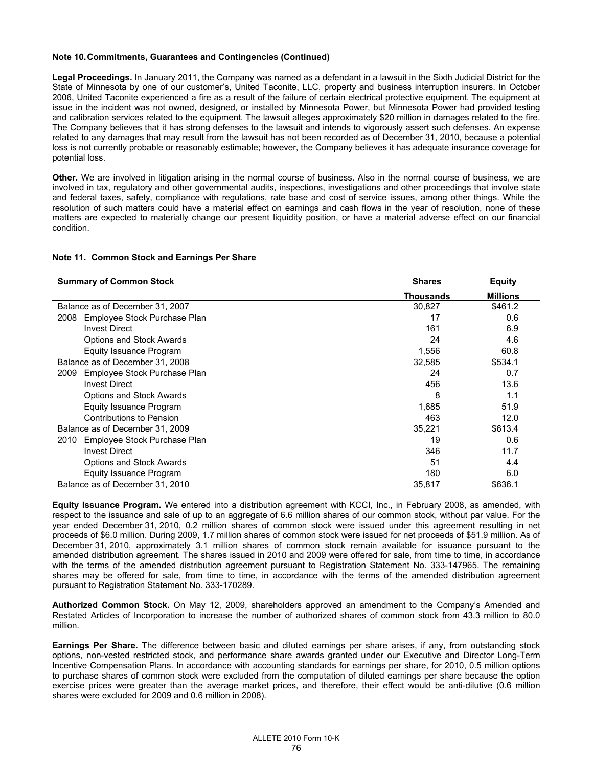**Note 10. Commitments, Guarantees and Contingencies (Continued)**

**Legal Proceedings.** In January 2011, the Company was named as a defendant in a lawsuit in the Sixth Judicial District for the State of Minnesota by one of our customer's, United Taconite, LLC, property and business interruption insurers. In October 2006, United Taconite experienced a fire as a result of the failure of certain electrical protective equipment. The equipment at issue in the incident was not owned, designed, or installed by Minnesota Power, but Minnesota Power had provided testing and calibration services related to the equipment. The lawsuit alleges approximately $20 million in damages related to the fire. The Company believes that it has strong defenses to the lawsuit and intends to vigorously assert such defenses. An expense related to any damages that may result from the lawsuit has not been recorded as of December 31, 2010, because a potential loss is not currently probable or reasonably estimable; however, the Company believes it has adequate insurance coverage for potential loss.

**Other.** We are involved in litigation arising in the normal course of business. Also in the normal course of business, we are involved in tax, regulatory and other governmental audits, inspections, investigations and other proceedings that involve state and federal taxes, safety, compliance with regulations, rate base and cost of service issues, among other things. While the resolution of such matters could have a material effect on earnings and cash flows in the year of resolution, none of these matters are expected to materially change our present liquidity position, or have a material adverse effect on our financial condition.

**Note 11. Common Stock and Earnings Per Share**

| Summary of Common Stock | Shares | Equity |
|---|---|---|
| | Thousands | Millions |
| Balance as of December 31, 2007 | 30,827 | $461.2 |
| 2008 Employee Stock Purchase Plan | 17 | 0.6 |
| Invest Direct | 161 | 6.9 |
| Options and Stock Awards | 24 | 4.6 |
| Equity Issuance Program | 1,556 | 60.8 |
| Balance as of December 31, 2008 | 32,585 | $534.1 |
| 2009 Employee Stock Purchase Plan | 24 | 0.7 |
| Invest Direct | 456 | 13.6 |
| Options and Stock Awards | 8 | 1.1 |
| Equity Issuance Program | 1,685 | 51.9 |
| Contributions to Pension | 463 | 12.0 |
| Balance as of December 31, 2009 | 35,221 | $613.4 |
| 2010 Employee Stock Purchase Plan | 19 | 0.6 |
| Invest Direct | 346 | 11.7 |
| Options and Stock Awards | 51 | 4.4 |
| Equity Issuance Program | 180 | 6.0 |
| Balance as of December 31, 2010 | 35,817 | $636.1 |

**Equity Issuance Program.** We entered into a distribution agreement with KCCI, Inc., in February 2008, as amended, with respect to the issuance and sale of up to an aggregate of 6.6 million shares of our common stock, without par value. For the year ended December 31, 2010, 0.2 million shares of common stock were issued under this agreement resulting in net proceeds of $6.0 million. During 2009, 1.7 million shares of common stock were issued for net proceeds of $51.9 million. As of December 31, 2010, approximately 3.1 million shares of common stock remain available for issuance pursuant to the amended distribution agreement. The shares issued in 2010 and 2009 were offered for sale, from time to time, in accordance with the terms of the amended distribution agreement pursuant to Registration Statement No. 333-147965. The remaining shares may be offered for sale, from time to time, in accordance with the terms of the amended distribution agreement pursuant to Registration Statement No. 333-170289.

**Authorized Common Stock.** On May 12, 2009, shareholders approved an amendment to the Company's Amended and Restated Articles of Incorporation to increase the number of authorized shares of common stock from 43.3 million to 80.0 million.

**Earnings Per Share.** The difference between basic and diluted earnings per share arises, if any, from outstanding stock options, non-vested restricted stock, and performance share awards granted under our Executive and Director Long-Term Incentive Compensation Plans. In accordance with accounting standards for earnings per share, for 2010, 0.5 million options to purchase shares of common stock were excluded from the computation of diluted earnings per share because the option exercise prices were greater than the average market prices, and therefore, their effect would be anti-dilutive (0.6 million shares were excluded for 2009 and 0.6 million in 2008).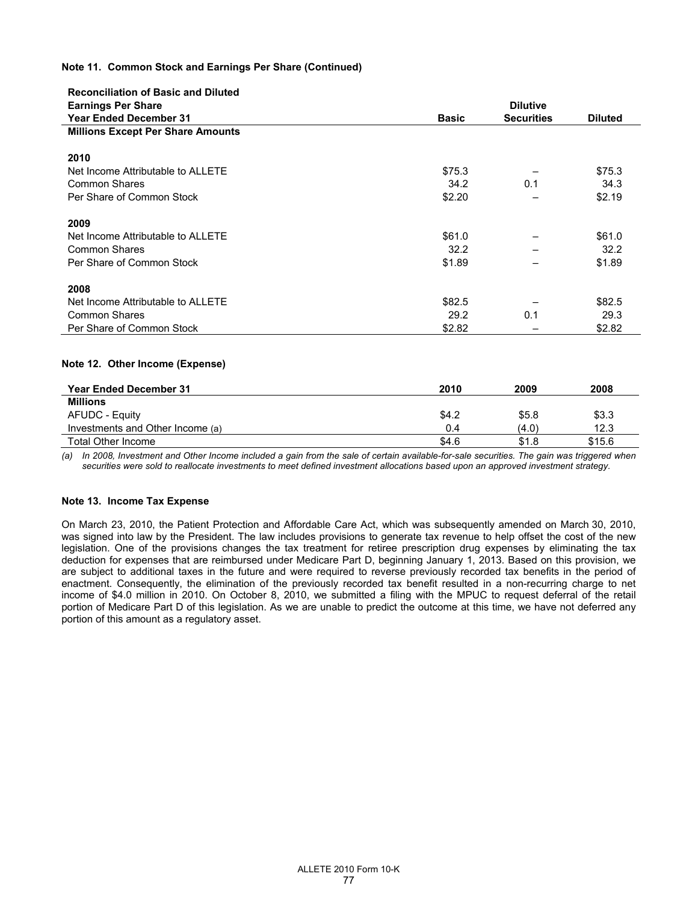**Note 11. Common Stock and Earnings Per Share (Continued)**

| Reconciliation of Basic and Diluted Earnings Per Share Year Ended December 31 | Basic | Dilutive Securities | Diluted |
|---|---|---|---|
| **Millions Except Per Share Amounts** | | | |
| **2010** | | | |
| Net Income Attributable to ALLETE | $75.3 | – | $75.3 |
| Common Shares | 34.2 | 0.1 | 34.3 |
| Per Share of Common Stock | $2.20 | – | $2.19 |
| **2009** | | | |
| Net Income Attributable to ALLETE | $61.0 | – | $61.0 |
| Common Shares | 32.2 | – | 32.2 |
| Per Share of Common Stock | $1.89 | – | $1.89 |
| **2008** | | | |
| Net Income Attributable to ALLETE | $82.5 | – | $82.5 |
| Common Shares | 29.2 | 0.1 | 29.3 |
| Per Share of Common Stock | $2.82 | – | $2.82 |

**Note 12. Other Income (Expense)**

| Year Ended December 31 | 2010 | 2009 | 2008 |
|---|---|---|---|
| **Millions** | | | |
| AFUDC - Equity | $4.2 | $5.8 | $3.3 |
| Investments and Other Income (a) | 0.4 | (4.0) | 12.3 |
| Total Other Income | $4.6 | $1.8 | $15.6 |

*(a) In 2008, Investment and Other Income included a gain from the sale of certain available-for-sale securities. The gain was triggered when securities were sold to reallocate investments to meet defined investment allocations based upon an approved investment strategy.*

**Note 13. Income Tax Expense**

On March 23, 2010, the Patient Protection and Affordable Care Act, which was subsequently amended on March 30, 2010, was signed into law by the President. The law includes provisions to generate tax revenue to help offset the cost of the new legislation. One of the provisions changes the tax treatment for retiree prescription drug expenses by eliminating the tax deduction for expenses that are reimbursed under Medicare Part D, beginning January 1, 2013. Based on this provision, we are subject to additional taxes in the future and were required to reverse previously recorded tax benefits in the period of enactment. Consequently, the elimination of the previously recorded tax benefit resulted in a non-recurring charge to net income of $4.0 million in 2010. On October 8, 2010, we submitted a filing with the MPUC to request deferral of the retail portion of Medicare Part D of this legislation. As we are unable to predict the outcome at this time, we have not deferred any portion of this amount as a regulatory asset.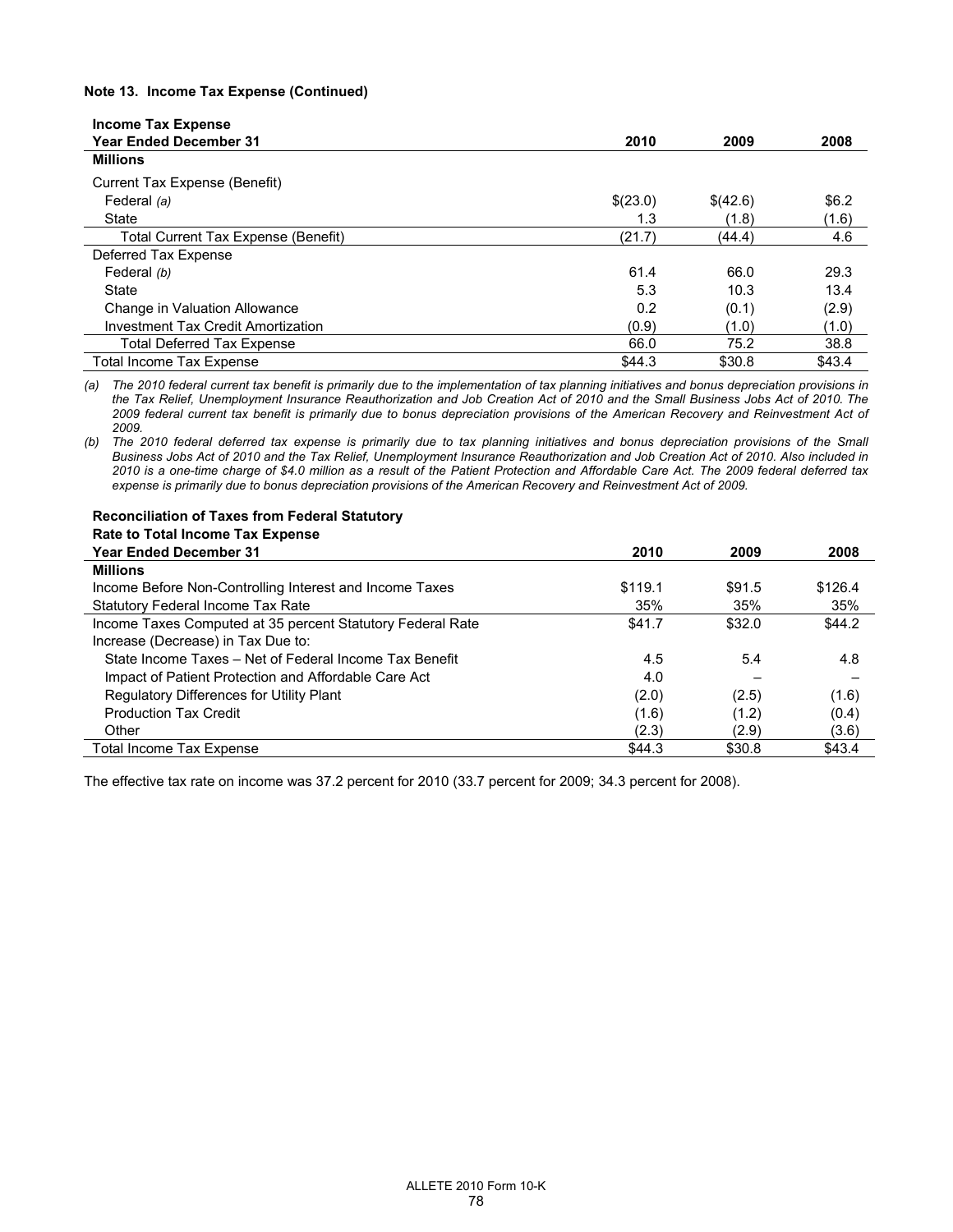**Note 13. Income Tax Expense (Continued)**

| **Income Tax Expense**<br>**Year Ended December 31** | **2010** | **2009** | **2008** |
|---|---|---|---|
| **Millions** | | | |
| Current Tax Expense (Benefit) | | | |
| Federal *(a)* | $(23.0) | $(42.6) | $6.2 |
| State | 1.3 | (1.8) | (1.6) |
| Total Current Tax Expense (Benefit) | (21.7) | (44.4) | 4.6 |
| Deferred Tax Expense | | | |
| Federal *(b)* | 61.4 | 66.0 | 29.3 |
| State | 5.3 | 10.3 | 13.4 |
| Change in Valuation Allowance | 0.2 | (0.1) | (2.9) |
| Investment Tax Credit Amortization | (0.9) | (1.0) | (1.0) |
| Total Deferred Tax Expense | 66.0 | 75.2 | 38.8 |
| Total Income Tax Expense | $44.3 | $30.8 | $43.4 |

*(a) The 2010 federal current tax benefit is primarily due to the implementation of tax planning initiatives and bonus depreciation provisions in the Tax Relief, Unemployment Insurance Reauthorization and Job Creation Act of 2010 and the Small Business Jobs Act of 2010. The 2009 federal current tax benefit is primarily due to bonus depreciation provisions of the American Recovery and Reinvestment Act of 2009.*

*(b) The 2010 federal deferred tax expense is primarily due to tax planning initiatives and bonus depreciation provisions of the Small Business Jobs Act of 2010 and the Tax Relief, Unemployment Insurance Reauthorization and Job Creation Act of 2010. Also included in 2010 is a one-time charge of $4.0 million as a result of the Patient Protection and Affordable Care Act. The 2009 federal deferred tax expense is primarily due to bonus depreciation provisions of the American Recovery and Reinvestment Act of 2009.*

| **Reconciliation of Taxes from Federal Statutory**<br>**Rate to Total Income Tax Expense**<br>**Year Ended December 31** | **2010** | **2009** | **2008** |
|---|---|---|---|
| **Millions** | | | |
| Income Before Non-Controlling Interest and Income Taxes | $119.1 | $91.5 | $126.4 |
| Statutory Federal Income Tax Rate | 35% | 35% | 35% |
| Income Taxes Computed at 35 percent Statutory Federal Rate | $41.7 | $32.0 | $44.2 |
| Increase (Decrease) in Tax Due to: | | | |
| State Income Taxes – Net of Federal Income Tax Benefit | 4.5 | 5.4 | 4.8 |
| Impact of Patient Protection and Affordable Care Act | 4.0 | – | – |
| Regulatory Differences for Utility Plant | (2.0) | (2.5) | (1.6) |
| Production Tax Credit | (1.6) | (1.2) | (0.4) |
| Other | (2.3) | (2.9) | (3.6) |
| Total Income Tax Expense | $44.3 | $30.8 | $43.4 |

The effective tax rate on income was 37.2 percent for 2010 (33.7 percent for 2009; 34.3 percent for 2008).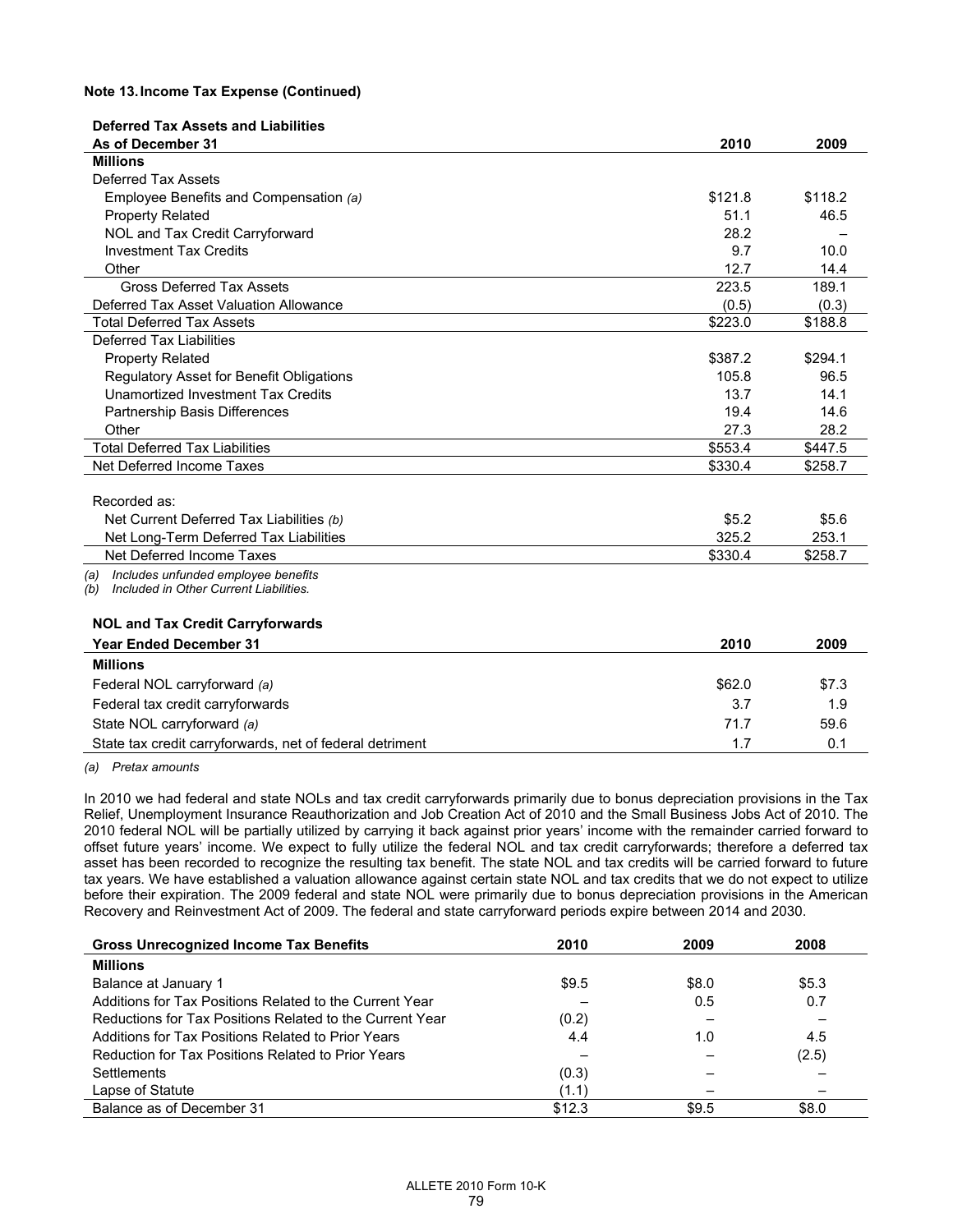**Note 13. Income Tax Expense (Continued)**

| Deferred Tax Assets and Liabilities<br>As of December 31 | 2010 | 2009 |
|---|---|---|
| **Millions** | | |
| Deferred Tax Assets | | |
| Employee Benefits and Compensation *(a)* | $121.8 | $118.2 |
| Property Related | 51.1 | 46.5 |
| NOL and Tax Credit Carryforward | 28.2 | – |
| Investment Tax Credits | 9.7 | 10.0 |
| Other | 12.7 | 14.4 |
| Gross Deferred Tax Assets | 223.5 | 189.1 |
| Deferred Tax Asset Valuation Allowance | (0.5) | (0.3) |
| Total Deferred Tax Assets | $223.0 | $188.8 |
| Deferred Tax Liabilities | | |
| Property Related | $387.2 | $294.1 |
| Regulatory Asset for Benefit Obligations | 105.8 | 96.5 |
| Unamortized Investment Tax Credits | 13.7 | 14.1 |
| Partnership Basis Differences | 19.4 | 14.6 |
| Other | 27.3 | 28.2 |
| Total Deferred Tax Liabilities | $553.4 | $447.5 |
| Net Deferred Income Taxes | $330.4 | $258.7 |
| | | |
| Recorded as: | | |
| Net Current Deferred Tax Liabilities *(b)* | $5.2 | $5.6 |
| Net Long-Term Deferred Tax Liabilities | 325.2 | 253.1 |
| Net Deferred Income Taxes | $330.4 | $258.7 |

*(a) Includes unfunded employee benefits*
*(b) Included in Other Current Liabilities.*

| NOL and Tax Credit Carryforwards<br>Year Ended December 31 | 2010 | 2009 |
|---|---|---|
| **Millions** | | |
| Federal NOL carryforward *(a)* | $62.0 | $7.3 |
| Federal tax credit carryforwards | 3.7 | 1.9 |
| State NOL carryforward *(a)* | 71.7 | 59.6 |
| State tax credit carryforwards, net of federal detriment | 1.7 | 0.1 |

*(a) Pretax amounts*

In 2010 we had federal and state NOLs and tax credit carryforwards primarily due to bonus depreciation provisions in the Tax Relief, Unemployment Insurance Reauthorization and Job Creation Act of 2010 and the Small Business Jobs Act of 2010. The 2010 federal NOL will be partially utilized by carrying it back against prior years' income with the remainder carried forward to offset future years' income. We expect to fully utilize the federal NOL and tax credit carryforwards; therefore a deferred tax asset has been recorded to recognize the resulting tax benefit. The state NOL and tax credits will be carried forward to future tax years. We have established a valuation allowance against certain state NOL and tax credits that we do not expect to utilize before their expiration. The 2009 federal and state NOL were primarily due to bonus depreciation provisions in the American Recovery and Reinvestment Act of 2009. The federal and state carryforward periods expire between 2014 and 2030.

| Gross Unrecognized Income Tax Benefits | 2010 | 2009 | 2008 |
|---|---|---|---|
| **Millions** | | | |
| Balance at January 1 | $9.5 | $8.0 | $5.3 |
| Additions for Tax Positions Related to the Current Year | – | 0.5 | 0.7 |
| Reductions for Tax Positions Related to the Current Year | (0.2) | – | – |
| Additions for Tax Positions Related to Prior Years | 4.4 | 1.0 | 4.5 |
| Reduction for Tax Positions Related to Prior Years | – | – | (2.5) |
| Settlements | (0.3) | – | – |
| Lapse of Statute | (1.1) | – | – |
| Balance as of December 31 | $12.3 | $9.5 | $8.0 |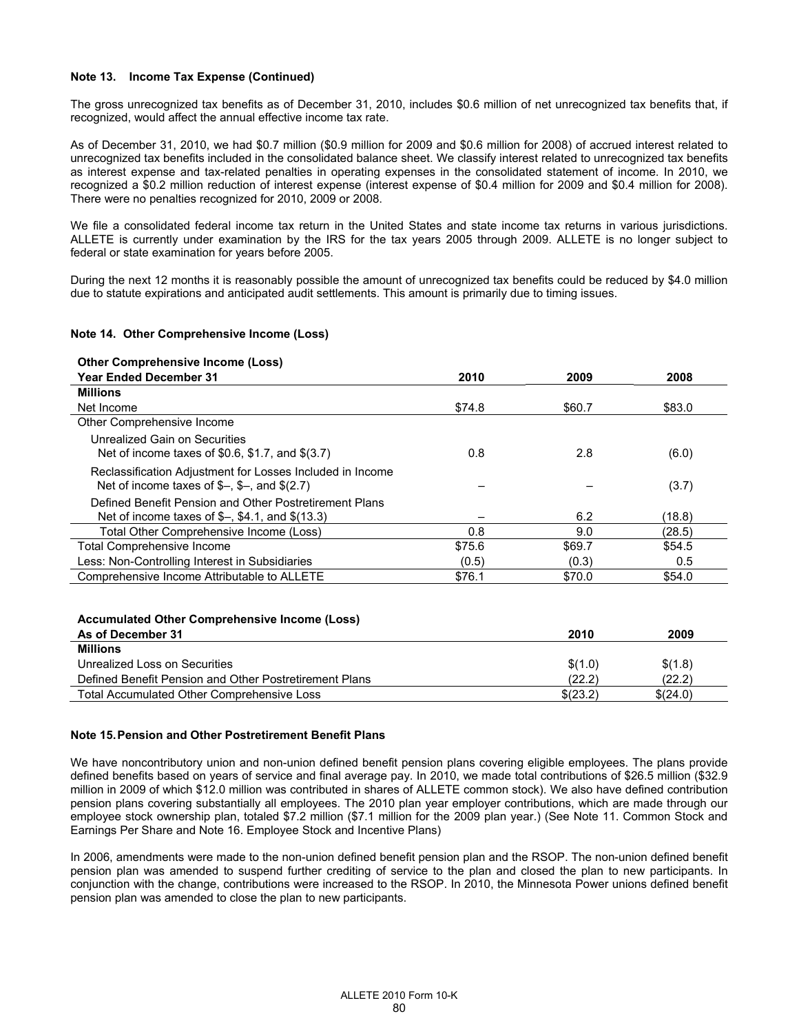**Note 13. Income Tax Expense (Continued)**

The gross unrecognized tax benefits as of December 31, 2010, includes $0.6 million of net unrecognized tax benefits that, if recognized, would affect the annual effective income tax rate.

As of December 31, 2010, we had $0.7 million ($0.9 million for 2009 and $0.6 million for 2008) of accrued interest related to unrecognized tax benefits included in the consolidated balance sheet. We classify interest related to unrecognized tax benefits as interest expense and tax-related penalties in operating expenses in the consolidated statement of income. In 2010, we recognized a $0.2 million reduction of interest expense (interest expense of $0.4 million for 2009 and $0.4 million for 2008). There were no penalties recognized for 2010, 2009 or 2008.

We file a consolidated federal income tax return in the United States and state income tax returns in various jurisdictions. ALLETE is currently under examination by the IRS for the tax years 2005 through 2009. ALLETE is no longer subject to federal or state examination for years before 2005.

During the next 12 months it is reasonably possible the amount of unrecognized tax benefits could be reduced by $4.0 million due to statute expirations and anticipated audit settlements. This amount is primarily due to timing issues.

**Note 14. Other Comprehensive Income (Loss)**

**Other Comprehensive Income (Loss)**

| Year Ended December 31 | 2010 | 2009 | 2008 |
|---|---|---|---|
| **Millions** | | | |
| Net Income | $74.8 | $60.7 | $83.0 |
| Other Comprehensive Income | | | |
| Unrealized Gain on Securities<br>Net of income taxes of $0.6, $1.7, and $(3.7) | 0.8 | 2.8 | (6.0) |
| Reclassification Adjustment for Losses Included in Income<br>Net of income taxes of $–, $–, and $(2.7) | – | – | (3.7) |
| Defined Benefit Pension and Other Postretirement Plans<br>Net of income taxes of $–, $4.1, and $(13.3) | – | 6.2 | (18.8) |
| Total Other Comprehensive Income (Loss) | 0.8 | 9.0 | (28.5) |
| Total Comprehensive Income | $75.6 | $69.7 | $54.5 |
| Less: Non-Controlling Interest in Subsidiaries | (0.5) | (0.3) | 0.5 |
| Comprehensive Income Attributable to ALLETE | $76.1 | $70.0 | $54.0 |

**Accumulated Other Comprehensive Income (Loss)**

| As of December 31 | 2010 | 2009 |
|---|---|---|
| **Millions** | | |
| Unrealized Loss on Securities | $(1.0) | $(1.8) |
| Defined Benefit Pension and Other Postretirement Plans | (22.2) | (22.2) |
| Total Accumulated Other Comprehensive Loss | $(23.2) | $(24.0) |

**Note 15. Pension and Other Postretirement Benefit Plans**

We have noncontributory union and non-union defined benefit pension plans covering eligible employees. The plans provide defined benefits based on years of service and final average pay. In 2010, we made total contributions of $26.5 million ($32.9 million in 2009 of which $12.0 million was contributed in shares of ALLETE common stock). We also have defined contribution pension plans covering substantially all employees. The 2010 plan year employer contributions, which are made through our employee stock ownership plan, totaled $7.2 million ($7.1 million for the 2009 plan year.) (See Note 11. Common Stock and Earnings Per Share and Note 16. Employee Stock and Incentive Plans)

In 2006, amendments were made to the non-union defined benefit pension plan and the RSOP. The non-union defined benefit pension plan was amended to suspend further crediting of service to the plan and closed the plan to new participants. In conjunction with the change, contributions were increased to the RSOP. In 2010, the Minnesota Power unions defined benefit pension plan was amended to close the plan to new participants.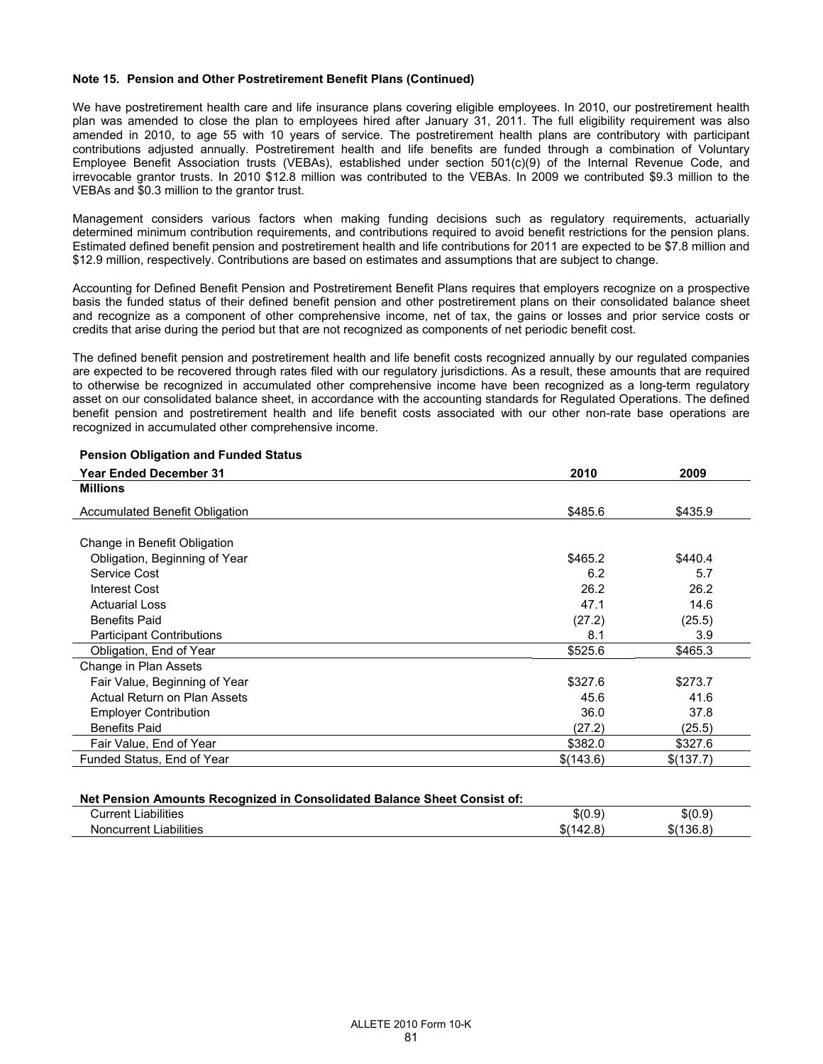**Note 15. Pension and Other Postretirement Benefit Plans (Continued)**

We have postretirement health care and life insurance plans covering eligible employees. In 2010, our postretirement health plan was amended to close the plan to employees hired after January 31, 2011. The full eligibility requirement was also amended in 2010, to age 55 with 10 years of service. The postretirement health plans are contributory with participant contributions adjusted annually. Postretirement health and life benefits are funded through a combination of Voluntary Employee Benefit Association trusts (VEBAs), established under section 501(c)(9) of the Internal Revenue Code, and irrevocable grantor trusts. In 2010 $12.8 million was contributed to the VEBAs. In 2009 we contributed $9.3 million to the VEBAs and $0.3 million to the grantor trust.

Management considers various factors when making funding decisions such as regulatory requirements, actuarially determined minimum contribution requirements, and contributions required to avoid benefit restrictions for the pension plans. Estimated defined benefit pension and postretirement health and life contributions for 2011 are expected to be $7.8 million and $12.9 million, respectively. Contributions are based on estimates and assumptions that are subject to change.

Accounting for Defined Benefit Pension and Postretirement Benefit Plans requires that employers recognize on a prospective basis the funded status of their defined benefit pension and other postretirement plans on their consolidated balance sheet and recognize as a component of other comprehensive income, net of tax, the gains or losses and prior service costs or credits that arise during the period but that are not recognized as components of net periodic benefit cost.

The defined benefit pension and postretirement health and life benefit costs recognized annually by our regulated companies are expected to be recovered through rates filed with our regulatory jurisdictions. As a result, these amounts that are required to otherwise be recognized in accumulated other comprehensive income have been recognized as a long-term regulatory asset on our consolidated balance sheet, in accordance with the accounting standards for Regulated Operations. The defined benefit pension and postretirement health and life benefit costs associated with our other non-rate base operations are recognized in accumulated other comprehensive income.

**Pension Obligation and Funded Status**

| Year Ended December 31 | 2010 | 2009 |
|---|---|---|
| **Millions** | | |
| Accumulated Benefit Obligation | $485.6 | $435.9 |
| | | |
| Change in Benefit Obligation | | |
| Obligation, Beginning of Year | $465.2 | $440.4 |
| Service Cost | 6.2 | 5.7 |
| Interest Cost | 26.2 | 26.2 |
| Actuarial Loss | 47.1 | 14.6 |
| Benefits Paid | (27.2) | (25.5) |
| Participant Contributions | 8.1 | 3.9 |
| Obligation, End of Year | $525.6 | $465.3 |
| Change in Plan Assets | | |
| Fair Value, Beginning of Year | $327.6 | $273.7 |
| Actual Return on Plan Assets | 45.6 | 41.6 |
| Employer Contribution | 36.0 | 37.8 |
| Benefits Paid | (27.2) | (25.5) |
| Fair Value, End of Year | $382.0 | $327.6 |
| Funded Status, End of Year | $(143.6) | $(137.7) |

**Net Pension Amounts Recognized in Consolidated Balance Sheet Consist of:**

| | | |
|---|---|---|
| Current Liabilities | $(0.9) | $(0.9) |
| Noncurrent Liabilities | $(142.8) | $(136.8) |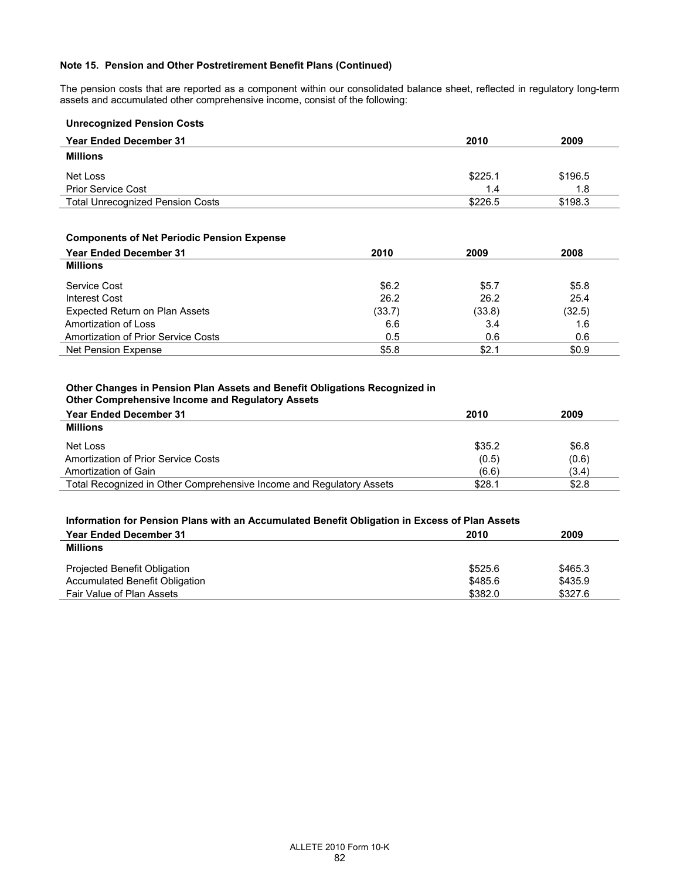**Note 15. Pension and Other Postretirement Benefit Plans (Continued)**

The pension costs that are reported as a component within our consolidated balance sheet, reflected in regulatory long-term assets and accumulated other comprehensive income, consist of the following:

**Unrecognized Pension Costs**

| Year Ended December 31 | 2010 | 2009 |
|---|---|---|
| **Millions** | | |
| Net Loss | $225.1 | $196.5 |
| Prior Service Cost | 1.4 | 1.8 |
| Total Unrecognized Pension Costs | $226.5 | $198.3 |

**Components of Net Periodic Pension Expense**

| Year Ended December 31 | 2010 | 2009 | 2008 |
|---|---|---|---|
| **Millions** | | | |
| Service Cost | $6.2 | $5.7 | $5.8 |
| Interest Cost | 26.2 | 26.2 | 25.4 |
| Expected Return on Plan Assets | (33.7) | (33.8) | (32.5) |
| Amortization of Loss | 6.6 | 3.4 | 1.6 |
| Amortization of Prior Service Costs | 0.5 | 0.6 | 0.6 |
| Net Pension Expense | $5.8 | $2.1 | $0.9 |

**Other Changes in Pension Plan Assets and Benefit Obligations Recognized in Other Comprehensive Income and Regulatory Assets**

| Year Ended December 31 | 2010 | 2009 |
|---|---|---|
| **Millions** | | |
| Net Loss | $35.2 | $6.8 |
| Amortization of Prior Service Costs | (0.5) | (0.6) |
| Amortization of Gain | (6.6) | (3.4) |
| Total Recognized in Other Comprehensive Income and Regulatory Assets | $28.1 | $2.8 |

**Information for Pension Plans with an Accumulated Benefit Obligation in Excess of Plan Assets**

| Year Ended December 31 | 2010 | 2009 |
|---|---|---|
| **Millions** | | |
| Projected Benefit Obligation | $525.6 | $465.3 |
| Accumulated Benefit Obligation | $485.6 | $435.9 |
| Fair Value of Plan Assets | $382.0 | $327.6 |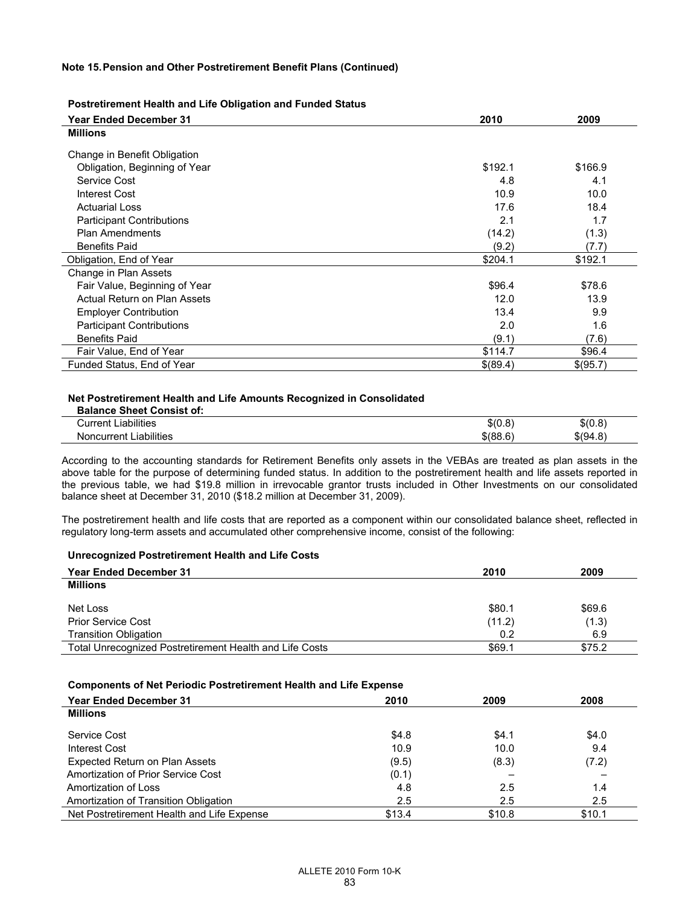**Note 15. Pension and Other Postretirement Benefit Plans (Continued)**

**Postretirement Health and Life Obligation and Funded Status**

| Year Ended December 31 | 2010 | 2009 |
|---|---|---|
| **Millions** | | |
| Change in Benefit Obligation | | |
| Obligation, Beginning of Year | $192.1 | $166.9 |
| Service Cost | 4.8 | 4.1 |
| Interest Cost | 10.9 | 10.0 |
| Actuarial Loss | 17.6 | 18.4 |
| Participant Contributions | 2.1 | 1.7 |
| Plan Amendments | (14.2) | (1.3) |
| Benefits Paid | (9.2) | (7.7) |
| Obligation, End of Year | $204.1 | $192.1 |
| Change in Plan Assets | | |
| Fair Value, Beginning of Year | $96.4 | $78.6 |
| Actual Return on Plan Assets | 12.0 | 13.9 |
| Employer Contribution | 13.4 | 9.9 |
| Participant Contributions | 2.0 | 1.6 |
| Benefits Paid | (9.1) | (7.6) |
| Fair Value, End of Year | $114.7 | $96.4 |
| Funded Status, End of Year | $(89.4) | $(95.7) |

**Net Postretirement Health and Life Amounts Recognized in Consolidated Balance Sheet Consist of:**

| | 2010 | 2009 |
|---|---|---|
| Current Liabilities | $(0.8) | $(0.8) |
| Noncurrent Liabilities | $(88.6) | $(94.8) |

According to the accounting standards for Retirement Benefits only assets in the VEBAs are treated as plan assets in the above table for the purpose of determining funded status. In addition to the postretirement health and life assets reported in the previous table, we had $19.8 million in irrevocable grantor trusts included in Other Investments on our consolidated balance sheet at December 31, 2010 ($18.2 million at December 31, 2009).

The postretirement health and life costs that are reported as a component within our consolidated balance sheet, reflected in regulatory long-term assets and accumulated other comprehensive income, consist of the following:

**Unrecognized Postretirement Health and Life Costs**

| Year Ended December 31 | 2010 | 2009 |
|---|---|---|
| **Millions** | | |
| Net Loss | $80.1 | $69.6 |
| Prior Service Cost | (11.2) | (1.3) |
| Transition Obligation | 0.2 | 6.9 |
| Total Unrecognized Postretirement Health and Life Costs | $69.1 | $75.2 |

**Components of Net Periodic Postretirement Health and Life Expense**

| Year Ended December 31 | 2010 | 2009 | 2008 |
|---|---|---|---|
| **Millions** | | | |
| Service Cost | $4.8 | $4.1 | $4.0 |
| Interest Cost | 10.9 | 10.0 | 9.4 |
| Expected Return on Plan Assets | (9.5) | (8.3) | (7.2) |
| Amortization of Prior Service Cost | (0.1) | – | – |
| Amortization of Loss | 4.8 | 2.5 | 1.4 |
| Amortization of Transition Obligation | 2.5 | 2.5 | 2.5 |
| Net Postretirement Health and Life Expense | $13.4 | $10.8 | $10.1 |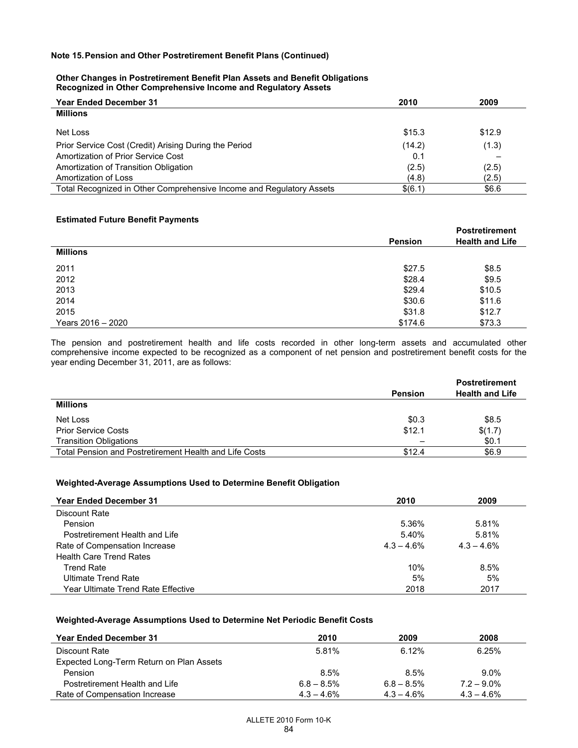**Note 15. Pension and Other Postretirement Benefit Plans (Continued)**

**Other Changes in Postretirement Benefit Plan Assets and Benefit Obligations Recognized in Other Comprehensive Income and Regulatory Assets**

| Year Ended December 31 | 2010 | 2009 |
|---|---|---|
| **Millions** | | |
| Net Loss | $15.3 | $12.9 |
| Prior Service Cost (Credit) Arising During the Period | (14.2) | (1.3) |
| Amortization of Prior Service Cost | 0.1 | – |
| Amortization of Transition Obligation | (2.5) | (2.5) |
| Amortization of Loss | (4.8) | (2.5) |
| Total Recognized in Other Comprehensive Income and Regulatory Assets | $(6.1) | $6.6 |

**Estimated Future Benefit Payments**

| | Pension | Postretirement Health and Life |
|---|---|---|
| **Millions** | | |
| 2011 | $27.5 | $8.5 |
| 2012 | $28.4 | $9.5 |
| 2013 | $29.4 | $10.5 |
| 2014 | $30.6 | $11.6 |
| 2015 | $31.8 | $12.7 |
| Years 2016 – 2020 | $174.6 | $73.3 |

The pension and postretirement health and life costs recorded in other long-term assets and accumulated other comprehensive income expected to be recognized as a component of net pension and postretirement benefit costs for the year ending December 31, 2011, are as follows:

| | Pension | Postretirement Health and Life |
|---|---|---|
| **Millions** | | |
| Net Loss | $0.3 | $8.5 |
| Prior Service Costs | $12.1 | $(1.7) |
| Transition Obligations | – | $0.1 |
| Total Pension and Postretirement Health and Life Costs | $12.4 | $6.9 |

**Weighted-Average Assumptions Used to Determine Benefit Obligation**

| Year Ended December 31 | 2010 | 2009 |
|---|---|---|
| Discount Rate | | |
| Pension | 5.36% | 5.81% |
| Postretirement Health and Life | 5.40% | 5.81% |
| Rate of Compensation Increase | 4.3 – 4.6% | 4.3 – 4.6% |
| Health Care Trend Rates | | |
| Trend Rate | 10% | 8.5% |
| Ultimate Trend Rate | 5% | 5% |
| Year Ultimate Trend Rate Effective | 2018 | 2017 |

**Weighted-Average Assumptions Used to Determine Net Periodic Benefit Costs**

| Year Ended December 31 | 2010 | 2009 | 2008 |
|---|---|---|---|
| Discount Rate | 5.81% | 6.12% | 6.25% |
| Expected Long-Term Return on Plan Assets | | | |
| Pension | 8.5% | 8.5% | 9.0% |
| Postretirement Health and Life | 6.8 – 8.5% | 6.8 – 8.5% | 7.2 – 9.0% |
| Rate of Compensation Increase | 4.3 – 4.6% | 4.3 – 4.6% | 4.3 – 4.6% |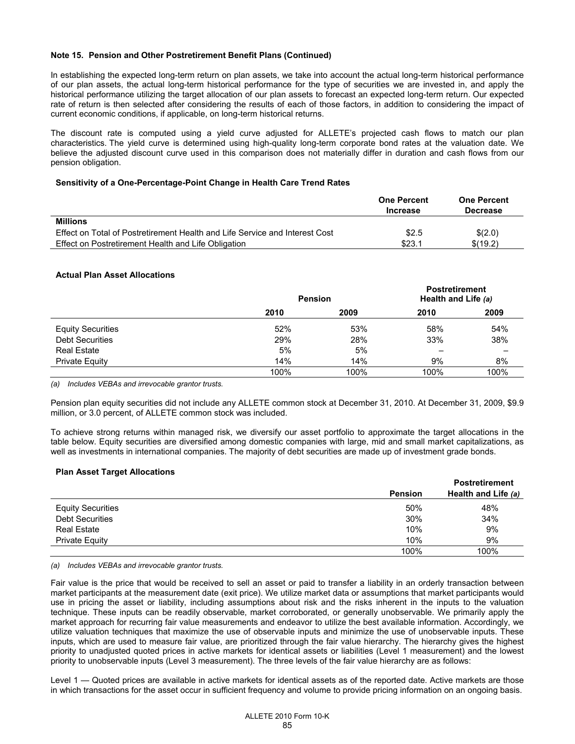**Note 15. Pension and Other Postretirement Benefit Plans (Continued)**

In establishing the expected long-term return on plan assets, we take into account the actual long-term historical performance of our plan assets, the actual long-term historical performance for the type of securities we are invested in, and apply the historical performance utilizing the target allocation of our plan assets to forecast an expected long-term return. Our expected rate of return is then selected after considering the results of each of those factors, in addition to considering the impact of current economic conditions, if applicable, on long-term historical returns.

The discount rate is computed using a yield curve adjusted for ALLETE's projected cash flows to match our plan characteristics. The yield curve is determined using high-quality long-term corporate bond rates at the valuation date. We believe the adjusted discount curve used in this comparison does not materially differ in duration and cash flows from our pension obligation.

**Sensitivity of a One-Percentage-Point Change in Health Care Trend Rates**

| | One Percent Increase | One Percent Decrease |
|---|---|---|
| **Millions** | | |
| Effect on Total of Postretirement Health and Life Service and Interest Cost | $2.5 | $(2.0) |
| Effect on Postretirement Health and Life Obligation | $23.1 | $(19.2) |

**Actual Plan Asset Allocations**

| | Pension | | Postretirement Health and Life *(a)* | |
|---|---|---|---|---|
| | 2010 | 2009 | 2010 | 2009 |
| Equity Securities | 52% | 53% | 58% | 54% |
| Debt Securities | 29% | 28% | 33% | 38% |
| Real Estate | 5% | 5% | – | – |
| Private Equity | 14% | 14% | 9% | 8% |
| | 100% | 100% | 100% | 100% |

*(a) Includes VEBAs and irrevocable grantor trusts.*

Pension plan equity securities did not include any ALLETE common stock at December 31, 2010. At December 31, 2009, $9.9 million, or 3.0 percent, of ALLETE common stock was included.

To achieve strong returns within managed risk, we diversify our asset portfolio to approximate the target allocations in the table below. Equity securities are diversified among domestic companies with large, mid and small market capitalizations, as well as investments in international companies. The majority of debt securities are made up of investment grade bonds.

**Plan Asset Target Allocations**

| | Pension | Postretirement Health and Life *(a)* |
|---|---|---|
| Equity Securities | 50% | 48% |
| Debt Securities | 30% | 34% |
| Real Estate | 10% | 9% |
| Private Equity | 10% | 9% |
| | 100% | 100% |

*(a) Includes VEBAs and irrevocable grantor trusts.*

Fair value is the price that would be received to sell an asset or paid to transfer a liability in an orderly transaction between market participants at the measurement date (exit price). We utilize market data or assumptions that market participants would use in pricing the asset or liability, including assumptions about risk and the risks inherent in the inputs to the valuation technique. These inputs can be readily observable, market corroborated, or generally unobservable. We primarily apply the market approach for recurring fair value measurements and endeavor to utilize the best available information. Accordingly, we utilize valuation techniques that maximize the use of observable inputs and minimize the use of unobservable inputs. These inputs, which are used to measure fair value, are prioritized through the fair value hierarchy. The hierarchy gives the highest priority to unadjusted quoted prices in active markets for identical assets or liabilities (Level 1 measurement) and the lowest priority to unobservable inputs (Level 3 measurement). The three levels of the fair value hierarchy are as follows:

Level 1 — Quoted prices are available in active markets for identical assets as of the reported date. Active markets are those in which transactions for the asset occur in sufficient frequency and volume to provide pricing information on an ongoing basis.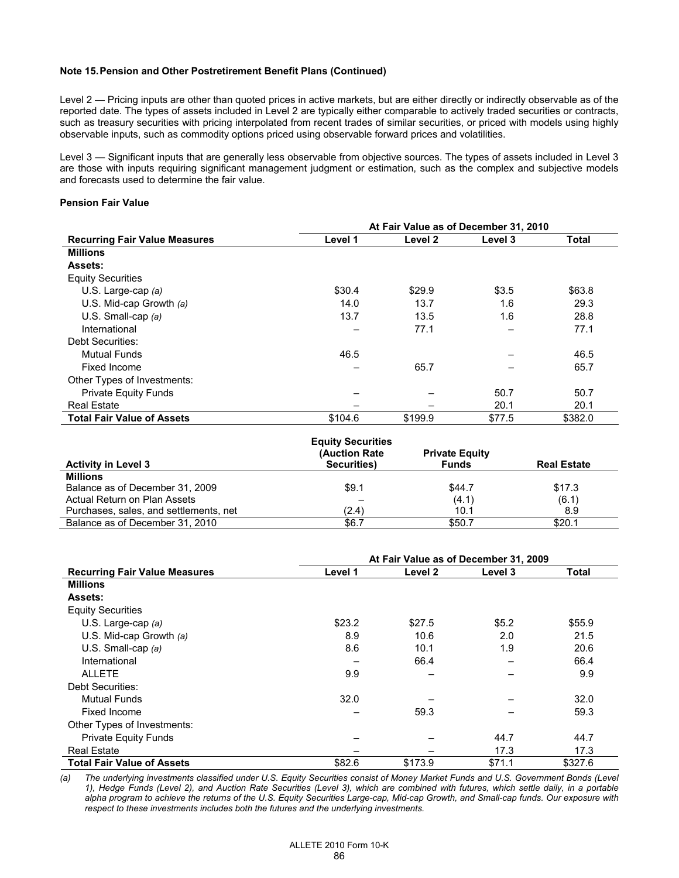**Note 15. Pension and Other Postretirement Benefit Plans (Continued)**

Level 2 — Pricing inputs are other than quoted prices in active markets, but are either directly or indirectly observable as of the reported date. The types of assets included in Level 2 are typically either comparable to actively traded securities or contracts, such as treasury securities with pricing interpolated from recent trades of similar securities, or priced with models using highly observable inputs, such as commodity options priced using observable forward prices and volatilities.

Level 3 — Significant inputs that are generally less observable from objective sources. The types of assets included in Level 3 are those with inputs requiring significant management judgment or estimation, such as the complex and subjective models and forecasts used to determine the fair value.

**Pension Fair Value**

| | At Fair Value as of December 31, 2010 | | | |
|---|---|---|---|---|
| **Recurring Fair Value Measures** | **Level 1** | **Level 2** | **Level 3** | **Total** |
| **Millions** | | | | |
| **Assets:** | | | | |
| Equity Securities | | | | |
| U.S. Large-cap *(a)* | $30.4 | $29.9 | $3.5 | $63.8 |
| U.S. Mid-cap Growth *(a)* | 14.0 | 13.7 | 1.6 | 29.3 |
| U.S. Small-cap *(a)* | 13.7 | 13.5 | 1.6 | 28.8 |
| International | – | 77.1 | – | 77.1 |
| Debt Securities: | | | | |
| Mutual Funds | 46.5 | | – | 46.5 |
| Fixed Income | – | 65.7 | – | 65.7 |
| Other Types of Investments: | | | | |
| Private Equity Funds | – | – | 50.7 | 50.7 |
| Real Estate | – | – | 20.1 | 20.1 |
| **Total Fair Value of Assets** | $104.6 | $199.9 | $77.5 | $382.0 |

| **Activity in Level 3** | **Equity Securities (Auction Rate Securities)** | **Private Equity Funds** | **Real Estate** |
|---|---|---|---|
| **Millions** | | | |
| Balance as of December 31, 2009 | $9.1 | $44.7 | $17.3 |
| Actual Return on Plan Assets | – | (4.1) | (6.1) |
| Purchases, sales, and settlements, net | (2.4) | 10.1 | 8.9 |
| Balance as of December 31, 2010 | $6.7 | $50.7 | $20.1 |

| | At Fair Value as of December 31, 2009 | | | |
|---|---|---|---|---|
| **Recurring Fair Value Measures** | **Level 1** | **Level 2** | **Level 3** | **Total** |
| **Millions** | | | | |
| **Assets:** | | | | |
| Equity Securities | | | | |
| U.S. Large-cap *(a)* | $23.2 | $27.5 | $5.2 | $55.9 |
| U.S. Mid-cap Growth *(a)* | 8.9 | 10.6 | 2.0 | 21.5 |
| U.S. Small-cap *(a)* | 8.6 | 10.1 | 1.9 | 20.6 |
| International | – | 66.4 | – | 66.4 |
| ALLETE | 9.9 | – | – | 9.9 |
| Debt Securities: | | | | |
| Mutual Funds | 32.0 | – | – | 32.0 |
| Fixed Income | – | 59.3 | – | 59.3 |
| Other Types of Investments: | | | | |
| Private Equity Funds | – | – | 44.7 | 44.7 |
| Real Estate | – | – | 17.3 | 17.3 |
| **Total Fair Value of Assets** | $82.6 | $173.9 | $71.1 | $327.6 |

*(a) The underlying investments classified under U.S. Equity Securities consist of Money Market Funds and U.S. Government Bonds (Level 1), Hedge Funds (Level 2), and Auction Rate Securities (Level 3), which are combined with futures, which settle daily, in a portable alpha program to achieve the returns of the U.S. Equity Securities Large-cap, Mid-cap Growth, and Small-cap funds. Our exposure with respect to these investments includes both the futures and the underlying investments.*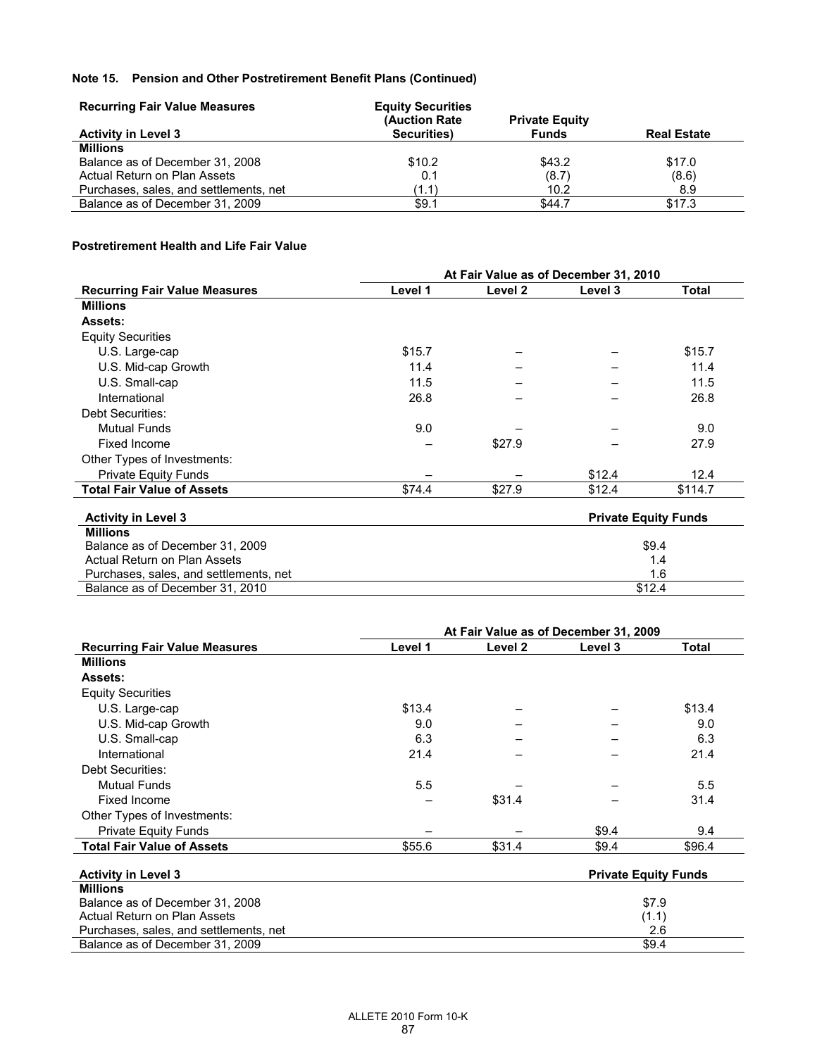**Note 15. Pension and Other Postretirement Benefit Plans (Continued)**

| Recurring Fair Value Measures<br>Activity in Level 3 | Equity Securities (Auction Rate Securities) | Private Equity Funds | Real Estate |
|---|---|---|---|
| **Millions** | | | |
| Balance as of December 31, 2008 | $10.2 | $43.2 | $17.0 |
| Actual Return on Plan Assets | 0.1 | (8.7) | (8.6) |
| Purchases, sales, and settlements, net | (1.1) | 10.2 | 8.9 |
| Balance as of December 31, 2009 | $9.1 | $44.7 | $17.3 |

**Postretirement Health and Life Fair Value**

| | At Fair Value as of December 31, 2010 | | | |
|---|---|---|---|---|
| **Recurring Fair Value Measures** | **Level 1** | **Level 2** | **Level 3** | **Total** |
| **Millions** | | | | |
| **Assets:** | | | | |
| Equity Securities | | | | |
| U.S. Large-cap | $15.7 | – | – | $15.7 |
| U.S. Mid-cap Growth | 11.4 | – | – | 11.4 |
| U.S. Small-cap | 11.5 | – | – | 11.5 |
| International | 26.8 | – | – | 26.8 |
| Debt Securities: | | | | |
| Mutual Funds | 9.0 | – | – | 9.0 |
| Fixed Income | – | $27.9 | – | 27.9 |
| Other Types of Investments: | | | | |
| Private Equity Funds | – | – | $12.4 | 12.4 |
| **Total Fair Value of Assets** | $74.4 | $27.9 | $12.4 | $114.7 |

| Activity in Level 3 | Private Equity Funds |
|---|---|
| **Millions** | |
| Balance as of December 31, 2009 | $9.4 |
| Actual Return on Plan Assets | 1.4 |
| Purchases, sales, and settlements, net | 1.6 |
| Balance as of December 31, 2010 | $12.4 |

| | At Fair Value as of December 31, 2009 | | | |
|---|---|---|---|---|
| **Recurring Fair Value Measures** | **Level 1** | **Level 2** | **Level 3** | **Total** |
| **Millions** | | | | |
| **Assets:** | | | | |
| Equity Securities | | | | |
| U.S. Large-cap | $13.4 | – | – | $13.4 |
| U.S. Mid-cap Growth | 9.0 | – | – | 9.0 |
| U.S. Small-cap | 6.3 | – | – | 6.3 |
| International | 21.4 | – | – | 21.4 |
| Debt Securities: | | | | |
| Mutual Funds | 5.5 | – | – | 5.5 |
| Fixed Income | – | $31.4 | – | 31.4 |
| Other Types of Investments: | | | | |
| Private Equity Funds | – | – | $9.4 | 9.4 |
| **Total Fair Value of Assets** | $55.6 | $31.4 | $9.4 | $96.4 |

| Activity in Level 3 | Private Equity Funds |
|---|---|
| **Millions** | |
| Balance as of December 31, 2008 | $7.9 |
| Actual Return on Plan Assets | (1.1) |
| Purchases, sales, and settlements, net | 2.6 |
| Balance as of December 31, 2009 | $9.4 |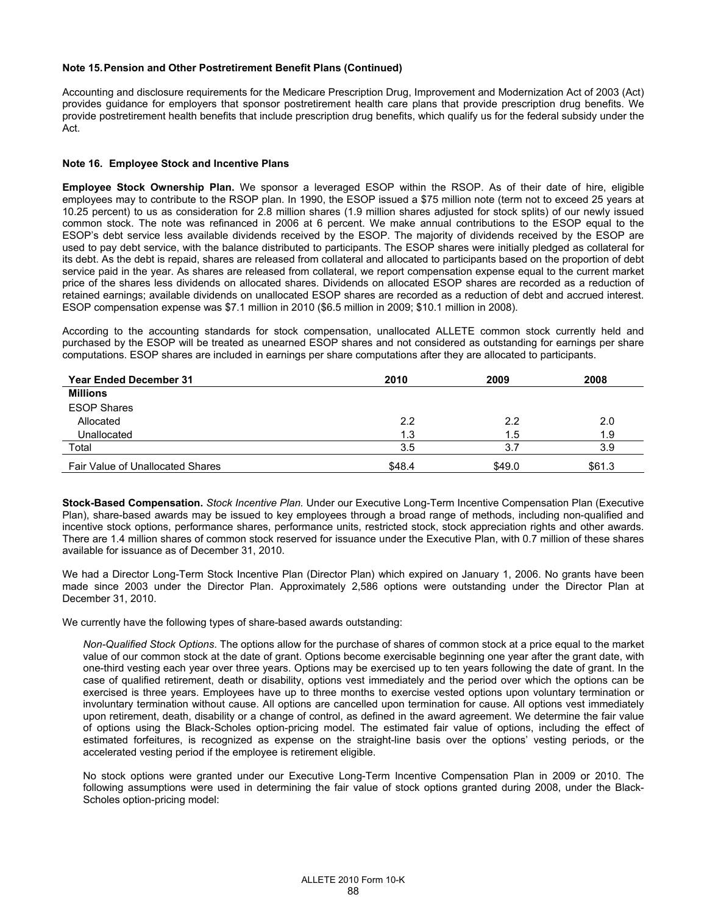**Note 15. Pension and Other Postretirement Benefit Plans (Continued)**

Accounting and disclosure requirements for the Medicare Prescription Drug, Improvement and Modernization Act of 2003 (Act) provides guidance for employers that sponsor postretirement health care plans that provide prescription drug benefits. We provide postretirement health benefits that include prescription drug benefits, which qualify us for the federal subsidy under the Act.

**Note 16. Employee Stock and Incentive Plans**

**Employee Stock Ownership Plan.** We sponsor a leveraged ESOP within the RSOP. As of their date of hire, eligible employees may to contribute to the RSOP plan. In 1990, the ESOP issued a $75 million note (term not to exceed 25 years at 10.25 percent) to us as consideration for 2.8 million shares (1.9 million shares adjusted for stock splits) of our newly issued common stock. The note was refinanced in 2006 at 6 percent. We make annual contributions to the ESOP equal to the ESOP's debt service less available dividends received by the ESOP. The majority of dividends received by the ESOP are used to pay debt service, with the balance distributed to participants. The ESOP shares were initially pledged as collateral for its debt. As the debt is repaid, shares are released from collateral and allocated to participants based on the proportion of debt service paid in the year. As shares are released from collateral, we report compensation expense equal to the current market price of the shares less dividends on allocated shares. Dividends on allocated ESOP shares are recorded as a reduction of retained earnings; available dividends on unallocated ESOP shares are recorded as a reduction of debt and accrued interest. ESOP compensation expense was $7.1 million in 2010 ($6.5 million in 2009; $10.1 million in 2008).

According to the accounting standards for stock compensation, unallocated ALLETE common stock currently held and purchased by the ESOP will be treated as unearned ESOP shares and not considered as outstanding for earnings per share computations. ESOP shares are included in earnings per share computations after they are allocated to participants.

| Year Ended December 31 | 2010 | 2009 | 2008 |
|---|---|---|---|
| **Millions** | | | |
| ESOP Shares | | | |
| Allocated | 2.2 | 2.2 | 2.0 |
| Unallocated | 1.3 | 1.5 | 1.9 |
| Total | 3.5 | 3.7 | 3.9 |
| Fair Value of Unallocated Shares | $48.4 | $49.0 | $61.3 |

**Stock-Based Compensation.** *Stock Incentive Plan.* Under our Executive Long-Term Incentive Compensation Plan (Executive Plan), share-based awards may be issued to key employees through a broad range of methods, including non-qualified and incentive stock options, performance shares, performance units, restricted stock, stock appreciation rights and other awards. There are 1.4 million shares of common stock reserved for issuance under the Executive Plan, with 0.7 million of these shares available for issuance as of December 31, 2010.

We had a Director Long-Term Stock Incentive Plan (Director Plan) which expired on January 1, 2006. No grants have been made since 2003 under the Director Plan. Approximately 2,586 options were outstanding under the Director Plan at December 31, 2010.

We currently have the following types of share-based awards outstanding:

*Non-Qualified Stock Options*. The options allow for the purchase of shares of common stock at a price equal to the market value of our common stock at the date of grant. Options become exercisable beginning one year after the grant date, with one-third vesting each year over three years. Options may be exercised up to ten years following the date of grant. In the case of qualified retirement, death or disability, options vest immediately and the period over which the options can be exercised is three years. Employees have up to three months to exercise vested options upon voluntary termination or involuntary termination without cause. All options are cancelled upon termination for cause. All options vest immediately upon retirement, death, disability or a change of control, as defined in the award agreement. We determine the fair value of options using the Black-Scholes option-pricing model. The estimated fair value of options, including the effect of estimated forfeitures, is recognized as expense on the straight-line basis over the options' vesting periods, or the accelerated vesting period if the employee is retirement eligible.

No stock options were granted under our Executive Long-Term Incentive Compensation Plan in 2009 or 2010. The following assumptions were used in determining the fair value of stock options granted during 2008, under the Black-Scholes option-pricing model: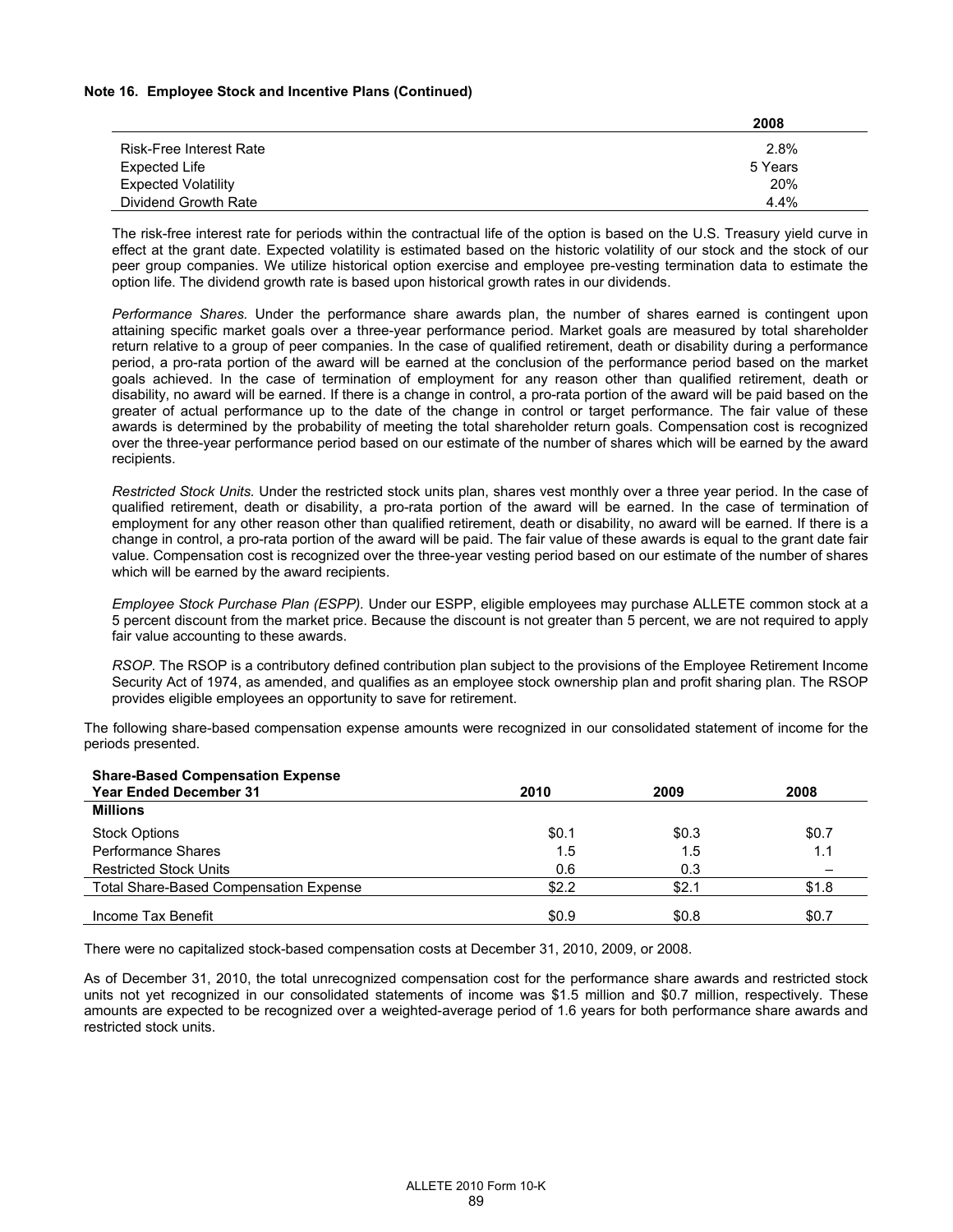**Note 16. Employee Stock and Incentive Plans (Continued)**

| | 2008 |
|---|---|
| Risk-Free Interest Rate | 2.8% |
| Expected Life | 5 Years |
| Expected Volatility | 20% |
| Dividend Growth Rate | 4.4% |

The risk-free interest rate for periods within the contractual life of the option is based on the U.S. Treasury yield curve in effect at the grant date. Expected volatility is estimated based on the historic volatility of our stock and the stock of our peer group companies. We utilize historical option exercise and employee pre-vesting termination data to estimate the option life. The dividend growth rate is based upon historical growth rates in our dividends.

*Performance Shares.* Under the performance share awards plan, the number of shares earned is contingent upon attaining specific market goals over a three-year performance period. Market goals are measured by total shareholder return relative to a group of peer companies. In the case of qualified retirement, death or disability during a performance period, a pro-rata portion of the award will be earned at the conclusion of the performance period based on the market goals achieved. In the case of termination of employment for any reason other than qualified retirement, death or disability, no award will be earned. If there is a change in control, a pro-rata portion of the award will be paid based on the greater of actual performance up to the date of the change in control or target performance. The fair value of these awards is determined by the probability of meeting the total shareholder return goals. Compensation cost is recognized over the three-year performance period based on our estimate of the number of shares which will be earned by the award recipients.

*Restricted Stock Units.* Under the restricted stock units plan, shares vest monthly over a three year period. In the case of qualified retirement, death or disability, a pro-rata portion of the award will be earned. In the case of termination of employment for any other reason other than qualified retirement, death or disability, no award will be earned. If there is a change in control, a pro-rata portion of the award will be paid. The fair value of these awards is equal to the grant date fair value. Compensation cost is recognized over the three-year vesting period based on our estimate of the number of shares which will be earned by the award recipients.

*Employee Stock Purchase Plan (ESPP).* Under our ESPP, eligible employees may purchase ALLETE common stock at a 5 percent discount from the market price. Because the discount is not greater than 5 percent, we are not required to apply fair value accounting to these awards.

*RSOP*. The RSOP is a contributory defined contribution plan subject to the provisions of the Employee Retirement Income Security Act of 1974, as amended, and qualifies as an employee stock ownership plan and profit sharing plan. The RSOP provides eligible employees an opportunity to save for retirement.

The following share-based compensation expense amounts were recognized in our consolidated statement of income for the periods presented.

| Share-Based Compensation Expense<br>Year Ended December 31 | 2010 | 2009 | 2008 |
|---|---|---|---|
| **Millions** | | | |
| Stock Options | $0.1 | $0.3 | $0.7 |
| Performance Shares | 1.5 | 1.5 | 1.1 |
| Restricted Stock Units | 0.6 | 0.3 | – |
| Total Share-Based Compensation Expense | $2.2 | $2.1 | $1.8 |
| Income Tax Benefit | $0.9 | $0.8 | $0.7 |

There were no capitalized stock-based compensation costs at December 31, 2010, 2009, or 2008.

As of December 31, 2010, the total unrecognized compensation cost for the performance share awards and restricted stock units not yet recognized in our consolidated statements of income was $1.5 million and $0.7 million, respectively. These amounts are expected to be recognized over a weighted-average period of 1.6 years for both performance share awards and restricted stock units.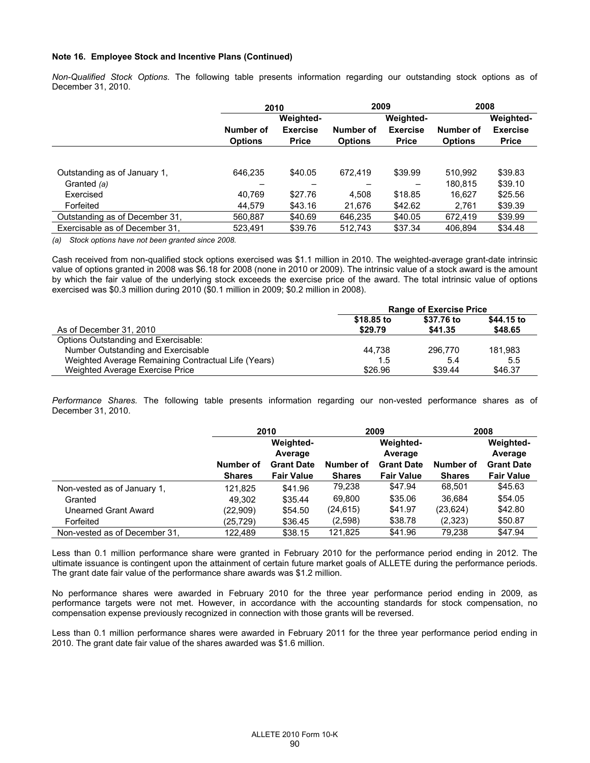**Note 16. Employee Stock and Incentive Plans (Continued)**

*Non-Qualified Stock Options.* The following table presents information regarding our outstanding stock options as of December 31, 2010.

| | 2010 | | 2009 | | 2008 | |
|---|---|---|---|---|---|---|
| | Number of Options | Weighted-Exercise Price | Number of Options | Weighted-Exercise Price | Number of Options | Weighted-Exercise Price |
| Outstanding as of January 1, | 646,235 | $40.05 | 672,419 | $39.99 | 510,992 | $39.83 |
| Granted *(a)* | – | – | – | – | 180,815 | $39.10 |
| Exercised | 40,769 | $27.76 | 4,508 | $18.85 | 16,627 | $25.56 |
| Forfeited | 44,579 | $43.16 | 21,676 | $42.62 | 2,761 | $39.39 |
| Outstanding as of December 31, | 560,887 | $40.69 | 646,235 | $40.05 | 672,419 | $39.99 |
| Exercisable as of December 31, | 523,491 | $39.76 | 512,743 | $37.34 | 406,894 | $34.48 |

*(a) Stock options have not been granted since 2008.*

Cash received from non-qualified stock options exercised was $1.1 million in 2010. The weighted-average grant-date intrinsic value of options granted in 2008 was $6.18 for 2008 (none in 2010 or 2009). The intrinsic value of a stock award is the amount by which the fair value of the underlying stock exceeds the exercise price of the award. The total intrinsic value of options exercised was $0.3 million during 2010 ($0.1 million in 2009; $0.2 million in 2008).

| | Range of Exercise Price | | |
|---|---|---|---|
| As of December 31, 2010 | $18.85 to $29.79 | $37.76 to $41.35 | $44.15 to $48.65 |
| Options Outstanding and Exercisable: | | | |
| Number Outstanding and Exercisable | 44,738 | 296,770 | 181,983 |
| Weighted Average Remaining Contractual Life (Years) | 1.5 | 5.4 | 5.5 |
| Weighted Average Exercise Price | $26.96 | $39.44 | $46.37 |

*Performance Shares.* The following table presents information regarding our non-vested performance shares as of December 31, 2010.

| | 2010 | | 2009 | | 2008 | |
|---|---|---|---|---|---|---|
| | Number of Shares | Weighted-Average Grant Date Fair Value | Number of Shares | Weighted-Average Grant Date Fair Value | Number of Shares | Weighted-Average Grant Date Fair Value |
| Non-vested as of January 1, | 121,825 | $41.96 | 79,238 | $47.94 | 68,501 | $45.63 |
| Granted | 49,302 | $35.44 | 69,800 | $35.06 | 36,684 | $54.05 |
| Unearned Grant Award | (22,909) | $54.50 | (24,615) | $41.97 | (23,624) | $42.80 |
| Forfeited | (25,729) | $36.45 | (2,598) | $38.78 | (2,323) | $50.87 |
| Non-vested as of December 31, | 122,489 | $38.15 | 121,825 | $41.96 | 79,238 | $47.94 |

Less than 0.1 million performance share were granted in February 2010 for the performance period ending in 2012. The ultimate issuance is contingent upon the attainment of certain future market goals of ALLETE during the performance periods. The grant date fair value of the performance share awards was $1.2 million.

No performance shares were awarded in February 2010 for the three year performance period ending in 2009, as performance targets were not met. However, in accordance with the accounting standards for stock compensation, no compensation expense previously recognized in connection with those grants will be reversed.

Less than 0.1 million performance shares were awarded in February 2011 for the three year performance period ending in 2010. The grant date fair value of the shares awarded was $1.6 million.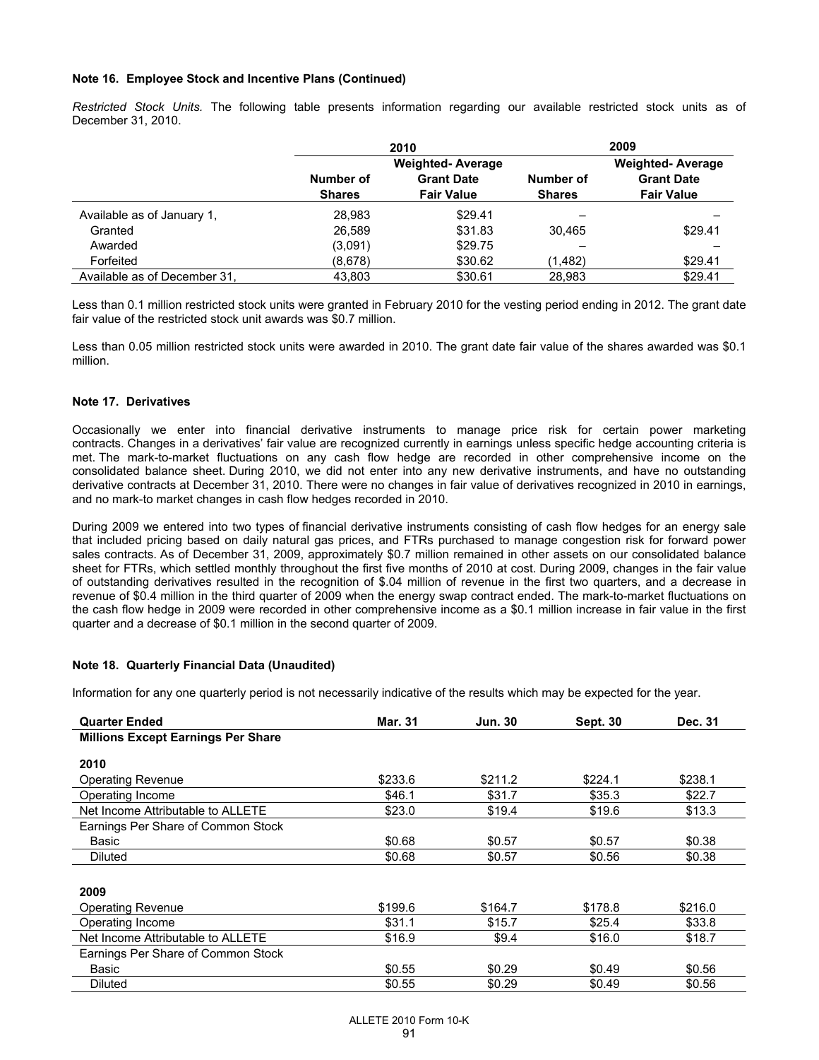**Note 16. Employee Stock and Incentive Plans (Continued)**

*Restricted Stock Units.* The following table presents information regarding our available restricted stock units as of December 31, 2010.

| | 2010 | | 2009 | |
|---|---|---|---|---|
| | Number of Shares | Weighted- Average Grant Date Fair Value | Number of Shares | Weighted- Average Grant Date Fair Value |
| Available as of January 1, | 28,983 | $29.41 | – | – |
| Granted | 26,589 | $31.83 | 30,465 | $29.41 |
| Awarded | (3,091) | $29.75 | – | – |
| Forfeited | (8,678) | $30.62 | (1,482) | $29.41 |
| Available as of December 31, | 43,803 | $30.61 | 28,983 | $29.41 |

Less than 0.1 million restricted stock units were granted in February 2010 for the vesting period ending in 2012. The grant date fair value of the restricted stock unit awards was $0.7 million.

Less than 0.05 million restricted stock units were awarded in 2010. The grant date fair value of the shares awarded was $0.1 million.

**Note 17. Derivatives**

Occasionally we enter into financial derivative instruments to manage price risk for certain power marketing contracts. Changes in a derivatives' fair value are recognized currently in earnings unless specific hedge accounting criteria is met. The mark-to-market fluctuations on any cash flow hedge are recorded in other comprehensive income on the consolidated balance sheet. During 2010, we did not enter into any new derivative instruments, and have no outstanding derivative contracts at December 31, 2010. There were no changes in fair value of derivatives recognized in 2010 in earnings, and no mark-to market changes in cash flow hedges recorded in 2010.

During 2009 we entered into two types of financial derivative instruments consisting of cash flow hedges for an energy sale that included pricing based on daily natural gas prices, and FTRs purchased to manage congestion risk for forward power sales contracts. As of December 31, 2009, approximately $0.7 million remained in other assets on our consolidated balance sheet for FTRs, which settled monthly throughout the first five months of 2010 at cost. During 2009, changes in the fair value of outstanding derivatives resulted in the recognition of $.04 million of revenue in the first two quarters, and a decrease in revenue of $0.4 million in the third quarter of 2009 when the energy swap contract ended. The mark-to-market fluctuations on the cash flow hedge in 2009 were recorded in other comprehensive income as a $0.1 million increase in fair value in the first quarter and a decrease of $0.1 million in the second quarter of 2009.

**Note 18. Quarterly Financial Data (Unaudited)**

Information for any one quarterly period is not necessarily indicative of the results which may be expected for the year.

| Quarter Ended | Mar. 31 | Jun. 30 | Sept. 30 | Dec. 31 |
|---|---|---|---|---|
| **Millions Except Earnings Per Share** | | | | |
| **2010** | | | | |
| Operating Revenue | $233.6 | $211.2 | $224.1 | $238.1 |
| Operating Income | $46.1 | $31.7 | $35.3 | $22.7 |
| Net Income Attributable to ALLETE | $23.0 | $19.4 | $19.6 | $13.3 |
| Earnings Per Share of Common Stock | | | | |
| Basic | $0.68 | $0.57 | $0.57 | $0.38 |
| Diluted | $0.68 | $0.57 | $0.56 | $0.38 |
| **2009** | | | | |
| Operating Revenue | $199.6 | $164.7 | $178.8 | $216.0 |
| Operating Income | $31.1 | $15.7 | $25.4 | $33.8 |
| Net Income Attributable to ALLETE | $16.9 | $9.4 | $16.0 | $18.7 |
| Earnings Per Share of Common Stock | | | | |
| Basic | $0.55 | $0.29 | $0.49 | $0.56 |
| Diluted | $0.55 | $0.29 | $0.49 | $0.56 |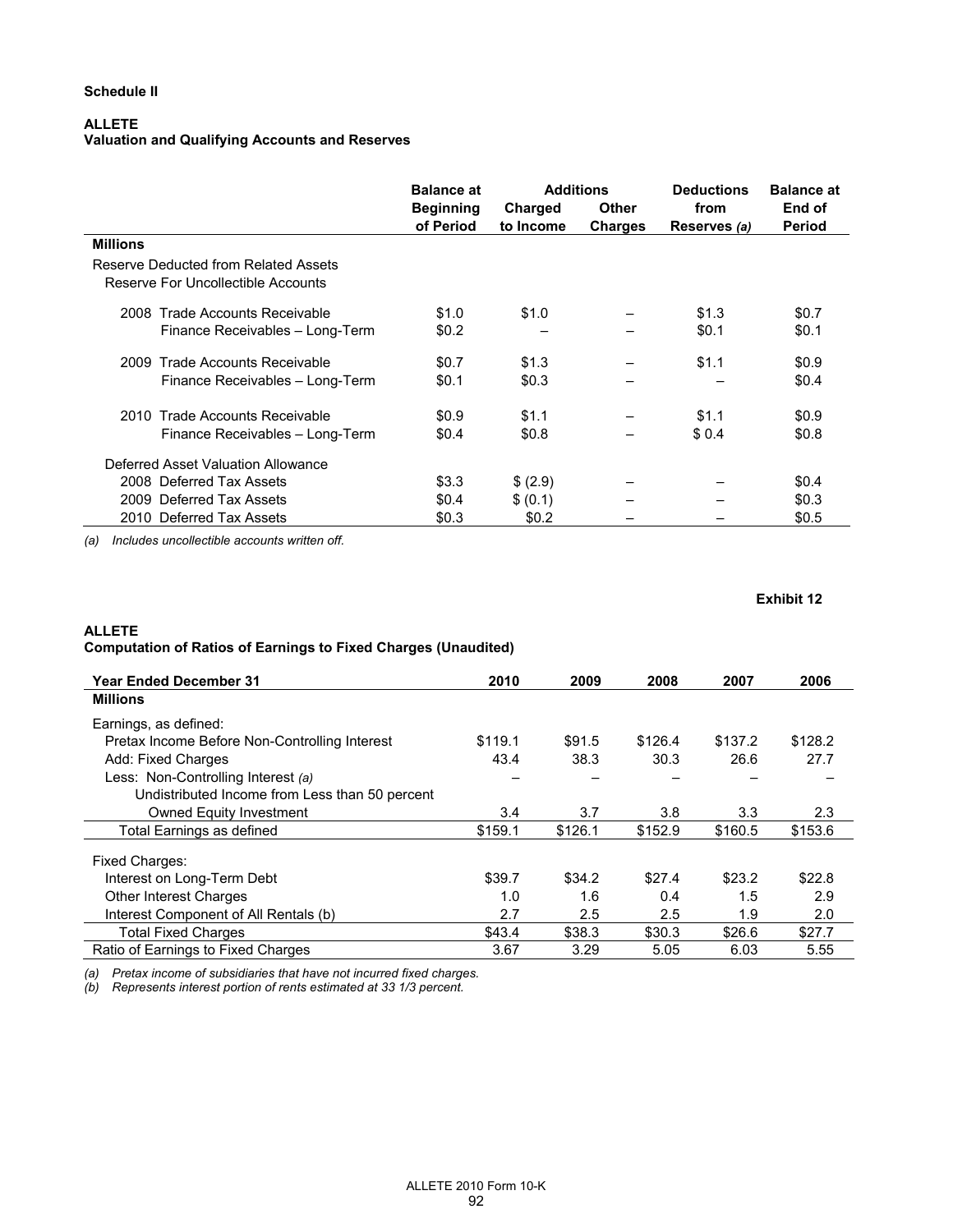**Schedule II**

**ALLETE**
**Valuation and Qualifying Accounts and Reserves**

| | Balance at Beginning of Period | Additions | | Deductions from Reserves *(a)* | Balance at End of Period |
|---|---|---|---|---|---|
| | | Charged to Income | Other Charges | | |
| **Millions** | | | | | |
| Reserve Deducted from Related Assets | | | | | |
| Reserve For Uncollectible Accounts | | | | | |
| 2008 Trade Accounts Receivable | $1.0 | $1.0 | – | $1.3 | $0.7 |
| Finance Receivables – Long-Term | $0.2 | – | – | $0.1 | $0.1 |
| 2009 Trade Accounts Receivable | $0.7 | $1.3 | – | $1.1 | $0.9 |
| Finance Receivables – Long-Term | $0.1 | $0.3 | – | – | $0.4 |
| 2010 Trade Accounts Receivable | $0.9 | $1.1 | – | $1.1 | $0.9 |
| Finance Receivables – Long-Term | $0.4 | $0.8 | – | $ 0.4 | $0.8 |
| Deferred Asset Valuation Allowance | | | | | |
| 2008 Deferred Tax Assets | $3.3 | $ (2.9) | – | – | $0.4 |
| 2009 Deferred Tax Assets | $0.4 | $ (0.1) | – | – | $0.3 |
| 2010 Deferred Tax Assets | $0.3 | $0.2 | – | – | $0.5 |

*(a) Includes uncollectible accounts written off.*

**Exhibit 12**

**ALLETE**
**Computation of Ratios of Earnings to Fixed Charges (Unaudited)**

| Year Ended December 31 | 2010 | 2009 | 2008 | 2007 | 2006 |
|---|---|---|---|---|---|
| **Millions** | | | | | |
| Earnings, as defined: | | | | | |
| Pretax Income Before Non-Controlling Interest | $119.1 | $91.5 | $126.4 | $137.2 | $128.2 |
| Add: Fixed Charges | 43.4 | 38.3 | 30.3 | 26.6 | 27.7 |
| Less: Non-Controlling Interest *(a)* | – | – | – | – | – |
| Undistributed Income from Less than 50 percent Owned Equity Investment | 3.4 | 3.7 | 3.8 | 3.3 | 2.3 |
| Total Earnings as defined | $159.1 | $126.1 | $152.9 | $160.5 | $153.6 |
| Fixed Charges: | | | | | |
| Interest on Long-Term Debt | $39.7 | $34.2 | $27.4 | $23.2 | $22.8 |
| Other Interest Charges | 1.0 | 1.6 | 0.4 | 1.5 | 2.9 |
| Interest Component of All Rentals (b) | 2.7 | 2.5 | 2.5 | 1.9 | 2.0 |
| Total Fixed Charges | $43.4 | $38.3 | $30.3 | $26.6 | $27.7 |
| Ratio of Earnings to Fixed Charges | 3.67 | 3.29 | 5.05 | 6.03 | 5.55 |

*(a) Pretax income of subsidiaries that have not incurred fixed charges.*
*(b) Represents interest portion of rents estimated at 33 1/3 percent.*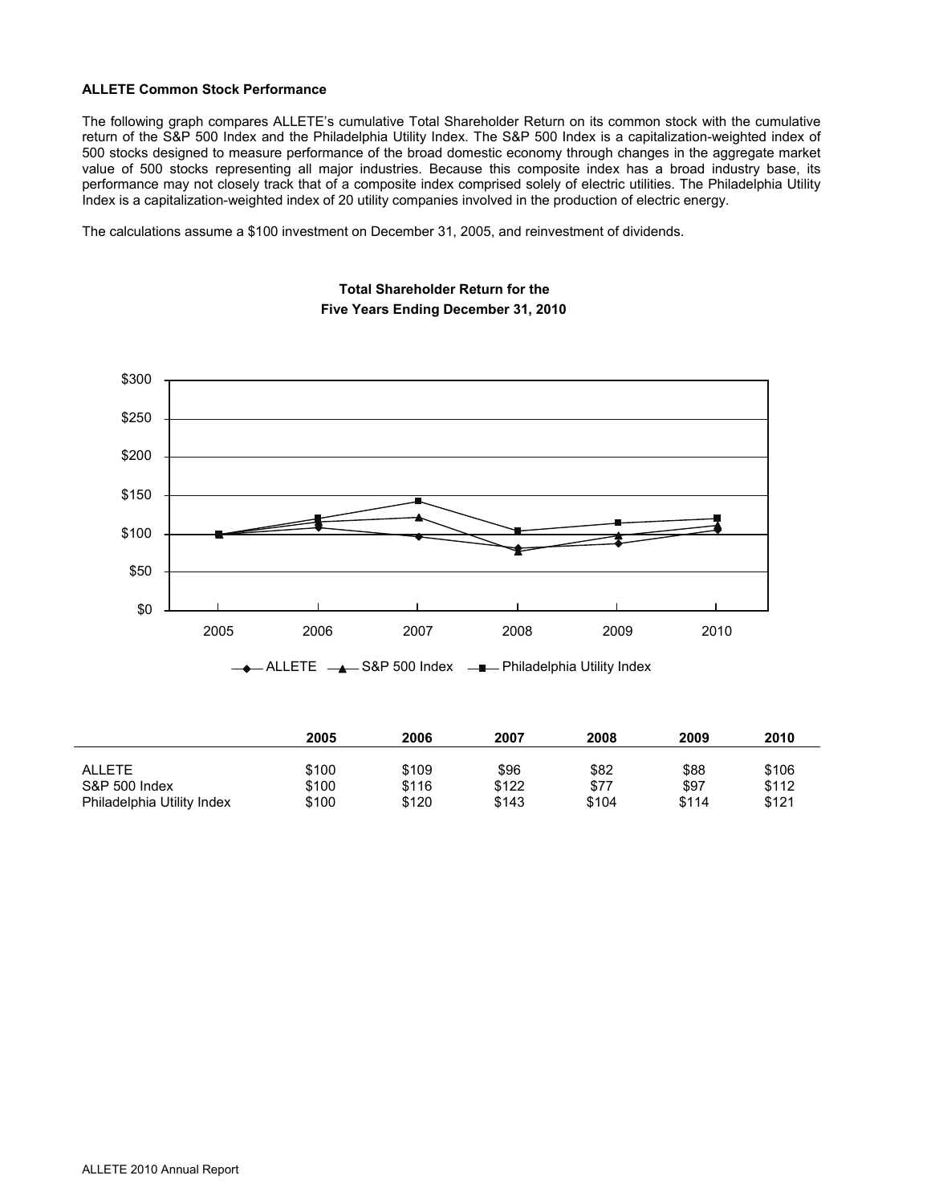**ALLETE Common Stock Performance**

The following graph compares ALLETE's cumulative Total Shareholder Return on its common stock with the cumulative return of the S&P 500 Index and the Philadelphia Utility Index. The S&P 500 Index is a capitalization-weighted index of 500 stocks designed to measure performance of the broad domestic economy through changes in the aggregate market value of 500 stocks representing all major industries. Because this composite index has a broad industry base, its performance may not closely track that of a composite index comprised solely of electric utilities. The Philadelphia Utility Index is a capitalization-weighted index of 20 utility companies involved in the production of electric energy.

The calculations assume a $100 investment on December 31, 2005, and reinvestment of dividends.

**Total Shareholder Return for the**
**Five Years Ending December 31, 2010**

$300
$250
$200
$150
$100
$50
$0

2005 2006 2007 2008 2009 2010

ALLETE S&P 500 Index Philadelphia Utility Index

| | 2005 | 2006 | 2007 | 2008 | 2009 | 2010 |
|---|---|---|---|---|---|---|
| ALLETE | $100 | $109 | $96 | $82 | $88 | $106 |
| S&P 500 Index | $100 | $116 | $122 | $77 | $97 | $112 |
| Philadelphia Utility Index | $100 | $120 | $143 | $104 | $114 | $121 |